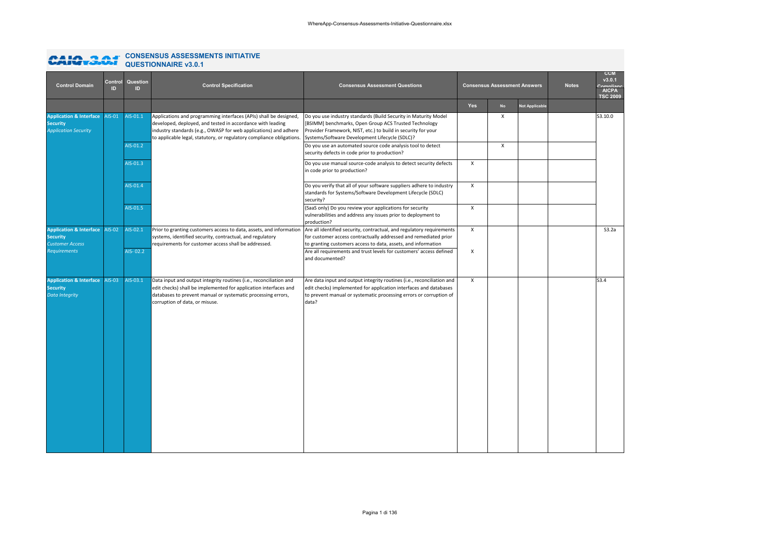# CAIQ v3.0.1 CONSENSUS ASSESSMENTS INITIATIVE QUESTIONNAIRE v3.0.1

| Control Domain | Control ID | Question ID | Control Specification | Consensus Assessment Questions | Consensus Assessment Answers | | | Notes | CCM v3.0.1 Compliance AICPA TSC 2009 |
|---|---|---|---|---|---|---|---|---|---|
| | | | | | Yes | No | Not Applicable | | |
| **Application & Interface Security** *Application Security* | AIS-01 | AIS-01.1 | Applications and programming interfaces (APIs) shall be designed, developed, deployed, and tested in accordance with leading industry standards (e.g., OWASP for web applications) and adhere to applicable legal, statutory, or regulatory compliance obligations. | Do you use industry standards (Build Security in Maturity Model [BSIMM] benchmarks, Open Group ACS Trusted Technology Provider Framework, NIST, etc.) to build in security for your Systems/Software Development Lifecycle (SDLC)? | | X | | | S3.10.0 |
| | | AIS-01.2 | | Do you use an automated source code analysis tool to detect security defects in code prior to production? | | X | | | |
| | | AIS-01.3 | | Do you use manual source-code analysis to detect security defects in code prior to production? | X | | | | |
| | | AIS-01.4 | | Do you verify that all of your software suppliers adhere to industry standards for Systems/Software Development Lifecycle (SDLC) security? | X | | | | |
| | | AIS-01.5 | | (SaaS only) Do you review your applications for security vulnerabilities and address any issues prior to deployment to production? | X | | | | |
| **Application & Interface Security** *Customer Access Requirements* | AIS-02 | AIS-02.1 | Prior to granting customers access to data, assets, and information systems, identified security, contractual, and regulatory requirements for customer access shall be addressed. | Are all identified security, contractual, and regulatory requirements for customer access contractually addressed and remediated prior to granting customers access to data, assets, and information | X | | | | S3.2a |
| | | AIS- 02.2 | | Are all requirements and trust levels for customers' access defined and documented? | X | | | | |
| **Application & Interface Security** *Data Integrity* | AIS-03 | AIS-03.1 | Data input and output integrity routines (i.e., reconciliation and edit checks) shall be implemented for application interfaces and databases to prevent manual or systematic processing errors, corruption of data, or misuse. | Are data input and output integrity routines (i.e., reconciliation and edit checks) implemented for application interfaces and databases to prevent manual or systematic processing errors or corruption of data? | X | | | | S3.4 |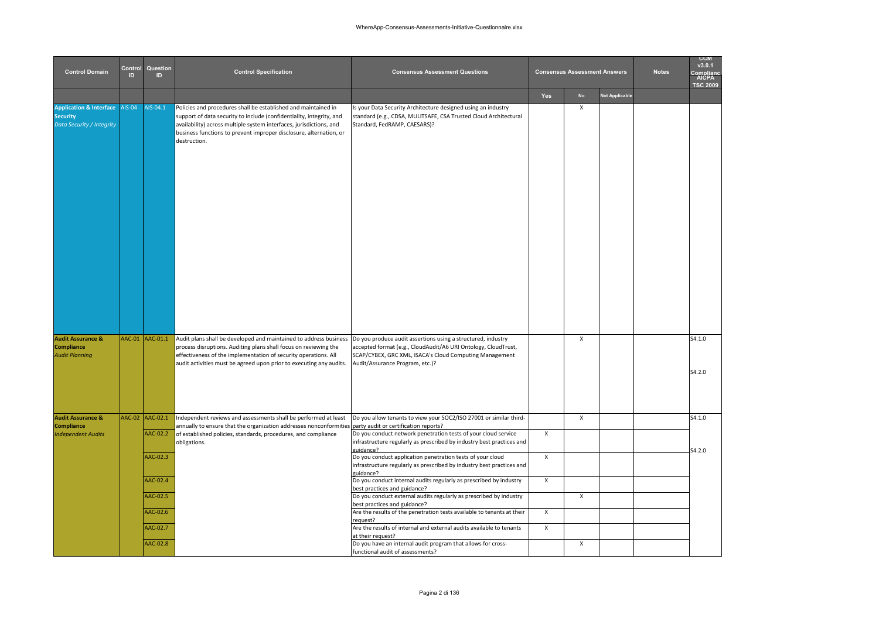| Control Domain | Control ID | Question ID | Control Specification | Consensus Assessment Questions | Consensus Assessment Answers | | | Notes | CCM v3.0.1 Compliance AICPA TSC 2009 |
|---|---|---|---|---|---|---|---|---|---|
| | | | | | Yes | No | Not Applicable | | |
| **Application & Interface Security** *Data Security / Integrity* | AIS-04 | AIS-04.1 | Policies and procedures shall be established and maintained in support of data security to include (confidentiality, integrity, and availability) across multiple system interfaces, jurisdictions, and business functions to prevent improper disclosure, alternation, or destruction. | Is your Data Security Architecture designed using an industry standard (e.g., CDSA, MULITSAFE, CSA Trusted Cloud Architectural Standard, FedRAMP, CAESARS)? | | X | | | |
| **Audit Assurance & Compliance** *Audit Planning* | AAC-01 | AAC-01.1 | Audit plans shall be developed and maintained to address business process disruptions. Auditing plans shall focus on reviewing the effectiveness of the implementation of security operations. All audit activities must be agreed upon prior to executing any audits. | Do you produce audit assertions using a structured, industry accepted format (e.g., CloudAudit/A6 URI Ontology, CloudTrust, SCAP/CYBEX, GRC XML, ISACA's Cloud Computing Management Audit/Assurance Program, etc.)? | | X | | | S4.1.0<br>S4.2.0 |
| **Audit Assurance & Compliance** *Independent Audits* | AAC-02 | AAC-02.1 | Independent reviews and assessments shall be performed at least annually to ensure that the organization addresses nonconformities of established policies, standards, procedures, and compliance obligations. | Do you allow tenants to view your SOC2/ISO 27001 or similar third-party audit or certification reports? | | X | | | S4.1.0<br>S4.2.0 |
| | | AAC-02.2 | | Do you conduct network penetration tests of your cloud service infrastructure regularly as prescribed by industry best practices and guidance? | X | | | | |
| | | AAC-02.3 | | Do you conduct application penetration tests of your cloud infrastructure regularly as prescribed by industry best practices and guidance? | X | | | | |
| | | AAC-02.4 | | Do you conduct internal audits regularly as prescribed by industry best practices and guidance? | X | | | | |
| | | AAC-02.5 | | Do you conduct external audits regularly as prescribed by industry best practices and guidance? | | X | | | |
| | | AAC-02.6 | | Are the results of the penetration tests available to tenants at their request? | X | | | | |
| | | AAC-02.7 | | Are the results of internal and external audits available to tenants at their request? | X | | | | |
| | | AAC-02.8 | | Do you have an internal audit program that allows for cross-functional audit of assessments? | | X | | | |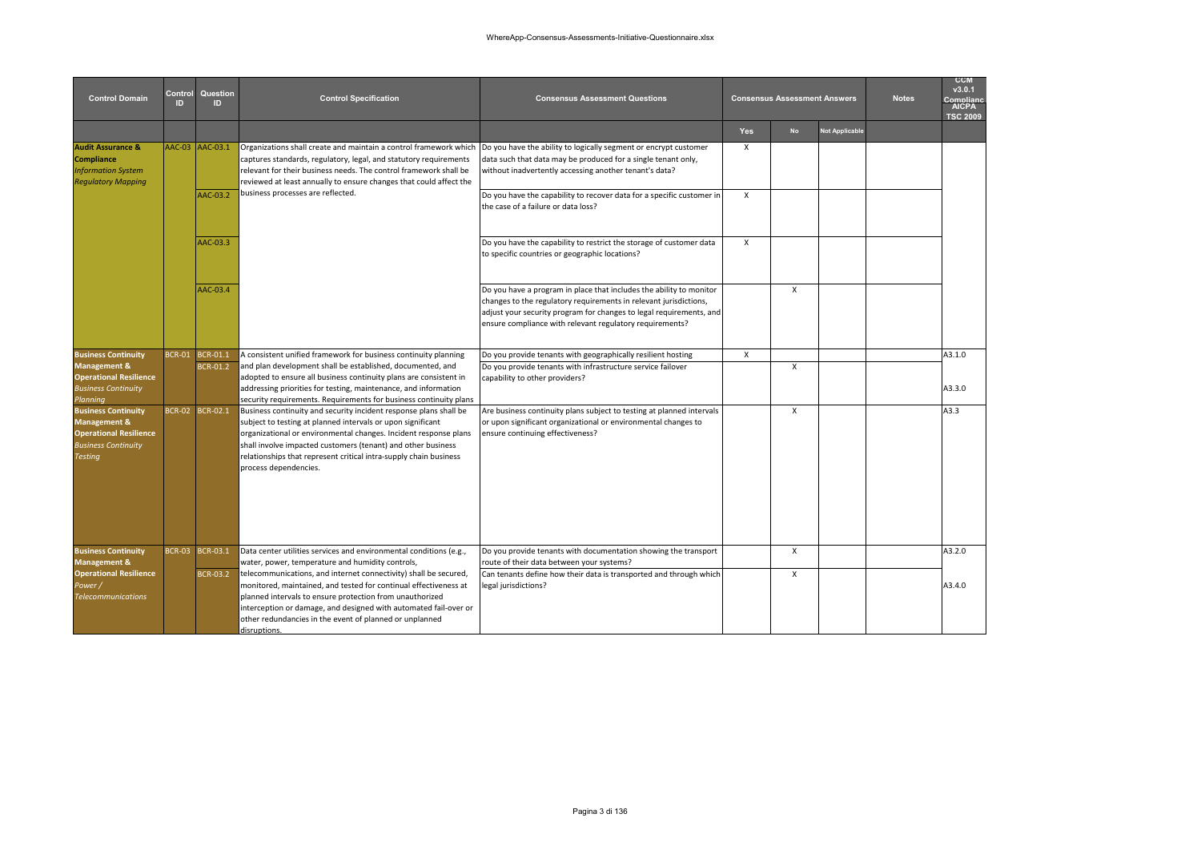| Control Domain | Control ID | Question ID | Control Specification | Consensus Assessment Questions | Consensus Assessment Answers | | | Notes | CCM v3.0.1 Compliance AICPA TSC 2009 |
|---|---|---|---|---|---|---|---|---|---|
| | | | | | Yes | No | Not Applicable | | |
| **Audit Assurance & Compliance** *Information System Regulatory Mapping* | AAC-03 | AAC-03.1 | Organizations shall create and maintain a control framework which captures standards, regulatory, legal, and statutory requirements relevant for their business needs. The control framework shall be reviewed at least annually to ensure changes that could affect the business processes are reflected. | Do you have the ability to logically segment or encrypt customer data such that data may be produced for a single tenant only, without inadvertently accessing another tenant's data? | X | | | | |
| | | AAC-03.2 | | Do you have the capability to recover data for a specific customer in the case of a failure or data loss? | X | | | | |
| | | AAC-03.3 | | Do you have the capability to restrict the storage of customer data to specific countries or geographic locations? | X | | | | |
| | | AAC-03.4 | | Do you have a program in place that includes the ability to monitor changes to the regulatory requirements in relevant jurisdictions, adjust your security program for changes to legal requirements, and ensure compliance with relevant regulatory requirements? | | X | | | |
| **Business Continuity Management & Operational Resilience** *Business Continuity Planning* | BCR-01 | BCR-01.1 | A consistent unified framework for business continuity planning and plan development shall be established, documented, and adopted to ensure all business continuity plans are consistent in addressing priorities for testing, maintenance, and information security requirements. Requirements for business continuity plans | Do you provide tenants with geographically resilient hosting | X | | | | A3.1.0 |
| | | BCR-01.2 | | Do you provide tenants with infrastructure service failover capability to other providers? | | X | | | A3.3.0 |
| **Business Continuity Management & Operational Resilience** *Business Continuity Testing* | BCR-02 | BCR-02.1 | Business continuity and security incident response plans shall be subject to testing at planned intervals or upon significant organizational or environmental changes. Incident response plans shall involve impacted customers (tenant) and other business relationships that represent critical intra-supply chain business process dependencies. | Are business continuity plans subject to testing at planned intervals or upon significant organizational or environmental changes to ensure continuing effectiveness? | | X | | | A3.3 |
| **Business Continuity Management & Operational Resilience** *Power / Telecommunications* | BCR-03 | BCR-03.1 | Data center utilities services and environmental conditions (e.g., water, power, temperature and humidity controls, telecommunications, and internet connectivity) shall be secured, monitored, maintained, and tested for continual effectiveness at planned intervals to ensure protection from unauthorized interception or damage, and designed with automated fail-over or other redundancies in the event of planned or unplanned disruptions. | Do you provide tenants with documentation showing the transport route of their data between your systems? | | X | | | A3.2.0 |
| | | BCR-03.2 | | Can tenants define how their data is transported and through which legal jurisdictions? | | X | | | A3.4.0 |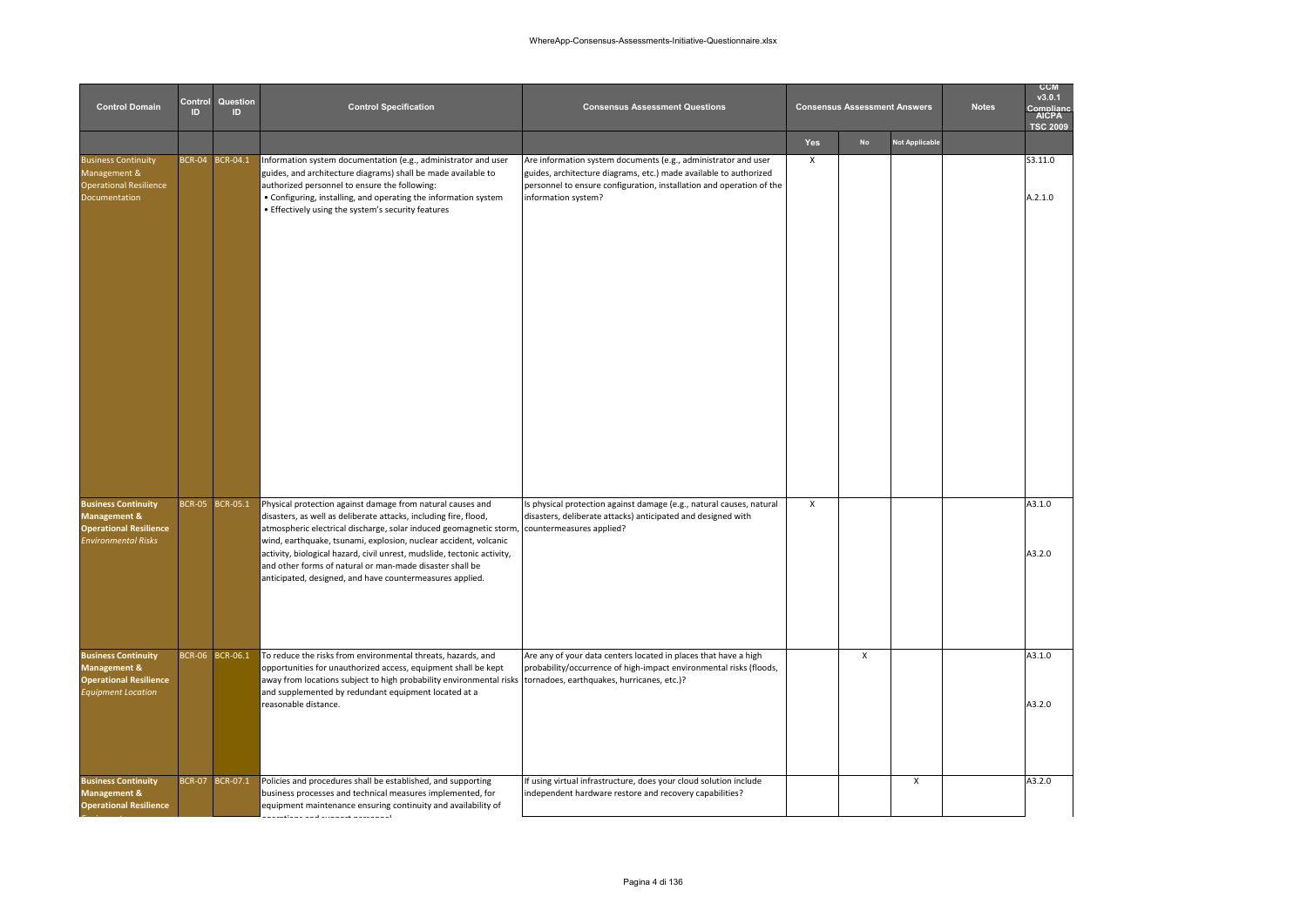| Control Domain | Control ID | Question ID | Control Specification | Consensus Assessment Questions | Consensus Assessment Answers | | | Notes | CCM v3.0.1 Compliance AICPA TSC 2009 |
|---|---|---|---|---|---|---|---|---|---|
| | | | | | Yes | No | Not Applicable | | |
| Business Continuity Management & Operational Resilience Documentation | BCR-04 | BCR-04.1 | Information system documentation (e.g., administrator and user guides, and architecture diagrams) shall be made available to authorized personnel to ensure the following:<br>• Configuring, installing, and operating the information system<br>• Effectively using the system's security features | Are information system documents (e.g., administrator and user guides, architecture diagrams, etc.) made available to authorized personnel to ensure configuration, installation and operation of the information system? | X | | | | S3.11.0<br><br>A.2.1.0 |
| **Business Continuity Management & Operational Resilience** *Environmental Risks* | BCR-05 | BCR-05.1 | Physical protection against damage from natural causes and disasters, as well as deliberate attacks, including fire, flood, atmospheric electrical discharge, solar induced geomagnetic storm, wind, earthquake, tsunami, explosion, nuclear accident, volcanic activity, biological hazard, civil unrest, mudslide, tectonic activity, and other forms of natural or man-made disaster shall be anticipated, designed, and have countermeasures applied. | Is physical protection against damage (e.g., natural causes, natural disasters, deliberate attacks) anticipated and designed with countermeasures applied? | X | | | | A3.1.0<br><br>A3.2.0 |
| **Business Continuity Management & Operational Resilience** *Equipment Location* | BCR-06 | BCR-06.1 | To reduce the risks from environmental threats, hazards, and opportunities for unauthorized access, equipment shall be kept away from locations subject to high probability environmental risks and supplemented by redundant equipment located at a reasonable distance. | Are any of your data centers located in places that have a high probability/occurrence of high-impact environmental risks (floods, tornadoes, earthquakes, hurricanes, etc.)? | | X | | | A3.1.0<br><br>A3.2.0 |
| **Business Continuity Management & Operational Resilience** | BCR-07 | BCR-07.1 | Policies and procedures shall be established, and supporting business processes and technical measures implemented, for equipment maintenance ensuring continuity and availability of operations and support personnel. | If using virtual infrastructure, does your cloud solution include independent hardware restore and recovery capabilities? | | | X | | A3.2.0 |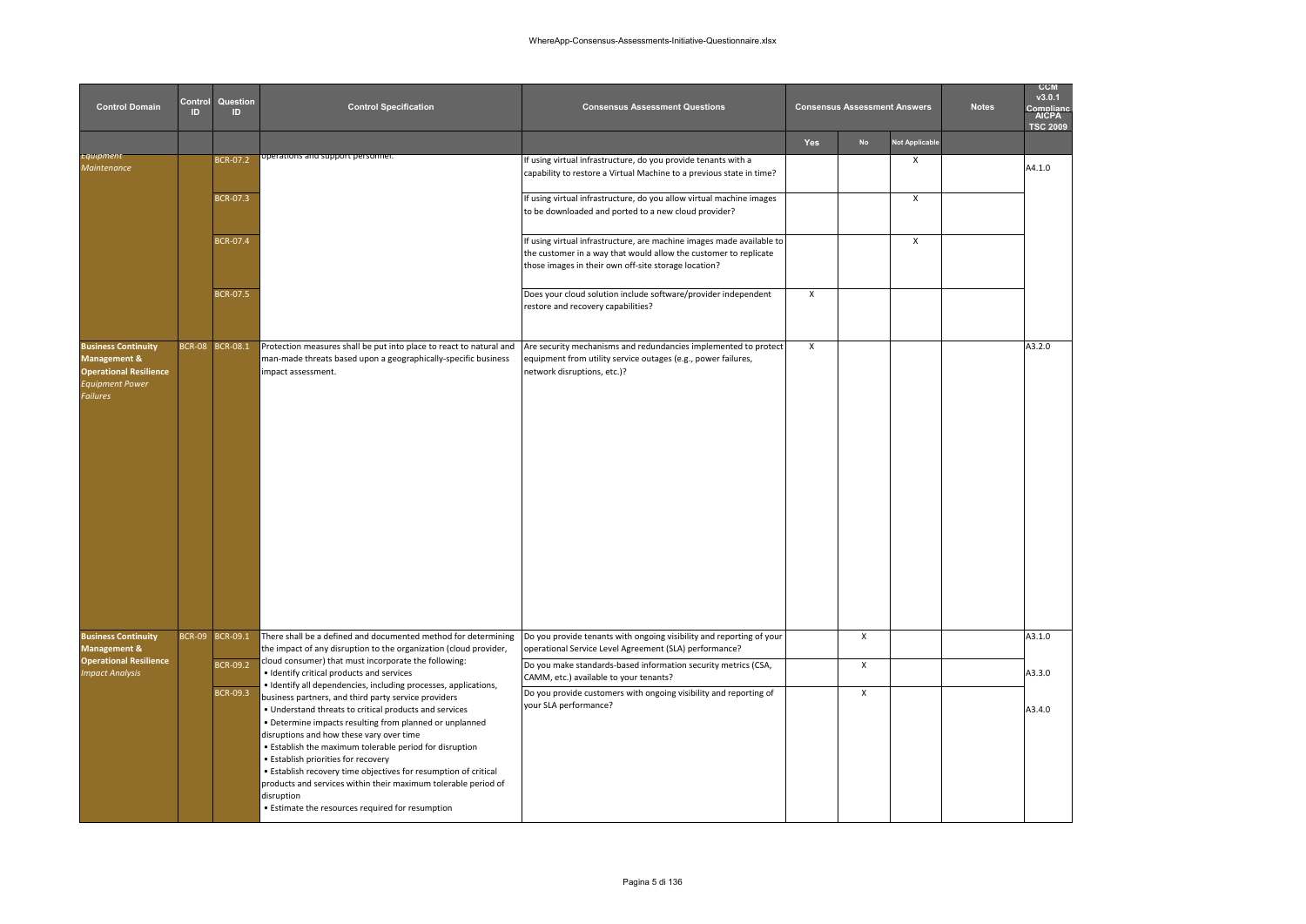| Control Domain | Control ID | Question ID | Control Specification | Consensus Assessment Questions | Consensus Assessment Answers | | | Notes | CCM v3.0.1 Compliance AICPA TSC 2009 |
|---|---|---|---|---|---|---|---|---|---|
| | | | | | Yes | No | Not Applicable | | |
| *Equipment Maintenance* | | BCR-07.2 | operations and support personnel. | If using virtual infrastructure, do you provide tenants with a capability to restore a Virtual Machine to a previous state in time? | | | X | | A4.1.0 |
| | | BCR-07.3 | | If using virtual infrastructure, do you allow virtual machine images to be downloaded and ported to a new cloud provider? | | | X | | |
| | | BCR-07.4 | | If using virtual infrastructure, are machine images made available to the customer in a way that would allow the customer to replicate those images in their own off-site storage location? | | | X | | |
| | | BCR-07.5 | | Does your cloud solution include software/provider independent restore and recovery capabilities? | X | | | | |
| **Business Continuity Management & Operational Resilience** *Equipment Power Failures* | BCR-08 | BCR-08.1 | Protection measures shall be put into place to react to natural and man-made threats based upon a geographically-specific business impact assessment. | Are security mechanisms and redundancies implemented to protect equipment from utility service outages (e.g., power failures, network disruptions, etc.)? | X | | | | A3.2.0 |
| **Business Continuity Management & Operational Resilience** *Impact Analysis* | BCR-09 | BCR-09.1 | There shall be a defined and documented method for determining the impact of any disruption to the organization (cloud provider, cloud consumer) that must incorporate the following: • Identify critical products and services • Identify all dependencies, including processes, applications, business partners, and third party service providers • Understand threats to critical products and services • Determine impacts resulting from planned or unplanned disruptions and how these vary over time • Establish the maximum tolerable period for disruption • Establish priorities for recovery • Establish recovery time objectives for resumption of critical products and services within their maximum tolerable period of disruption • Estimate the resources required for resumption | Do you provide tenants with ongoing visibility and reporting of your operational Service Level Agreement (SLA) performance? | | X | | | A3.1.0 |
| | | BCR-09.2 | | Do you make standards-based information security metrics (CSA, CAMM, etc.) available to your tenants? | | X | | | A3.3.0 |
| | | BCR-09.3 | | Do you provide customers with ongoing visibility and reporting of your SLA performance? | | X | | | A3.4.0 |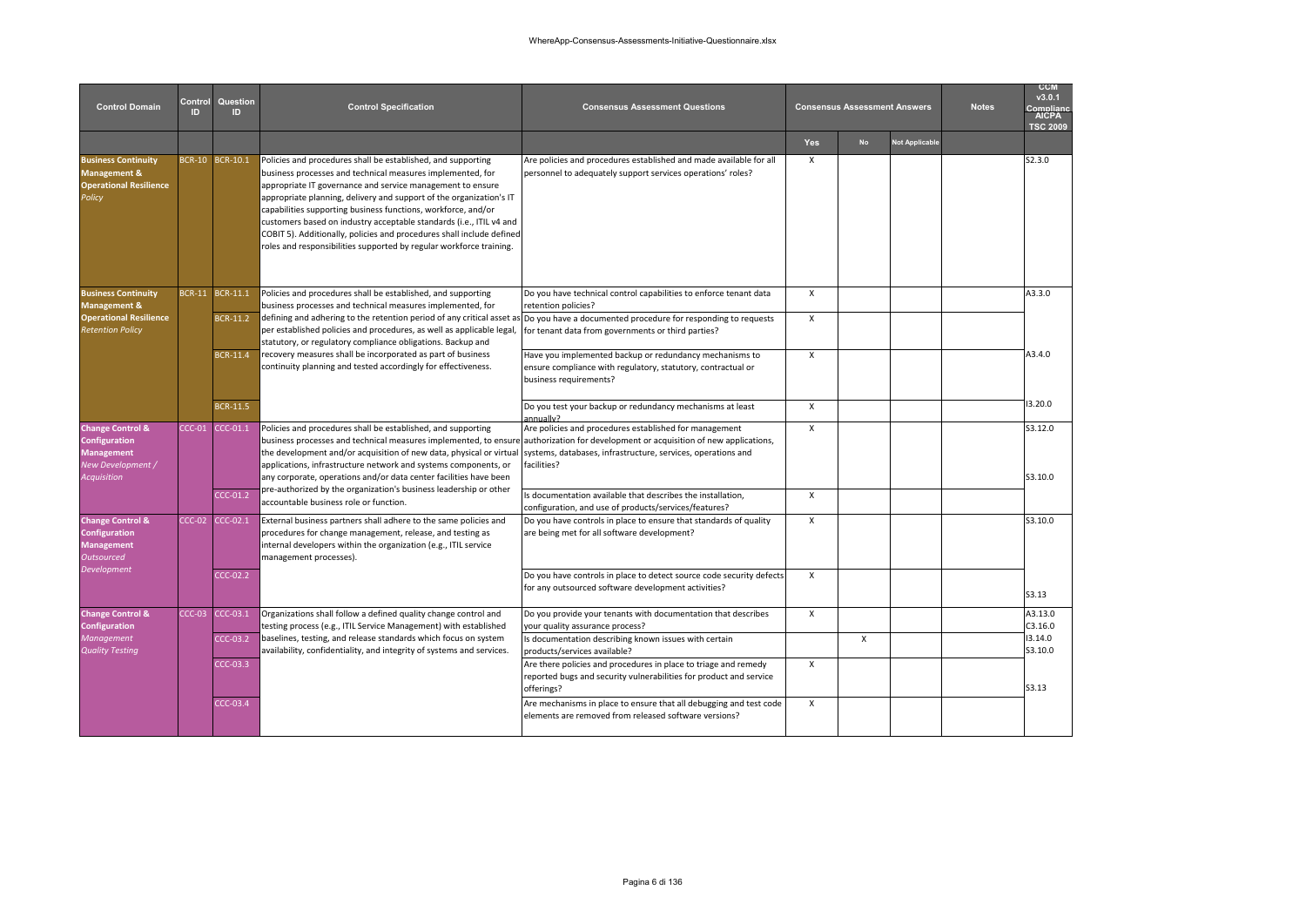| Control Domain | Control ID | Question ID | Control Specification | Consensus Assessment Questions | Consensus Assessment Answers | | | Notes | CCM v3.0.1 Compliance AICPA TSC 2009 |
|---|---|---|---|---|---|---|---|---|---|
| | | | | | Yes | No | Not Applicable | | |
| **Business Continuity Management & Operational Resilience** *Policy* | BCR-10 | BCR-10.1 | Policies and procedures shall be established, and supporting business processes and technical measures implemented, for appropriate IT governance and service management to ensure appropriate planning, delivery and support of the organization's IT capabilities supporting business functions, workforce, and/or customers based on industry acceptable standards (i.e., ITIL v4 and COBIT 5). Additionally, policies and procedures shall include defined roles and responsibilities supported by regular workforce training. | Are policies and procedures established and made available for all personnel to adequately support services operations' roles? | X | | | | S2.3.0 |
| **Business Continuity Management & Operational Resilience** *Retention Policy* | BCR-11 | BCR-11.1 | Policies and procedures shall be established, and supporting business processes and technical measures implemented, for defining and adhering to the retention period of any critical asset as per established policies and procedures, as well as applicable legal, statutory, or regulatory compliance obligations. Backup and recovery measures shall be incorporated as part of business continuity planning and tested accordingly for effectiveness. | Do you have technical control capabilities to enforce tenant data retention policies? | X | | | | A3.3.0 |
| | | BCR-11.2 | | Do you have a documented procedure for responding to requests for tenant data from governments or third parties? | X | | | | |
| | | BCR-11.4 | | Have you implemented backup or redundancy mechanisms to ensure compliance with regulatory, statutory, contractual or business requirements? | X | | | | A3.4.0 |
| | | BCR-11.5 | | Do you test your backup or redundancy mechanisms at least annually? | X | | | | I3.20.0 |
| **Change Control & Configuration Management** *New Development / Acquisition* | CCC-01 | CCC-01.1 | Policies and procedures shall be established, and supporting business processes and technical measures implemented, to ensure the development and/or acquisition of new data, physical or virtual applications, infrastructure network and systems components, or any corporate, operations and/or data center facilities have been pre-authorized by the organization's business leadership or other accountable business role or function. | Are policies and procedures established for management authorization for development or acquisition of new applications, systems, databases, infrastructure, services, operations and facilities? | X | | | | S3.12.0<br><br>S3.10.0 |
| | | CCC-01.2 | | Is documentation available that describes the installation, configuration, and use of products/services/features? | X | | | | |
| **Change Control & Configuration Management** *Outsourced Development* | CCC-02 | CCC-02.1 | External business partners shall adhere to the same policies and procedures for change management, release, and testing as internal developers within the organization (e.g., ITIL service management processes). | Do you have controls in place to ensure that standards of quality are being met for all software development? | X | | | | S3.10.0 |
| | | CCC-02.2 | | Do you have controls in place to detect source code security defects for any outsourced software development activities? | X | | | | S3.13 |
| **Change Control & Configuration Management** *Quality Testing* | CCC-03 | CCC-03.1 | Organizations shall follow a defined quality change control and testing process (e.g., ITIL Service Management) with established baselines, testing, and release standards which focus on system availability, confidentiality, and integrity of systems and services. | Do you provide your tenants with documentation that describes your quality assurance process? | X | | | | A3.13.0<br>C3.16.0<br>I3.14.0<br>S3.10.0<br><br>S3.13 |
| | | CCC-03.2 | | Is documentation describing known issues with certain products/services available? | | X | | | |
| | | CCC-03.3 | | Are there policies and procedures in place to triage and remedy reported bugs and security vulnerabilities for product and service offerings? | X | | | | |
| | | CCC-03.4 | | Are mechanisms in place to ensure that all debugging and test code elements are removed from released software versions? | X | | | | |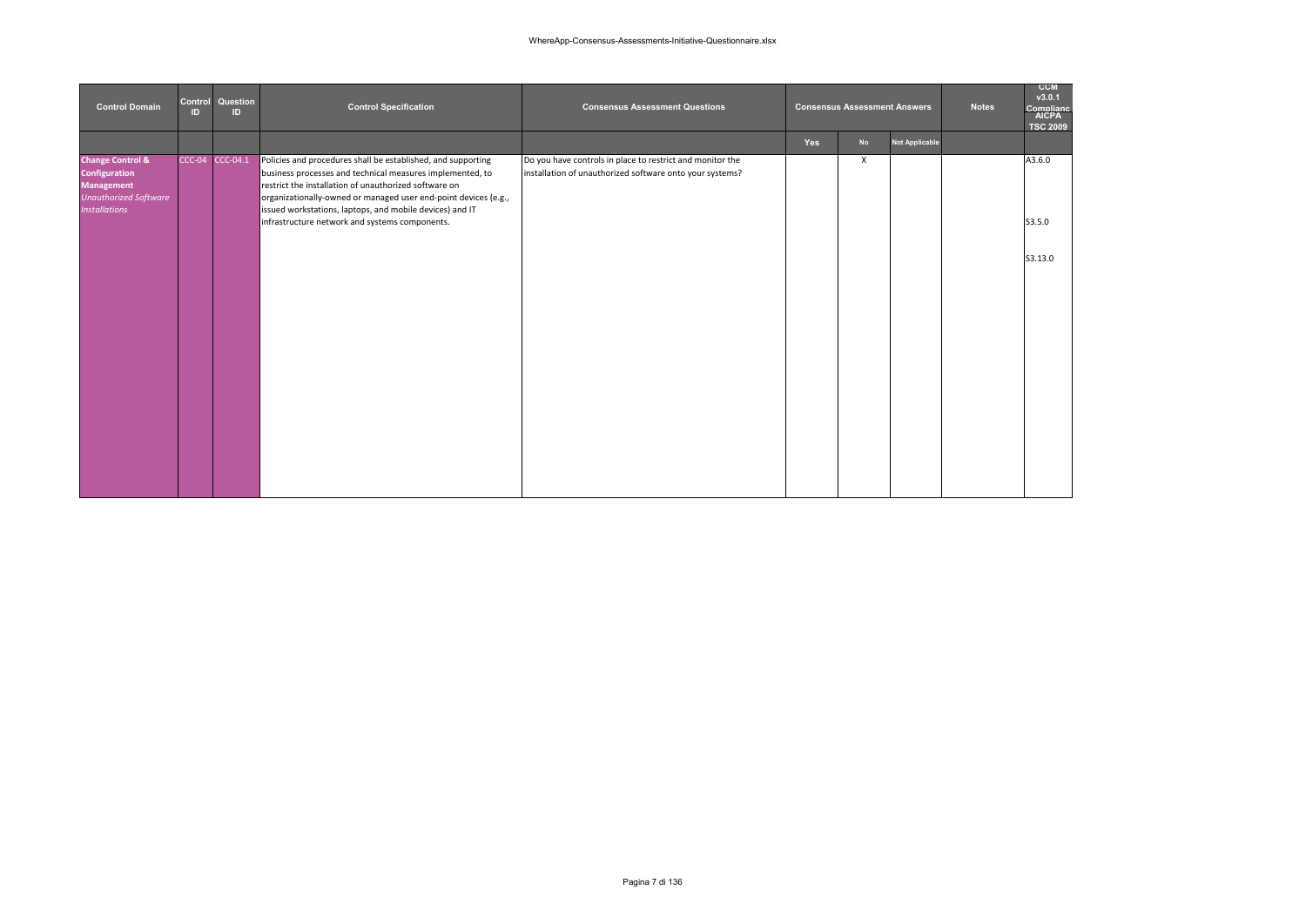| Control Domain | Control ID | Question ID | Control Specification | Consensus Assessment Questions | Consensus Assessment Answers | | | Notes | CCM v3.0.1 Compliance AICPA TSC 2009 |
|---|---|---|---|---|---|---|---|---|---|
| | | | | | Yes | No | Not Applicable | | |
| **Change Control & Configuration Management** *Unauthorized Software Installations* | CCC-04 | CCC-04.1 | Policies and procedures shall be established, and supporting business processes and technical measures implemented, to restrict the installation of unauthorized software on organizationally-owned or managed user end-point devices (e.g., issued workstations, laptops, and mobile devices) and IT infrastructure network and systems components. | Do you have controls in place to restrict and monitor the installation of unauthorized software onto your systems? | | X | | | A3.6.0<br><br>S3.5.0<br><br>S3.13.0 |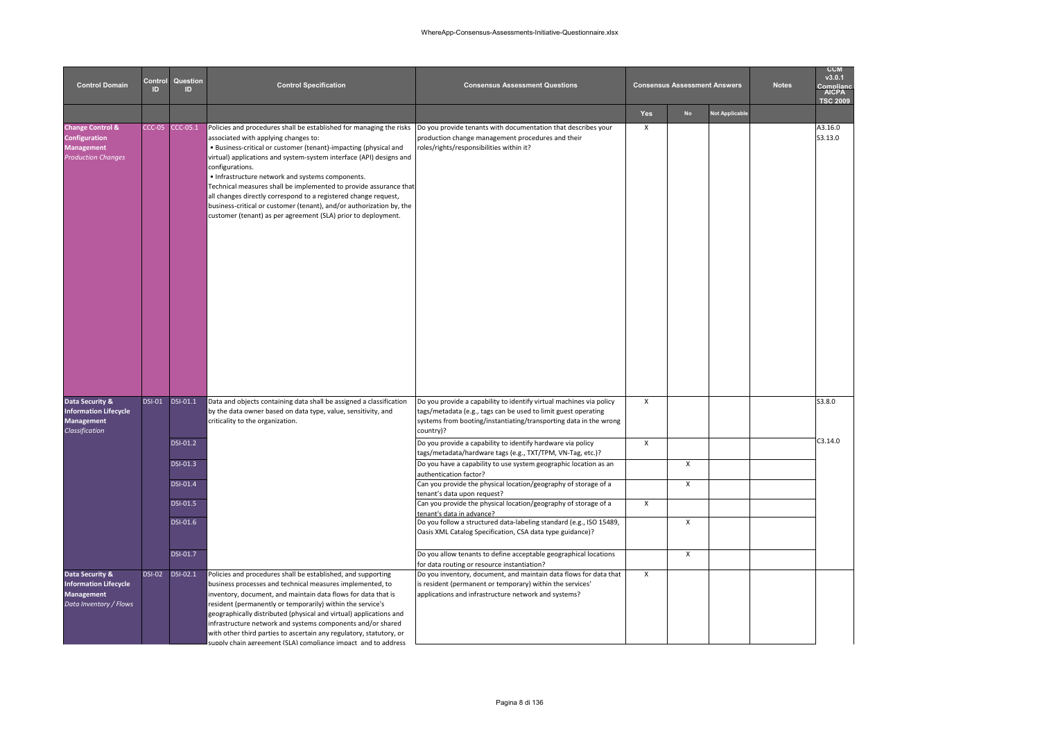| Control Domain | Control ID | Question ID | Control Specification | Consensus Assessment Questions | Consensus Assessment Answers | | | Notes | CCM v3.0.1 Compliance AICPA TSC 2009 |
|---|---|---|---|---|---|---|---|---|---|
| | | | | | Yes | No | Not Applicable | | |
| **Change Control & Configuration Management** *Production Changes* | CCC-05 | CCC-05.1 | Policies and procedures shall be established for managing the risks associated with applying changes to: • Business-critical or customer (tenant)-impacting (physical and virtual) applications and system-system interface (API) designs and configurations. • Infrastructure network and systems components. Technical measures shall be implemented to provide assurance that all changes directly correspond to a registered change request, business-critical or customer (tenant), and/or authorization by, the customer (tenant) as per agreement (SLA) prior to deployment. | Do you provide tenants with documentation that describes your production change management procedures and their roles/rights/responsibilities within it? | X | | | | A3.16.0 S3.13.0 |
| **Data Security & Information Lifecycle Management** *Classification* | DSI-01 | DSI-01.1 | Data and objects containing data shall be assigned a classification by the data owner based on data type, value, sensitivity, and criticality to the organization. | Do you provide a capability to identify virtual machines via policy tags/metadata (e.g., tags can be used to limit guest operating systems from booting/instantiating/transporting data in the wrong country)? | X | | | | S3.8.0 |
| | | DSI-01.2 | | Do you provide a capability to identify hardware via policy tags/metadata/hardware tags (e.g., TXT/TPM, VN-Tag, etc.)? | X | | | | C3.14.0 |
| | | DSI-01.3 | | Do you have a capability to use system geographic location as an authentication factor? | | X | | | |
| | | DSI-01.4 | | Can you provide the physical location/geography of storage of a tenant's data upon request? | | X | | | |
| | | DSI-01.5 | | Can you provide the physical location/geography of storage of a tenant's data in advance? | X | | | | |
| | | DSI-01.6 | | Do you follow a structured data-labeling standard (e.g., ISO 15489, Oasis XML Catalog Specification, CSA data type guidance)? | | X | | | |
| | | DSI-01.7 | | Do you allow tenants to define acceptable geographical locations for data routing or resource instantiation? | | X | | | |
| **Data Security & Information Lifecycle Management** *Data Inventory / Flows* | DSI-02 | DSI-02.1 | Policies and procedures shall be established, and supporting business processes and technical measures implemented, to inventory, document, and maintain data flows for data that is resident (permanently or temporarily) within the service's geographically distributed (physical and virtual) applications and infrastructure network and systems components and/or shared with other third parties to ascertain any regulatory, statutory, or supply chain agreement (SLA) compliance impact, and to address | Do you inventory, document, and maintain data flows for data that is resident (permanent or temporary) within the services' applications and infrastructure network and systems? | X | | | | |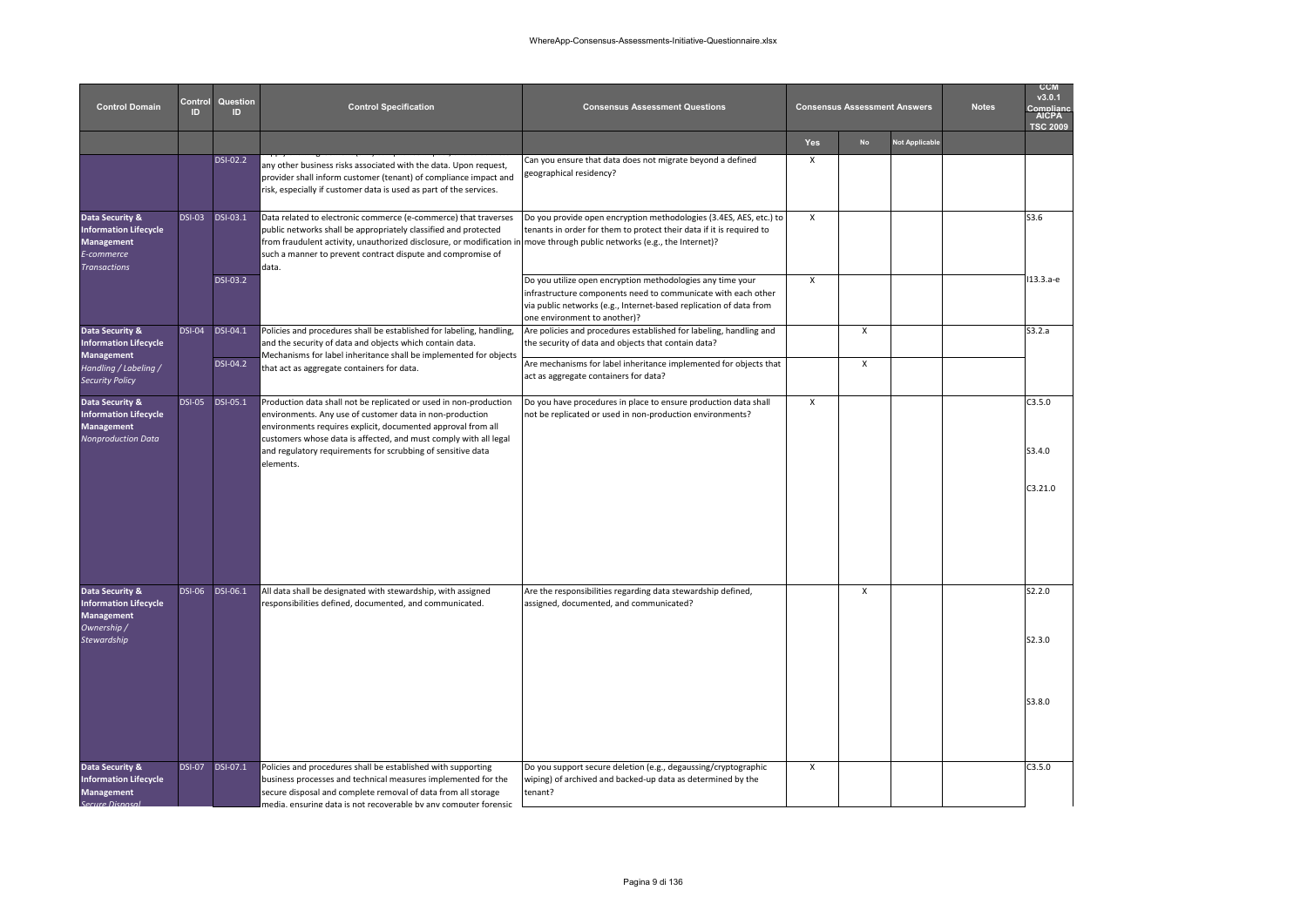| Control Domain | Control ID | Question ID | Control Specification | Consensus Assessment Questions | Consensus Assessment Answers | | | Notes | CCM v3.0.1 Compliance AICPA TSC 2009 |
|---|---|---|---|---|---|---|---|---|---|
| | | | | | Yes | No | Not Applicable | | |
| | | DSI-02.2 | any other business risks associated with the data. Upon request, provider shall inform customer (tenant) of compliance impact and risk, especially if customer data is used as part of the services. | Can you ensure that data does not migrate beyond a defined geographical residency? | X | | | | |
| **Data Security & Information Lifecycle Management** *E-commerce Transactions* | DSI-03 | DSI-03.1 | Data related to electronic commerce (e-commerce) that traverses public networks shall be appropriately classified and protected from fraudulent activity, unauthorized disclosure, or modification in such a manner to prevent contract dispute and compromise of data. | Do you provide open encryption methodologies (3.4ES, AES, etc.) to tenants in order for them to protect their data if it is required to move through public networks (e.g., the Internet)? | X | | | | S3.6 |
| | | DSI-03.2 | | Do you utilize open encryption methodologies any time your infrastructure components need to communicate with each other via public networks (e.g., Internet-based replication of data from one environment to another)? | X | | | | I13.3.a-e |
| **Data Security & Information Lifecycle Management** *Handling / Labeling / Security Policy* | DSI-04 | DSI-04.1 | Policies and procedures shall be established for labeling, handling, and the security of data and objects which contain data. Mechanisms for label inheritance shall be implemented for objects that act as aggregate containers for data. | Are policies and procedures established for labeling, handling and the security of data and objects that contain data? | | X | | | S3.2.a |
| | | DSI-04.2 | | Are mechanisms for label inheritance implemented for objects that act as aggregate containers for data? | | X | | | |
| **Data Security & Information Lifecycle Management** *Nonproduction Data* | DSI-05 | DSI-05.1 | Production data shall not be replicated or used in non-production environments. Any use of customer data in non-production environments requires explicit, documented approval from all customers whose data is affected, and must comply with all legal and regulatory requirements for scrubbing of sensitive data elements. | Do you have procedures in place to ensure production data shall not be replicated or used in non-production environments? | X | | | | C3.5.0<br><br>S3.4.0<br><br>C3.21.0 |
| **Data Security & Information Lifecycle Management** *Ownership / Stewardship* | DSI-06 | DSI-06.1 | All data shall be designated with stewardship, with assigned responsibilities defined, documented, and communicated. | Are the responsibilities regarding data stewardship defined, assigned, documented, and communicated? | | X | | | S2.2.0<br><br>S2.3.0<br><br>S3.8.0 |
| **Data Security & Information Lifecycle Management** *Secure Disposal* | DSI-07 | DSI-07.1 | Policies and procedures shall be established with supporting business processes and technical measures implemented for the secure disposal and complete removal of data from all storage media, ensuring data is not recoverable by any computer forensic | Do you support secure deletion (e.g., degaussing/cryptographic wiping) of archived and backed-up data as determined by the tenant? | X | | | | C3.5.0 |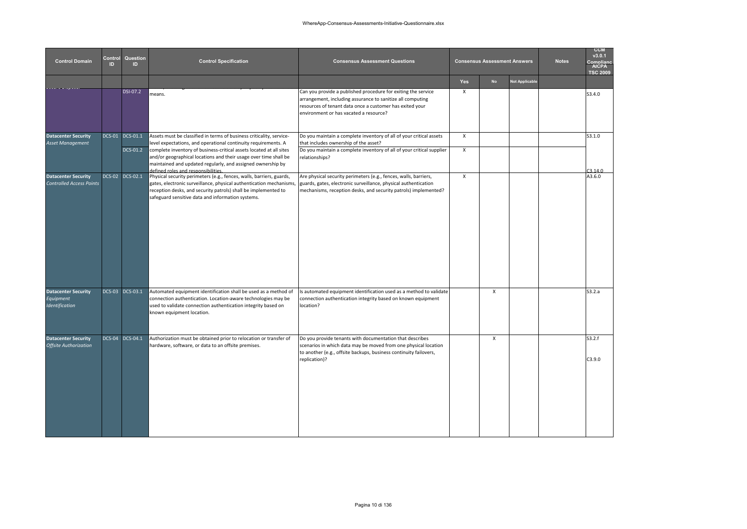| Control Domain | Control ID | Question ID | Control Specification | Consensus Assessment Questions | Consensus Assessment Answers | | | Notes | CCM v3.0.1 Compliance AICPA TSC 2009 |
|---|---|---|---|---|---|---|---|---|---|
| | | | | | Yes | No | Not Applicable | | |
| | | DSI-07.2 | means. | Can you provide a published procedure for exiting the service arrangement, including assurance to sanitize all computing resources of tenant data once a customer has exited your environment or has vacated a resource? | X | | | | S3.4.0 |
| **Datacenter Security** *Asset Management* | DCS-01 | DCS-01.1 | Assets must be classified in terms of business criticality, service-level expectations, and operational continuity requirements. A complete inventory of business-critical assets located at all sites and/or geographical locations and their usage over time shall be maintained and updated regularly, and assigned ownership by defined roles and responsibilities. | Do you maintain a complete inventory of all of your critical assets that includes ownership of the asset? | X | | | | S3.1.0 |
| | | DCS-01.2 | | Do you maintain a complete inventory of all of your critical supplier relationships? | X | | | | C3.14.0 |
| **Datacenter Security** *Controlled Access Points* | DCS-02 | DCS-02.1 | Physical security perimeters (e.g., fences, walls, barriers, guards, gates, electronic surveillance, physical authentication mechanisms, reception desks, and security patrols) shall be implemented to safeguard sensitive data and information systems. | Are physical security perimeters (e.g., fences, walls, barriers, guards, gates, electronic surveillance, physical authentication mechanisms, reception desks, and security patrols) implemented? | X | | | | A3.6.0 |
| **Datacenter Security** *Equipment Identification* | DCS-03 | DCS-03.1 | Automated equipment identification shall be used as a method of connection authentication. Location-aware technologies may be used to validate connection authentication integrity based on known equipment location. | Is automated equipment identification used as a method to validate connection authentication integrity based on known equipment location? | | X | | | S3.2.a |
| **Datacenter Security** *Offsite Authorization* | DCS-04 | DCS-04.1 | Authorization must be obtained prior to relocation or transfer of hardware, software, or data to an offsite premises. | Do you provide tenants with documentation that describes scenarios in which data may be moved from one physical location to another (e.g., offsite backups, business continuity failovers, replication)? | | X | | | S3.2.f<br>C3.9.0 |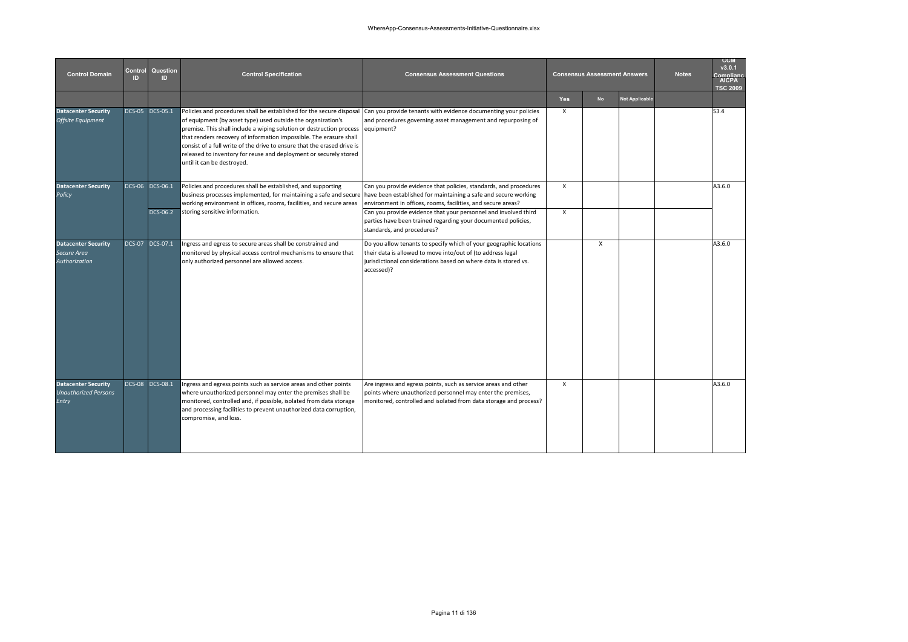| Control Domain | Control ID | Question ID | Control Specification | Consensus Assessment Questions | Consensus Assessment Answers | | | Notes | CCM v3.0.1 Compliance AICPA TSC 2009 |
|---|---|---|---|---|---|---|---|---|---|
| | | | | | Yes | No | Not Applicable | | |
| **Datacenter Security** *Offsite Equipment* | DCS-05 | DCS-05.1 | Policies and procedures shall be established for the secure disposal of equipment (by asset type) used outside the organization's premise. This shall include a wiping solution or destruction process that renders recovery of information impossible. The erasure shall consist of a full write of the drive to ensure that the erased drive is released to inventory for reuse and deployment or securely stored until it can be destroyed. | Can you provide tenants with evidence documenting your policies and procedures governing asset management and repurposing of equipment? | X | | | | S3.4 |
| **Datacenter Security** *Policy* | DCS-06 | DCS-06.1 | Policies and procedures shall be established, and supporting business processes implemented, for maintaining a safe and secure working environment in offices, rooms, facilities, and secure areas storing sensitive information. | Can you provide evidence that policies, standards, and procedures have been established for maintaining a safe and secure working environment in offices, rooms, facilities, and secure areas? | X | | | | A3.6.0 |
| | | DCS-06.2 | | Can you provide evidence that your personnel and involved third parties have been trained regarding your documented policies, standards, and procedures? | X | | | | |
| **Datacenter Security** *Secure Area Authorization* | DCS-07 | DCS-07.1 | Ingress and egress to secure areas shall be constrained and monitored by physical access control mechanisms to ensure that only authorized personnel are allowed access. | Do you allow tenants to specify which of your geographic locations their data is allowed to move into/out of (to address legal jurisdictional considerations based on where data is stored vs. accessed)? | | X | | | A3.6.0 |
| **Datacenter Security** *Unauthorized Persons Entry* | DCS-08 | DCS-08.1 | Ingress and egress points such as service areas and other points where unauthorized personnel may enter the premises shall be monitored, controlled and, if possible, isolated from data storage and processing facilities to prevent unauthorized data corruption, compromise, and loss. | Are ingress and egress points, such as service areas and other points where unauthorized personnel may enter the premises, monitored, controlled and isolated from data storage and process? | X | | | | A3.6.0 |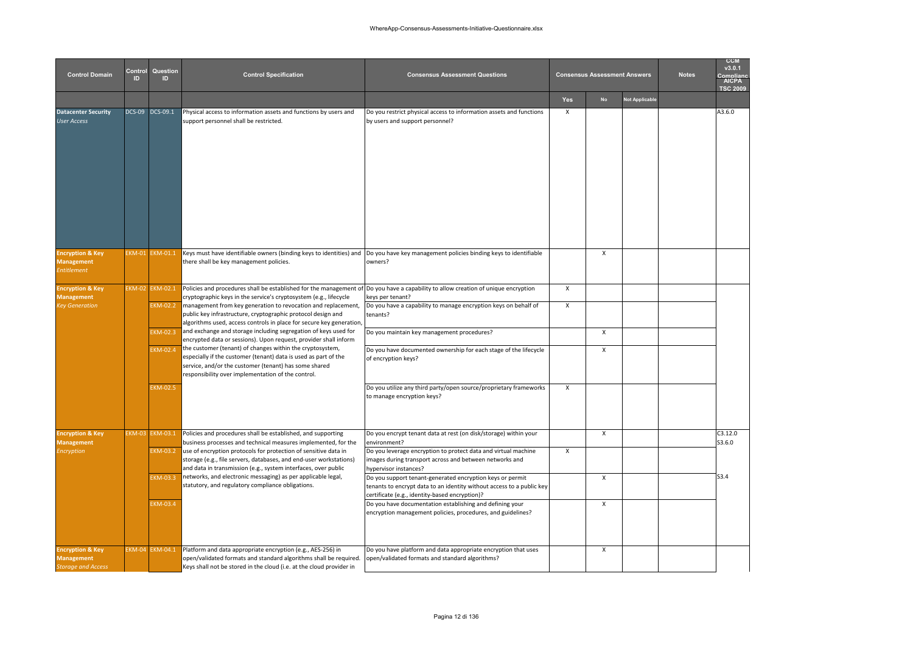| Control Domain | Control ID | Question ID | Control Specification | Consensus Assessment Questions | Consensus Assessment Answers | | | Notes | CCM v3.0.1 Compliance AICPA TSC 2009 |
|---|---|---|---|---|---|---|---|---|---|
| | | | | | Yes | No | Not Applicable | | |
| **Datacenter Security** *User Access* | DCS-09 | DCS-09.1 | Physical access to information assets and functions by users and support personnel shall be restricted. | Do you restrict physical access to information assets and functions by users and support personnel? | X | | | | A3.6.0 |
| **Encryption & Key Management** *Entitlement* | EKM-01 | EKM-01.1 | Keys must have identifiable owners (binding keys to identities) and there shall be key management policies. | Do you have key management policies binding keys to identifiable owners? | | X | | | |
| **Encryption & Key Management** *Key Generation* | EKM-02 | EKM-02.1 | Policies and procedures shall be established for the management of cryptographic keys in the service's cryptosystem (e.g., lifecycle management from key generation to revocation and replacement, public key infrastructure, cryptographic protocol design and algorithms used, access controls in place for secure key generation, and exchange and storage including segregation of keys used for encrypted data or sessions). Upon request, provider shall inform the customer (tenant) of changes within the cryptosystem, especially if the customer (tenant) data is used as part of the service, and/or the customer (tenant) has some shared responsibility over implementation of the control. | Do you have a capability to allow creation of unique encryption keys per tenant? | X | | | | |
| | | EKM-02.2 | | Do you have a capability to manage encryption keys on behalf of tenants? | X | | | | |
| | | EKM-02.3 | | Do you maintain key management procedures? | | X | | | |
| | | EKM-02.4 | | Do you have documented ownership for each stage of the lifecycle of encryption keys? | | X | | | |
| | | EKM-02.5 | | Do you utilize any third party/open source/proprietary frameworks to manage encryption keys? | X | | | | |
| **Encryption & Key Management** *Encryption* | EKM-03 | EKM-03.1 | Policies and procedures shall be established, and supporting business processes and technical measures implemented, for the use of encryption protocols for protection of sensitive data in storage (e.g., file servers, databases, and end-user workstations) and data in transmission (e.g., system interfaces, over public networks, and electronic messaging) as per applicable legal, statutory, and regulatory compliance obligations. | Do you encrypt tenant data at rest (on disk/storage) within your environment? | | X | | | C3.12.0<br>S3.6.0 |
| | | EKM-03.2 | | Do you leverage encryption to protect data and virtual machine images during transport across and between networks and hypervisor instances? | X | | | | |
| | | EKM-03.3 | | Do you support tenant-generated encryption keys or permit tenants to encrypt data to an identity without access to a public key certificate (e.g., identity-based encryption)? | | X | | | S3.4 |
| | | EKM-03.4 | | Do you have documentation establishing and defining your encryption management policies, procedures, and guidelines? | | X | | | |
| **Encryption & Key Management** *Storage and Access* | EKM-04 | EKM-04.1 | Platform and data appropriate encryption (e.g., AES-256) in open/validated formats and standard algorithms shall be required. Keys shall not be stored in the cloud (i.e. at the cloud provider in | Do you have platform and data appropriate encryption that uses open/validated formats and standard algorithms? | | X | | | |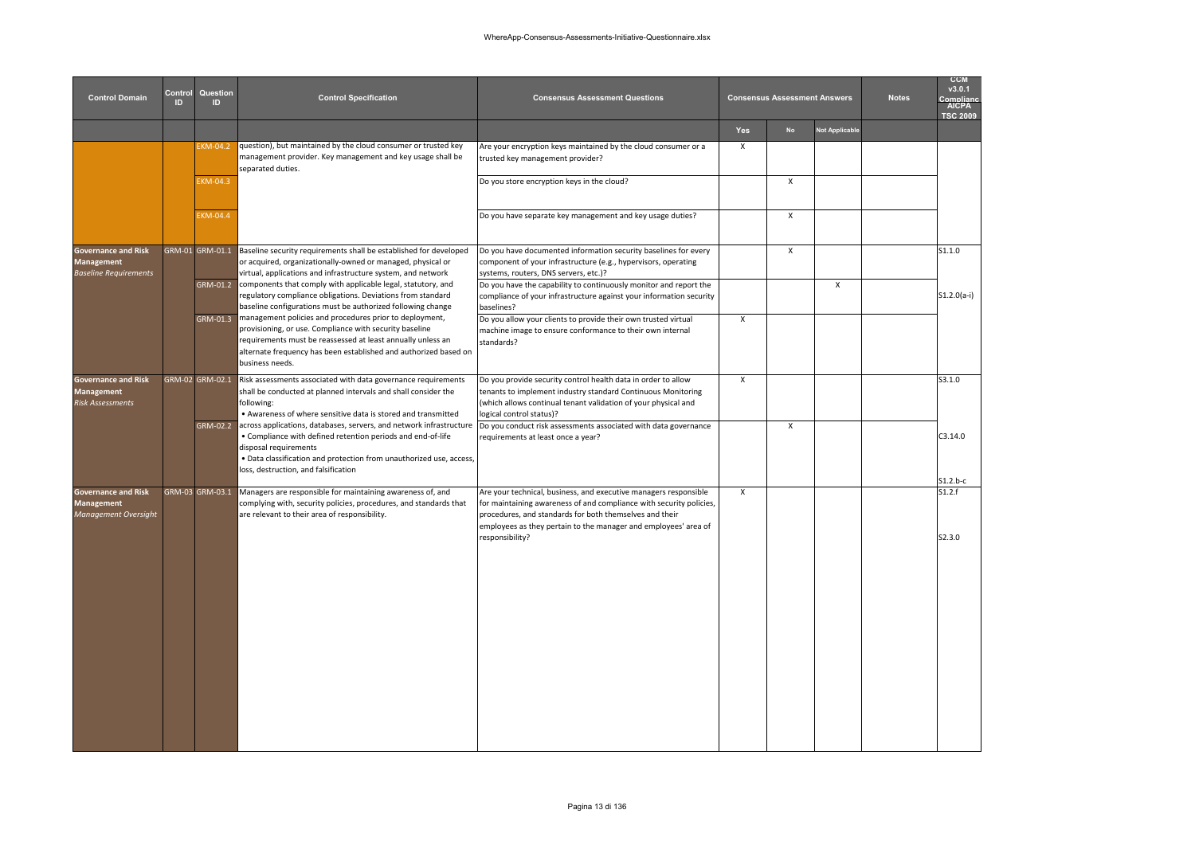| Control Domain | Control ID | Question ID | Control Specification | Consensus Assessment Questions | Consensus Assessment Answers | | | Notes | CCM v3.0.1 Compliance AICPA TSC 2009 |
|---|---|---|---|---|---|---|---|---|---|
| | | | | | Yes | No | Not Applicable | | |
| | | EKM-04.2 | question), but maintained by the cloud consumer or trusted key management provider. Key management and key usage shall be separated duties. | Are your encryption keys maintained by the cloud consumer or a trusted key management provider? | X | | | | |
| | | EKM-04.3 | | Do you store encryption keys in the cloud? | | X | | | |
| | | EKM-04.4 | | Do you have separate key management and key usage duties? | | X | | | |
| **Governance and Risk Management** *Baseline Requirements* | GRM-01 | GRM-01.1 | Baseline security requirements shall be established for developed or acquired, organizationally-owned or managed, physical or virtual, applications and infrastructure system, and network components that comply with applicable legal, statutory, and regulatory compliance obligations. Deviations from standard baseline configurations must be authorized following change management policies and procedures prior to deployment, provisioning, or use. Compliance with security baseline requirements must be reassessed at least annually unless an alternate frequency has been established and authorized based on business needs. | Do you have documented information security baselines for every component of your infrastructure (e.g., hypervisors, operating systems, routers, DNS servers, etc.)? | | X | | | S1.1.0 |
| | | GRM-01.2 | | Do you have the capability to continuously monitor and report the compliance of your infrastructure against your information security baselines? | | | X | | S1.2.0(a-i) |
| | | GRM-01.3 | | Do you allow your clients to provide their own trusted virtual machine image to ensure conformance to their own internal standards? | X | | | | |
| **Governance and Risk Management** *Risk Assessments* | GRM-02 | GRM-02.1 | Risk assessments associated with data governance requirements shall be conducted at planned intervals and shall consider the following:<br>• Awareness of where sensitive data is stored and transmitted across applications, databases, servers, and network infrastructure<br>• Compliance with defined retention periods and end-of-life disposal requirements<br>• Data classification and protection from unauthorized use, access, loss, destruction, and falsification | Do you provide security control health data in order to allow tenants to implement industry standard Continuous Monitoring (which allows continual tenant validation of your physical and logical control status)? | X | | | | S3.1.0 |
| | | GRM-02.2 | | Do you conduct risk assessments associated with data governance requirements at least once a year? | | X | | | C3.14.0<br><br>S1.2.b-c |
| **Governance and Risk Management** *Management Oversight* | GRM-03 | GRM-03.1 | Managers are responsible for maintaining awareness of, and complying with, security policies, procedures, and standards that are relevant to their area of responsibility. | Are your technical, business, and executive managers responsible for maintaining awareness of and compliance with security policies, procedures, and standards for both themselves and their employees as they pertain to the manager and employees' area of responsibility? | X | | | | S1.2.f<br><br>S2.3.0 |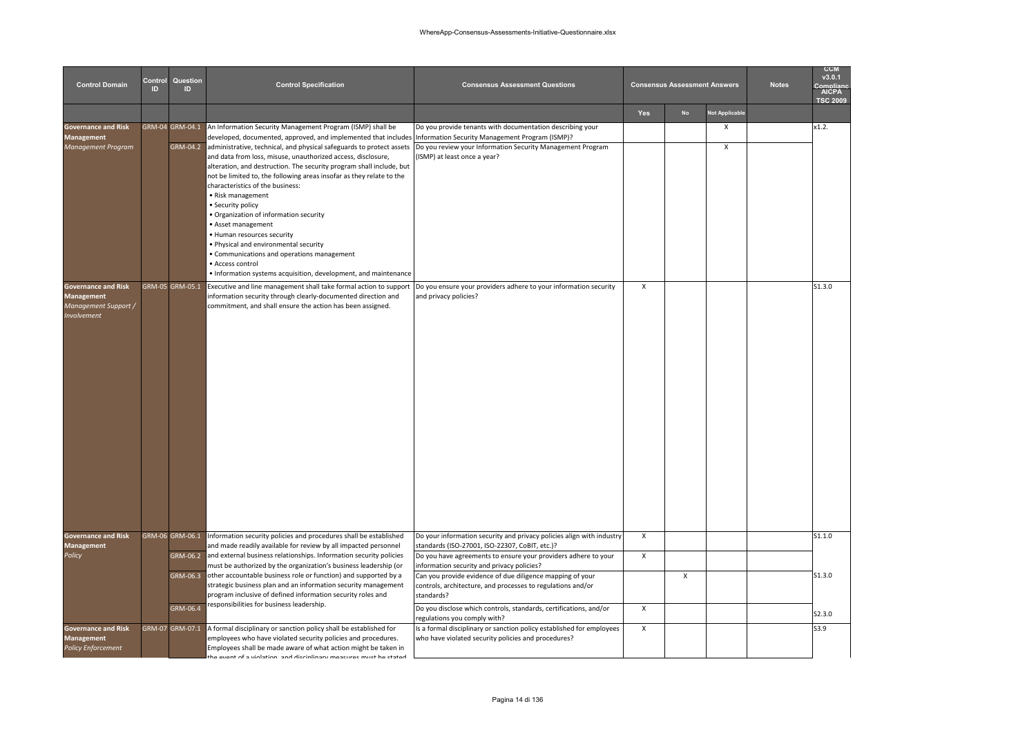| Control Domain | Control ID | Question ID | Control Specification | Consensus Assessment Questions | Consensus Assessment Answers | | | Notes | CCM v3.0.1 Compliance AICPA TSC 2009 |
|---|---|---|---|---|---|---|---|---|---|
| | | | | | Yes | No | Not Applicable | | |
| **Governance and Risk Management** *Management Program* | GRM-04 | GRM-04.1 | An Information Security Management Program (ISMP) shall be developed, documented, approved, and implemented that includes administrative, technical, and physical safeguards to protect assets and data from loss, misuse, unauthorized access, disclosure, alteration, and destruction. The security program shall include, but not be limited to, the following areas insofar as they relate to the characteristics of the business: • Risk management • Security policy • Organization of information security • Asset management • Human resources security • Physical and environmental security • Communications and operations management • Access control • Information systems acquisition, development, and maintenance | Do you provide tenants with documentation describing your Information Security Management Program (ISMP)? | | | X | | x1.2. |
| | | GRM-04.2 | | Do you review your Information Security Management Program (ISMP) at least once a year? | | | X | | |
| **Governance and Risk Management** *Management Support / Involvement* | GRM-05 | GRM-05.1 | Executive and line management shall take formal action to support information security through clearly-documented direction and commitment, and shall ensure the action has been assigned. | Do you ensure your providers adhere to your information security and privacy policies? | X | | | | S1.3.0 |
| **Governance and Risk Management** *Policy* | GRM-06 | GRM-06.1 | Information security policies and procedures shall be established and made readily available for review by all impacted personnel and external business relationships. Information security policies must be authorized by the organization's business leadership (or other accountable business role or function) and supported by a strategic business plan and an information security management program inclusive of defined information security roles and responsibilities for business leadership. | Do your information security and privacy policies align with industry standards (ISO-27001, ISO-22307, CoBIT, etc.)? | X | | | | S1.1.0 |
| | | GRM-06.2 | | Do you have agreements to ensure your providers adhere to your information security and privacy policies? | X | | | | |
| | | GRM-06.3 | | Can you provide evidence of due diligence mapping of your controls, architecture, and processes to regulations and/or standards? | | X | | | S1.3.0 |
| | | GRM-06.4 | | Do you disclose which controls, standards, certifications, and/or regulations you comply with? | X | | | | S2.3.0 |
| **Governance and Risk Management** *Policy Enforcement* | GRM-07 | GRM-07.1 | A formal disciplinary or sanction policy shall be established for employees who have violated security policies and procedures. Employees shall be made aware of what action might be taken in the event of a violation, and disciplinary measures must be stated | Is a formal disciplinary or sanction policy established for employees who have violated security policies and procedures? | X | | | | S3.9 |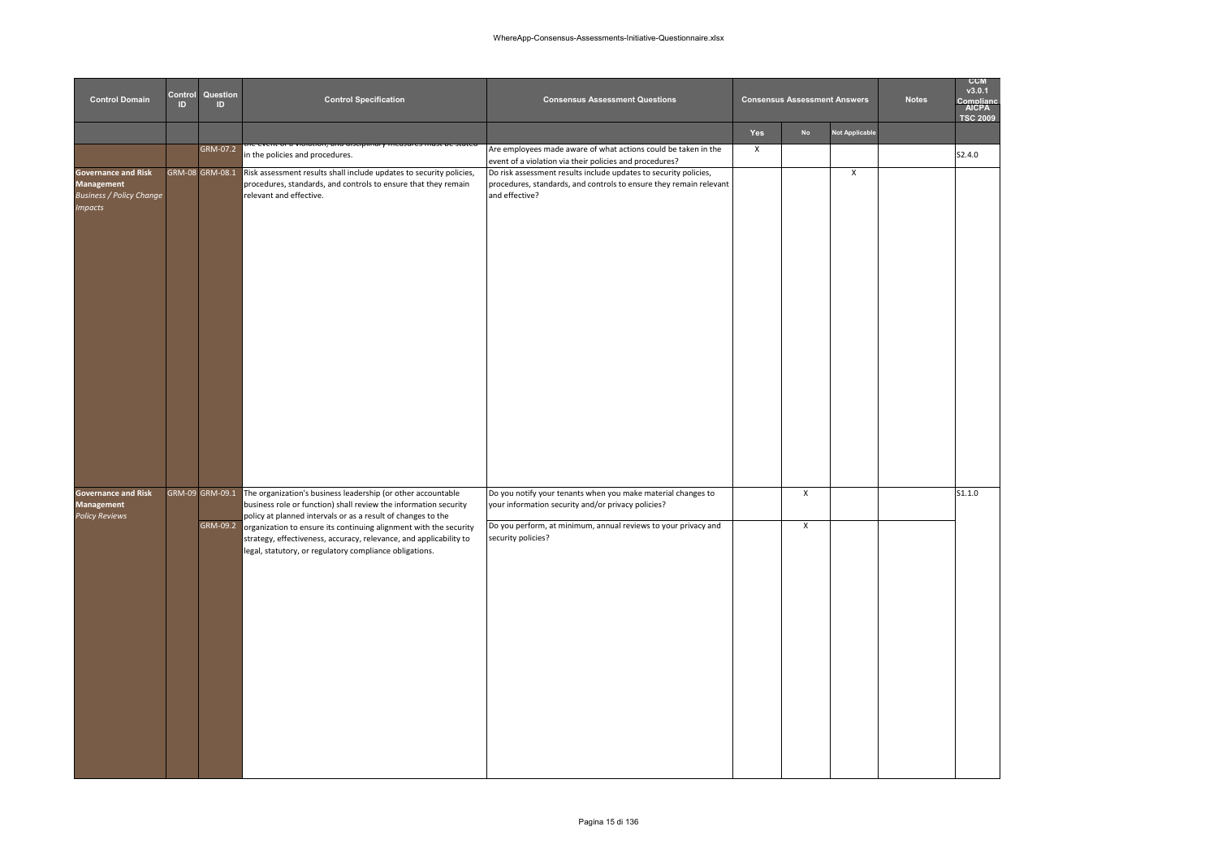| Control Domain | Control ID | Question ID | Control Specification | Consensus Assessment Questions | Consensus Assessment Answers | | | Notes | CCM v3.0.1 Compliance AICPA TSC 2009 |
|---|---|---|---|---|---|---|---|---|---|
| | | | | | Yes | No | Not Applicable | | |
| | | GRM-07.2 | the event of a violation, and disciplinary measures must be stated in the policies and procedures. | Are employees made aware of what actions could be taken in the event of a violation via their policies and procedures? | X | | | | S2.4.0 |
| **Governance and Risk Management** *Business / Policy Change Impacts* | GRM-08 | GRM-08.1 | Risk assessment results shall include updates to security policies, procedures, standards, and controls to ensure that they remain relevant and effective. | Do risk assessment results include updates to security policies, procedures, standards, and controls to ensure they remain relevant and effective? | | | X | | |
| **Governance and Risk Management** *Policy Reviews* | GRM-09 | GRM-09.1 | The organization's business leadership (or other accountable business role or function) shall review the information security policy at planned intervals or as a result of changes to the organization to ensure its continuing alignment with the security strategy, effectiveness, accuracy, relevance, and applicability to legal, statutory, or regulatory compliance obligations. | Do you notify your tenants when you make material changes to your information security and/or privacy policies? | | X | | | S1.1.0 |
| | | GRM-09.2 | | Do you perform, at minimum, annual reviews to your privacy and security policies? | | X | | | |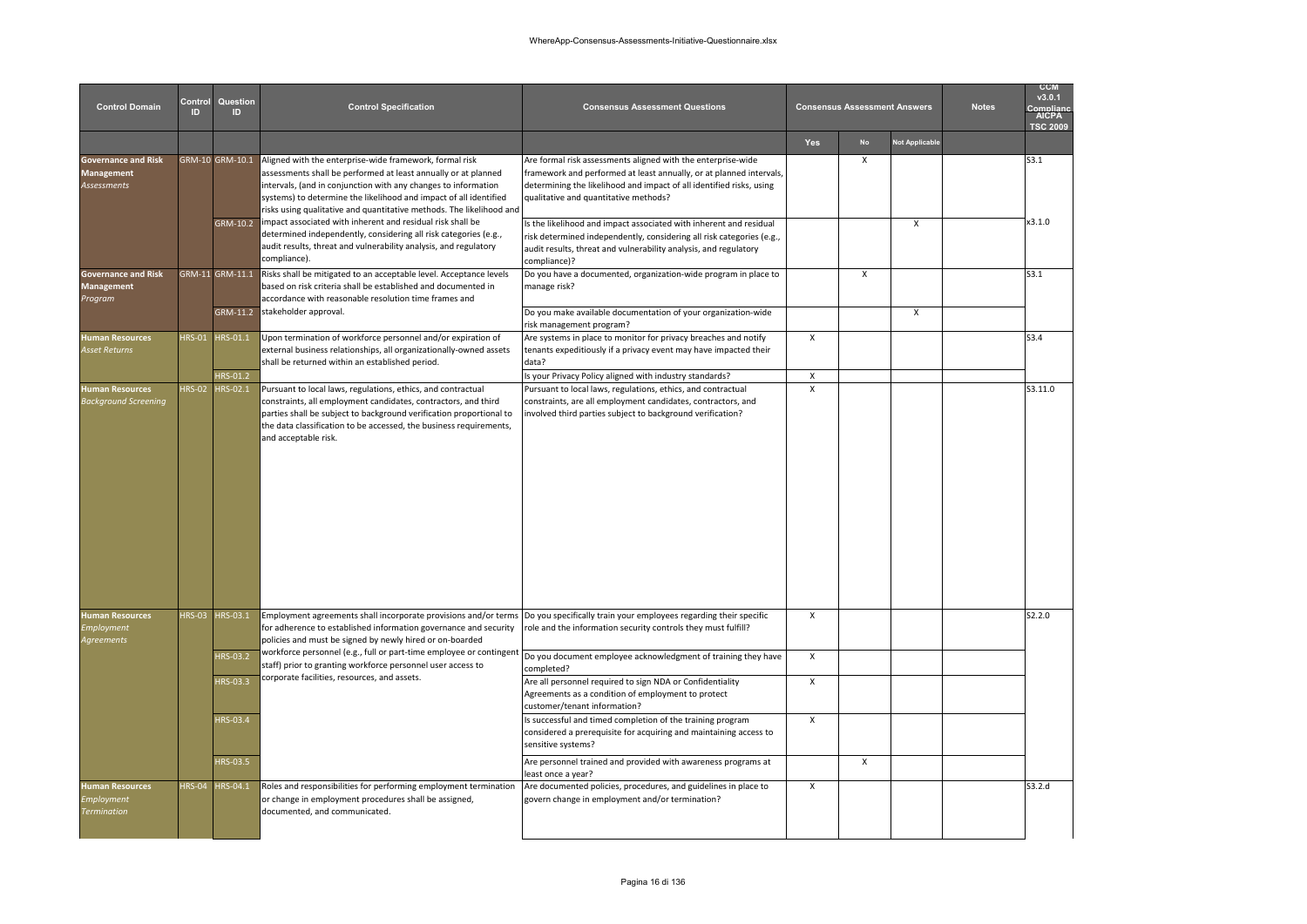| Control Domain | Control ID | Question ID | Control Specification | Consensus Assessment Questions | Consensus Assessment Answers | | | Notes | CCM v3.0.1 Compliance AICPA TSC 2009 |
|---|---|---|---|---|---|---|---|---|---|
| | | | | | Yes | No | Not Applicable | | |
| **Governance and Risk Management** *Assessments* | GRM-10 | GRM-10.1 | Aligned with the enterprise-wide framework, formal risk assessments shall be performed at least annually or at planned intervals, (and in conjunction with any changes to information systems) to determine the likelihood and impact of all identified risks using qualitative and quantitative methods. The likelihood and impact associated with inherent and residual risk shall be determined independently, considering all risk categories (e.g., audit results, threat and vulnerability analysis, and regulatory compliance). | Are formal risk assessments aligned with the enterprise-wide framework and performed at least annually, or at planned intervals, determining the likelihood and impact of all identified risks, using qualitative and quantitative methods? | | X | | | S3.1 |
| | | GRM-10.2 | | Is the likelihood and impact associated with inherent and residual risk determined independently, considering all risk categories (e.g., audit results, threat and vulnerability analysis, and regulatory compliance)? | | | X | | x3.1.0 |
| **Governance and Risk Management** *Program* | GRM-11 | GRM-11.1 | Risks shall be mitigated to an acceptable level. Acceptance levels based on risk criteria shall be established and documented in accordance with reasonable resolution time frames and stakeholder approval. | Do you have a documented, organization-wide program in place to manage risk? | | X | | | S3.1 |
| | | GRM-11.2 | | Do you make available documentation of your organization-wide risk management program? | | | X | | |
| **Human Resources** *Asset Returns* | HRS-01 | HRS-01.1 | Upon termination of workforce personnel and/or expiration of external business relationships, all organizationally-owned assets shall be returned within an established period. | Are systems in place to monitor for privacy breaches and notify tenants expeditiously if a privacy event may have impacted their data? | X | | | | S3.4 |
| | | HRS-01.2 | | Is your Privacy Policy aligned with industry standards? | X | | | | |
| **Human Resources** *Background Screening* | HRS-02 | HRS-02.1 | Pursuant to local laws, regulations, ethics, and contractual constraints, all employment candidates, contractors, and third parties shall be subject to background verification proportional to the data classification to be accessed, the business requirements, and acceptable risk. | Pursuant to local laws, regulations, ethics, and contractual constraints, are all employment candidates, contractors, and involved third parties subject to background verification? | X | | | | S3.11.0 |
| **Human Resources** *Employment Agreements* | HRS-03 | HRS-03.1 | Employment agreements shall incorporate provisions and/or terms for adherence to established information governance and security policies and must be signed by newly hired or on-boarded workforce personnel (e.g., full or part-time employee or contingent staff) prior to granting workforce personnel user access to corporate facilities, resources, and assets. | Do you specifically train your employees regarding their specific role and the information security controls they must fulfill? | X | | | | S2.2.0 |
| | | HRS-03.2 | | Do you document employee acknowledgment of training they have completed? | X | | | | |
| | | HRS-03.3 | | Are all personnel required to sign NDA or Confidentiality Agreements as a condition of employment to protect customer/tenant information? | X | | | | |
| | | HRS-03.4 | | Is successful and timed completion of the training program considered a prerequisite for acquiring and maintaining access to sensitive systems? | X | | | | |
| | | HRS-03.5 | | Are personnel trained and provided with awareness programs at least once a year? | | X | | | |
| **Human Resources** *Employment Termination* | HRS-04 | HRS-04.1 | Roles and responsibilities for performing employment termination or change in employment procedures shall be assigned, documented, and communicated. | Are documented policies, procedures, and guidelines in place to govern change in employment and/or termination? | X | | | | S3.2.d |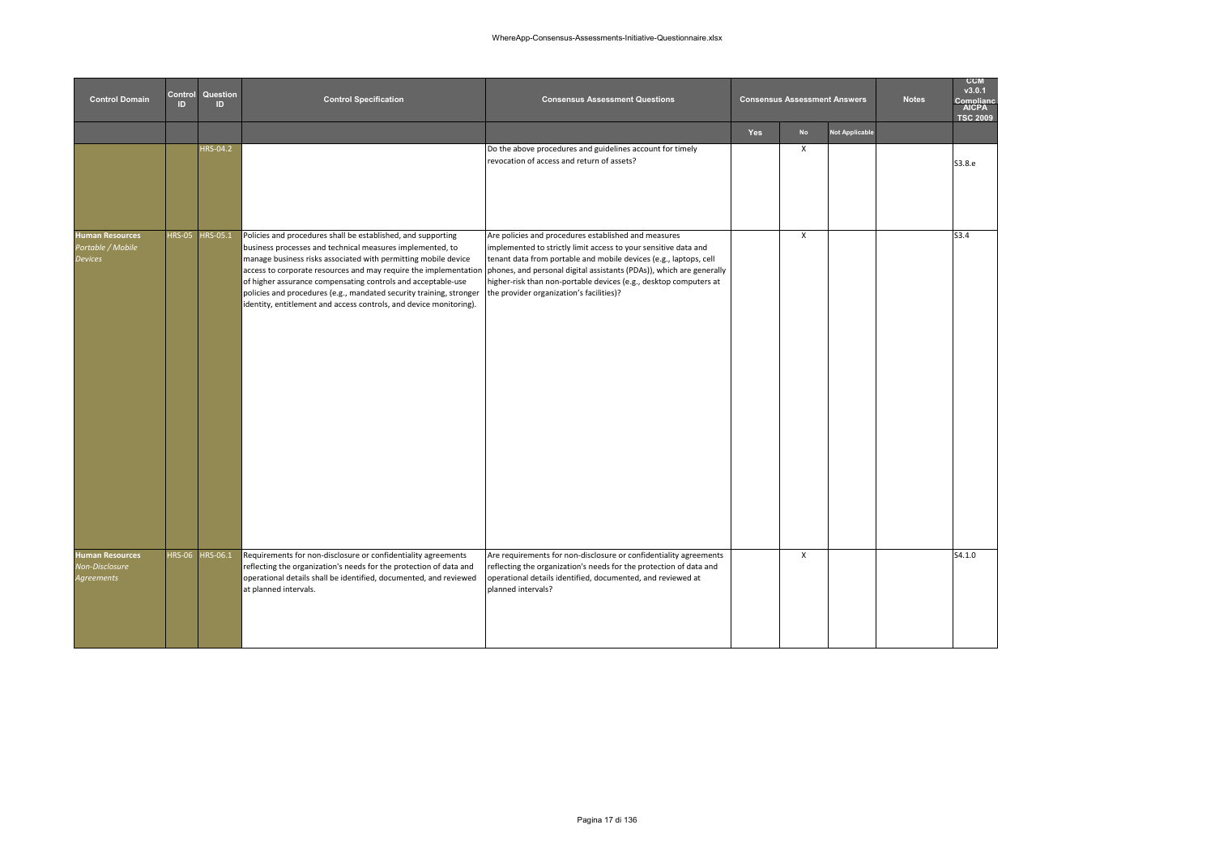| Control Domain | Control ID | Question ID | Control Specification | Consensus Assessment Questions | Consensus Assessment Answers | | | Notes | CCM v3.0.1 Compliance AICPA TSC 2009 |
|---|---|---|---|---|---|---|---|---|---|
| | | | | | Yes | No | Not Applicable | | |
| | | HRS-04.2 | | Do the above procedures and guidelines account for timely revocation of access and return of assets? | | X | | | S3.8.e |
| **Human Resources** *Portable / Mobile Devices* | HRS-05 | HRS-05.1 | Policies and procedures shall be established, and supporting business processes and technical measures implemented, to manage business risks associated with permitting mobile device access to corporate resources and may require the implementation of higher assurance compensating controls and acceptable-use policies and procedures (e.g., mandated security training, stronger identity, entitlement and access controls, and device monitoring). | Are policies and procedures established and measures implemented to strictly limit access to your sensitive data and tenant data from portable and mobile devices (e.g., laptops, cell phones, and personal digital assistants (PDAs)), which are generally higher-risk than non-portable devices (e.g., desktop computers at the provider organization's facilities)? | | X | | | S3.4 |
| **Human Resources** *Non-Disclosure Agreements* | HRS-06 | HRS-06.1 | Requirements for non-disclosure or confidentiality agreements reflecting the organization's needs for the protection of data and operational details shall be identified, documented, and reviewed at planned intervals. | Are requirements for non-disclosure or confidentiality agreements reflecting the organization's needs for the protection of data and operational details identified, documented, and reviewed at planned intervals? | | X | | | S4.1.0 |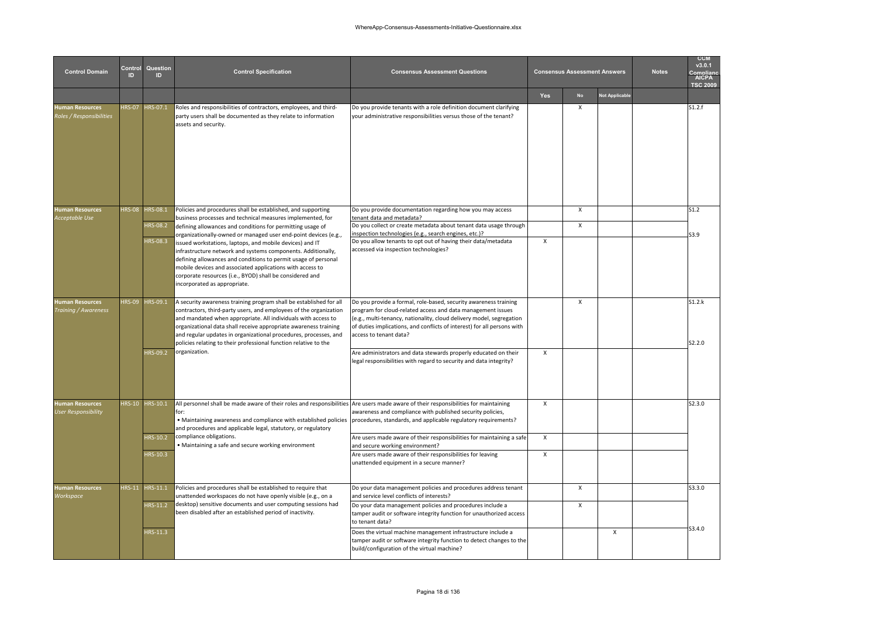WhereApp-Consensus-Assessments-Initiative-Questionnaire.xlsx

| Control Domain | Control ID | Question ID | Control Specification | Consensus Assessment Questions | Consensus Assessment Answers | | | Notes | CCM v3.0.1 Compliance AICPA TSC 2009 |
|---|---|---|---|---|---|---|---|---|---|
| | | | | | Yes | No | Not Applicable | | |
| **Human Resources** *Roles / Responsibilities* | HRS-07 | HRS-07.1 | Roles and responsibilities of contractors, employees, and third-party users shall be documented as they relate to information assets and security. | Do you provide tenants with a role definition document clarifying your administrative responsibilities versus those of the tenant? | | X | | | S1.2.f |
| **Human Resources** *Acceptable Use* | HRS-08 | HRS-08.1 | Policies and procedures shall be established, and supporting business processes and technical measures implemented, for defining allowances and conditions for permitting usage of organizationally-owned or managed user end-point devices (e.g., issued workstations, laptops, and mobile devices) and IT infrastructure network and systems components. Additionally, defining allowances and conditions to permit usage of personal mobile devices and associated applications with access to corporate resources (i.e., BYOD) shall be considered and incorporated as appropriate. | Do you provide documentation regarding how you may access tenant data and metadata? | | X | | | S1.2 |
| | | HRS-08.2 | | Do you collect or create metadata about tenant data usage through inspection technologies (e.g., search engines, etc.)? | | X | | | S3.9 |
| | | HRS-08.3 | | Do you allow tenants to opt out of having their data/metadata accessed via inspection technologies? | X | | | | |
| **Human Resources** *Training / Awareness* | HRS-09 | HRS-09.1 | A security awareness training program shall be established for all contractors, third-party users, and employees of the organization and mandated when appropriate. All individuals with access to organizational data shall receive appropriate awareness training and regular updates in organizational procedures, processes, and policies relating to their professional function relative to the organization. | Do you provide a formal, role-based, security awareness training program for cloud-related access and data management issues (e.g., multi-tenancy, nationality, cloud delivery model, segregation of duties implications, and conflicts of interest) for all persons with access to tenant data? | | X | | | S1.2.k<br>S2.2.0 |
| | | HRS-09.2 | | Are administrators and data stewards properly educated on their legal responsibilities with regard to security and data integrity? | X | | | | |
| **Human Resources** *User Responsibility* | HRS-10 | HRS-10.1 | All personnel shall be made aware of their roles and responsibilities for:<br>• Maintaining awareness and compliance with established policies and procedures and applicable legal, statutory, or regulatory compliance obligations.<br>• Maintaining a safe and secure working environment | Are users made aware of their responsibilities for maintaining awareness and compliance with published security policies, procedures, standards, and applicable regulatory requirements? | X | | | | S2.3.0 |
| | | HRS-10.2 | | Are users made aware of their responsibilities for maintaining a safe and secure working environment? | X | | | | |
| | | HRS-10.3 | | Are users made aware of their responsibilities for leaving unattended equipment in a secure manner? | X | | | | |
| **Human Resources** *Workspace* | HRS-11 | HRS-11.1 | Policies and procedures shall be established to require that unattended workspaces do not have openly visible (e.g., on a desktop) sensitive documents and user computing sessions had been disabled after an established period of inactivity. | Do your data management policies and procedures address tenant and service level conflicts of interests? | | X | | | S3.3.0 |
| | | HRS-11.2 | | Do your data management policies and procedures include a tamper audit or software integrity function for unauthorized access to tenant data? | | X | | | S3.4.0 |
| | | HRS-11.3 | | Does the virtual machine management infrastructure include a tamper audit or software integrity function to detect changes to the build/configuration of the virtual machine? | | | X | | |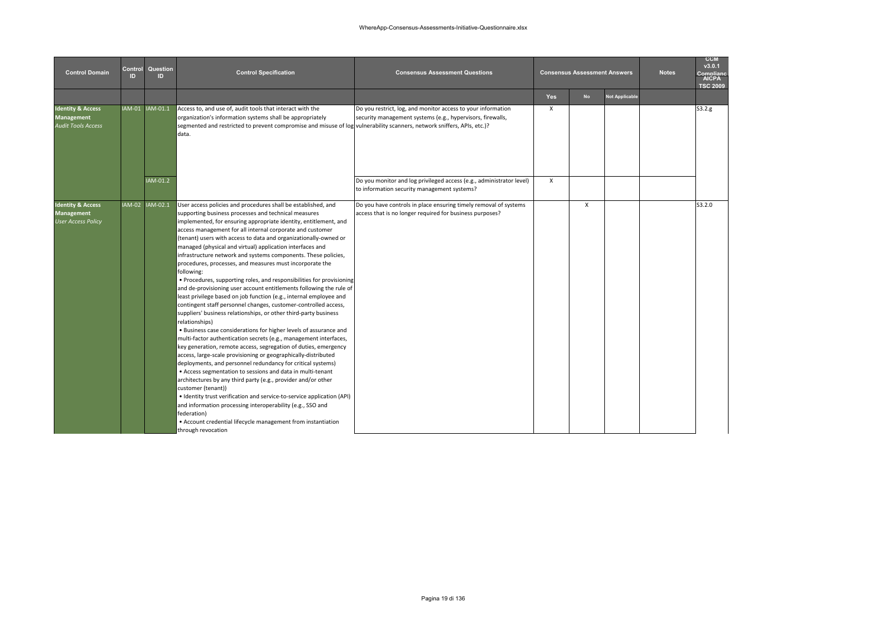| Control Domain | Control ID | Question ID | Control Specification | Consensus Assessment Questions | Consensus Assessment Answers | | | Notes | CCM v3.0.1 Compliance AICPA TSC 2009 |
|---|---|---|---|---|---|---|---|---|---|
| | | | | | Yes | No | Not Applicable | | |
| **Identity & Access Management** *Audit Tools Access* | IAM-01 | IAM-01.1 | Access to, and use of, audit tools that interact with the organization's information systems shall be appropriately segmented and restricted to prevent compromise and misuse of log data. | Do you restrict, log, and monitor access to your information security management systems (e.g., hypervisors, firewalls, vulnerability scanners, network sniffers, APIs, etc.)? | X | | | | S3.2.g |
| | | IAM-01.2 | | Do you monitor and log privileged access (e.g., administrator level) to information security management systems? | X | | | | |
| **Identity & Access Management** *User Access Policy* | IAM-02 | IAM-02.1 | User access policies and procedures shall be established, and supporting business processes and technical measures implemented, for ensuring appropriate identity, entitlement, and access management for all internal corporate and customer (tenant) users with access to data and organizationally-owned or managed (physical and virtual) application interfaces and infrastructure network and systems components. These policies, procedures, processes, and measures must incorporate the following:<br>• Procedures, supporting roles, and responsibilities for provisioning and de-provisioning user account entitlements following the rule of least privilege based on job function (e.g., internal employee and contingent staff personnel changes, customer-controlled access, suppliers' business relationships, or other third-party business relationships)<br>• Business case considerations for higher levels of assurance and multi-factor authentication secrets (e.g., management interfaces, key generation, remote access, segregation of duties, emergency access, large-scale provisioning or geographically-distributed deployments, and personnel redundancy for critical systems)<br>• Access segmentation to sessions and data in multi-tenant architectures by any third party (e.g., provider and/or other customer (tenant))<br>• Identity trust verification and service-to-service application (API) and information processing interoperability (e.g., SSO and federation)<br>• Account credential lifecycle management from instantiation through revocation | Do you have controls in place ensuring timely removal of systems access that is no longer required for business purposes? | | X | | | S3.2.0 |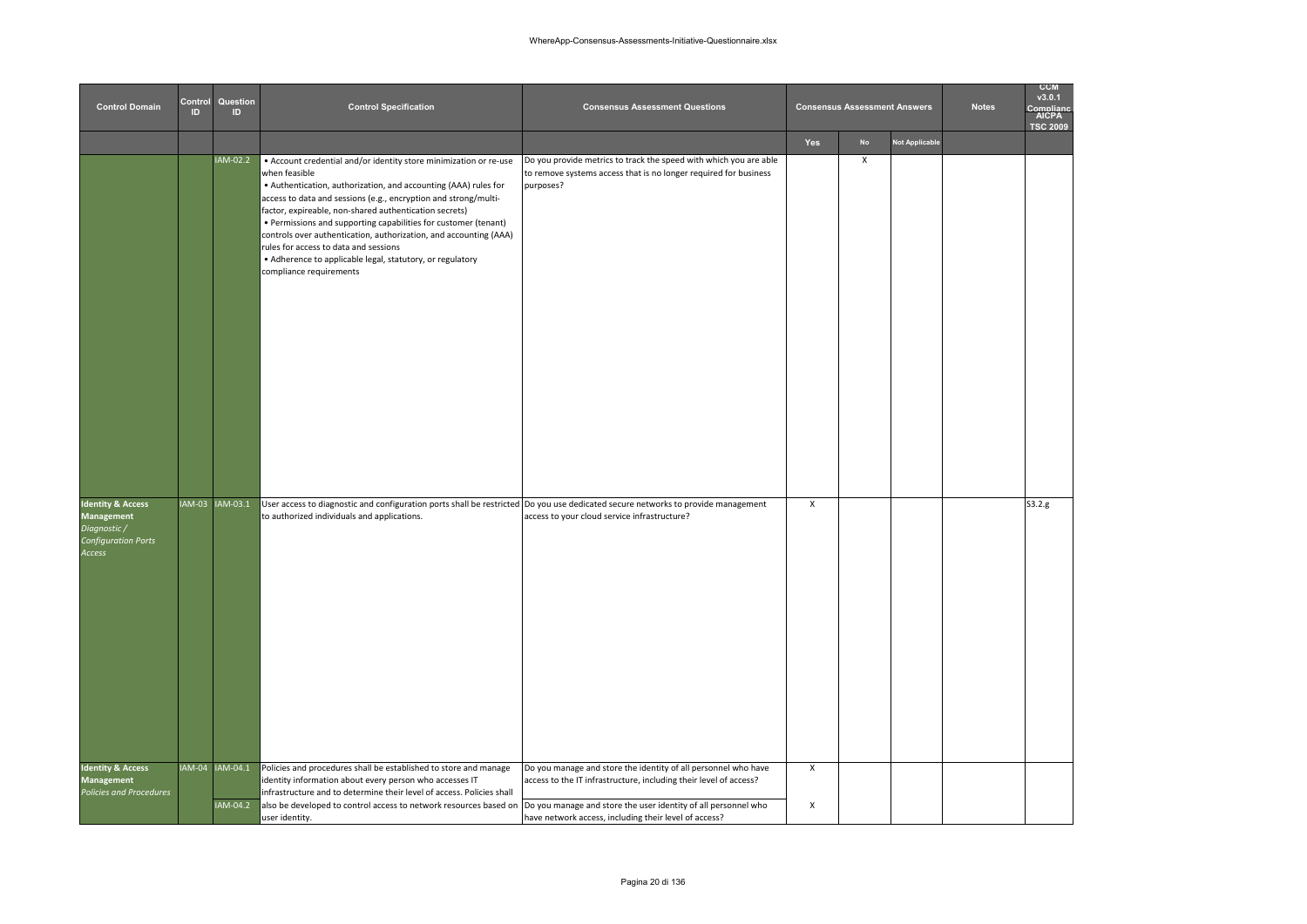| Control Domain | Control ID | Question ID | Control Specification | Consensus Assessment Questions | Consensus Assessment Answers | | | Notes | CCM v3.0.1 Compliance AICPA TSC 2009 |
|---|---|---|---|---|---|---|---|---|---|
| | | | | | Yes | No | Not Applicable | | |
| | | IAM-02.2 | • Account credential and/or identity store minimization or re-use when feasible<br>• Authentication, authorization, and accounting (AAA) rules for access to data and sessions (e.g., encryption and strong/multi-factor, expireable, non-shared authentication secrets)<br>• Permissions and supporting capabilities for customer (tenant) controls over authentication, authorization, and accounting (AAA) rules for access to data and sessions<br>• Adherence to applicable legal, statutory, or regulatory compliance requirements | Do you provide metrics to track the speed with which you are able to remove systems access that is no longer required for business purposes? | | X | | | |
| **Identity & Access Management** *Diagnostic / Configuration Ports Access* | IAM-03 | IAM-03.1 | User access to diagnostic and configuration ports shall be restricted to authorized individuals and applications. | Do you use dedicated secure networks to provide management access to your cloud service infrastructure? | X | | | | S3.2.g |
| **Identity & Access Management** *Policies and Procedures* | IAM-04 | IAM-04.1 | Policies and procedures shall be established to store and manage identity information about every person who accesses IT infrastructure and to determine their level of access. Policies shall also be developed to control access to network resources based on user identity. | Do you manage and store the identity of all personnel who have access to the IT infrastructure, including their level of access? | X | | | | |
| | | IAM-04.2 | | Do you manage and store the user identity of all personnel who have network access, including their level of access? | X | | | | |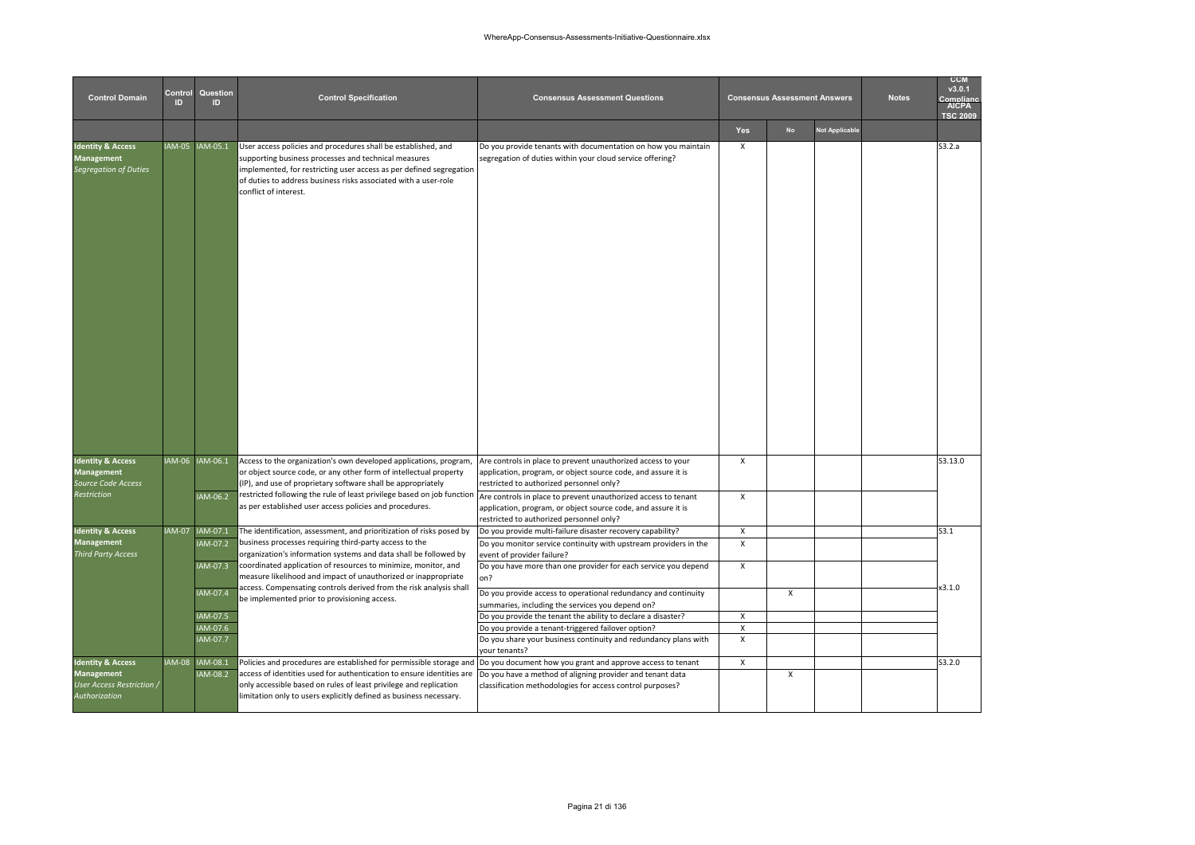| Control Domain | Control ID | Question ID | Control Specification | Consensus Assessment Questions | Consensus Assessment Answers | | | Notes | CCM v3.0.1 Compliance AICPA TSC 2009 |
|---|---|---|---|---|---|---|---|---|---|
| | | | | | Yes | No | Not Applicable | | |
| **Identity & Access Management** *Segregation of Duties* | IAM-05 | IAM-05.1 | User access policies and procedures shall be established, and supporting business processes and technical measures implemented, for restricting user access as per defined segregation of duties to address business risks associated with a user-role conflict of interest. | Do you provide tenants with documentation on how you maintain segregation of duties within your cloud service offering? | X | | | | S3.2.a |
| **Identity & Access Management** *Source Code Access Restriction* | IAM-06 | IAM-06.1 | Access to the organization's own developed applications, program, or object source code, or any other form of intellectual property (IP), and use of proprietary software shall be appropriately restricted following the rule of least privilege based on job function as per established user access policies and procedures. | Are controls in place to prevent unauthorized access to your application, program, or object source code, and assure it is restricted to authorized personnel only? | X | | | | S3.13.0 |
| | | IAM-06.2 | | Are controls in place to prevent unauthorized access to tenant application, program, or object source code, and assure it is restricted to authorized personnel only? | X | | | | |
| **Identity & Access Management** *Third Party Access* | IAM-07 | IAM-07.1 | The identification, assessment, and prioritization of risks posed by business processes requiring third-party access to the organization's information systems and data shall be followed by coordinated application of resources to minimize, monitor, and measure likelihood and impact of unauthorized or inappropriate access. Compensating controls derived from the risk analysis shall be implemented prior to provisioning access. | Do you provide multi-failure disaster recovery capability? | X | | | | S3.1 |
| | | IAM-07.2 | | Do you monitor service continuity with upstream providers in the event of provider failure? | X | | | | |
| | | IAM-07.3 | | Do you have more than one provider for each service you depend on? | X | | | | |
| | | IAM-07.4 | | Do you provide access to operational redundancy and continuity summaries, including the services you depend on? | | X | | | x3.1.0 |
| | | IAM-07.5 | | Do you provide the tenant the ability to declare a disaster? | X | | | | |
| | | IAM-07.6 | | Do you provide a tenant-triggered failover option? | X | | | | |
| | | IAM-07.7 | | Do you share your business continuity and redundancy plans with your tenants? | X | | | | |
| **Identity & Access Management** *User Access Restriction / Authorization* | IAM-08 | IAM-08.1 | Policies and procedures are established for permissible storage and access of identities used for authentication to ensure identities are only accessible based on rules of least privilege and replication limitation only to users explicitly defined as business necessary. | Do you document how you grant and approve access to tenant | X | | | | S3.2.0 |
| | | IAM-08.2 | | Do you have a method of aligning provider and tenant data classification methodologies for access control purposes? | | X | | | |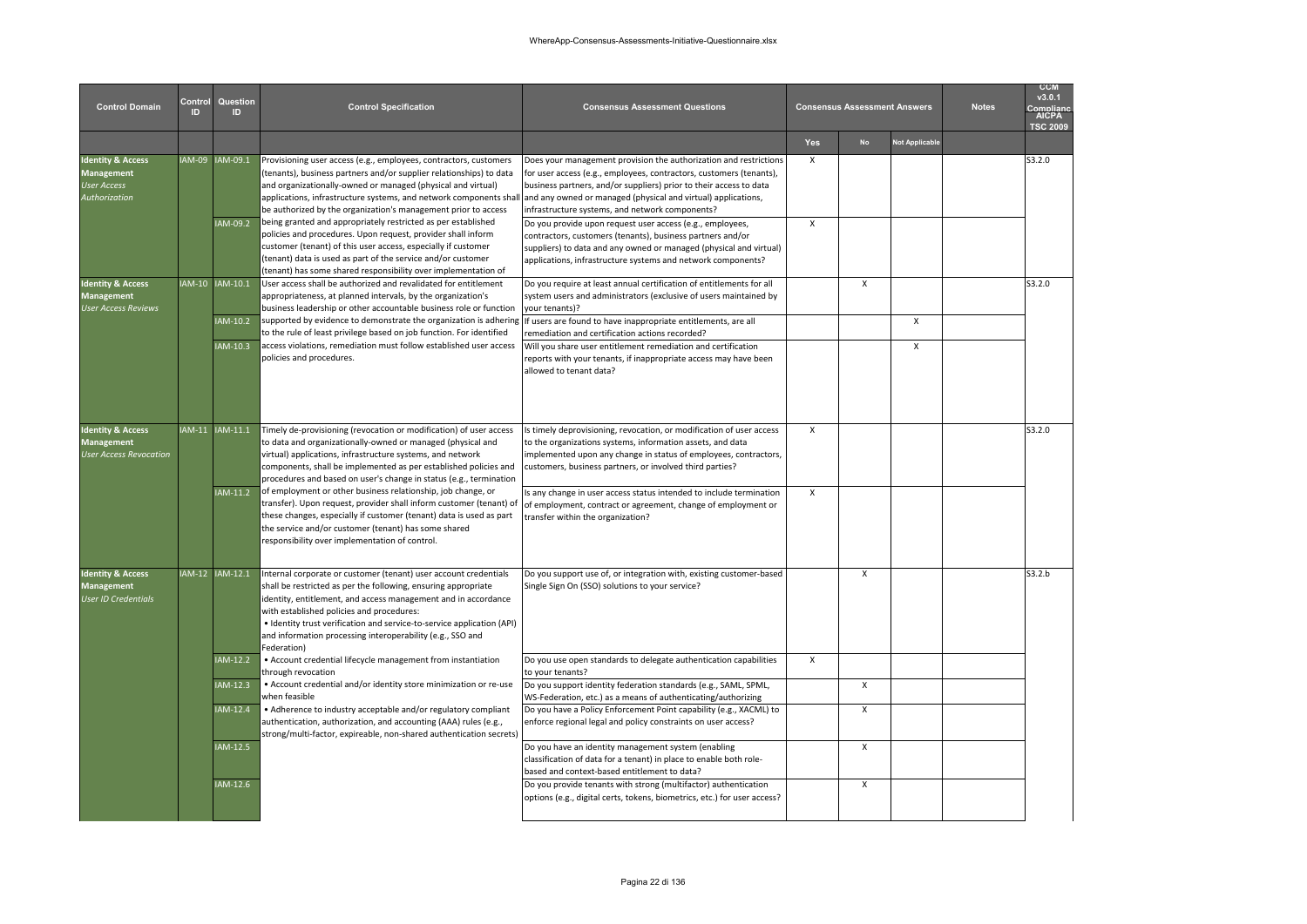| Control Domain | Control ID | Question ID | Control Specification | Consensus Assessment Questions | Consensus Assessment Answers | | | Notes | CCM v3.0.1 Compliance AICPA TSC 2009 |
|---|---|---|---|---|---|---|---|---|---|
| | | | | | Yes | No | Not Applicable | | |
| **Identity & Access Management** *User Access Authorization* | IAM-09 | IAM-09.1 | Provisioning user access (e.g., employees, contractors, customers (tenants), business partners and/or supplier relationships) to data and organizationally-owned or managed (physical and virtual) applications, infrastructure systems, and network components shall be authorized by the organization's management prior to access being granted and appropriately restricted as per established policies and procedures. Upon request, provider shall inform customer (tenant) of this user access, especially if customer (tenant) data is used as part of the service and/or customer (tenant) has some shared responsibility over implementation of | Does your management provision the authorization and restrictions for user access (e.g., employees, contractors, customers (tenants), business partners, and/or suppliers) prior to their access to data and any owned or managed (physical and virtual) applications, infrastructure systems, and network components? | X | | | | S3.2.0 |
| | | IAM-09.2 | | Do you provide upon request user access (e.g., employees, contractors, customers (tenants), business partners and/or suppliers) to data and any owned or managed (physical and virtual) applications, infrastructure systems and network components? | X | | | | |
| **Identity & Access Management** *User Access Reviews* | IAM-10 | IAM-10.1 | User access shall be authorized and revalidated for entitlement appropriateness, at planned intervals, by the organization's business leadership or other accountable business role or function supported by evidence to demonstrate the organization is adhering to the rule of least privilege based on job function. For identified access violations, remediation must follow established user access policies and procedures. | Do you require at least annual certification of entitlements for all system users and administrators (exclusive of users maintained by your tenants)? | | X | | | S3.2.0 |
| | | IAM-10.2 | | If users are found to have inappropriate entitlements, are all remediation and certification actions recorded? | | | X | | |
| | | IAM-10.3 | | Will you share user entitlement remediation and certification reports with your tenants, if inappropriate access may have been allowed to tenant data? | | | X | | |
| **Identity & Access Management** *User Access Revocation* | IAM-11 | IAM-11.1 | Timely de-provisioning (revocation or modification) of user access to data and organizationally-owned or managed (physical and virtual) applications, infrastructure systems, and network components, shall be implemented as per established policies and procedures and based on user's change in status (e.g., termination of employment or other business relationship, job change, or transfer). Upon request, provider shall inform customer (tenant) of these changes, especially if customer (tenant) data is used as part the service and/or customer (tenant) has some shared responsibility over implementation of control. | Is timely deprovisioning, revocation, or modification of user access to the organizations systems, information assets, and data implemented upon any change in status of employees, contractors, customers, business partners, or involved third parties? | X | | | | S3.2.0 |
| | | IAM-11.2 | | Is any change in user access status intended to include termination of employment, contract or agreement, change of employment or transfer within the organization? | X | | | | |
| **Identity & Access Management** *User ID Credentials* | IAM-12 | IAM-12.1 | Internal corporate or customer (tenant) user account credentials shall be restricted as per the following, ensuring appropriate identity, entitlement, and access management and in accordance with established policies and procedures:<br>• Identity trust verification and service-to-service application (API) and information processing interoperability (e.g., SSO and Federation)<br>• Account credential lifecycle management from instantiation through revocation<br>• Account credential and/or identity store minimization or re-use when feasible<br>• Adherence to industry acceptable and/or regulatory compliant authentication, authorization, and accounting (AAA) rules (e.g., strong/multi-factor, expireable, non-shared authentication secrets) | Do you support use of, or integration with, existing customer-based Single Sign On (SSO) solutions to your service? | | X | | | S3.2.b |
| | | IAM-12.2 | | Do you use open standards to delegate authentication capabilities to your tenants? | X | | | | |
| | | IAM-12.3 | | Do you support identity federation standards (e.g., SAML, SPML, WS-Federation, etc.) as a means of authenticating/authorizing | | X | | | |
| | | IAM-12.4 | | Do you have a Policy Enforcement Point capability (e.g., XACML) to enforce regional legal and policy constraints on user access? | | X | | | |
| | | IAM-12.5 | | Do you have an identity management system (enabling classification of data for a tenant) in place to enable both role-based and context-based entitlement to data? | | X | | | |
| | | IAM-12.6 | | Do you provide tenants with strong (multifactor) authentication options (e.g., digital certs, tokens, biometrics, etc.) for user access? | | X | | | |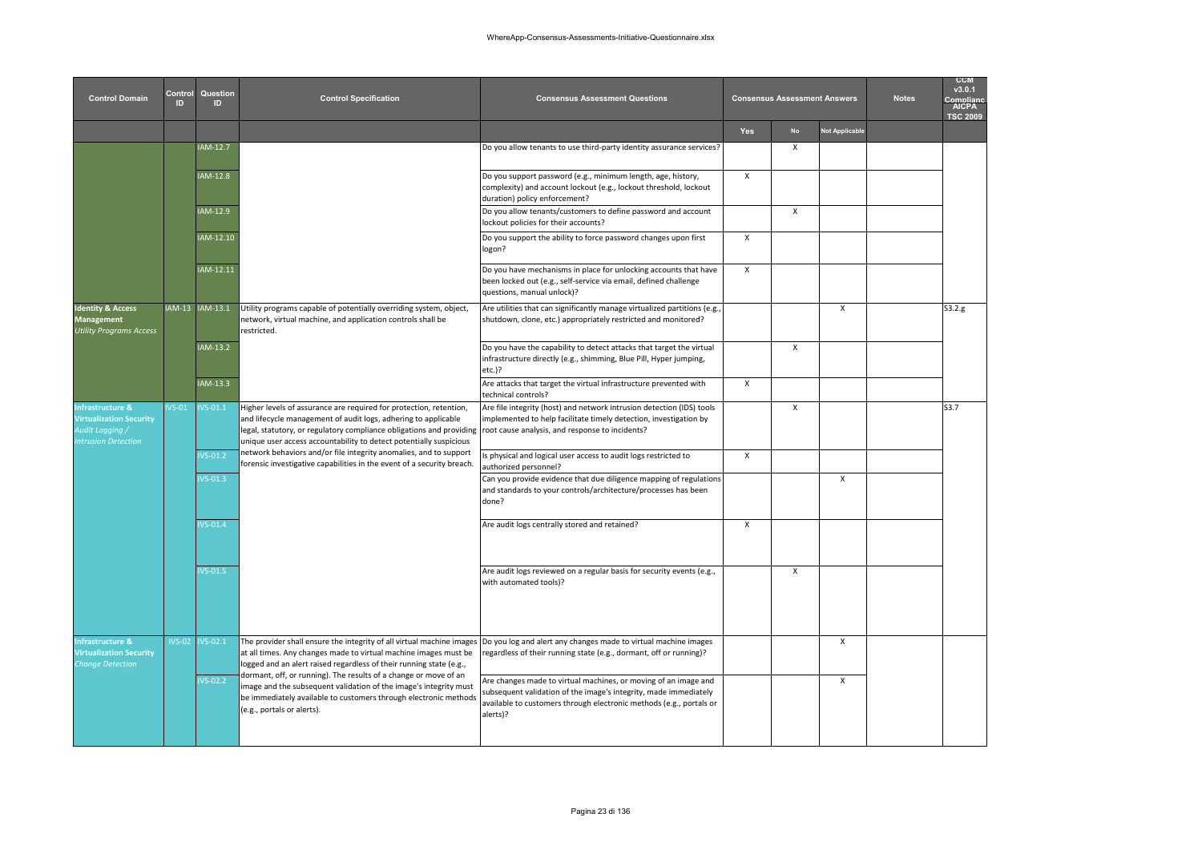| Control Domain | Control ID | Question ID | Control Specification | Consensus Assessment Questions | Consensus Assessment Answers | | | Notes | CCM v3.0.1 Compliance AICPA TSC 2009 |
|---|---|---|---|---|---|---|---|---|---|
| | | | | | Yes | No | Not Applicable | | |
| | | IAM-12.7 | | Do you allow tenants to use third-party identity assurance services? | | X | | | |
| | | IAM-12.8 | | Do you support password (e.g., minimum length, age, history, complexity) and account lockout (e.g., lockout threshold, lockout duration) policy enforcement? | X | | | | |
| | | IAM-12.9 | | Do you allow tenants/customers to define password and account lockout policies for their accounts? | | X | | | |
| | | IAM-12.10 | | Do you support the ability to force password changes upon first logon? | X | | | | |
| | | IAM-12.11 | | Do you have mechanisms in place for unlocking accounts that have been locked out (e.g., self-service via email, defined challenge questions, manual unlock)? | X | | | | |
| **Identity & Access Management** *Utility Programs Access* | IAM-13 | IAM-13.1 | Utility programs capable of potentially overriding system, object, network, virtual machine, and application controls shall be restricted. | Are utilities that can significantly manage virtualized partitions (e.g., shutdown, clone, etc.) appropriately restricted and monitored? | | | X | | S3.2.g |
| | | IAM-13.2 | | Do you have the capability to detect attacks that target the virtual infrastructure directly (e.g., shimming, Blue Pill, Hyper jumping, etc.)? | | X | | | |
| | | IAM-13.3 | | Are attacks that target the virtual infrastructure prevented with technical controls? | X | | | | |
| **Infrastructure & Virtualization Security** *Audit Logging / Intrusion Detection* | IVS-01 | IVS-01.1 | Higher levels of assurance are required for protection, retention, and lifecycle management of audit logs, adhering to applicable legal, statutory, or regulatory compliance obligations and providing unique user access accountability to detect potentially suspicious network behaviors and/or file integrity anomalies, and to support forensic investigative capabilities in the event of a security breach. | Are file integrity (host) and network intrusion detection (IDS) tools implemented to help facilitate timely detection, investigation by root cause analysis, and response to incidents? | | X | | | S3.7 |
| | | IVS-01.2 | | Is physical and logical user access to audit logs restricted to authorized personnel? | X | | | | |
| | | IVS-01.3 | | Can you provide evidence that due diligence mapping of regulations and standards to your controls/architecture/processes has been done? | | | X | | |
| | | IVS-01.4 | | Are audit logs centrally stored and retained? | X | | | | |
| | | IVS-01.5 | | Are audit logs reviewed on a regular basis for security events (e.g., with automated tools)? | | X | | | |
| **Infrastructure & Virtualization Security** *Change Detection* | IVS-02 | IVS-02.1 | The provider shall ensure the integrity of all virtual machine images at all times. Any changes made to virtual machine images must be logged and an alert raised regardless of their running state (e.g., dormant, off, or running). The results of a change or move of an image and the subsequent validation of the image's integrity must be immediately available to customers through electronic methods (e.g., portals or alerts). | Do you log and alert any changes made to virtual machine images regardless of their running state (e.g., dormant, off or running)? | | | X | | |
| | | IVS-02.2 | | Are changes made to virtual machines, or moving of an image and subsequent validation of the image's integrity, made immediately available to customers through electronic methods (e.g., portals or alerts)? | | | X | | |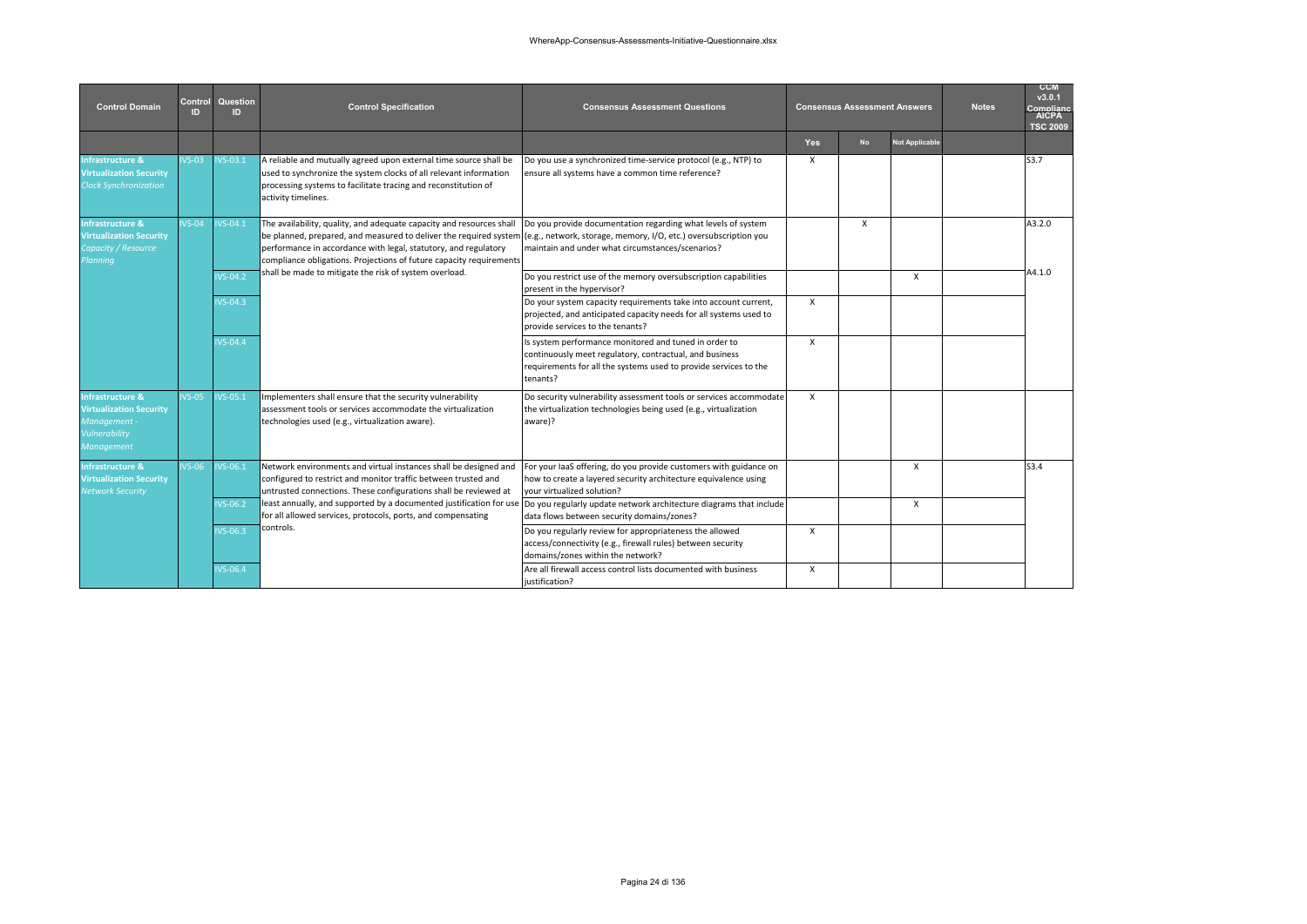| Control Domain | Control ID | Question ID | Control Specification | Consensus Assessment Questions | Consensus Assessment Answers | | | Notes | CCM v3.0.1 Compliance AICPA TSC 2009 |
|---|---|---|---|---|---|---|---|---|---|
| | | | | | Yes | No | Not Applicable | | |
| Infrastructure & Virtualization Security *Clock Synchronization* | IVS-03 | IVS-03.1 | A reliable and mutually agreed upon external time source shall be used to synchronize the system clocks of all relevant information processing systems to facilitate tracing and reconstitution of activity timelines. | Do you use a synchronized time-service protocol (e.g., NTP) to ensure all systems have a common time reference? | X | | | | S3.7 |
| Infrastructure & Virtualization Security *Capacity / Resource Planning* | IVS-04 | IVS-04.1 | The availability, quality, and adequate capacity and resources shall be planned, prepared, and measured to deliver the required system performance in accordance with legal, statutory, and regulatory compliance obligations. Projections of future capacity requirements shall be made to mitigate the risk of system overload. | Do you provide documentation regarding what levels of system (e.g., network, storage, memory, I/O, etc.) oversubscription you maintain and under what circumstances/scenarios? | | X | | | A3.2.0 A4.1.0 |
| | | IVS-04.2 | | Do you restrict use of the memory oversubscription capabilities present in the hypervisor? | | | X | | |
| | | IVS-04.3 | | Do your system capacity requirements take into account current, projected, and anticipated capacity needs for all systems used to provide services to the tenants? | X | | | | |
| | | IVS-04.4 | | Is system performance monitored and tuned in order to continuously meet regulatory, contractual, and business requirements for all the systems used to provide services to the tenants? | X | | | | |
| Infrastructure & Virtualization Security *Management - Vulnerability Management* | IVS-05 | IVS-05.1 | Implementers shall ensure that the security vulnerability assessment tools or services accommodate the virtualization technologies used (e.g., virtualization aware). | Do security vulnerability assessment tools or services accommodate the virtualization technologies being used (e.g., virtualization aware)? | X | | | | |
| Infrastructure & Virtualization Security *Network Security* | IVS-06 | IVS-06.1 | Network environments and virtual instances shall be designed and configured to restrict and monitor traffic between trusted and untrusted connections. These configurations shall be reviewed at least annually, and supported by a documented justification for use for all allowed services, protocols, ports, and compensating controls. | For your IaaS offering, do you provide customers with guidance on how to create a layered security architecture equivalence using your virtualized solution? | | | X | | S3.4 |
| | | IVS-06.2 | | Do you regularly update network architecture diagrams that include data flows between security domains/zones? | | | X | | |
| | | IVS-06.3 | | Do you regularly review for appropriateness the allowed access/connectivity (e.g., firewall rules) between security domains/zones within the network? | X | | | | |
| | | IVS-06.4 | | Are all firewall access control lists documented with business justification? | X | | | | |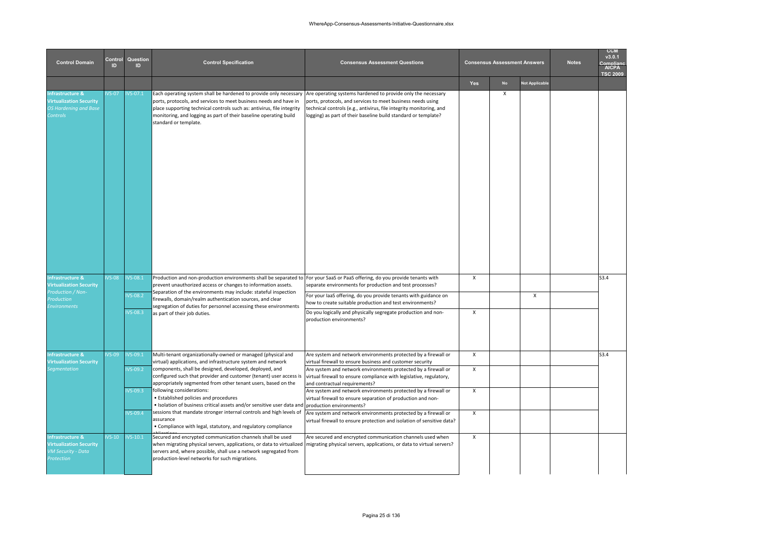| Control Domain | Control ID | Question ID | Control Specification | Consensus Assessment Questions | Consensus Assessment Answers | | | Notes | CCM v3.0.1 Compliance AICPA TSC 2009 |
|---|---|---|---|---|---|---|---|---|---|
| | | | | | Yes | No | Not Applicable | | |
| Infrastructure & Virtualization Security *OS Hardening and Base Controls* | IVS-07 | IVS-07.1 | Each operating system shall be hardened to provide only necessary ports, protocols, and services to meet business needs and have in place supporting technical controls such as: antivirus, file integrity monitoring, and logging as part of their baseline operating build standard or template. | Are operating systems hardened to provide only the necessary ports, protocols, and services to meet business needs using technical controls (e.g., antivirus, file integrity monitoring, and logging) as part of their baseline build standard or template? | | X | | | |
| Infrastructure & Virtualization Security *Production / Non-Production Environments* | IVS-08 | IVS-08.1 | Production and non-production environments shall be separated to prevent unauthorized access or changes to information assets. Separation of the environments may include: stateful inspection firewalls, domain/realm authentication sources, and clear segregation of duties for personnel accessing these environments as part of their job duties. | For your SaaS or PaaS offering, do you provide tenants with separate environments for production and test processes? | X | | | | S3.4 |
| | | IVS-08.2 | | For your IaaS offering, do you provide tenants with guidance on how to create suitable production and test environments? | | | X | | |
| | | IVS-08.3 | | Do you logically and physically segregate production and non-production environments? | X | | | | |
| Infrastructure & Virtualization Security *Segmentation* | IVS-09 | IVS-09.1 | Multi-tenant organizationally-owned or managed (physical and virtual) applications, and infrastructure system and network components, shall be designed, developed, deployed, and configured such that provider and customer (tenant) user access is appropriately segmented from other tenant users, based on the following considerations:<br>• Established policies and procedures<br>• Isolation of business critical assets and/or sensitive user data and sessions that mandate stronger internal controls and high levels of assurance<br>• Compliance with legal, statutory, and regulatory compliance obligations | Are system and network environments protected by a firewall or virtual firewall to ensure business and customer security | X | | | | S3.4 |
| | | IVS-09.2 | | Are system and network environments protected by a firewall or virtual firewall to ensure compliance with legislative, regulatory, and contractual requirements? | X | | | | |
| | | IVS-09.3 | | Are system and network environments protected by a firewall or virtual firewall to ensure separation of production and non-production environments? | X | | | | |
| | | IVS-09.4 | | Are system and network environments protected by a firewall or virtual firewall to ensure protection and isolation of sensitive data? | X | | | | |
| Infrastructure & Virtualization Security *VM Security - Data Protection* | IVS-10 | IVS-10.1 | Secured and encrypted communication channels shall be used when migrating physical servers, applications, or data to virtualized servers and, where possible, shall use a network segregated from production-level networks for such migrations. | Are secured and encrypted communication channels used when migrating physical servers, applications, or data to virtual servers? | X | | | | |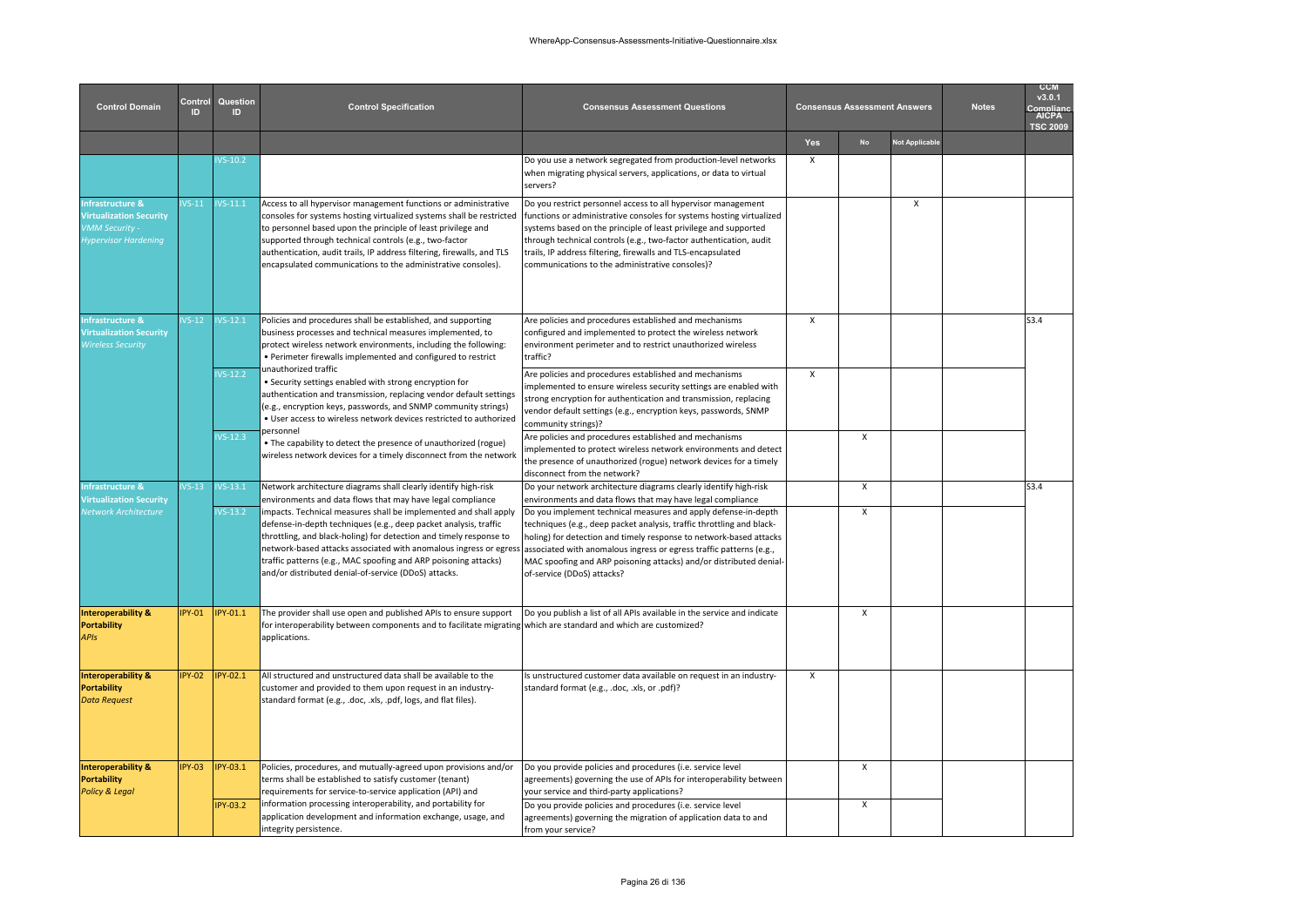| Control Domain | Control ID | Question ID | Control Specification | Consensus Assessment Questions | Consensus Assessment Answers | | | Notes | CCM v3.0.1 Compliance AICPA TSC 2009 |
|---|---|---|---|---|---|---|---|---|---|
| | | | | | Yes | No | Not Applicable | | |
| | | IVS-10.2 | | Do you use a network segregated from production-level networks when migrating physical servers, applications, or data to virtual servers? | X | | | | |
| Infrastructure & Virtualization Security *VMM Security - Hypervisor Hardening* | IVS-11 | IVS-11.1 | Access to all hypervisor management functions or administrative consoles for systems hosting virtualized systems shall be restricted to personnel based upon the principle of least privilege and supported through technical controls (e.g., two-factor authentication, audit trails, IP address filtering, firewalls, and TLS encapsulated communications to the administrative consoles). | Do you restrict personnel access to all hypervisor management functions or administrative consoles for systems hosting virtualized systems based on the principle of least privilege and supported through technical controls (e.g., two-factor authentication, audit trails, IP address filtering, firewalls and TLS-encapsulated communications to the administrative consoles)? | | | X | | |
| Infrastructure & Virtualization Security *Wireless Security* | IVS-12 | IVS-12.1 | Policies and procedures shall be established, and supporting business processes and technical measures implemented, to protect wireless network environments, including the following:<br>• Perimeter firewalls implemented and configured to restrict unauthorized traffic<br>• Security settings enabled with strong encryption for authentication and transmission, replacing vendor default settings (e.g., encryption keys, passwords, and SNMP community strings)<br>• User access to wireless network devices restricted to authorized personnel<br>• The capability to detect the presence of unauthorized (rogue) wireless network devices for a timely disconnect from the network | Are policies and procedures established and mechanisms configured and implemented to protect the wireless network environment perimeter and to restrict unauthorized wireless traffic? | X | | | | S3.4 |
| | | IVS-12.2 | | Are policies and procedures established and mechanisms implemented to ensure wireless security settings are enabled with strong encryption for authentication and transmission, replacing vendor default settings (e.g., encryption keys, passwords, SNMP community strings)? | X | | | | |
| | | IVS-12.3 | | Are policies and procedures established and mechanisms implemented to protect wireless network environments and detect the presence of unauthorized (rogue) network devices for a timely disconnect from the network? | | X | | | |
| Infrastructure & Virtualization Security *Network Architecture* | IVS-13 | IVS-13.1 | Network architecture diagrams shall clearly identify high-risk environments and data flows that may have legal compliance impacts. Technical measures shall be implemented and shall apply defense-in-depth techniques (e.g., deep packet analysis, traffic throttling, and black-holing) for detection and timely response to network-based attacks associated with anomalous ingress or egress traffic patterns (e.g., MAC spoofing and ARP poisoning attacks) and/or distributed denial-of-service (DDoS) attacks. | Do your network architecture diagrams clearly identify high-risk environments and data flows that may have legal compliance impacts? | | X | | | S3.4 |
| | | IVS-13.2 | | Do you implement technical measures and apply defense-in-depth techniques (e.g., deep packet analysis, traffic throttling and black-holing) for detection and timely response to network-based attacks associated with anomalous ingress or egress traffic patterns (e.g., MAC spoofing and ARP poisoning attacks) and/or distributed denial-of-service (DDoS) attacks? | | X | | | |
| **Interoperability & Portability** *APIs* | IPY-01 | IPY-01.1 | The provider shall use open and published APIs to ensure support for interoperability between components and to facilitate migrating applications. | Do you publish a list of all APIs available in the service and indicate which are standard and which are customized? | | X | | | |
| **Interoperability & Portability** *Data Request* | IPY-02 | IPY-02.1 | All structured and unstructured data shall be available to the customer and provided to them upon request in an industry-standard format (e.g., .doc, .xls, .pdf, logs, and flat files). | Is unstructured customer data available on request in an industry-standard format (e.g., .doc, .xls, or .pdf)? | X | | | | |
| **Interoperability & Portability** *Policy & Legal* | IPY-03 | IPY-03.1 | Policies, procedures, and mutually-agreed upon provisions and/or terms shall be established to satisfy customer (tenant) requirements for service-to-service application (API) and information processing interoperability, and portability for application development and information exchange, usage, and integrity persistence. | Do you provide policies and procedures (i.e. service level agreements) governing the use of APIs for interoperability between your service and third-party applications? | | X | | | |
| | | IPY-03.2 | | Do you provide policies and procedures (i.e. service level agreements) governing the migration of application data to and from your service? | | X | | | |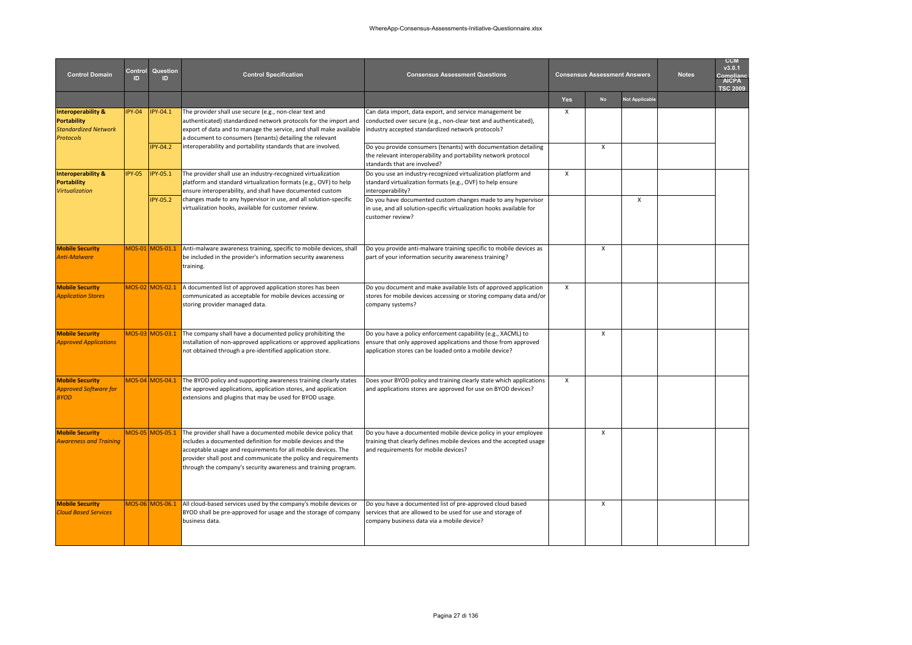| Control Domain | Control ID | Question ID | Control Specification | Consensus Assessment Questions | Consensus Assessment Answers | | | Notes | CCM v3.0.1 Compliance AICPA TSC 2009 |
|---|---|---|---|---|---|---|---|---|---|
| | | | | | Yes | No | Not Applicable | | |
| **Interoperability & Portability** *Standardized Network Protocols* | IPY-04 | IPY-04.1 | The provider shall use secure (e.g., non-clear text and authenticated) standardized network protocols for the import and export of data and to manage the service, and shall make available a document to consumers (tenants) detailing the relevant interoperability and portability standards that are involved. | Can data import, data export, and service management be conducted over secure (e.g., non-clear text and authenticated), industry accepted standardized network protocols? | X | | | | |
| | | IPY-04.2 | | Do you provide consumers (tenants) with documentation detailing the relevant interoperability and portability network protocol standards that are involved? | | X | | | |
| **Interoperability & Portability** *Virtualization* | IPY-05 | IPY-05.1 | The provider shall use an industry-recognized virtualization platform and standard virtualization formats (e.g., OVF) to help ensure interoperability, and shall have documented custom changes made to any hypervisor in use, and all solution-specific virtualization hooks, available for customer review. | Do you use an industry-recognized virtualization platform and standard virtualization formats (e.g., OVF) to help ensure interoperability? | X | | | | |
| | | IPY-05.2 | | Do you have documented custom changes made to any hypervisor in use, and all solution-specific virtualization hooks available for customer review? | | | X | | |
| **Mobile Security** *Anti-Malware* | MOS-01 | MOS-01.1 | Anti-malware awareness training, specific to mobile devices, shall be included in the provider's information security awareness training. | Do you provide anti-malware training specific to mobile devices as part of your information security awareness training? | | X | | | |
| **Mobile Security** *Application Stores* | MOS-02 | MOS-02.1 | A documented list of approved application stores has been communicated as acceptable for mobile devices accessing or storing provider managed data. | Do you document and make available lists of approved application stores for mobile devices accessing or storing company data and/or company systems? | X | | | | |
| **Mobile Security** *Approved Applications* | MOS-03 | MOS-03.1 | The company shall have a documented policy prohibiting the installation of non-approved applications or approved applications not obtained through a pre-identified application store. | Do you have a policy enforcement capability (e.g., XACML) to ensure that only approved applications and those from approved application stores can be loaded onto a mobile device? | | X | | | |
| **Mobile Security** *Approved Software for BYOD* | MOS-04 | MOS-04.1 | The BYOD policy and supporting awareness training clearly states the approved applications, application stores, and application extensions and plugins that may be used for BYOD usage. | Does your BYOD policy and training clearly state which applications and applications stores are approved for use on BYOD devices? | X | | | | |
| **Mobile Security** *Awareness and Training* | MOS-05 | MOS-05.1 | The provider shall have a documented mobile device policy that includes a documented definition for mobile devices and the acceptable usage and requirements for all mobile devices. The provider shall post and communicate the policy and requirements through the company's security awareness and training program. | Do you have a documented mobile device policy in your employee training that clearly defines mobile devices and the accepted usage and requirements for mobile devices? | | X | | | |
| **Mobile Security** *Cloud Based Services* | MOS-06 | MOS-06.1 | All cloud-based services used by the company's mobile devices or BYOD shall be pre-approved for usage and the storage of company business data. | Do you have a documented list of pre-approved cloud based services that are allowed to be used for use and storage of company business data via a mobile device? | | X | | | |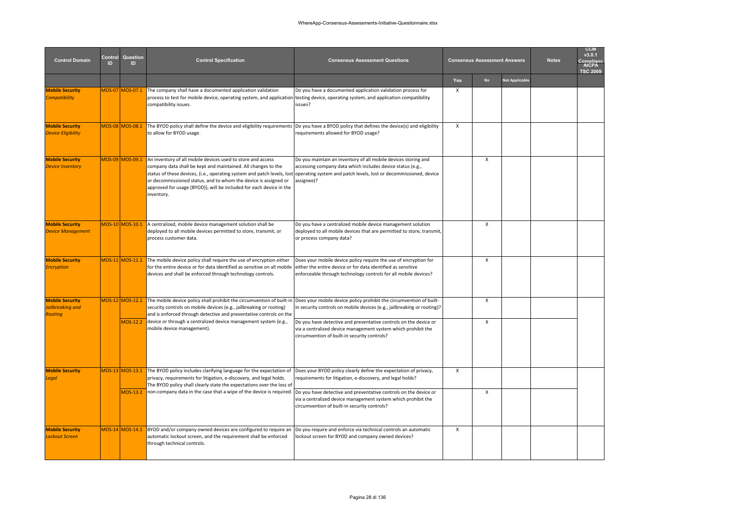| Control Domain | Control ID | Question ID | Control Specification | Consensus Assessment Questions | Consensus Assessment Answers | | | Notes | CCM v3.0.1 Compliance AICPA TSC 2009 |
|---|---|---|---|---|---|---|---|---|---|
| | | | | | Yes | No | Not Applicable | | |
| **Mobile Security** *Compatibility* | MOS-07 | MOS-07.1 | The company shall have a documented application validation process to test for mobile device, operating system, and application compatibility issues. | Do you have a documented application validation process for testing device, operating system, and application compatibility issues? | X | | | | |
| **Mobile Security** *Device Eligibility* | MOS-08 | MOS-08.1 | The BYOD policy shall define the device and eligibility requirements to allow for BYOD usage. | Do you have a BYOD policy that defines the device(s) and eligibility requirements allowed for BYOD usage? | X | | | | |
| **Mobile Security** *Device Inventory* | MOS-09 | MOS-09.1 | An inventory of all mobile devices used to store and access company data shall be kept and maintained. All changes to the status of these devices, (i.e., operating system and patch levels, lost or decommissioned status, and to whom the device is assigned or approved for usage (BYOD)), will be included for each device in the inventory. | Do you maintain an inventory of all mobile devices storing and accessing company data which includes device status (e.g., operating system and patch levels, lost or decommissioned, device assignee)? | | X | | | |
| **Mobile Security** *Device Management* | MOS-10 | MOS-10.1 | A centralized, mobile device management solution shall be deployed to all mobile devices permitted to store, transmit, or process customer data. | Do you have a centralized mobile device management solution deployed to all mobile devices that are permitted to store, transmit, or process company data? | | X | | | |
| **Mobile Security** *Encryption* | MOS-11 | MOS-11.1 | The mobile device policy shall require the use of encryption either for the entire device or for data identified as sensitive on all mobile devices and shall be enforced through technology controls. | Does your mobile device policy require the use of encryption for either the entire device or for data identified as sensitive enforceable through technology controls for all mobile devices? | | X | | | |
| **Mobile Security** *Jailbreaking and Rooting* | MOS-12 | MOS-12.1 | The mobile device policy shall prohibit the circumvention of built-in security controls on mobile devices (e.g., jailbreaking or rooting) and is enforced through detective and preventative controls on the device or through a centralized device management system (e.g., mobile device management). | Does your mobile device policy prohibit the circumvention of built-in security controls on mobile devices (e.g., jailbreaking or rooting)? | | X | | | |
| | | MOS-12.2 | | Do you have detective and preventative controls on the device or via a centralized device management system which prohibit the circumvention of built-in security controls? | | X | | | |
| **Mobile Security** *Legal* | MOS-13 | MOS-13.1 | The BYOD policy includes clarifying language for the expectation of privacy, requirements for litigation, e-discovery, and legal holds. The BYOD policy shall clearly state the expectations over the loss of non-company data in the case that a wipe of the device is required. | Does your BYOD policy clearly define the expectation of privacy, requirements for litigation, e-discovery, and legal holds? | X | | | | |
| | | MOS-13.2 | | Do you have detective and preventative controls on the device or via a centralized device management system which prohibit the circumvention of built-in security controls? | | X | | | |
| **Mobile Security** *Lockout Screen* | MOS-14 | MOS-14.1 | BYOD and/or company owned devices are configured to require an automatic lockout screen, and the requirement shall be enforced through technical controls. | Do you require and enforce via technical controls an automatic lockout screen for BYOD and company owned devices? | X | | | | |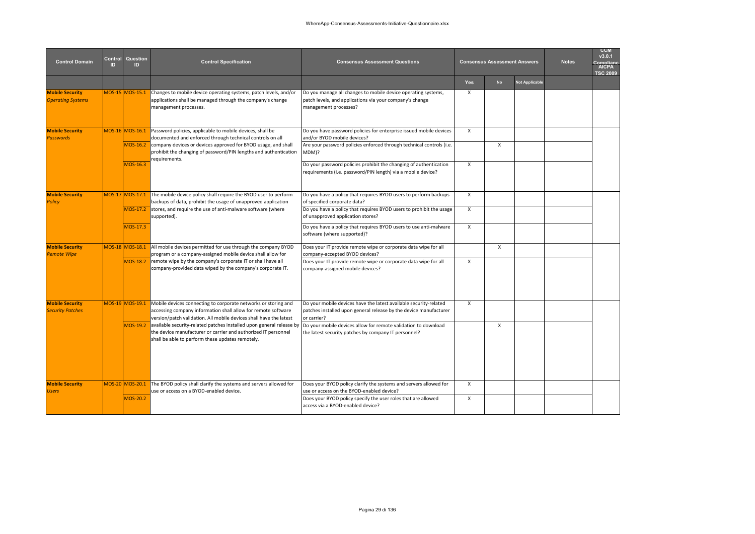| Control Domain | Control ID | Question ID | Control Specification | Consensus Assessment Questions | Consensus Assessment Answers | | | Notes | CCM v3.0.1 Compliance AICPA TSC 2009 |
|---|---|---|---|---|---|---|---|---|---|
| | | | | | Yes | No | Not Applicable | | |
| **Mobile Security** *Operating Systems* | MOS-15 | MOS-15.1 | Changes to mobile device operating systems, patch levels, and/or applications shall be managed through the company's change management processes. | Do you manage all changes to mobile device operating systems, patch levels, and applications via your company's change management processes? | X | | | | |
| **Mobile Security** *Passwords* | MOS-16 | MOS-16.1 | Password policies, applicable to mobile devices, shall be documented and enforced through technical controls on all company devices or devices approved for BYOD usage, and shall prohibit the changing of password/PIN lengths and authentication requirements. | Do you have password policies for enterprise issued mobile devices and/or BYOD mobile devices? | X | | | | |
| | | MOS-16.2 | | Are your password policies enforced through technical controls (i.e. MDM)? | | X | | | |
| | | MOS-16.3 | | Do your password policies prohibit the changing of authentication requirements (i.e. password/PIN length) via a mobile device? | X | | | | |
| **Mobile Security** *Policy* | MOS-17 | MOS-17.1 | The mobile device policy shall require the BYOD user to perform backups of data, prohibit the usage of unapproved application stores, and require the use of anti-malware software (where supported). | Do you have a policy that requires BYOD users to perform backups of specified corporate data? | X | | | | |
| | | MOS-17.2 | | Do you have a policy that requires BYOD users to prohibit the usage of unapproved application stores? | X | | | | |
| | | MOS-17.3 | | Do you have a policy that requires BYOD users to use anti-malware software (where supported)? | X | | | | |
| **Mobile Security** *Remote Wipe* | MOS-18 | MOS-18.1 | All mobile devices permitted for use through the company BYOD program or a company-assigned mobile device shall allow for remote wipe by the company's corporate IT or shall have all company-provided data wiped by the company's corporate IT. | Does your IT provide remote wipe or corporate data wipe for all company-accepted BYOD devices? | | X | | | |
| | | MOS-18.2 | | Does your IT provide remote wipe or corporate data wipe for all company-assigned mobile devices? | X | | | | |
| **Mobile Security** *Security Patches* | MOS-19 | MOS-19.1 | Mobile devices connecting to corporate networks or storing and accessing company information shall allow for remote software version/patch validation. All mobile devices shall have the latest available security-related patches installed upon general release by the device manufacturer or carrier and authorized IT personnel shall be able to perform these updates remotely. | Do your mobile devices have the latest available security-related patches installed upon general release by the device manufacturer or carrier? | X | | | | |
| | | MOS-19.2 | | Do your mobile devices allow for remote validation to download the latest security patches by company IT personnel? | | X | | | |
| **Mobile Security** *Users* | MOS-20 | MOS-20.1 | The BYOD policy shall clarify the systems and servers allowed for use or access on a BYOD-enabled device. | Does your BYOD policy clarify the systems and servers allowed for use or access on the BYOD-enabled device? | X | | | | |
| | | MOS-20.2 | | Does your BYOD policy specify the user roles that are allowed access via a BYOD-enabled device? | X | | | | |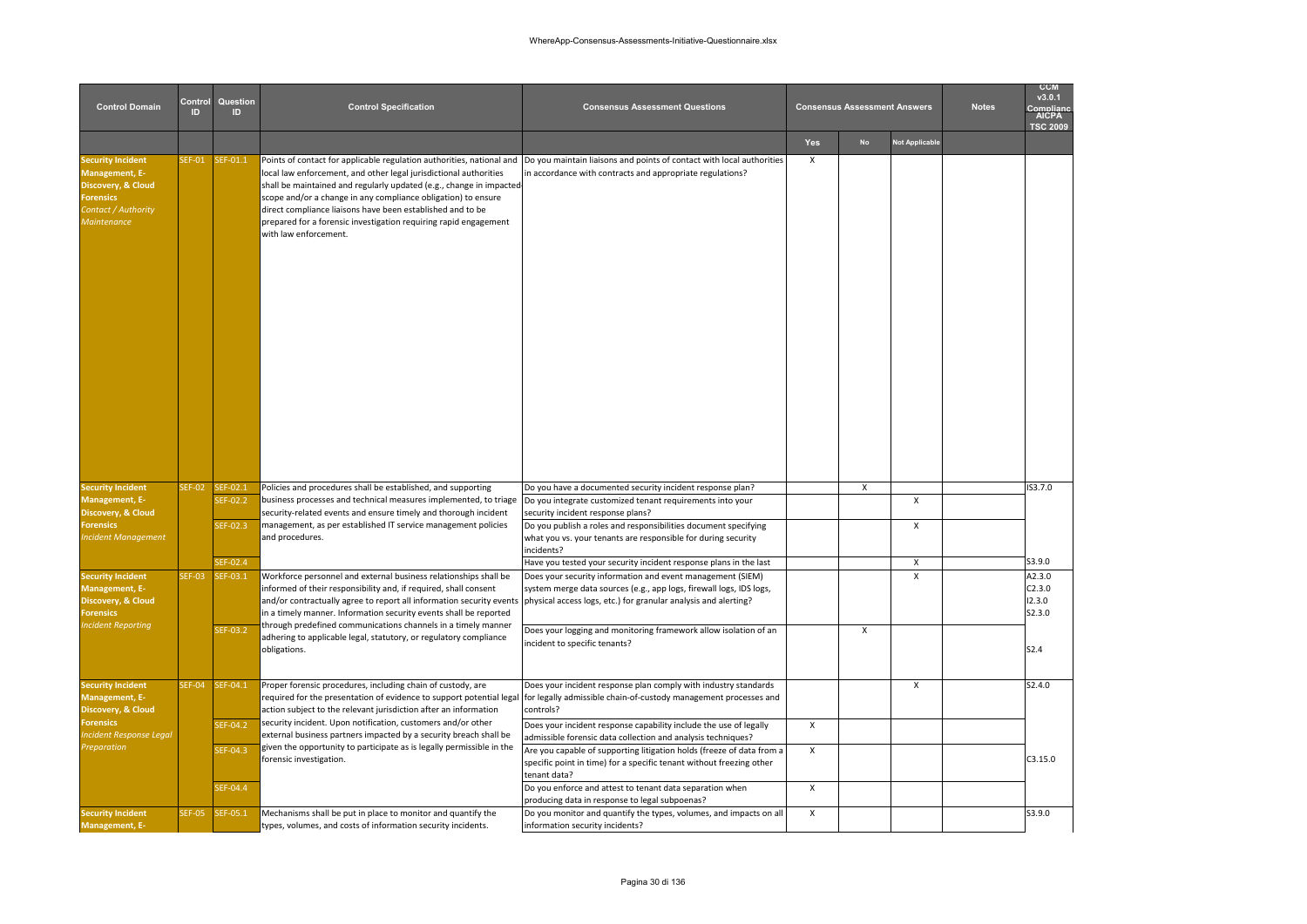| Control Domain | Control ID | Question ID | Control Specification | Consensus Assessment Questions | Consensus Assessment Answers | | | Notes | CCM v3.0.1 Compliance AICPA TSC 2009 |
|---|---|---|---|---|---|---|---|---|---|
| | | | | | Yes | No | Not Applicable | | |
| Security Incident Management, E-Discovery, & Cloud Forensics *Contact / Authority Maintenance* | SEF-01 | SEF-01.1 | Points of contact for applicable regulation authorities, national and local law enforcement, and other legal jurisdictional authorities shall be maintained and regularly updated (e.g., change in impacted-scope and/or a change in any compliance obligation) to ensure direct compliance liaisons have been established and to be prepared for a forensic investigation requiring rapid engagement with law enforcement. | Do you maintain liaisons and points of contact with local authorities in accordance with contracts and appropriate regulations? | X | | | | |
| Security Incident Management, E-Discovery, & Cloud Forensics *Incident Management* | SEF-02 | SEF-02.1 | Policies and procedures shall be established, and supporting business processes and technical measures implemented, to triage security-related events and ensure timely and thorough incident management, as per established IT service management policies and procedures. | Do you have a documented security incident response plan? | | X | | | IS3.7.0 |
| | | SEF-02.2 | | Do you integrate customized tenant requirements into your security incident response plans? | | | X | | |
| | | SEF-02.3 | | Do you publish a roles and responsibilities document specifying what you vs. your tenants are responsible for during security incidents? | | | X | | |
| | | SEF-02.4 | | Have you tested your security incident response plans in the last | | | X | | S3.9.0 |
| Security Incident Management, E-Discovery, & Cloud Forensics *Incident Reporting* | SEF-03 | SEF-03.1 | Workforce personnel and external business relationships shall be informed of their responsibility and, if required, shall consent and/or contractually agree to report all information security events in a timely manner. Information security events shall be reported through predefined communications channels in a timely manner adhering to applicable legal, statutory, or regulatory compliance obligations. | Does your security information and event management (SIEM) system merge data sources (e.g., app logs, firewall logs, IDS logs, physical access logs, etc.) for granular analysis and alerting? | | | X | | A2.3.0 C2.3.0 I2.3.0 S2.3.0 |
| | | SEF-03.2 | | Does your logging and monitoring framework allow isolation of an incident to specific tenants? | | X | | | S2.4 |
| Security Incident Management, E-Discovery, & Cloud Forensics *Incident Response Legal Preparation* | SEF-04 | SEF-04.1 | Proper forensic procedures, including chain of custody, are required for the presentation of evidence to support potential legal action subject to the relevant jurisdiction after an information security incident. Upon notification, customers and/or other external business partners impacted by a security breach shall be given the opportunity to participate as is legally permissible in the forensic investigation. | Does your incident response plan comply with industry standards for legally admissible chain-of-custody management processes and controls? | | | X | | S2.4.0 |
| | | SEF-04.2 | | Does your incident response capability include the use of legally admissible forensic data collection and analysis techniques? | X | | | | |
| | | SEF-04.3 | | Are you capable of supporting litigation holds (freeze of data from a specific point in time) for a specific tenant without freezing other tenant data? | X | | | | C3.15.0 |
| | | SEF-04.4 | | Do you enforce and attest to tenant data separation when producing data in response to legal subpoenas? | X | | | | |
| Security Incident Management, E- | SEF-05 | SEF-05.1 | Mechanisms shall be put in place to monitor and quantify the types, volumes, and costs of information security incidents. | Do you monitor and quantify the types, volumes, and impacts on all information security incidents? | X | | | | S3.9.0 |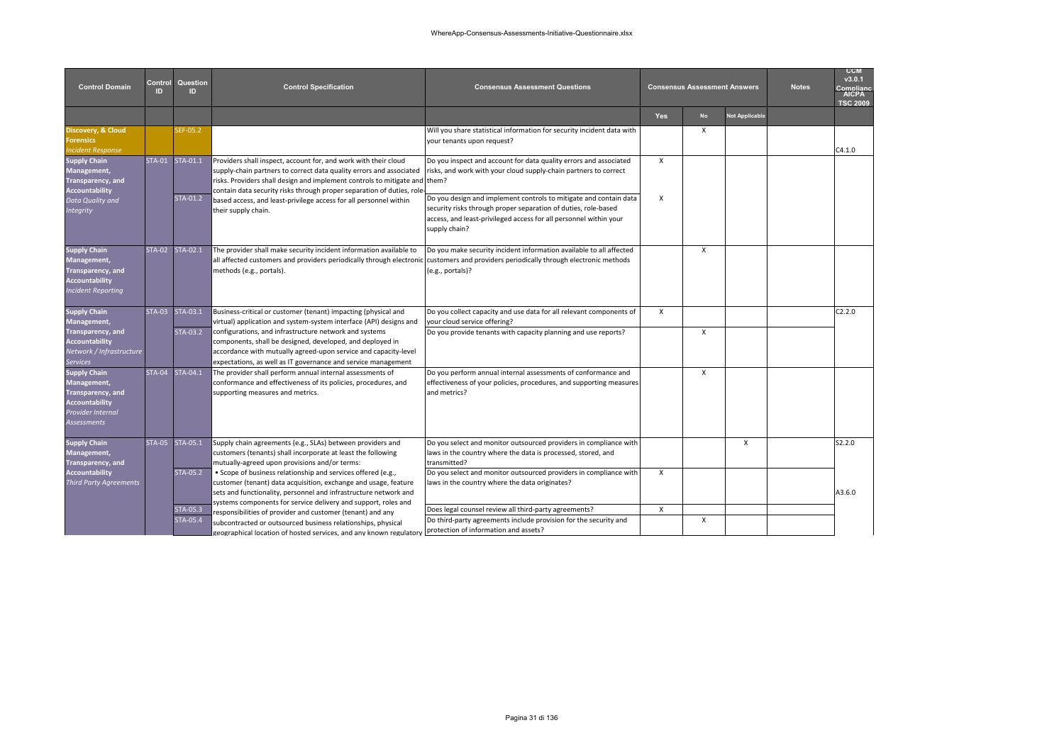| Control Domain | Control ID | Question ID | Control Specification | Consensus Assessment Questions | Consensus Assessment Answers | | | Notes | CCM v3.0.1 Compliance AICPA TSC 2009 |
|---|---|---|---|---|---|---|---|---|---|
| | | | | | Yes | No | Not Applicable | | |
| Discovery, & Cloud Forensics *Incident Response* | | SEF-05.2 | | Will you share statistical information for security incident data with your tenants upon request? | | X | | | C4.1.0 |
| Supply Chain Management, Transparency, and Accountability *Data Quality and Integrity* | STA-01 | STA-01.1 | Providers shall inspect, account for, and work with their cloud supply-chain partners to correct data quality errors and associated risks. Providers shall design and implement controls to mitigate and contain data security risks through proper separation of duties, role-based access, and least-privilege access for all personnel within their supply chain. | Do you inspect and account for data quality errors and associated risks, and work with your cloud supply-chain partners to correct them? | X | | | | |
| | | STA-01.2 | | Do you design and implement controls to mitigate and contain data security risks through proper separation of duties, role-based access, and least-privileged access for all personnel within your supply chain? | X | | | | |
| Supply Chain Management, Transparency, and Accountability *Incident Reporting* | STA-02 | STA-02.1 | The provider shall make security incident information available to all affected customers and providers periodically through electronic methods (e.g., portals). | Do you make security incident information available to all affected customers and providers periodically through electronic methods (e.g., portals)? | | X | | | |
| Supply Chain Management, Transparency, and Accountability *Network / Infrastructure Services* | STA-03 | STA-03.1 | Business-critical or customer (tenant) impacting (physical and virtual) application and system-system interface (API) designs and configurations, and infrastructure network and systems components, shall be designed, developed, and deployed in accordance with mutually agreed-upon service and capacity-level expectations, as well as IT governance and service management | Do you collect capacity and use data for all relevant components of your cloud service offering? | X | | | | C2.2.0 |
| | | STA-03.2 | | Do you provide tenants with capacity planning and use reports? | | X | | | |
| Supply Chain Management, Transparency, and Accountability *Provider Internal Assessments* | STA-04 | STA-04.1 | The provider shall perform annual internal assessments of conformance and effectiveness of its policies, procedures, and supporting measures and metrics. | Do you perform annual internal assessments of conformance and effectiveness of your policies, procedures, and supporting measures and metrics? | | X | | | |
| Supply Chain Management, Transparency, and Accountability *Third Party Agreements* | STA-05 | STA-05.1 | Supply chain agreements (e.g., SLAs) between providers and customers (tenants) shall incorporate at least the following mutually-agreed upon provisions and/or terms: • Scope of business relationship and services offered (e.g., customer (tenant) data acquisition, exchange and usage, feature sets and functionality, personnel and infrastructure network and systems components for service delivery and support, roles and responsibilities of provider and customer (tenant) and any subcontracted or outsourced business relationships, physical geographical location of hosted services, and any known regulatory | Do you select and monitor outsourced providers in compliance with laws in the country where the data is processed, stored, and transmitted? | | | X | | S2.2.0 |
| | | STA-05.2 | | Do you select and monitor outsourced providers in compliance with laws in the country where the data originates? | X | | | | A3.6.0 |
| | | STA-05.3 | | Does legal counsel review all third-party agreements? | X | | | | |
| | | STA-05.4 | | Do third-party agreements include provision for the security and protection of information and assets? | | X | | | |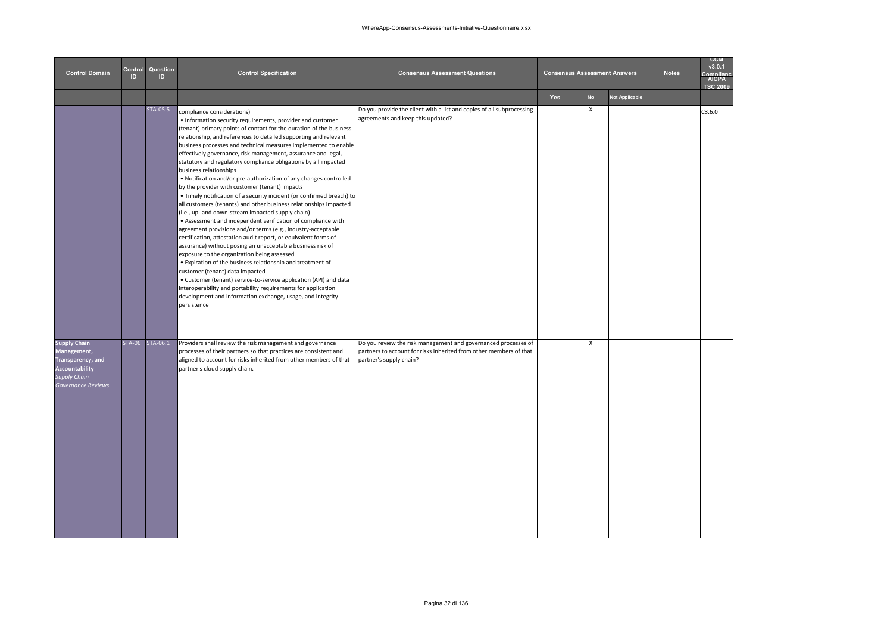| Control Domain | Control ID | Question ID | Control Specification | Consensus Assessment Questions | Consensus Assessment Answers | | | Notes | CCM v3.0.1 Compliance AICPA TSC 2009 |
|---|---|---|---|---|---|---|---|---|---|
| | | | | | Yes | No | Not Applicable | | |
| | | STA-05.5 | compliance considerations)<br>• Information security requirements, provider and customer (tenant) primary points of contact for the duration of the business relationship, and references to detailed supporting and relevant business processes and technical measures implemented to enable effectively governance, risk management, assurance and legal, statutory and regulatory compliance obligations by all impacted business relationships<br>• Notification and/or pre-authorization of any changes controlled by the provider with customer (tenant) impacts<br>• Timely notification of a security incident (or confirmed breach) to all customers (tenants) and other business relationships impacted (i.e., up- and down-stream impacted supply chain)<br>• Assessment and independent verification of compliance with agreement provisions and/or terms (e.g., industry-acceptable certification, attestation audit report, or equivalent forms of assurance) without posing an unacceptable business risk of exposure to the organization being assessed<br>• Expiration of the business relationship and treatment of customer (tenant) data impacted<br>• Customer (tenant) service-to-service application (API) and data interoperability and portability requirements for application development and information exchange, usage, and integrity persistence | Do you provide the client with a list and copies of all subprocessing agreements and keep this updated? | | X | | | C3.6.0 |
| **Supply Chain Management, Transparency, and Accountability**<br>*Supply Chain Governance Reviews* | STA-06 | STA-06.1 | Providers shall review the risk management and governance processes of their partners so that practices are consistent and aligned to account for risks inherited from other members of that partner's cloud supply chain. | Do you review the risk management and governanced processes of partners to account for risks inherited from other members of that partner's supply chain? | | X | | | |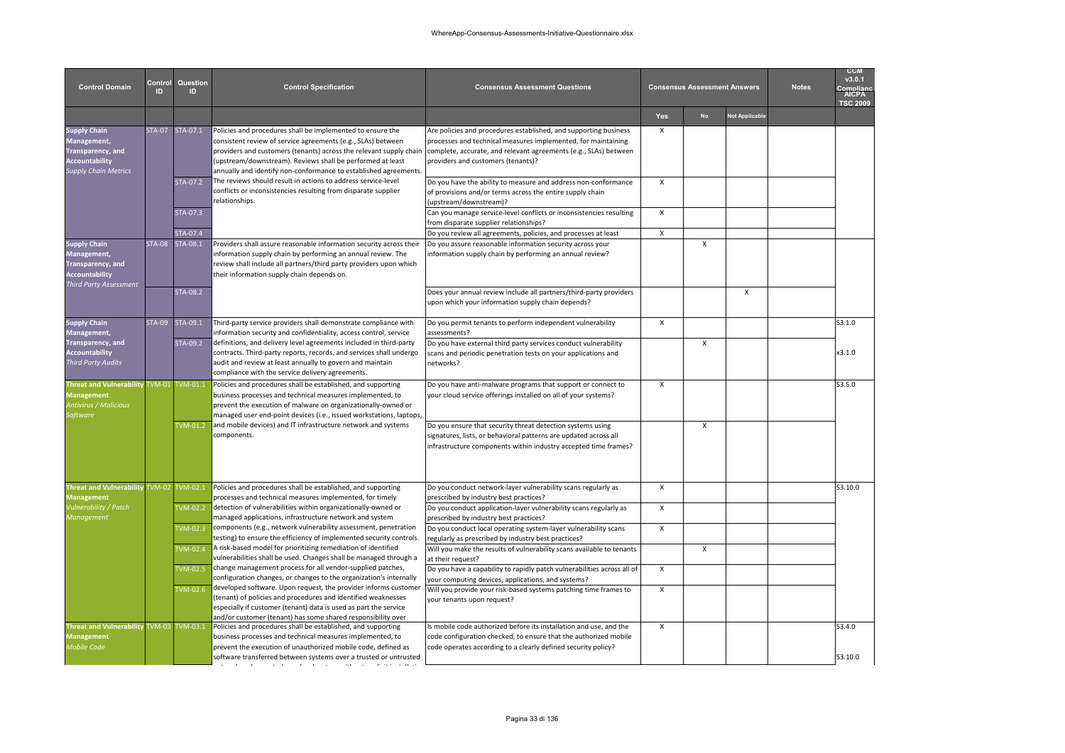| Control Domain | Control ID | Question ID | Control Specification | Consensus Assessment Questions | Consensus Assessment Answers | | | Notes | CCM v3.0.1 Compliance AICPA TSC 2009 |
|---|---|---|---|---|---|---|---|---|---|
| | | | | | Yes | No | Not Applicable | | |
| **Supply Chain Management, Transparency, and Accountability** *Supply Chain Metrics* | STA-07 | STA-07.1 | Policies and procedures shall be implemented to ensure the consistent review of service agreements (e.g., SLAs) between providers and customers (tenants) across the relevant supply chain (upstream/downstream). Reviews shall be performed at least annually and identify non-conformance to established agreements. The reviews should result in actions to address service-level conflicts or inconsistencies resulting from disparate supplier relationships. | Are policies and procedures established, and supporting business processes and technical measures implemented, for maintaining complete, accurate, and relevant agreements (e.g., SLAs) between providers and customers (tenants)? | X | | | | |
| | | STA-07.2 | | Do you have the ability to measure and address non-conformance of provisions and/or terms across the entire supply chain (upstream/downstream)? | X | | | | |
| | | STA-07.3 | | Can you manage service-level conflicts or inconsistencies resulting from disparate supplier relationships? | X | | | | |
| | | STA-07.4 | | Do you review all agreements, policies, and processes at least | X | | | | |
| **Supply Chain Management, Transparency, and Accountability** *Third Party Assessment* | STA-08 | STA-08.1 | Providers shall assure reasonable information security across their information supply chain by performing an annual review. The review shall include all partners/third party providers upon which their information supply chain depends on. | Do you assure reasonable information security across your information supply chain by performing an annual review? | | X | | | |
| | | STA-08.2 | | Does your annual review include all partners/third-party providers upon which your information supply chain depends? | | | X | | |
| **Supply Chain Management, Transparency, and Accountability** *Third Party Audits* | STA-09 | STA-09.1 | Third-party service providers shall demonstrate compliance with information security and confidentiality, access control, service definitions, and delivery level agreements included in third-party contracts. Third-party reports, records, and services shall undergo audit and review at least annually to govern and maintain compliance with the service delivery agreements. | Do you permit tenants to perform independent vulnerability assessments? | X | | | | S3.1.0 |
| | | STA-09.2 | | Do you have external third party services conduct vulnerability scans and periodic penetration tests on your applications and networks? | | X | | | x3.1.0 |
| **Threat and Vulnerability Management** *Antivirus / Malicious Software* | TVM-01 | TVM-01.1 | Policies and procedures shall be established, and supporting business processes and technical measures implemented, to prevent the execution of malware on organizationally-owned or managed user end-point devices (i.e., issued workstations, laptops, and mobile devices) and IT infrastructure network and systems components. | Do you have anti-malware programs that support or connect to your cloud service offerings installed on all of your systems? | X | | | | S3.5.0 |
| | | TVM-01.2 | | Do you ensure that security threat detection systems using signatures, lists, or behavioral patterns are updated across all infrastructure components within industry accepted time frames? | | X | | | |
| **Threat and Vulnerability Management** *Vulnerability / Patch Management* | TVM-02 | TVM-02.1 | Policies and procedures shall be established, and supporting processes and technical measures implemented, for timely detection of vulnerabilities within organizationally-owned or managed applications, infrastructure network and system components (e.g., network vulnerability assessment, penetration testing) to ensure the efficiency of implemented security controls. A risk-based model for prioritizing remediation of identified vulnerabilities shall be used. Changes shall be managed through a change management process for all vendor-supplied patches, configuration changes, or changes to the organization's internally developed software. Upon request, the provider informs customer (tenant) of policies and procedures and identified weaknesses especially if customer (tenant) data is used as part the service and/or customer (tenant) has some shared responsibility over | Do you conduct network-layer vulnerability scans regularly as prescribed by industry best practices? | X | | | | S3.10.0 |
| | | TVM-02.2 | | Do you conduct application-layer vulnerability scans regularly as prescribed by industry best practices? | X | | | | |
| | | TVM-02.3 | | Do you conduct local operating system-layer vulnerability scans regularly as prescribed by industry best practices? | X | | | | |
| | | TVM-02.4 | | Will you make the results of vulnerability scans available to tenants at their request? | | X | | | |
| | | TVM-02.5 | | Do you have a capability to rapidly patch vulnerabilities across all of your computing devices, applications, and systems? | X | | | | |
| | | TVM-02.6 | | Will you provide your risk-based systems patching time frames to your tenants upon request? | X | | | | |
| **Threat and Vulnerability Management** *Mobile Code* | TVM-03 | TVM-03.1 | Policies and procedures shall be established, and supporting business processes and technical measures implemented, to prevent the execution of unauthorized mobile code, defined as software transferred between systems over a trusted or untrusted | Is mobile code authorized before its installation and use, and the code configuration checked, to ensure that the authorized mobile code operates according to a clearly defined security policy? | X | | | | S3.4.0<br>S3.10.0 |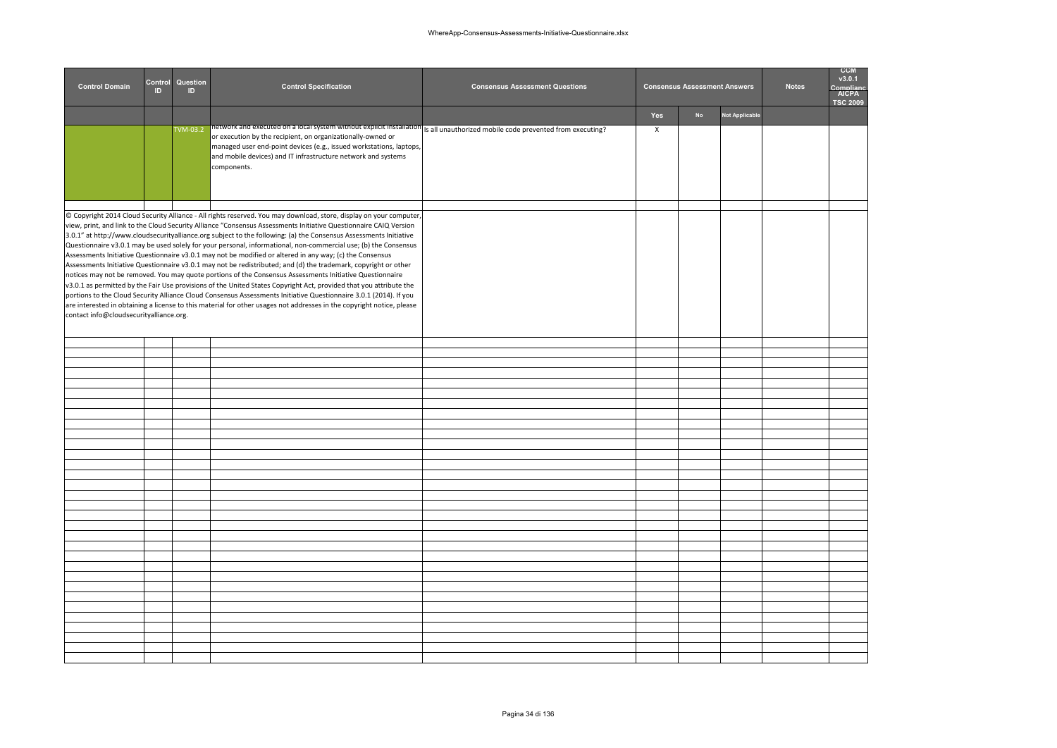| Control Domain | Control ID | Question ID | Control Specification | Consensus Assessment Questions | Consensus Assessment Answers | | | Notes | CCM v3.0.1 Compliance AICPA TSC 2009 |
|---|---|---|---|---|---|---|---|---|---|
| | | | | | Yes | No | Not Applicable | | |
| | | TVM-03.2 | network and executed on a local system without explicit installation or execution by the recipient, on organizationally-owned or managed user end-point devices (e.g., issued workstations, laptops, and mobile devices) and IT infrastructure network and systems components. | Is all unauthorized mobile code prevented from executing? | X | | | | |

© Copyright 2014 Cloud Security Alliance - All rights reserved. You may download, store, display on your computer, view, print, and link to the Cloud Security Alliance "Consensus Assessments Initiative Questionnaire CAIQ Version 3.0.1" at http://www.cloudsecurityalliance.org subject to the following: (a) the Consensus Assessments Initiative Questionnaire v3.0.1 may be used solely for your personal, informational, non-commercial use; (b) the Consensus Assessments Initiative Questionnaire v3.0.1 may not be modified or altered in any way; (c) the Consensus Assessments Initiative Questionnaire v3.0.1 may not be redistributed; and (d) the trademark, copyright or other notices may not be removed. You may quote portions of the Consensus Assessments Initiative Questionnaire v3.0.1 as permitted by the Fair Use provisions of the United States Copyright Act, provided that you attribute the portions to the Cloud Security Alliance Cloud Consensus Assessments Initiative Questionnaire 3.0.1 (2014). If you are interested in obtaining a license to this material for other usages not addresses in the copyright notice, please contact info@cloudsecurityalliance.org.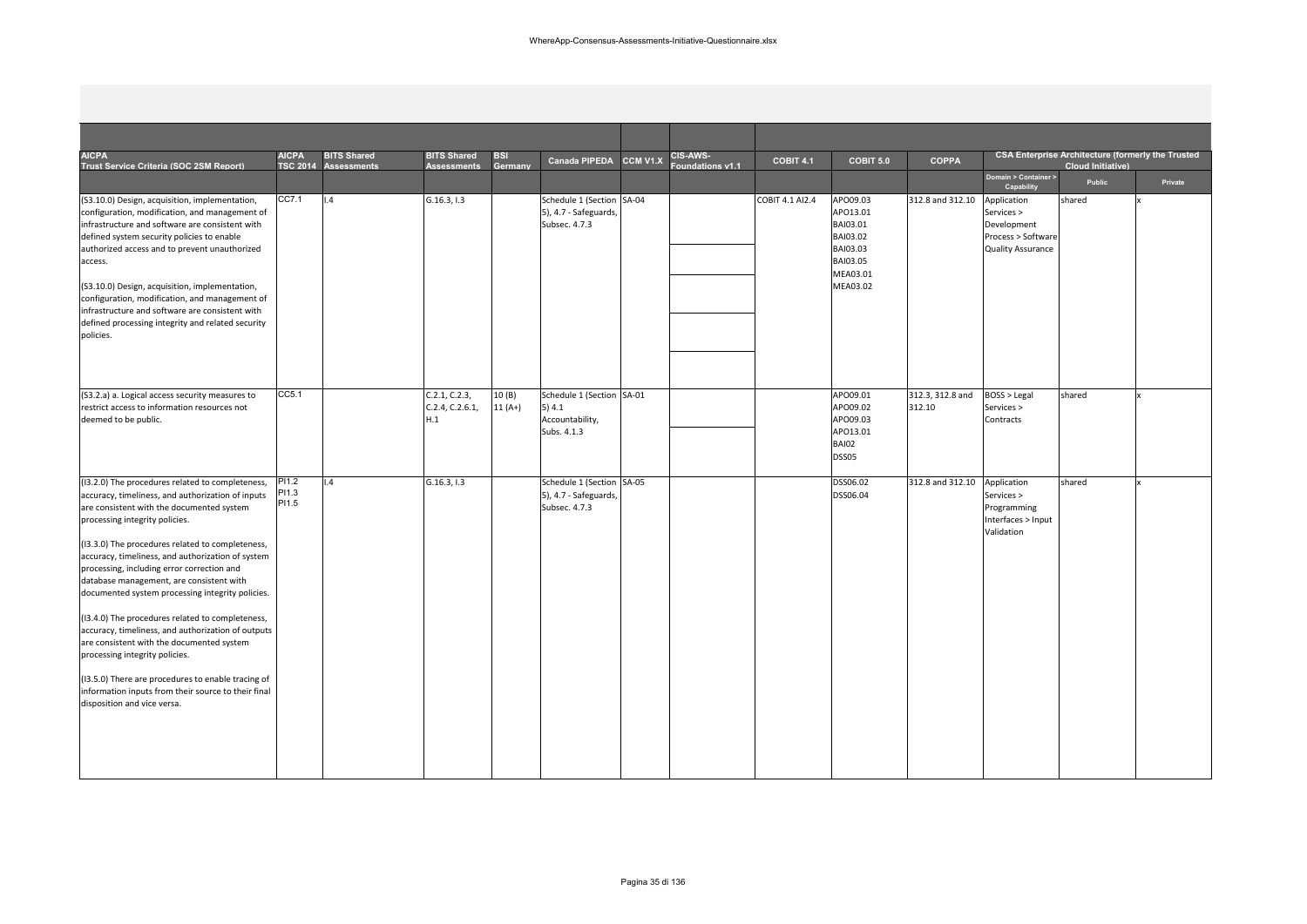| AICPA Trust Service Criteria (SOC 2SM Report) | AICPA TSC 2014 | BITS Shared Assessments | BITS Shared Assessments | BSI Germany | Canada PIPEDA | CCM V1.X | CIS-AWS-Foundations v1.1 | COBIT 4.1 | COBIT 5.0 | COPPA | CSA Enterprise Architecture (formerly the Trusted Cloud Initiative) | | |
|---|---|---|---|---|---|---|---|---|---|---|---|---|---|
| | | | | | | | | | | | Domain > Container > Capability | Public | Private |
| (S3.10.0) Design, acquisition, implementation, configuration, modification, and management of infrastructure and software are consistent with defined system security policies to enable authorized access and to prevent unauthorized access.<br><br>(S3.10.0) Design, acquisition, implementation, configuration, modification, and management of infrastructure and software are consistent with defined processing integrity and related security policies. | CC7.1 | I.4 | G.16.3, I.3 | | Schedule 1 (Section 5), 4.7 - Safeguards, Subsec. 4.7.3 | SA-04 | | COBIT 4.1 AI2.4 | APO09.03<br>APO13.01<br>BAI03.01<br>BAI03.02<br>BAI03.03<br>BAI03.05<br>MEA03.01<br>MEA03.02 | 312.8 and 312.10 | Application Services > Development Process > Software Quality Assurance | shared | x |
| (S3.2.a) a. Logical access security measures to restrict access to information resources not deemed to be public. | CC5.1 | | C.2.1, C.2.3, C.2.4, C.2.6.1, H.1 | 10 (B)<br>11 (A+) | Schedule 1 (Section 5) 4.1 Accountability, Subs. 4.1.3 | SA-01 | | | APO09.01<br>APO09.02<br>APO09.03<br>APO13.01<br>BAI02<br>DSS05 | 312.3, 312.8 and 312.10 | BOSS > Legal Services > Contracts | shared | x |
| (I3.2.0) The procedures related to completeness, accuracy, timeliness, and authorization of inputs are consistent with the documented system processing integrity policies.<br><br>(I3.3.0) The procedures related to completeness, accuracy, timeliness, and authorization of system processing, including error correction and database management, are consistent with documented system processing integrity policies.<br><br>(I3.4.0) The procedures related to completeness, accuracy, timeliness, and authorization of outputs are consistent with the documented system processing integrity policies.<br><br>(I3.5.0) There are procedures to enable tracing of information inputs from their source to their final disposition and vice versa. | PI1.2<br>PI1.3<br>PI1.5 | I.4 | G.16.3, I.3 | | Schedule 1 (Section 5), 4.7 - Safeguards, Subsec. 4.7.3 | SA-05 | | | DSS06.02<br>DSS06.04 | 312.8 and 312.10 | Application Services > Programming Interfaces > Input Validation | shared | x |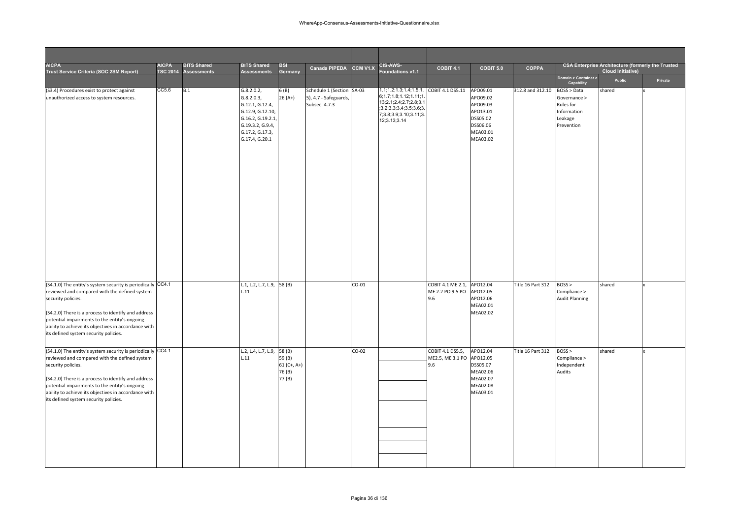| AICPA Trust Service Criteria (SOC 2SM Report) | AICPA TSC 2014 | BITS Shared Assessments | BITS Shared Assessments | BSI Germany | Canada PIPEDA | CCM V1.X | CIS-AWS-Foundations v1.1 | COBIT 4.1 | COBIT 5.0 | COPPA | CSA Enterprise Architecture (formerly the Trusted Cloud Initiative) | | |
|---|---|---|---|---|---|---|---|---|---|---|---|---|---|
| | | | | | | | | | | | Domain > Container > Capability | Public | Private |
| (S3.4) Procedures exist to protect against unauthorized access to system resources. | CC5.6 | B.1 | G.8.2.0.2, G.8.2.0.3, G.12.1, G.12.4, G.12.9, G.12.10, G.16.2, G.19.2.1, G.19.3.2, G.9.4, G.17.2, G.17.3, G.17.4, G.20.1 | 6 (B) 26 (A+) | Schedule 1 (Section 5), 4.7 - Safeguards, Subsec. 4.7.3 | SA-03 | 1.1;1.2;1.3;1.4;1.5;1.6;1.7;1.8;1.12;1.11;1.13;2.1;2.4;2.7;2.8;3.1;3.2;3.3;3.4;3.5;3.6;3.7;3.8;3.9;3.10;3.11;3.12;3.13;3.14 | COBIT 4.1 DS5.11 | APO09.01 APO09.02 APO09.03 APO13.01 DSS05.02 DSS06.06 MEA03.01 MEA03.02 | 312.8 and 312.10 | BOSS > Data Governance > Rules for Information Leakage Prevention | shared | x |
| (S4.1.0) The entity's system security is periodically reviewed and compared with the defined system security policies.<br><br>(S4.2.0) There is a process to identify and address potential impairments to the entity's ongoing ability to achieve its objectives in accordance with its defined system security policies. | CC4.1 | | L.1, L.2, L.7, L.9, L.11 | 58 (B) | | CO-01 | | COBIT 4.1 ME 2.1, ME 2.2 PO 9.5 PO 9.6 | APO12.04 APO12.05 APO12.06 MEA02.01 MEA02.02 | Title 16 Part 312 | BOSS > Compliance > Audit Planning | shared | x |
| (S4.1.0) The entity's system security is periodically reviewed and compared with the defined system security policies.<br><br>(S4.2.0) There is a process to identify and address potential impairments to the entity's ongoing ability to achieve its objectives in accordance with its defined system security policies. | CC4.1 | | L.2, L.4, L.7, L.9, L.11 | 58 (B) 59 (B) 61 (C+, A+) 76 (B) 77 (B) | | CO-02 | | COBIT 4.1 DS5.5, ME2.5, ME 3.1 PO 9.6 | APO12.04 APO12.05 DSS05.07 MEA02.06 MEA02.07 MEA02.08 MEA03.01 | Title 16 Part 312 | BOSS > Compliance > Independent Audits | shared | x |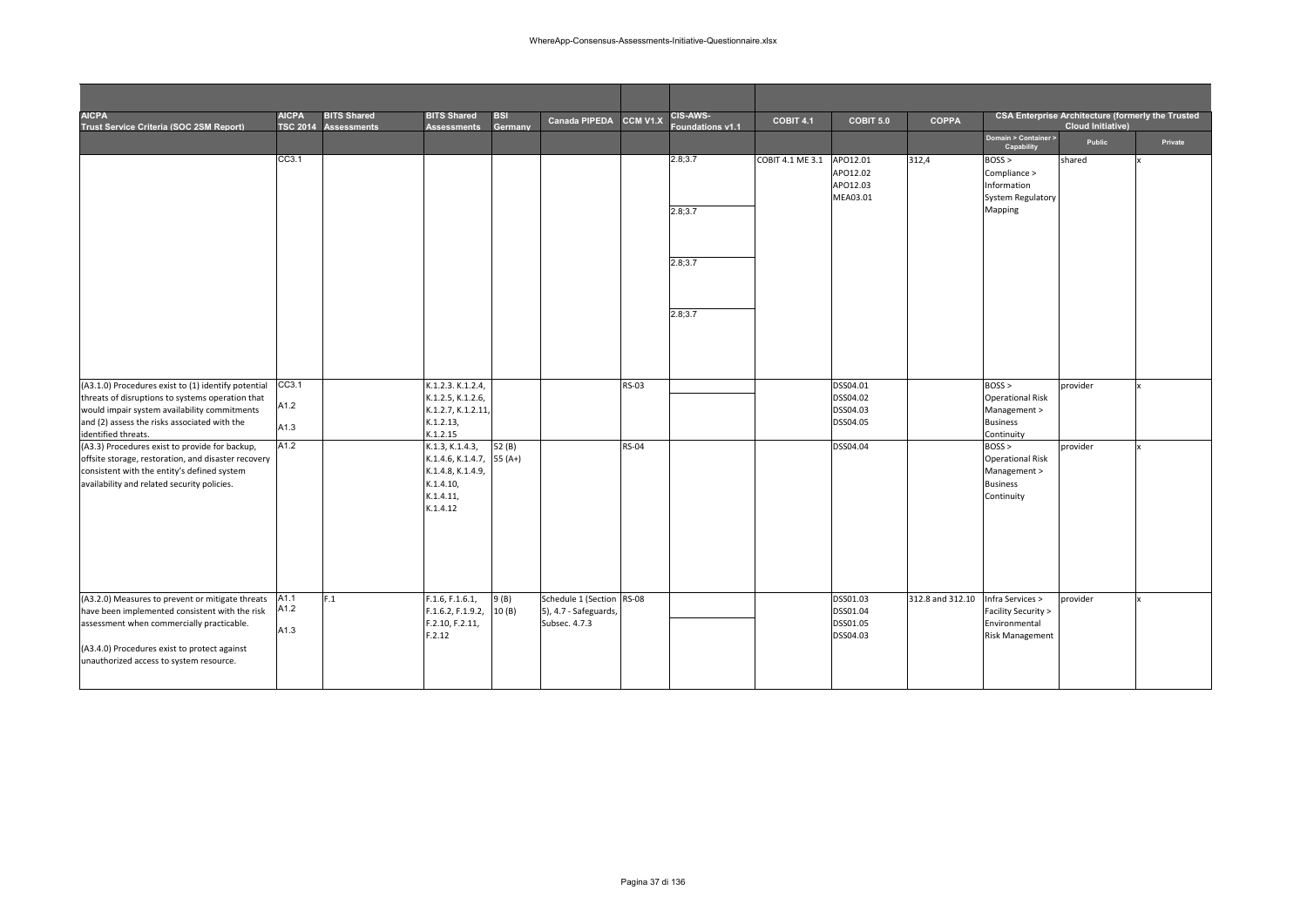| AICPA Trust Service Criteria (SOC 2SM Report) | AICPA TSC 2014 | BITS Shared Assessments | BITS Shared Assessments | BSI Germany | Canada PIPEDA | CCM V1.X | CIS-AWS-Foundations v1.1 | COBIT 4.1 | COBIT 5.0 | COPPA | CSA Enterprise Architecture (formerly the Trusted Cloud Initiative) | | |
|---|---|---|---|---|---|---|---|---|---|---|---|---|---|
| | | | | | | | | | | | Domain > Container > Capability | Public | Private |
| | CC3.1 | | | | | | 2.8;3.7<br>2.8;3.7<br>2.8;3.7<br>2.8;3.7 | COBIT 4.1 ME 3.1 | APO12.01<br>APO12.02<br>APO12.03<br>MEA03.01 | 312,4 | BOSS > Compliance > Information System Regulatory Mapping | shared | x |
| (A3.1.0) Procedures exist to (1) identify potential threats of disruptions to systems operation that would impair system availability commitments and (2) assess the risks associated with the identified threats. | CC3.1<br>A1.2<br>A1.3 | | K.1.2.3. K.1.2.4, K.1.2.5, K.1.2.6, K.1.2.7, K.1.2.11, K.1.2.13, K.1.2.15 | | | RS-03 | | | DSS04.01<br>DSS04.02<br>DSS04.03<br>DSS04.05 | | BOSS > Operational Risk Management > Business Continuity | provider | x |
| (A3.3) Procedures exist to provide for backup, offsite storage, restoration, and disaster recovery consistent with the entity's defined system availability and related security policies. | A1.2 | | K.1.3, K.1.4.3, K.1.4.6, K.1.4.7, K.1.4.8, K.1.4.9, K.1.4.10, K.1.4.11, K.1.4.12 | 52 (B)<br>55 (A+) | | RS-04 | | | DSS04.04 | | BOSS > Operational Risk Management > Business Continuity | provider | x |
| (A3.2.0) Measures to prevent or mitigate threats have been implemented consistent with the risk assessment when commercially practicable.<br><br>(A3.4.0) Procedures exist to protect against unauthorized access to system resource. | A1.1<br>A1.2<br>A1.3 | F.1 | F.1.6, F.1.6.1, F.1.6.2, F.1.9.2, F.2.10, F.2.11, F.2.12 | 9 (B)<br>10 (B) | Schedule 1 (Section 5), 4.7 - Safeguards, Subsec. 4.7.3 | RS-08 | | | DSS01.03<br>DSS01.04<br>DSS01.05<br>DSS04.03 | 312.8 and 312.10 | Infra Services > Facility Security > Environmental Risk Management | provider | x |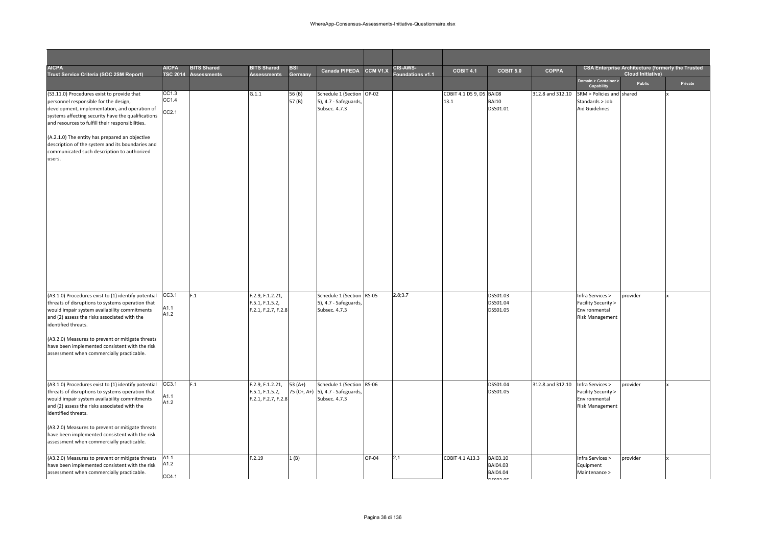| AICPA Trust Service Criteria (SOC 2SM Report) | AICPA TSC 2014 | BITS Shared Assessments | BITS Shared Assessments | BSI Germany | Canada PIPEDA | CCM V1.X | CIS-AWS-Foundations v1.1 | COBIT 4.1 | COBIT 5.0 | COPPA | CSA Enterprise Architecture (formerly the Trusted Cloud Initiative) | | |
|---|---|---|---|---|---|---|---|---|---|---|---|---|---|
| | | | | | | | | | | | Domain > Container > Capability | Public | Private |
| (S3.11.0) Procedures exist to provide that personnel responsible for the design, development, implementation, and operation of systems affecting security have the qualifications and resources to fulfill their responsibilities.<br><br>(A.2.1.0) The entity has prepared an objective description of the system and its boundaries and communicated such description to authorized users. | CC1.3<br>CC1.4<br><br>CC2.1 | | G.1.1 | 56 (B)<br>57 (B) | Schedule 1 (Section 5), 4.7 - Safeguards, Subsec. 4.7.3 | OP-02 | | COBIT 4.1 DS 9, DS 13.1 | BAI08<br>BAI10<br>DSS01.01 | 312.8 and 312.10 | SRM > Policies and Standards > Job Aid Guidelines | shared | x |
| (A3.1.0) Procedures exist to (1) identify potential threats of disruptions to systems operation that would impair system availability commitments and (2) assess the risks associated with the identified threats.<br><br>(A3.2.0) Measures to prevent or mitigate threats have been implemented consistent with the risk assessment when commercially practicable. | CC3.1<br><br>A1.1<br>A1.2 | F.1 | F.2.9, F.1.2.21, F.5.1, F.1.5.2, F.2.1, F.2.7, F.2.8 | | Schedule 1 (Section 5), 4.7 - Safeguards, Subsec. 4.7.3 | RS-05 | 2.8;3.7 | | DSS01.03<br>DSS01.04<br>DSS01.05 | | Infra Services > Facility Security > Environmental Risk Management | provider | x |
| (A3.1.0) Procedures exist to (1) identify potential threats of disruptions to systems operation that would impair system availability commitments and (2) assess the risks associated with the identified threats.<br><br>(A3.2.0) Measures to prevent or mitigate threats have been implemented consistent with the risk assessment when commercially practicable. | CC3.1<br><br>A1.1<br>A1.2 | F.1 | F.2.9, F.1.2.21, F.5.1, F.1.5.2, F.2.1, F.2.7, F.2.8 | 53 (A+)<br>75 (C+, A+) | Schedule 1 (Section 5), 4.7 - Safeguards, Subsec. 4.7.3 | RS-06 | | | DSS01.04<br>DSS01.05 | 312.8 and 312.10 | Infra Services > Facility Security > Environmental Risk Management | provider | x |
| (A3.2.0) Measures to prevent or mitigate threats have been implemented consistent with the risk assessment when commercially practicable. | A1.1<br>A1.2<br><br>CC4.1 | | F.2.19 | 1 (B) | | OP-04 | 2,1 | COBIT 4.1 A13.3 | BAI03.10<br>BAI04.03<br>BAI04.04 | | Infra Services > Equipment Maintenance > | provider | x |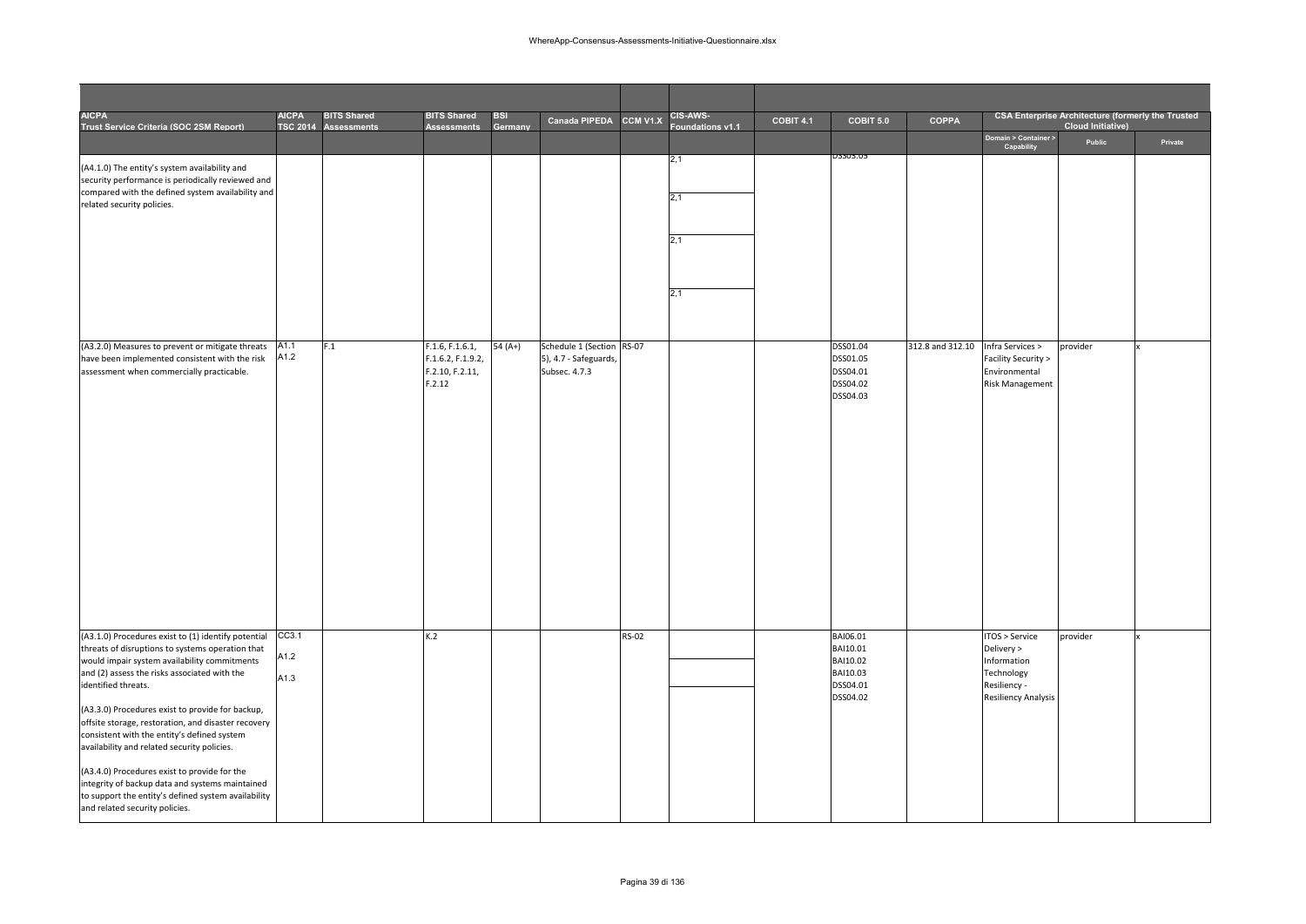| AICPA Trust Service Criteria (SOC 2SM Report) | AICPA TSC 2014 | BITS Shared Assessments | BITS Shared Assessments | BSI Germany | Canada PIPEDA | CCM V1.X | CIS-AWS-Foundations v1.1 | COBIT 4.1 | COBIT 5.0 | COPPA | CSA Enterprise Architecture (formerly the Trusted Cloud Initiative) | | |
|---|---|---|---|---|---|---|---|---|---|---|---|---|---|
| | | | | | | | | | | | Domain > Container > Capability | Public | Private |
| (A4.1.0) The entity's system availability and security performance is periodically reviewed and compared with the defined system availability and related security policies. | | | | | | | 2,1<br>2,1<br>2,1<br>2,1 | | DSS03.05 | | | | |
| (A3.2.0) Measures to prevent or mitigate threats have been implemented consistent with the risk assessment when commercially practicable. | A1.1<br>A1.2 | F.1 | F.1.6, F.1.6.1, F.1.6.2, F.1.9.2, F.2.10, F.2.11, F.2.12 | 54 (A+) | Schedule 1 (Section 5), 4.7 - Safeguards, Subsec. 4.7.3 | RS-07 | | | DSS01.04<br>DSS01.05<br>DSS04.01<br>DSS04.02<br>DSS04.03 | 312.8 and 312.10 | Infra Services > Facility Security > Environmental Risk Management | provider | x |
| (A3.1.0) Procedures exist to (1) identify potential threats of disruptions to systems operation that would impair system availability commitments and (2) assess the risks associated with the identified threats.<br><br>(A3.3.0) Procedures exist to provide for backup, offsite storage, restoration, and disaster recovery consistent with the entity's defined system availability and related security policies.<br><br>(A3.4.0) Procedures exist to provide for the integrity of backup data and systems maintained to support the entity's defined system availability and related security policies. | CC3.1<br>A1.2<br>A1.3 | | K.2 | | | RS-02 | | | BAI06.01<br>BAI10.01<br>BAI10.02<br>BAI10.03<br>DSS04.01<br>DSS04.02 | | ITOS > Service Delivery > Information Technology Resiliency - Resiliency Analysis | provider | x |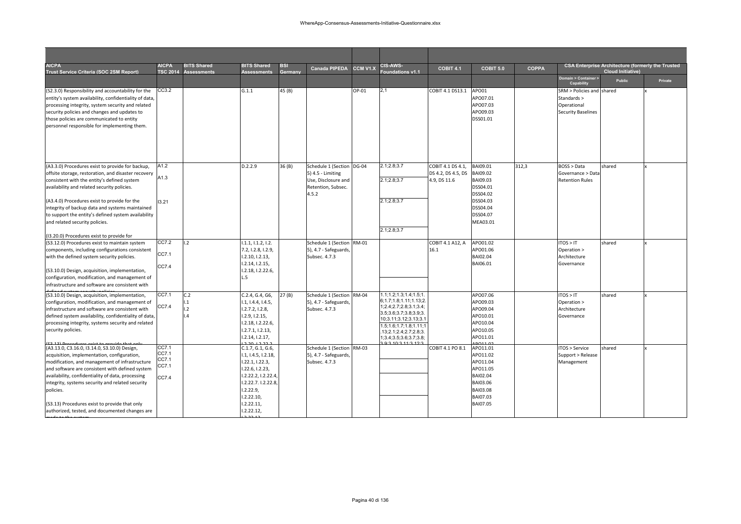| AICPA Trust Service Criteria (SOC 2SM Report) | AICPA TSC 2014 | BITS Shared Assessments | BITS Shared Assessments | BSI Germany | Canada PIPEDA | CCM V1.X | CIS-AWS-Foundations v1.1 | COBIT 4.1 | COBIT 5.0 | COPPA | CSA Enterprise Architecture (formerly the Trusted Cloud Initiative) | | |
|---|---|---|---|---|---|---|---|---|---|---|---|---|---|
| | | | | | | | | | | | Domain > Container > Capability | Public | Private |
| (S2.3.0) Responsibility and accountability for the entity's system availability, confidentiality of data, processing integrity, system security and related security policies and changes and updates to those policies are communicated to entity personnel responsible for implementing them. | CC3.2 | | G.1.1 | 45 (B) | | OP-01 | 2,1 | COBIT 4.1 DS13.1 | APO01 APO07.01 APO07.03 APO09.03 DSS01.01 | | SRM > Policies and Standards > Operational Security Baselines | shared | x |
| (A3.3.0) Procedures exist to provide for backup, offsite storage, restoration, and disaster recovery consistent with the entity's defined system availability and related security policies. (A3.4.0) Procedures exist to provide for the integrity of backup data and systems maintained to support the entity's defined system availability and related security policies. (I3.20.0) Procedures exist to provide for | A1.2 A1.3 I3.21 | | D.2.2.9 | 36 (B) | Schedule 1 (Section 5) 4.5 - Limiting Use, Disclosure and Retention, Subsec. 4.5.2 | DG-04 | 2.1;2.8;3.7 2.1;2.8;3.7 2.1;2.8;3.7 2.1;2.8;3.7 | COBIT 4.1 DS 4.1, DS 4.2, DS 4.5, DS 4.9, DS 11.6 | BAI09.01 BAI09.02 BAI09.03 DSS04.01 DSS04.02 DSS04.03 DSS04.04 DSS04.07 MEA03.01 | 312,3 | BOSS > Data Governance > Data Retention Rules | shared | x |
| (S3.12.0) Procedures exist to maintain system components, including configurations consistent with the defined system security policies. (S3.10.0) Design, acquisition, implementation, configuration, modification, and management of infrastructure and software are consistent with | CC7.2 CC7.1 CC7.4 | I.2 | I.1.1, I.1.2, I.2. 7.2, I.2.8, I.2.9, I.2.10, I.2.13, I.2.14, I.2.15, I.2.18, I.2.22.6, L.5 | | Schedule 1 (Section 5), 4.7 - Safeguards, Subsec. 4.7.3 | RM-01 | | COBIT 4.1 A12, A 16.1 | APO01.02 APO01.06 BAI02.04 BAI06.01 | | ITOS > IT Operation > Architecture Governance | shared | x |
| (S3.10.0) Design, acquisition, implementation, configuration, modification, and management of infrastructure and software are consistent with defined system availability, confidentiality of data, processing integrity, systems security and related security policies. (S3.13) Procedures exist to provide that only | CC7.1 CC7.4 | C.2 I.1 I.2 I.4 | C.2.4, G.4, G6, I.1, I.4.4, I.4.5, I.2.7.2, I.2.8, I.2.9, I.2.15, I.2.18, I.2.22.6, I.2.7.1, I.2.13, I.2.14, I.2.17, I.2.20, I.2.22.2 | 27 (B) | Schedule 1 (Section 5), 4.7 - Safeguards, Subsec. 4.7.3 | RM-04 | 1.1;1.2;1.3;1.4;1.5;1.6;1.7;1.8;1.11;1.13;2.1;2.4;2.7;2.8;3.1;3.4;3.5;3.6;3.7;3.8;3.9;3.10;3.11;3.12;3.13;3.1 1.5;1.6;1.7;1.8;1.11;1.13;2.1;2.4;2.7;2.8;3.1;3.4;3.5;3.6;3.7;3.8;3.9;3.10;3.11;3.12;3 | | APO07.06 APO09.03 APO09.04 APO10.01 APO10.04 APO10.05 APO11.01 APO11.02 | | ITOS > IT Operation > Architecture Governance | shared | x |
| (A3.13.0, C3.16.0, I3.14.0, S3.10.0) Design, acquisition, implementation, configuration, modification, and management of infrastructure and software are consistent with defined system availability, confidentiality of data, processing integrity, systems security and related security policies. (S3.13) Procedures exist to provide that only authorized, tested, and documented changes are made to the system | CC7.1 CC7.1 CC7.1 CC7.1 CC7.4 | | C.1.7, G.1, G.6, I.1, I.4.5, I.2.18, I.22.1, I.22.3, I.22.6, I.2.23, I.2.22.2, I.2.22.4, I.2.22.7. I.2.22.8, I.2.22.9, I.2.22.10, I.2.22.11, I.2.22.12, I.2.22.13 | | Schedule 1 (Section 5), 4.7 - Safeguards, Subsec. 4.7.3 | RM-03 | | COBIT 4.1 PO 8.1 | APO11.01 APO11.02 APO11.04 APO11.05 BAI02.04 BAI03.06 BAI03.08 BAI07.03 BAI07.05 | | ITOS > Service Support > Release Management | shared | x |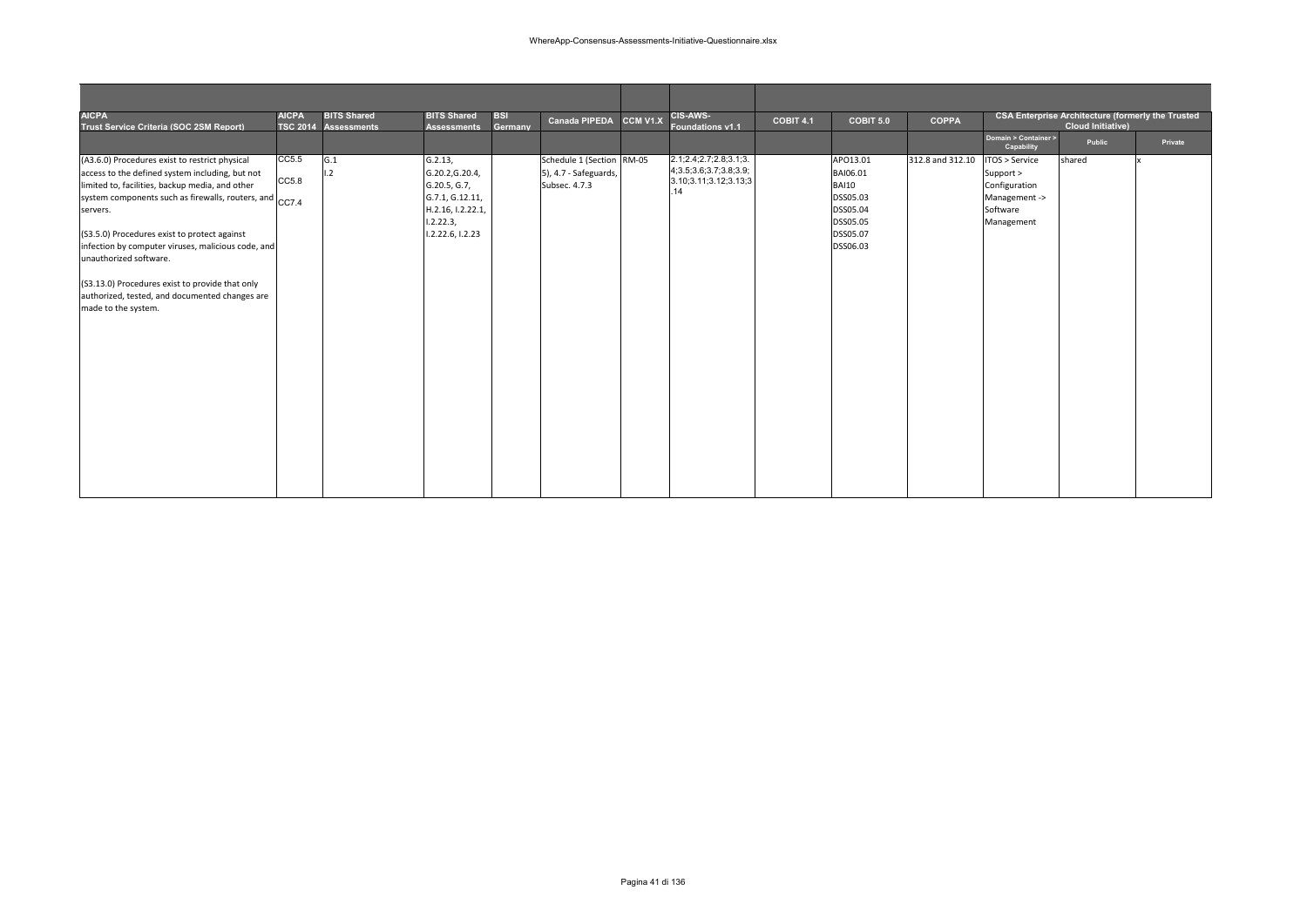| AICPA Trust Service Criteria (SOC 2SM Report) | AICPA TSC 2014 | BITS Shared Assessments | BITS Shared Assessments | BSI Germany | Canada PIPEDA | CCM V1.X | CIS-AWS-Foundations v1.1 | COBIT 4.1 | COBIT 5.0 | COPPA | CSA Enterprise Architecture (formerly the Trusted Cloud Initiative) | | |
|---|---|---|---|---|---|---|---|---|---|---|---|---|---|
| | | | | | | | | | | | Domain > Container > Capability | Public | Private |
| (A3.6.0) Procedures exist to restrict physical access to the defined system including, but not limited to, facilities, backup media, and other system components such as firewalls, routers, and servers.<br><br>(S3.5.0) Procedures exist to protect against infection by computer viruses, malicious code, and unauthorized software.<br><br>(S3.13.0) Procedures exist to provide that only authorized, tested, and documented changes are made to the system. | CC5.5<br>CC5.8<br>CC7.4 | G.1<br>I.2 | G.2.13, G.20.2,G.20.4, G.20.5, G.7, G.7.1, G.12.11, H.2.16, I.2.22.1, I.2.22.3, I.2.22.6, I.2.23 | | Schedule 1 (Section 5), 4.7 - Safeguards, Subsec. 4.7.3 | RM-05 | 2.1;2.4;2.7;2.8;3.1;3.4;3.5;3.6;3.7;3.8;3.9;3.10;3.11;3.12;3.13;3.14 | | APO13.01<br>BAI06.01<br>BAI10<br>DSS05.03<br>DSS05.04<br>DSS05.05<br>DSS05.07<br>DSS06.03 | 312.8 and 312.10 | ITOS > Service Support > Configuration Management -> Software Management | shared | x |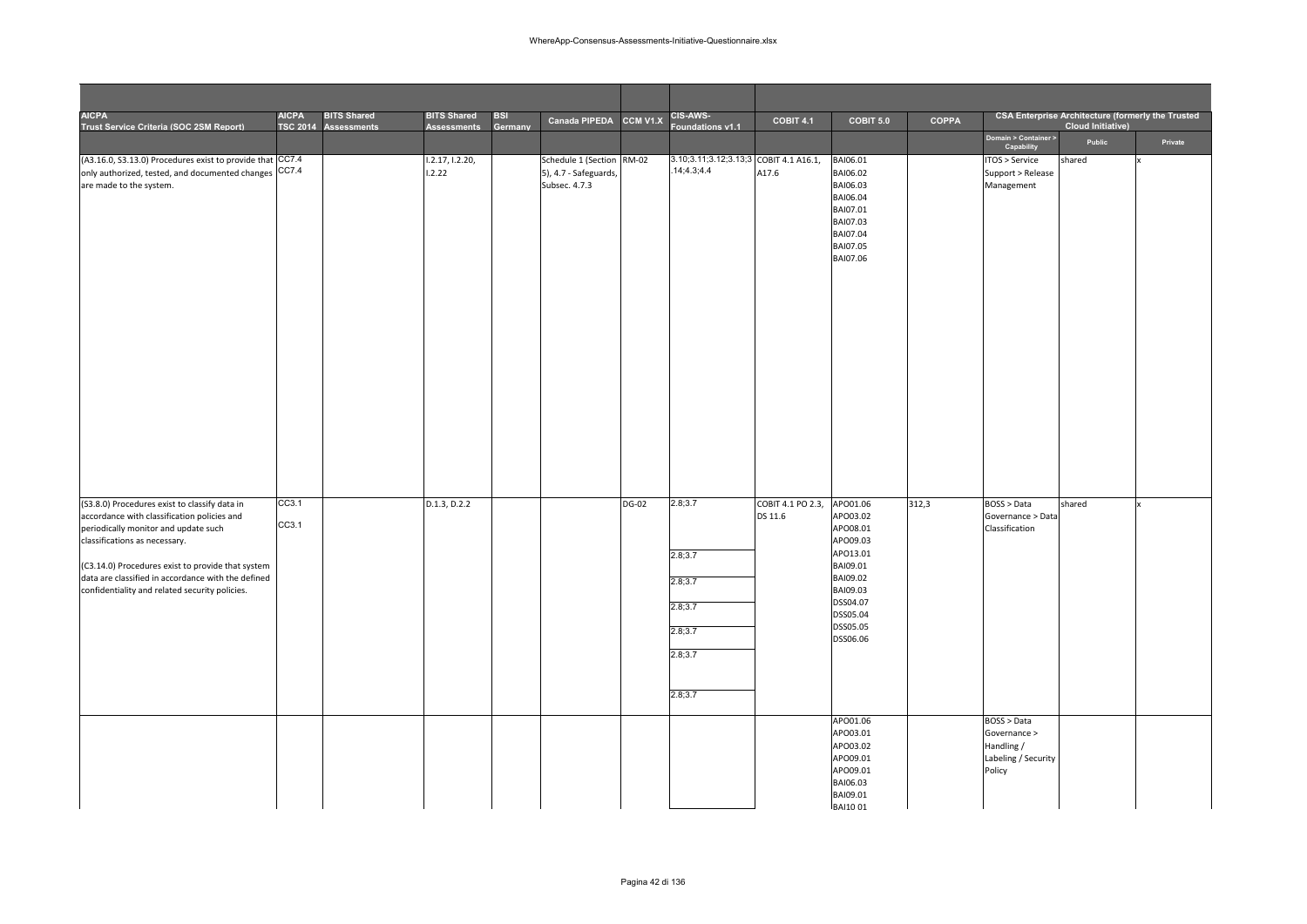| AICPA Trust Service Criteria (SOC 2SM Report) | AICPA TSC 2014 | BITS Shared Assessments | BITS Shared Assessments | BSI Germany | Canada PIPEDA | CCM V1.X | CIS-AWS-Foundations v1.1 | COBIT 4.1 | COBIT 5.0 | COPPA | CSA Enterprise Architecture (formerly the Trusted Cloud Initiative) | | |
|---|---|---|---|---|---|---|---|---|---|---|---|---|---|
| | | | | | | | | | | | Domain > Container > Capability | Public | Private |
| (A3.16.0, S3.13.0) Procedures exist to provide that only authorized, tested, and documented changes are made to the system. | CC7.4<br>CC7.4 | | I.2.17, I.2.20, I.2.22 | | Schedule 1 (Section 5), 4.7 - Safeguards, Subsec. 4.7.3 | RM-02 | 3.10;3.11;3.12;3.13;3.14;4.3;4.4 | COBIT 4.1 A16.1, A17.6 | BAI06.01<br>BAI06.02<br>BAI06.03<br>BAI06.04<br>BAI07.01<br>BAI07.03<br>BAI07.04<br>BAI07.05<br>BAI07.06 | | ITOS > Service Support > Release Management | shared | x |
| (S3.8.0) Procedures exist to classify data in accordance with classification policies and periodically monitor and update such classifications as necessary.<br><br>(C3.14.0) Procedures exist to provide that system data are classified in accordance with the defined confidentiality and related security policies. | CC3.1<br>CC3.1 | | D.1.3, D.2.2 | | | DG-02 | 2.8;3.7<br>2.8;3.7<br>2.8;3.7<br>2.8;3.7<br>2.8;3.7<br>2.8;3.7<br>2.8;3.7 | COBIT 4.1 PO 2.3, DS 11.6 | APO01.06<br>APO03.02<br>APO08.01<br>APO09.03<br>APO13.01<br>BAI09.01<br>BAI09.02<br>BAI09.03<br>DSS04.07<br>DSS05.04<br>DSS05.05<br>DSS06.06 | 312,3 | BOSS > Data Governance > Data Classification | shared | x |
| | | | | | | | | | APO01.06<br>APO03.01<br>APO03.02<br>APO09.01<br>APO09.01<br>BAI06.03<br>BAI09.01<br>BAI10.01 | | BOSS > Data Governance > Handling / Labeling / Security Policy | | |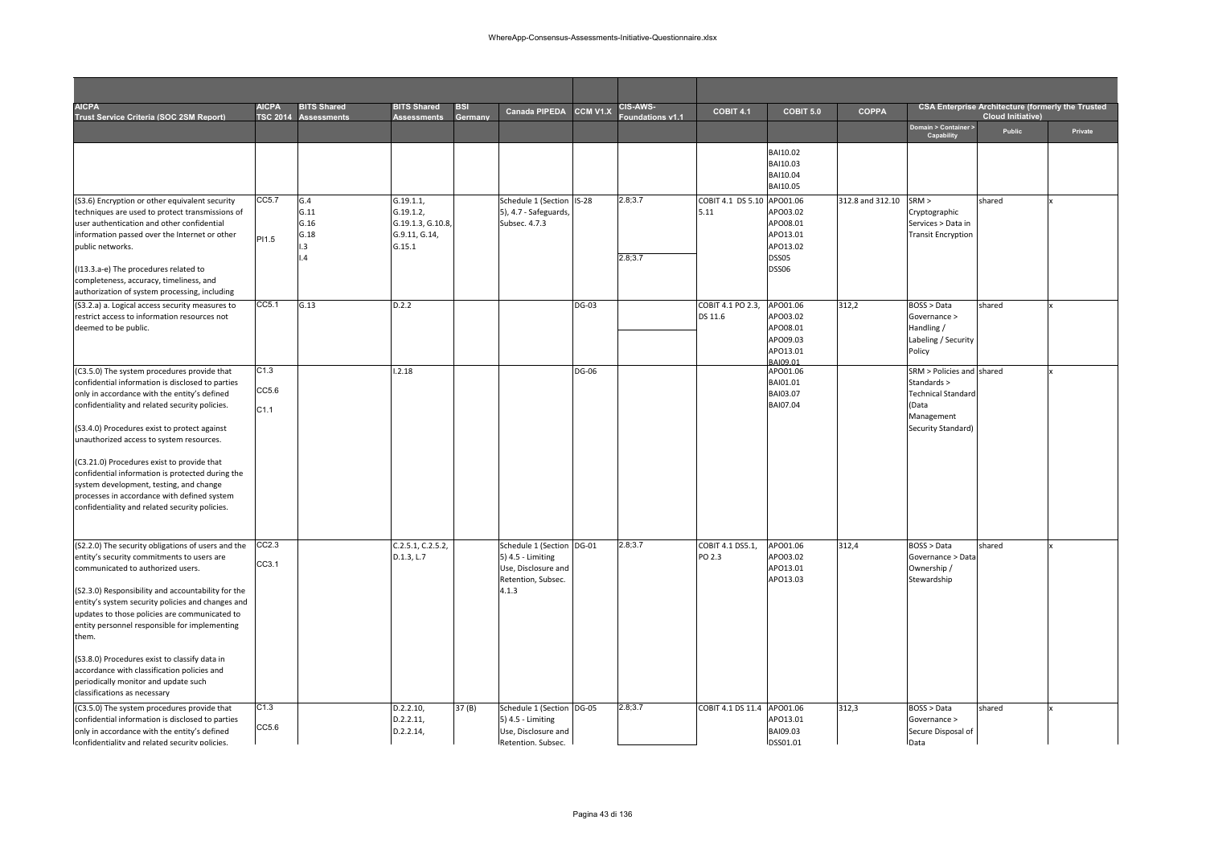| AICPA Trust Service Criteria (SOC 2SM Report) | AICPA TSC 2014 | BITS Shared Assessments | BITS Shared Assessments | BSI Germany | Canada PIPEDA | CCM V1.X | CIS-AWS-Foundations v1.1 | COBIT 4.1 | COBIT 5.0 | COPPA | CSA Enterprise Architecture (formerly the Trusted Cloud Initiative) | | |
|---|---|---|---|---|---|---|---|---|---|---|---|---|---|
| | | | | | | | | | | | Domain > Container > Capability | Public | Private |
| | | | | | | | | | BAI10.02 BAI10.03 BAI10.04 BAI10.05 | | | | |
| (S3.6) Encryption or other equivalent security techniques are used to protect transmissions of user authentication and other confidential information passed over the Internet or other public networks. (I13.3.a-e) The procedures related to completeness, accuracy, timeliness, and authorization of system processing, including | CC5.7 PI1.5 | G.4 G.11 G.16 G.18 I.3 I.4 | G.19.1.1, G.19.1.2, G.19.1.3, G.10.8, G.9.11, G.14, G.15.1 | | Schedule 1 (Section 5), 4.7 - Safeguards, Subsec. 4.7.3 | IS-28 | 2.8;3.7 2.8;3.7 | COBIT 4.1 DS 5.10 5.11 | APO01.06 APO03.02 APO08.01 APO13.01 APO13.02 DSS05 DSS06 | 312.8 and 312.10 | SRM > Cryptographic Services > Data in Transit Encryption | shared | x |
| (S3.2.a) a. Logical access security measures to restrict access to information resources not deemed to be public. | CC5.1 | G.13 | D.2.2 | | | DG-03 | | COBIT 4.1 PO 2.3, DS 11.6 | APO01.06 APO03.02 APO08.01 APO09.03 APO13.01 BAI09.01 | 312,2 | BOSS > Data Governance > Handling / Labeling / Security Policy | shared | x |
| (C3.5.0) The system procedures provide that confidential information is disclosed to parties only in accordance with the entity's defined confidentiality and related security policies. (S3.4.0) Procedures exist to protect against unauthorized access to system resources. (C3.21.0) Procedures exist to provide that confidential information is protected during the system development, testing, and change processes in accordance with defined system confidentiality and related security policies. | C1.3 CC5.6 C1.1 | | I.2.18 | | | DG-06 | | | APO01.06 BAI01.01 BAI03.07 BAI07.04 | | SRM > Policies and Standards > Technical Standard (Data Management Security Standard) | shared | x |
| (S2.2.0) The security obligations of users and the entity's security commitments to users are communicated to authorized users. (S2.3.0) Responsibility and accountability for the entity's system security policies and changes and updates to those policies are communicated to entity personnel responsible for implementing them. (S3.8.0) Procedures exist to classify data in accordance with classification policies and periodically monitor and update such classifications as necessary | CC2.3 CC3.1 | | C.2.5.1, C.2.5.2, D.1.3, L.7 | | Schedule 1 (Section 5) 4.5 - Limiting Use, Disclosure and Retention, Subsec. 4.1.3 | DG-01 | 2.8;3.7 | COBIT 4.1 DS5.1, PO 2.3 | APO01.06 APO03.02 APO13.01 APO13.03 | 312,4 | BOSS > Data Governance > Data Ownership / Stewardship | shared | x |
| (C3.5.0) The system procedures provide that confidential information is disclosed to parties only in accordance with the entity's defined confidentiality and related security policies. | C1.3 CC5.6 | | D.2.2.10, D.2.2.11, D.2.2.14, | 37 (B) | Schedule 1 (Section 5) 4.5 - Limiting Use, Disclosure and Retention, Subsec. | DG-05 | 2.8;3.7 | COBIT 4.1 DS 11.4 | APO01.06 APO13.01 BAI09.03 DSS01.01 | 312,3 | BOSS > Data Governance > Secure Disposal of Data | shared | x |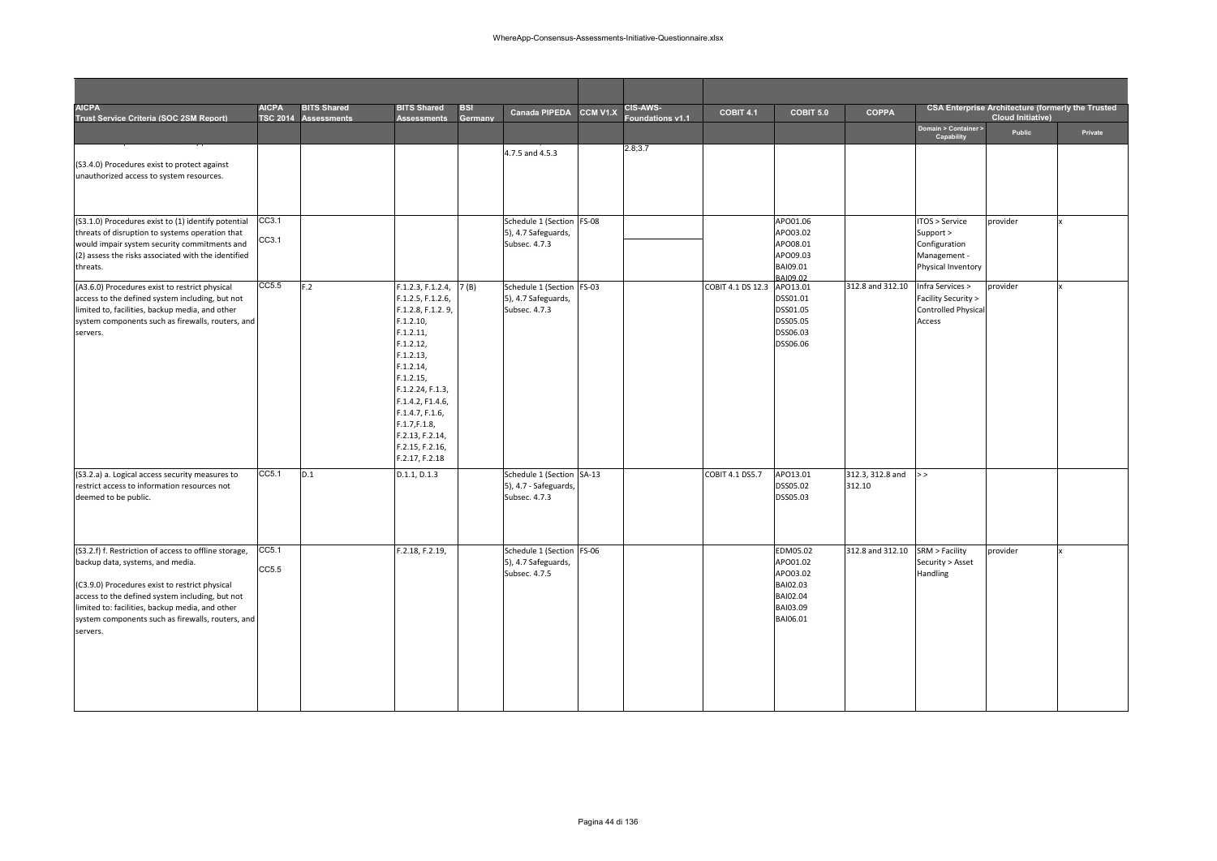| AICPA Trust Service Criteria (SOC 2SM Report) | AICPA TSC 2014 | BITS Shared Assessments | BITS Shared Assessments | BSI Germany | Canada PIPEDA | CCM V1.X | CIS-AWS-Foundations v1.1 | COBIT 4.1 | COBIT 5.0 | COPPA | CSA Enterprise Architecture (formerly the Trusted Cloud Initiative) | | |
|---|---|---|---|---|---|---|---|---|---|---|---|---|---|
| | | | | | | | | | | | Domain > Container > Capability | Public | Private |
| (S3.4.0) Procedures exist to protect against unauthorized access to system resources. | | | | | 4.7.5 and 4.5.3 | | 2.8;3.7 | | | | | | |
| (S3.1.0) Procedures exist to (1) identify potential threats of disruption to systems operation that would impair system security commitments and (2) assess the risks associated with the identified threats. | CC3.1<br>CC3.1 | | | | Schedule 1 (Section 5), 4.7 Safeguards, Subsec. 4.7.3 | FS-08 | | | APO01.06<br>APO03.02<br>APO08.01<br>APO09.03<br>BAI09.01<br>BAI09.02 | | ITOS > Service Support > Configuration Management - Physical Inventory | provider | x |
| (A3.6.0) Procedures exist to restrict physical access to the defined system including, but not limited to, facilities, backup media, and other system components such as firewalls, routers, and servers. | CC5.5 | F.2 | F.1.2.3, F.1.2.4, F.1.2.5, F.1.2.6, F.1.2.8, F.1.2. 9, F.1.2.10, F.1.2.11, F.1.2.12, F.1.2.13, F.1.2.14, F.1.2.15, F.1.2.24, F.1.3, F.1.4.2, F1.4.6, F.1.4.7, F.1.6, F.1.7,F.1.8, F.2.13, F.2.14, F.2.15, F.2.16, F.2.17, F.2.18 | 7 (B) | Schedule 1 (Section 5), 4.7 Safeguards, Subsec. 4.7.3 | FS-03 | | COBIT 4.1 DS 12.3 | APO13.01<br>DSS01.01<br>DSS01.05<br>DSS05.05<br>DSS06.03<br>DSS06.06 | 312.8 and 312.10 | Infra Services > Facility Security > Controlled Physical Access | provider | x |
| (S3.2.a) a. Logical access security measures to restrict access to information resources not deemed to be public. | CC5.1 | D.1 | D.1.1, D.1.3 | | Schedule 1 (Section 5), 4.7 - Safeguards, Subsec. 4.7.3 | SA-13 | | COBIT 4.1 DS5.7 | APO13.01<br>DSS05.02<br>DSS05.03 | 312.3, 312.8 and 312.10 | > > | | |
| (S3.2.f) f. Restriction of access to offline storage, backup data, systems, and media.<br><br>(C3.9.0) Procedures exist to restrict physical access to the defined system including, but not limited to: facilities, backup media, and other system components such as firewalls, routers, and servers. | CC5.1<br>CC5.5 | | F.2.18, F.2.19, | | Schedule 1 (Section 5), 4.7 Safeguards, Subsec. 4.7.5 | FS-06 | | | EDM05.02<br>APO01.02<br>APO03.02<br>BAI02.03<br>BAI02.04<br>BAI03.09<br>BAI06.01 | 312.8 and 312.10 | SRM > Facility Security > Asset Handling | provider | x |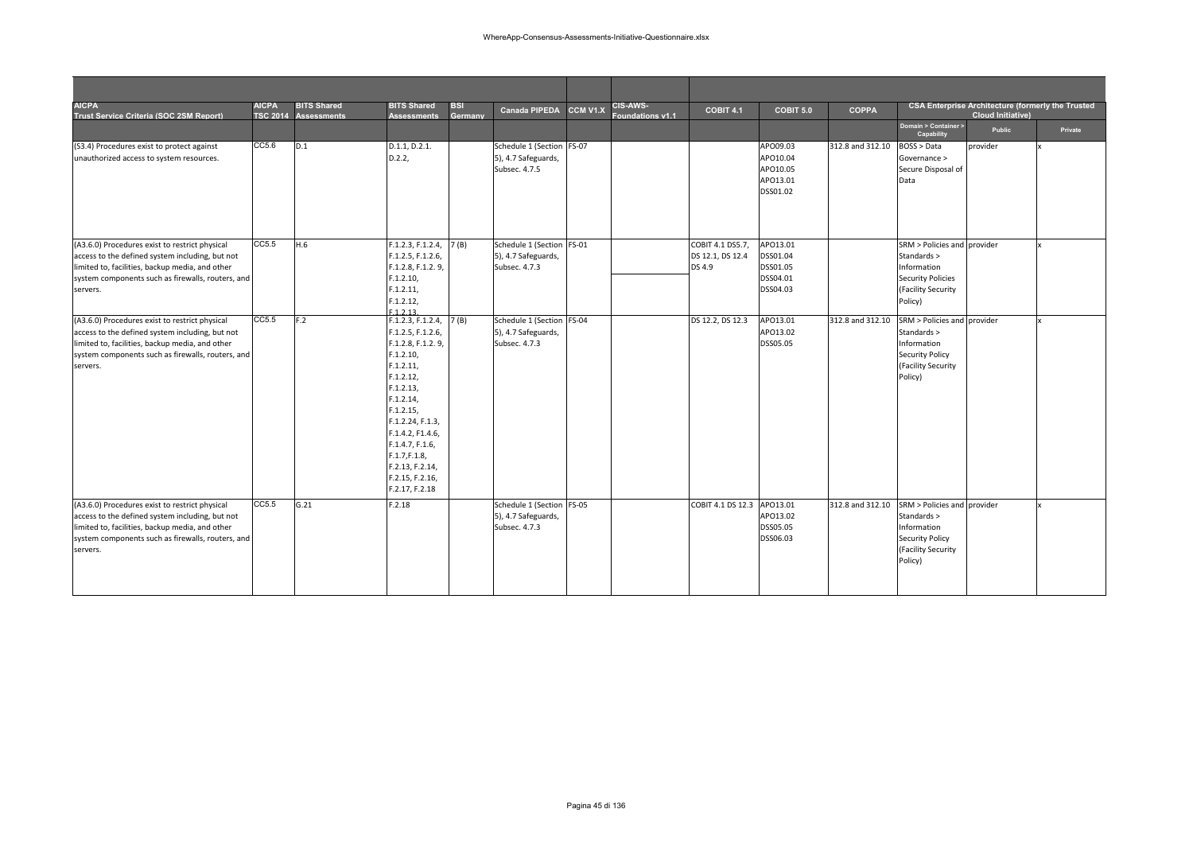| AICPA Trust Service Criteria (SOC 2SM Report) | AICPA TSC 2014 | BITS Shared Assessments | BITS Shared Assessments | BSI Germany | Canada PIPEDA | CCM V1.X | CIS-AWS-Foundations v1.1 | COBIT 4.1 | COBIT 5.0 | COPPA | CSA Enterprise Architecture (formerly the Trusted Cloud Initiative) | | |
|---|---|---|---|---|---|---|---|---|---|---|---|---|---|
| | | | | | | | | | | | Domain > Container > Capability | Public | Private |
| (S3.4) Procedures exist to protect against unauthorized access to system resources. | CC5.6 | D.1 | D.1.1, D.2.1. D.2.2, | | Schedule 1 (Section 5), 4.7 Safeguards, Subsec. 4.7.5 | FS-07 | | | APO09.03 APO10.04 APO10.05 APO13.01 DSS01.02 | 312.8 and 312.10 | BOSS > Data Governance > Secure Disposal of Data | provider | x |
| (A3.6.0) Procedures exist to restrict physical access to the defined system including, but not limited to, facilities, backup media, and other system components such as firewalls, routers, and servers. | CC5.5 | H.6 | F.1.2.3, F.1.2.4, F.1.2.5, F.1.2.6, F.1.2.8, F.1.2. 9, F.1.2.10, F.1.2.11, F.1.2.12, F.1.2.13, | 7 (B) | Schedule 1 (Section 5), 4.7 Safeguards, Subsec. 4.7.3 | FS-01 | | COBIT 4.1 DS5.7, DS 12.1, DS 12.4 DS 4.9 | APO13.01 DSS01.04 DSS01.05 DSS04.01 DSS04.03 | | SRM > Policies and Standards > Information Security Policies (Facility Security Policy) | provider | x |
| (A3.6.0) Procedures exist to restrict physical access to the defined system including, but not limited to, facilities, backup media, and other system components such as firewalls, routers, and servers. | CC5.5 | F.2 | F.1.2.3, F.1.2.4, F.1.2.5, F.1.2.6, F.1.2.8, F.1.2. 9, F.1.2.10, F.1.2.11, F.1.2.12, F.1.2.13, F.1.2.14, F.1.2.15, F.1.2.24, F.1.3, F.1.4.2, F1.4.6, F.1.4.7, F.1.6, F.1.7,F.1.8, F.2.13, F.2.14, F.2.15, F.2.16, F.2.17, F.2.18 | 7 (B) | Schedule 1 (Section 5), 4.7 Safeguards, Subsec. 4.7.3 | FS-04 | | DS 12.2, DS 12.3 | APO13.01 APO13.02 DSS05.05 | 312.8 and 312.10 | SRM > Policies and Standards > Information Security Policy (Facility Security Policy) | provider | x |
| (A3.6.0) Procedures exist to restrict physical access to the defined system including, but not limited to, facilities, backup media, and other system components such as firewalls, routers, and servers. | CC5.5 | G.21 | F.2.18 | | Schedule 1 (Section 5), 4.7 Safeguards, Subsec. 4.7.3 | FS-05 | | COBIT 4.1 DS 12.3 | APO13.01 APO13.02 DSS05.05 DSS06.03 | 312.8 and 312.10 | SRM > Policies and Standards > Information Security Policy (Facility Security Policy) | provider | x |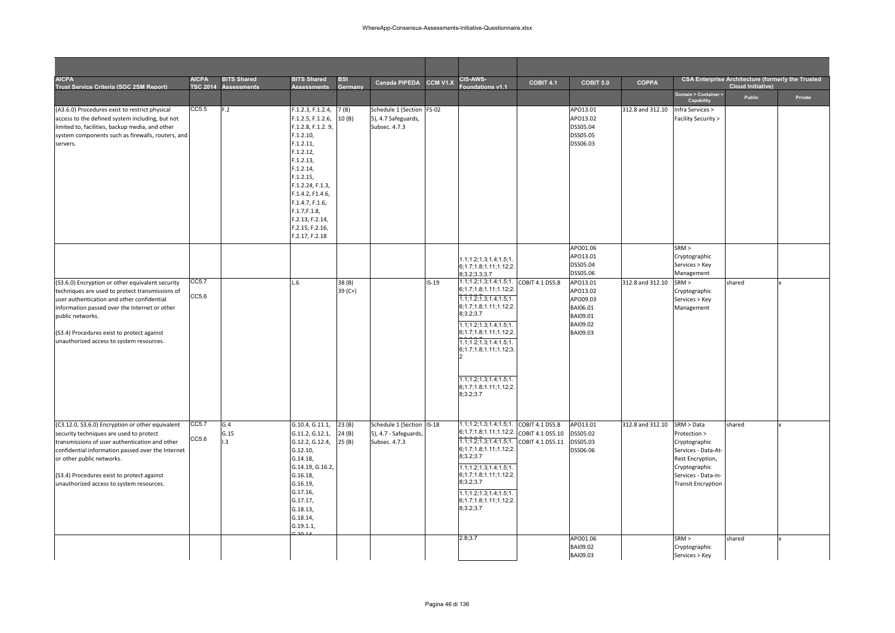| AICPA Trust Service Criteria (SOC 2SM Report) | AICPA TSC 2014 | BITS Shared Assessments | BITS Shared Assessments | BSI Germany | Canada PIPEDA | CCM V1.X | CIS-AWS-Foundations v1.1 | COBIT 4.1 | COBIT 5.0 | COPPA | CSA Enterprise Architecture (formerly the Trusted Cloud Initiative) | | |
|---|---|---|---|---|---|---|---|---|---|---|---|---|---|
| | | | | | | | | | | | Domain > Container > Capability | Public | Private |
| (A3.6.0) Procedures exist to restrict physical access to the defined system including, but not limited to, facilities, backup media, and other system components such as firewalls, routers, and servers. | CC5.5 | F.2 | F.1.2.3, F.1.2.4, F.1.2.5, F.1.2.6, F.1.2.8, F.1.2. 9, F.1.2.10, F.1.2.11, F.1.2.12, F.1.2.13, F.1.2.14, F.1.2.15, F.1.2.24, F.1.3, F.1.4.2, F1.4.6, F.1.4.7, F.1.6, F.1.7,F.1.8, F.2.13, F.2.14, F.2.15, F.2.16, F.2.17, F.2.18 | 7 (B) 10 (B) | Schedule 1 (Section 5), 4.7 Safeguards, Subsec. 4.7.3 | FS-02 | | | APO13.01 APO13.02 DSS05.04 DSS05.05 DSS06.03 | 312.8 and 312.10 | Infra Services > Facility Security > | | |
| | | | | | | | 1.1;1.2;1.3;1.4;1.5;1.6;1.7;1.8;1.11;1.12;2.8;3.2;3.3;3.7 | | APO01.06 APO13.01 DSS05.04 DSS05.06 | | SRM > Cryptographic Services > Key Management | | |
| (S3.6.0) Encryption or other equivalent security techniques are used to protect transmissions of user authentication and other confidential information passed over the Internet or other public networks.<br><br>(S3.4) Procedures exist to protect against unauthorized access to system resources. | CC5.7<br>CC5.6 | | L.6 | 38 (B) 39 (C+) | | IS-19 | 1.1;1.2;1.3;1.4;1.5;1.6;1.7;1.8;1.11;1.12;2.8;3.2;3.7<br>1.1;1.2;1.3;1.4;1.5;1.6;1.7;1.8;1.11;1.12;2.8;3.2;3.7<br>1.1;1.2;1.3;1.4;1.5;1.6;1.7;1.8;1.11;1.12;2.8;3.2;3.7<br>1.1;1.2;1.3;1.4;1.5;1.6;1.7;1.8;1.11;1.12;3.2<br>1.1;1.2;1.3;1.4;1.5;1.6;1.7;1.8;1.11;1.12;2.8;3.2;3.7 | COBIT 4.1 DS5.8 | APO13.01 APO13.02 APO09.03 BAI06.01 BAI09.01 BAI09.02 BAI09.03 | 312.8 and 312.10 | SRM > Cryptographic Services > Key Management | shared | x |
| (C3.12.0, S3.6.0) Encryption or other equivalent security techniques are used to protect transmissions of user authentication and other confidential information passed over the Internet or other public networks.<br><br>(S3.4) Procedures exist to protect against unauthorized access to system resources. | CC5.7<br>CC5.6 | G.4 G.15 I.3 | G.10.4, G.11.1, G.11.2, G.12.1, G.12.2, G.12.4, G.12.10, G.14.18, G.14.19, G.16.2, G.16.18, G.16.19, G.17.16, G.17.17, G.18.13, G.18.14, G.19.1.1, G.20.14 | 23 (B) 24 (B) 25 (B) | Schedule 1 (Section 5), 4.7 - Safeguards, Subsec. 4.7.3 | IS-18 | 1.1;1.2;1.3;1.4;1.5;1.6;1.7;1.8;1.11;1.12;2.8;3.2;3.7<br>1.1;1.2;1.3;1.4;1.5;1.6;1.7;1.8;1.11;1.12;2.8;3.2;3.7<br>1.1;1.2;1.3;1.4;1.5;1.6;1.7;1.8;1.11;1.12;2.8;3.2;3.7<br>1.1;1.2;1.3;1.4;1.5;1.6;1.7;1.8;1.11;1.12;2.8;3.2;3.7 | COBIT 4.1 DS5.8 COBIT 4.1 DS5.10 COBIT 4.1 DS5.11 | APO13.01 DSS05.02 DSS05.03 DSS06.06 | 312.8 and 312.10 | SRM > Data Protection > Cryptographic Services - Data-At-Rest Encryption, Cryptographic Services - Data-in-Transit Encryption | shared | x |
| | | | | | | | 2.8;3.7 | | APO01.06 BAI09.02 BAI09.03 | | SRM > Cryptographic Services > Key | shared | x |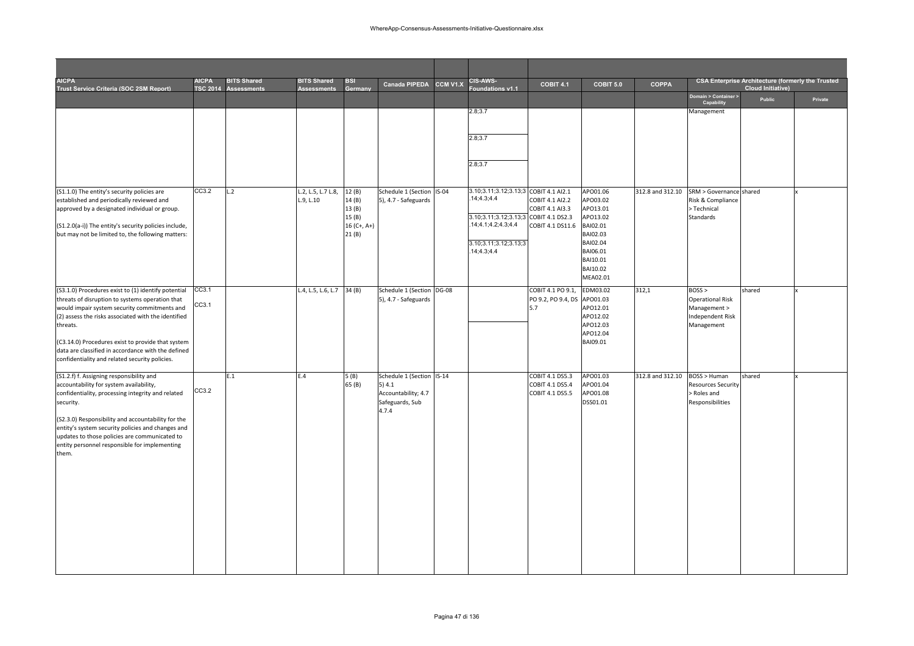| AICPA Trust Service Criteria (SOC 2SM Report) | AICPA TSC 2014 | BITS Shared Assessments | BITS Shared Assessments | BSI Germany | Canada PIPEDA | CCM V1.X | CIS-AWS-Foundations v1.1 | COBIT 4.1 | COBIT 5.0 | COPPA | CSA Enterprise Architecture (formerly the Trusted Cloud Initiative) | | |
|---|---|---|---|---|---|---|---|---|---|---|---|---|---|
| | | | | | | | | | | | Domain > Container > Capability | Public | Private |
| | | | | | | | 2.8;3.7<br><br>2.8;3.7<br><br>2.8;3.7 | | | | Management | | |
| (S1.1.0) The entity's security policies are established and periodically reviewed and approved by a designated individual or group.<br><br>(S1.2.0(a-i)) The entity's security policies include, but may not be limited to, the following matters: | CC3.2 | L.2 | L.2, L.5, L.7 L.8, L.9, L.10 | 12 (B)<br>14 (B)<br>13 (B)<br>15 (B)<br>16 (C+, A+)<br>21 (B) | Schedule 1 (Section 5), 4.7 - Safeguards | IS-04 | 3.10;3.11;3.12;3.13;3.14;4.3;4.4<br><br>3.10;3.11;3.12;3.13;3.14;4.1;4.2;4.3;4.4<br><br>3.10;3.11;3.12;3.13;3.14;4.3;4.4 | COBIT 4.1 AI2.1<br>COBIT 4.1 AI2.2<br>COBIT 4.1 AI3.3<br>COBIT 4.1 DS2.3<br>COBIT 4.1 DS11.6 | APO01.06<br>APO03.02<br>APO13.01<br>APO13.02<br>BAI02.01<br>BAI02.03<br>BAI02.04<br>BAI06.01<br>BAI10.01<br>BAI10.02<br>MEA02.01 | 312.8 and 312.10 | SRM > Governance Risk & Compliance > Technical Standards | shared | x |
| (S3.1.0) Procedures exist to (1) identify potential threats of disruption to systems operation that would impair system security commitments and (2) assess the risks associated with the identified threats.<br><br>(C3.14.0) Procedures exist to provide that system data are classified in accordance with the defined confidentiality and related security policies. | CC3.1<br>CC3.1 | | L.4, L.5, L.6, L.7 | 34 (B) | Schedule 1 (Section 5), 4.7 - Safeguards | DG-08 | | COBIT 4.1 PO 9.1, PO 9.2, PO 9.4, DS 5.7 | EDM03.02<br>APO01.03<br>APO12.01<br>APO12.02<br>APO12.03<br>APO12.04<br>BAI09.01 | 312,1 | BOSS > Operational Risk Management > Independent Risk Management | shared | x |
| (S1.2.f) f. Assigning responsibility and accountability for system availability, confidentiality, processing integrity and related security.<br><br>(S2.3.0) Responsibility and accountability for the entity's system security policies and changes and updates to those policies are communicated to entity personnel responsible for implementing them. | CC3.2 | E.1 | E.4 | 5 (B)<br>65 (B) | Schedule 1 (Section 5) 4.1 Accountability; 4.7 Safeguards, Sub 4.7.4 | IS-14 | | COBIT 4.1 DS5.3<br>COBIT 4.1 DS5.4<br>COBIT 4.1 DS5.5 | APO01.03<br>APO01.04<br>APO01.08<br>DSS01.01 | 312.8 and 312.10 | BOSS > Human Resources Security > Roles and Responsibilities | shared | x |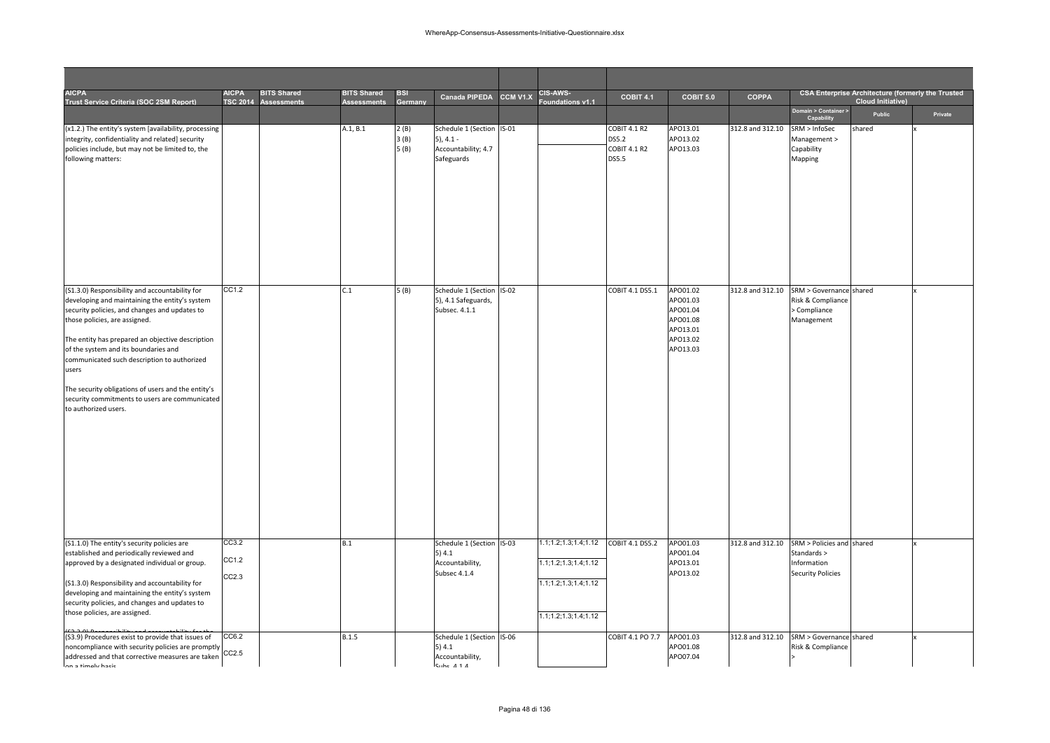| AICPA Trust Service Criteria (SOC 2SM Report) | AICPA TSC 2014 | BITS Shared Assessments | BITS Shared Assessments | BSI Germany | Canada PIPEDA | CCM V1.X | CIS-AWS-Foundations v1.1 | COBIT 4.1 | COBIT 5.0 | COPPA | CSA Enterprise Architecture (formerly the Trusted Cloud Initiative) | | |
|---|---|---|---|---|---|---|---|---|---|---|---|---|---|
| | | | | | | | | | | | Domain > Container > Capability | Public | Private |
| (x1.2.) The entity's system [availability, processing integrity, confidentiality and related] security policies include, but may not be limited to, the following matters: | | | A.1, B.1 | 2 (B)<br>3 (B)<br>5 (B) | Schedule 1 (Section 5), 4.1 - Accountability; 4.7 Safeguards | IS-01 | | COBIT 4.1 R2 DS5.2<br>COBIT 4.1 R2 DS5.5 | APO13.01<br>APO13.02<br>APO13.03 | 312.8 and 312.10 | SRM > InfoSec Management > Capability Mapping | shared | x |
| (S1.3.0) Responsibility and accountability for developing and maintaining the entity's system security policies, and changes and updates to those policies, are assigned.<br><br>The entity has prepared an objective description of the system and its boundaries and communicated such description to authorized users<br><br>The security obligations of users and the entity's security commitments to users are communicated to authorized users. | CC1.2 | | C.1 | 5 (B) | Schedule 1 (Section 5), 4.1 Safeguards, Subsec. 4.1.1 | IS-02 | | COBIT 4.1 DS5.1 | APO01.02<br>APO01.03<br>APO01.04<br>APO01.08<br>APO13.01<br>APO13.02<br>APO13.03 | 312.8 and 312.10 | SRM > Governance Risk & Compliance > Compliance Management | shared | x |
| (S1.1.0) The entity's security policies are established and periodically reviewed and approved by a designated individual or group.<br><br>(S1.3.0) Responsibility and accountability for developing and maintaining the entity's system security policies, and changes and updates to those policies, are assigned. | CC3.2<br>CC1.2<br>CC2.3 | | B.1 | | Schedule 1 (Section 5) 4.1 Accountability, Subsec 4.1.4 | IS-03 | 1.1;1.2;1.3;1.4;1.12<br>1.1;1.2;1.3;1.4;1.12<br>1.1;1.2;1.3;1.4;1.12<br>1.1;1.2;1.3;1.4;1.12 | COBIT 4.1 DS5.2 | APO01.03<br>APO01.04<br>APO13.01<br>APO13.02 | 312.8 and 312.10 | SRM > Policies and Standards > Information Security Policies | shared | x |
| (S3.9) Procedures exist to provide that issues of noncompliance with security policies are promptly addressed and that corrective measures are taken on a timely basis | CC6.2<br>CC2.5 | | B.1.5 | | Schedule 1 (Section 5) 4.1 Accountability, Subs. 4.1.4 | IS-06 | | COBIT 4.1 PO 7.7 | APO01.03<br>APO01.08<br>APO07.04 | 312.8 and 312.10 | SRM > Governance Risk & Compliance > | shared | x |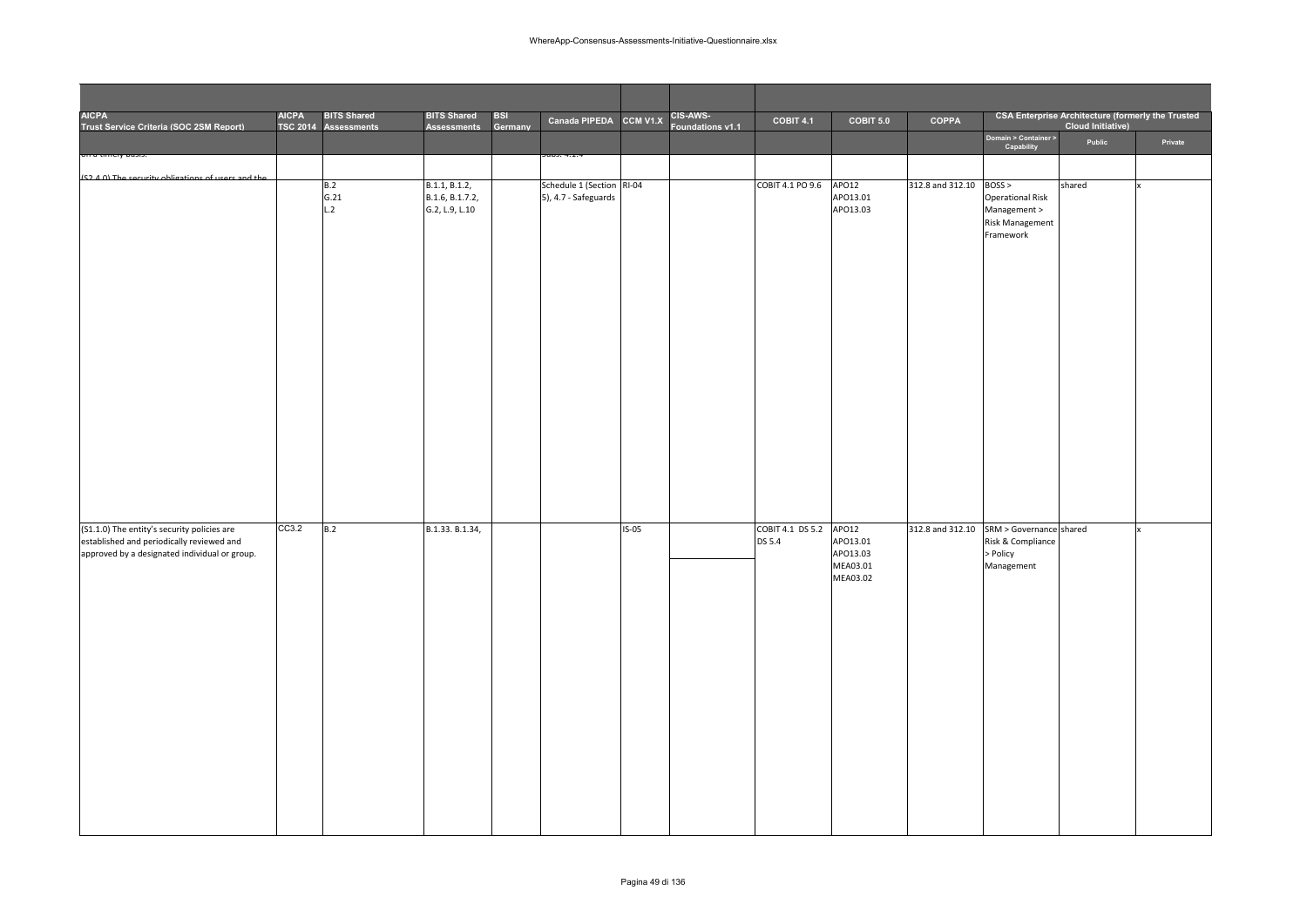| AICPA Trust Service Criteria (SOC 2SM Report) | AICPA TSC 2014 | BITS Shared Assessments | BITS Shared Assessments | BSI Germany | Canada PIPEDA | CCM V1.X | CIS-AWS-Foundations v1.1 | COBIT 4.1 | COBIT 5.0 | COPPA | CSA Enterprise Architecture (formerly the Trusted Cloud Initiative) | | |
|---|---|---|---|---|---|---|---|---|---|---|---|---|---|
| | | | | | | | | | | | Domain > Container > Capability | Public | Private |
| on a timely basis. | | | | | Subs. 4.1.4 | | | | | | | | |
| (S2.4.0) The security obligations of users and the | | B.2 G.21 L.2 | B.1.1, B.1.2, B.1.6, B.1.7.2, G.2, L.9, L.10 | | Schedule 1 (Section 5), 4.7 - Safeguards | RI-04 | | COBIT 4.1 PO 9.6 | APO12 APO13.01 APO13.03 | 312.8 and 312.10 | BOSS > Operational Risk Management > Risk Management Framework | shared | x |
| (S1.1.0) The entity's security policies are established and periodically reviewed and approved by a designated individual or group. | CC3.2 | B.2 | B.1.33. B.1.34, | | | IS-05 | | COBIT 4.1 DS 5.2 DS 5.4 | APO12 APO13.01 APO13.03 MEA03.01 MEA03.02 | 312.8 and 312.10 | SRM > Governance Risk & Compliance > Policy Management | shared | x |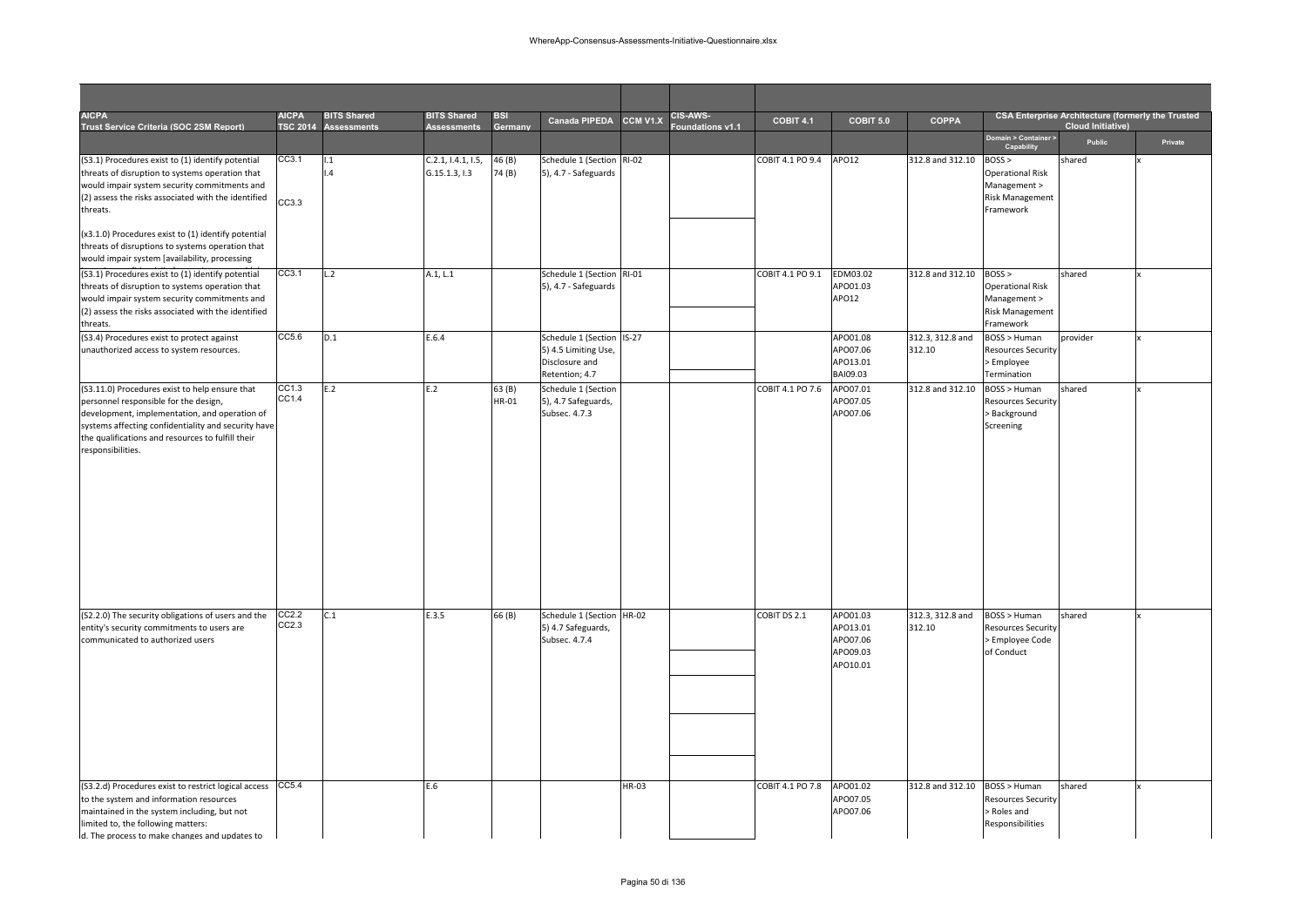| AICPA Trust Service Criteria (SOC 2SM Report) | AICPA TSC 2014 | BITS Shared Assessments | BITS Shared Assessments | BSI Germany | Canada PIPEDA | CCM V1.X | CIS-AWS-Foundations v1.1 | COBIT 4.1 | COBIT 5.0 | COPPA | CSA Enterprise Architecture (formerly the Trusted Cloud Initiative) | | |
|---|---|---|---|---|---|---|---|---|---|---|---|---|---|
| | | | | | | | | | | | Domain > Container > Capability | Public | Private |
| (S3.1) Procedures exist to (1) identify potential threats of disruption to systems operation that would impair system security commitments and (2) assess the risks associated with the identified threats.<br><br>(x3.1.0) Procedures exist to (1) identify potential threats of disruptions to systems operation that would impair system [availability, processing | CC3.1<br><br>CC3.3 | I.1<br>I.4 | C.2.1, I.4.1, I.5, G.15.1.3, I.3 | 46 (B)<br>74 (B) | Schedule 1 (Section 5), 4.7 - Safeguards | RI-02 | | COBIT 4.1 PO 9.4 | APO12 | 312.8 and 312.10 | BOSS > Operational Risk Management > Risk Management Framework | shared | x |
| (S3.1) Procedures exist to (1) identify potential threats of disruption to systems operation that would impair system security commitments and (2) assess the risks associated with the identified threats. | CC3.1 | L.2 | A.1, L.1 | | Schedule 1 (Section 5), 4.7 - Safeguards | RI-01 | | COBIT 4.1 PO 9.1 | EDM03.02<br>APO01.03<br>APO12 | 312.8 and 312.10 | BOSS > Operational Risk Management > Risk Management Framework | shared | x |
| (S3.4) Procedures exist to protect against unauthorized access to system resources. | CC5.6 | D.1 | E.6.4 | | Schedule 1 (Section 5) 4.5 Limiting Use, Disclosure and Retention; 4.7 | IS-27 | | | APO01.08<br>APO07.06<br>APO13.01<br>BAI09.03 | 312.3, 312.8 and 312.10 | BOSS > Human Resources Security > Employee Termination | provider | x |
| (S3.11.0) Procedures exist to help ensure that personnel responsible for the design, development, implementation, and operation of systems affecting confidentiality and security have the qualifications and resources to fulfill their responsibilities. | CC1.3<br>CC1.4 | E.2 | E.2 | 63 (B)<br>HR-01 | Schedule 1 (Section 5), 4.7 Safeguards, Subsec. 4.7.3 | | | COBIT 4.1 PO 7.6 | APO07.01<br>APO07.05<br>APO07.06 | 312.8 and 312.10 | BOSS > Human Resources Security > Background Screening | shared | x |
| (S2.2.0) The security obligations of users and the entity's security commitments to users are communicated to authorized users | CC2.2<br>CC2.3 | C.1 | E.3.5 | 66 (B) | Schedule 1 (Section 5) 4.7 Safeguards, Subsec. 4.7.4 | HR-02 | | COBIT DS 2.1 | APO01.03<br>APO13.01<br>APO07.06<br>APO09.03<br>APO10.01 | 312.3, 312.8 and 312.10 | BOSS > Human Resources Security > Employee Code of Conduct | shared | x |
| (S3.2.d) Procedures exist to restrict logical access to the system and information resources maintained in the system including, but not limited to, the following matters:<br>d. The process to make changes and updates to | CC5.4 | | E.6 | | | HR-03 | | COBIT 4.1 PO 7.8 | APO01.02<br>APO07.05<br>APO07.06 | 312.8 and 312.10 | BOSS > Human Resources Security > Roles and Responsibilities | shared | x |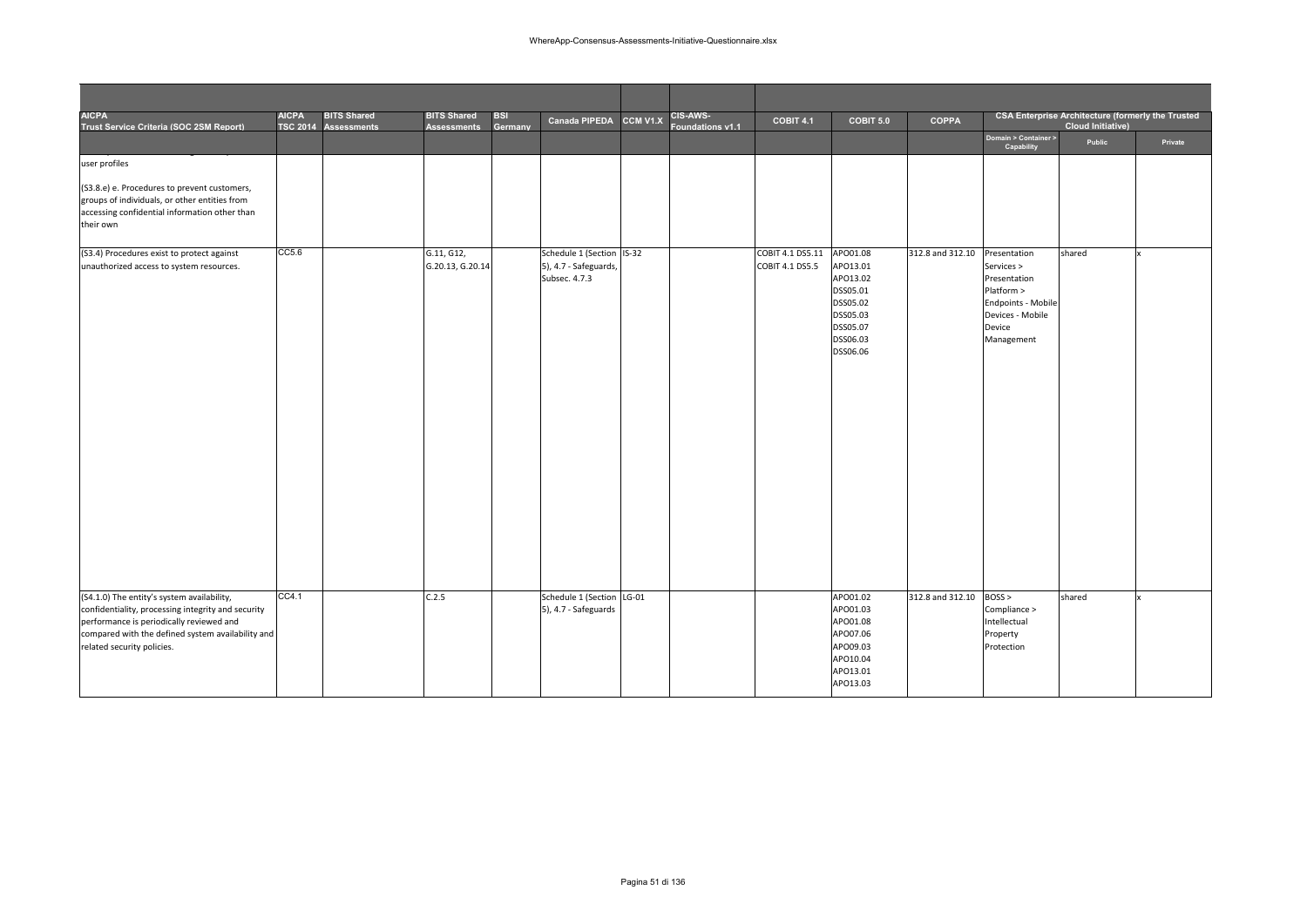| AICPA Trust Service Criteria (SOC 2SM Report) | AICPA TSC 2014 | BITS Shared Assessments | BITS Shared Assessments | BSI Germany | Canada PIPEDA | CCM V1.X | CIS-AWS-Foundations v1.1 | COBIT 4.1 | COBIT 5.0 | COPPA | CSA Enterprise Architecture (formerly the Trusted Cloud Initiative) | | |
|---|---|---|---|---|---|---|---|---|---|---|---|---|---|
| | | | | | | | | | | | Domain > Container > Capability | Public | Private |
| user profiles<br><br>(S3.8.e) e. Procedures to prevent customers, groups of individuals, or other entities from accessing confidential information other than their own | | | | | | | | | | | | | |
| (S3.4) Procedures exist to protect against unauthorized access to system resources. | CC5.6 | | G.11, G12, G.20.13, G.20.14 | | Schedule 1 (Section 5), 4.7 - Safeguards, Subsec. 4.7.3 | IS-32 | | COBIT 4.1 DS5.11 COBIT 4.1 DS5.5 | APO01.08 APO13.01 APO13.02 DSS05.01 DSS05.02 DSS05.03 DSS05.07 DSS06.03 DSS06.06 | 312.8 and 312.10 | Presentation Services > Presentation Platform > Endpoints - Mobile Devices - Mobile Device Management | shared | x |
| (S4.1.0) The entity's system availability, confidentiality, processing integrity and security performance is periodically reviewed and compared with the defined system availability and related security policies. | CC4.1 | | C.2.5 | | Schedule 1 (Section 5), 4.7 - Safeguards | LG-01 | | | APO01.02 APO01.03 APO01.08 APO07.06 APO09.03 APO10.04 APO13.01 APO13.03 | 312.8 and 312.10 | BOSS > Compliance > Intellectual Property Protection | shared | x |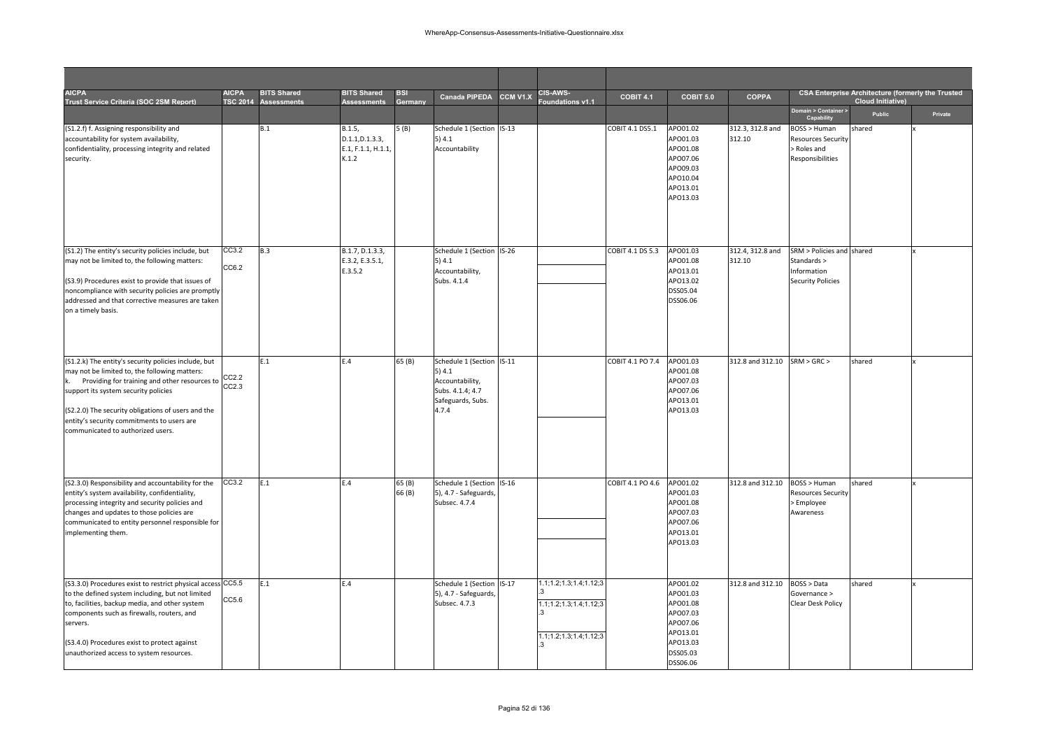| AICPA Trust Service Criteria (SOC 2SM Report) | AICPA TSC 2014 | BITS Shared Assessments | BITS Shared Assessments | BSI Germany | Canada PIPEDA | CCM V1.X | CIS-AWS-Foundations v1.1 | COBIT 4.1 | COBIT 5.0 | COPPA | CSA Enterprise Architecture (formerly the Trusted Cloud Initiative) | | |
|---|---|---|---|---|---|---|---|---|---|---|---|---|---|
| | | | | | | | | | | | Domain > Container > Capability | Public | Private |
| (S1.2.f) f. Assigning responsibility and accountability for system availability, confidentiality, processing integrity and related security. | | B.1 | B.1.5, D.1.1,D.1.3.3, E.1, F.1.1, H.1.1, K.1.2 | 5 (B) | Schedule 1 (Section 5) 4.1 Accountability | IS-13 | | COBIT 4.1 DS5.1 | APO01.02 APO01.03 APO01.08 APO07.06 APO09.03 APO10.04 APO13.01 APO13.03 | 312.3, 312.8 and 312.10 | BOSS > Human Resources Security > Roles and Responsibilities | shared | x |
| (S1.2) The entity's security policies include, but may not be limited to, the following matters:<br><br>(S3.9) Procedures exist to provide that issues of noncompliance with security policies are promptly addressed and that corrective measures are taken on a timely basis. | CC3.2<br><br>CC6.2 | B.3 | B.1.7, D.1.3.3, E.3.2, E.3.5.1, E.3.5.2 | | Schedule 1 (Section 5) 4.1 Accountability, Subs. 4.1.4 | IS-26 | | COBIT 4.1 DS 5.3 | APO01.03 APO01.08 APO13.01 APO13.02 DSS05.04 DSS06.06 | 312.4, 312.8 and 312.10 | SRM > Policies and Standards > Information Security Policies | shared | x |
| (S1.2.k) The entity's security policies include, but may not be limited to, the following matters:<br>k. Providing for training and other resources to support its system security policies<br><br>(S2.2.0) The security obligations of users and the entity's security commitments to users are communicated to authorized users. | CC2.2 CC2.3 | E.1 | E.4 | 65 (B) | Schedule 1 (Section 5) 4.1 Accountability, Subs. 4.1.4; 4.7 Safeguards, Subs. 4.7.4 | IS-11 | | COBIT 4.1 PO 7.4 | APO01.03 APO01.08 APO07.03 APO07.06 APO13.01 APO13.03 | 312.8 and 312.10 | SRM > GRC > | shared | x |
| (S2.3.0) Responsibility and accountability for the entity's system availability, confidentiality, processing integrity and security policies and changes and updates to those policies are communicated to entity personnel responsible for implementing them. | CC3.2 | E.1 | E.4 | 65 (B) 66 (B) | Schedule 1 (Section 5), 4.7 - Safeguards, Subsec. 4.7.4 | IS-16 | | COBIT 4.1 PO 4.6 | APO01.02 APO01.03 APO01.08 APO07.03 APO07.06 APO13.01 APO13.03 | 312.8 and 312.10 | BOSS > Human Resources Security > Employee Awareness | shared | x |
| (S3.3.0) Procedures exist to restrict physical access to the defined system including, but not limited to, facilities, backup media, and other system components such as firewalls, routers, and servers.<br><br>(S3.4.0) Procedures exist to protect against unauthorized access to system resources. | CC5.5<br><br>CC5.6 | E.1 | E.4 | | Schedule 1 (Section 5), 4.7 - Safeguards, Subsec. 4.7.3 | IS-17 | 1.1;1.2;1.3;1.4;1.12;3.3<br>1.1;1.2;1.3;1.4;1.12;3.3<br>1.1;1.2;1.3;1.4;1.12;3.3 | | APO01.02 APO01.03 APO01.08 APO07.03 APO07.06 APO13.01 APO13.03 DSS05.03 DSS06.06 | 312.8 and 312.10 | BOSS > Data Governance > Clear Desk Policy | shared | x |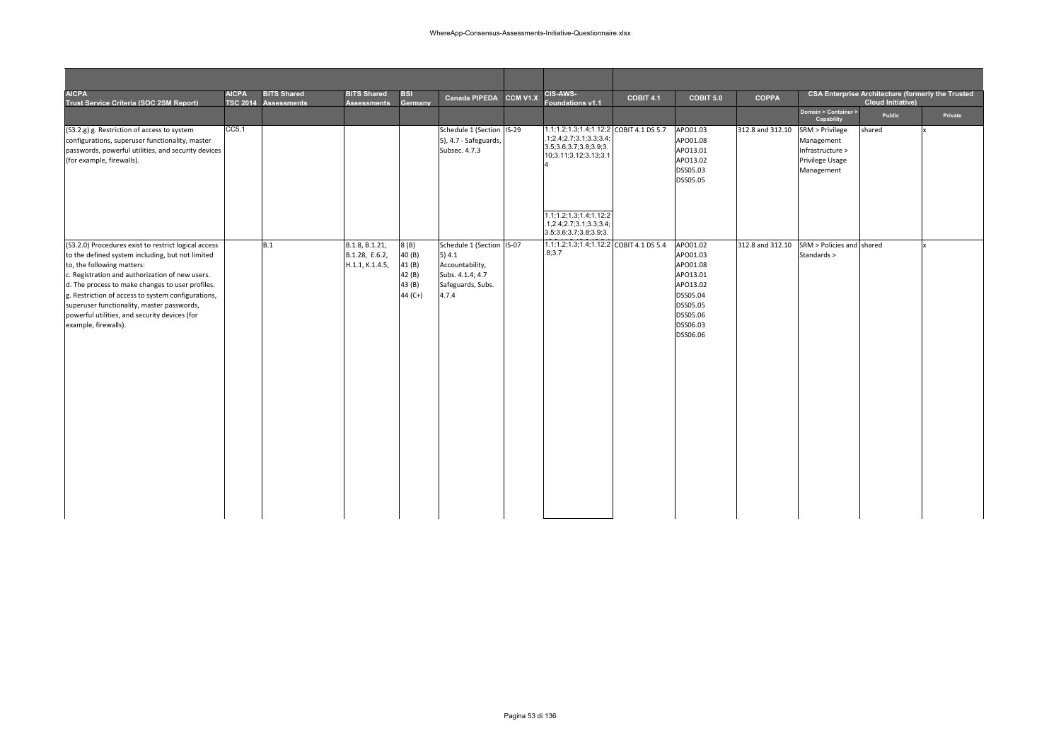| AICPA Trust Service Criteria (SOC 2SM Report) | AICPA TSC 2014 | BITS Shared Assessments | BITS Shared Assessments | BSI Germany | Canada PIPEDA | CCM V1.X | CIS-AWS-Foundations v1.1 | COBIT 4.1 | COBIT 5.0 | COPPA | CSA Enterprise Architecture (formerly the Trusted Cloud Initiative) | | |
|---|---|---|---|---|---|---|---|---|---|---|---|---|---|
| | | | | | | | | | | | Domain > Container > Capability | Public | Private |
| (S3.2.g) g. Restriction of access to system configurations, superuser functionality, master passwords, powerful utilities, and security devices (for example, firewalls). | CC5.1 | | | | Schedule 1 (Section 5), 4.7 - Safeguards, Subsec. 4.7.3 | IS-29 | 1.1;1.2;1.3;1.4;1.12;2.1;2.4;2.7;3.1;3.3;3.4;3.5;3.6;3.7;3.8;3.9;3.10;3.11;3.12;3.13;3.14<br><br>1.1;1.2;1.3;1.4;1.12;2.1;2.4;2.7;3.1;3.3;3.4;3.5;3.6;3.7;3.8;3.9;3. | COBIT 4.1 DS 5.7 | APO01.03 APO01.08 APO13.01 APO13.02 DSS05.03 DSS05.05 | 312.8 and 312.10 | SRM > Privilege Management Infrastructure > Privilege Usage Management | shared | x |
| (S3.2.0) Procedures exist to restrict logical access to the defined system including, but not limited to, the following matters:<br>c. Registration and authorization of new users.<br>d. The process to make changes to user profiles.<br>g. Restriction of access to system configurations, superuser functionality, master passwords, powerful utilities, and security devices (for example, firewalls). | | B.1 | B.1.8, B.1.21, B.1.28, E.6.2, H.1.1, K.1.4.5, | 8 (B) 40 (B) 41 (B) 42 (B) 43 (B) 44 (C+) | Schedule 1 (Section 5) 4.1 Accountability, Subs. 4.1.4; 4.7 Safeguards, Subs. 4.7.4 | IS-07 | 1.1;1.2;1.3;1.4;1.12;2.8;3.7 | COBIT 4.1 DS 5.4 | APO01.02 APO01.03 APO01.08 APO13.01 APO13.02 DSS05.04 DSS05.05 DSS05.06 DSS06.03 DSS06.06 | 312.8 and 312.10 | SRM > Policies and Standards > | shared | x |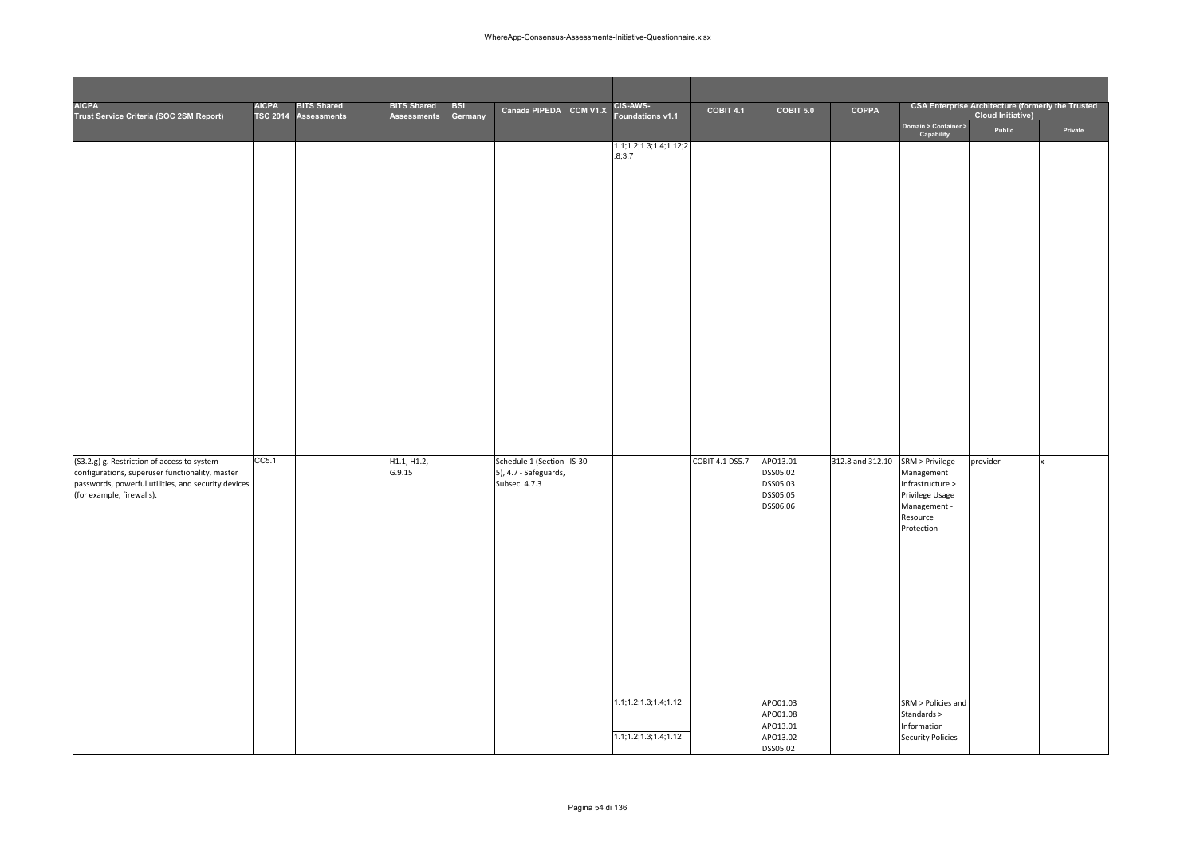| AICPA Trust Service Criteria (SOC 2SM Report) | AICPA TSC 2014 | BITS Shared Assessments | BITS Shared Assessments | BSI Germany | Canada PIPEDA | CCM V1.X | CIS-AWS-Foundations v1.1 | COBIT 4.1 | COBIT 5.0 | COPPA | CSA Enterprise Architecture (formerly the Trusted Cloud Initiative) | | |
|---|---|---|---|---|---|---|---|---|---|---|---|---|---|
| | | | | | | | | | | | Domain > Container > Capability | Public | Private |
| | | | | | | | 1.1;1.2;1.3;1.4;1.12;2.8;3.7 | | | | | | |
| (S3.2.g) g. Restriction of access to system configurations, superuser functionality, master passwords, powerful utilities, and security devices (for example, firewalls). | CC5.1 | | H1.1, H1.2, G.9.15 | | Schedule 1 (Section 5), 4.7 - Safeguards, Subsec. 4.7.3 | IS-30 | | COBIT 4.1 DS5.7 | APO13.01 DSS05.02 DSS05.03 DSS05.05 DSS06.06 | 312.8 and 312.10 | SRM > Privilege Management Infrastructure > Privilege Usage Management - Resource Protection | provider | x |
| | | | | | | | 1.1;1.2;1.3;1.4;1.12<br>1.1;1.2;1.3;1.4;1.12 | | APO01.03 APO01.08 APO13.01 APO13.02 DSS05.02 | | SRM > Policies and Standards > Information Security Policies | | |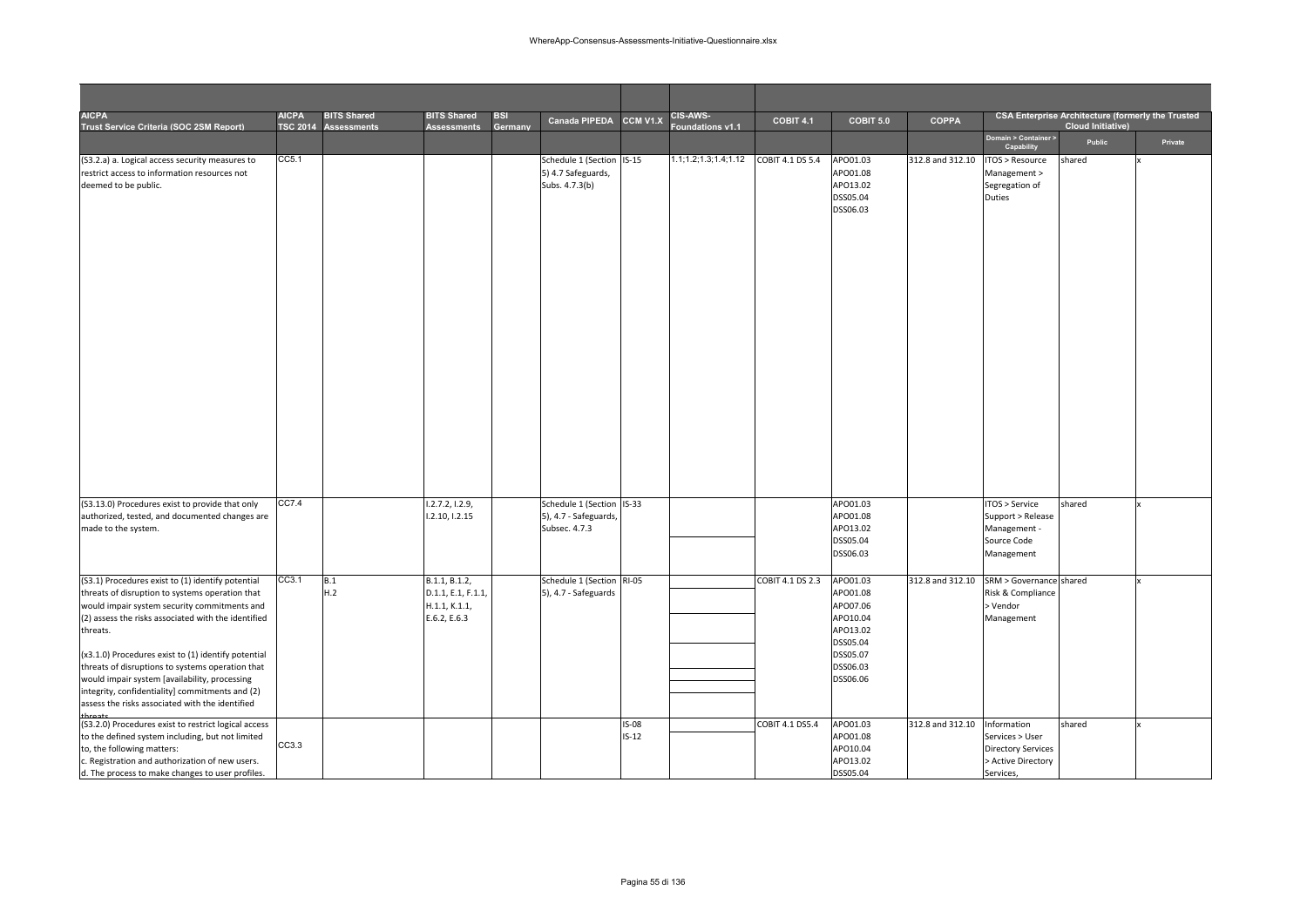| AICPA Trust Service Criteria (SOC 2SM Report) | AICPA TSC 2014 | BITS Shared Assessments | BITS Shared Assessments | BSI Germany | Canada PIPEDA | CCM V1.X | CIS-AWS-Foundations v1.1 | COBIT 4.1 | COBIT 5.0 | COPPA | CSA Enterprise Architecture (formerly the Trusted Cloud Initiative) | | |
|---|---|---|---|---|---|---|---|---|---|---|---|---|---|
| | | | | | | | | | | | Domain > Container > Capability | Public | Private |
| (S3.2.a) a. Logical access security measures to restrict access to information resources not deemed to be public. | CC5.1 | | | | Schedule 1 (Section 5) 4.7 Safeguards, Subs. 4.7.3(b) | IS-15 | 1.1;1.2;1.3;1.4;1.12 | COBIT 4.1 DS 5.4 | APO01.03<br>APO01.08<br>APO13.02<br>DSS05.04<br>DSS06.03 | 312.8 and 312.10 | ITOS > Resource Management > Segregation of Duties | shared | x |
| (S3.13.0) Procedures exist to provide that only authorized, tested, and documented changes are made to the system. | CC7.4 | | I.2.7.2, I.2.9, I.2.10, I.2.15 | | Schedule 1 (Section 5), 4.7 - Safeguards, Subsec. 4.7.3 | IS-33 | | | APO01.03<br>APO01.08<br>APO13.02<br>DSS05.04<br>DSS06.03 | | ITOS > Service Support > Release Management - Source Code Management | shared | x |
| (S3.1) Procedures exist to (1) identify potential threats of disruption to systems operation that would impair system security commitments and (2) assess the risks associated with the identified threats.<br><br>(x3.1.0) Procedures exist to (1) identify potential threats of disruptions to systems operation that would impair system [availability, processing integrity, confidentiality] commitments and (2) assess the risks associated with the identified threats | CC3.1 | B.1<br>H.2 | B.1.1, B.1.2, D.1.1, E.1, F.1.1, H.1.1, K.1.1, E.6.2, E.6.3 | | Schedule 1 (Section 5), 4.7 - Safeguards | RI-05 | | COBIT 4.1 DS 2.3 | APO01.03<br>APO01.08<br>APO07.06<br>APO10.04<br>APO13.02<br>DSS05.04<br>DSS05.07<br>DSS06.03<br>DSS06.06 | 312.8 and 312.10 | SRM > Governance Risk & Compliance > Vendor Management | shared | x |
| (S3.2.0) Procedures exist to restrict logical access to the defined system including, but not limited to, the following matters:<br>c. Registration and authorization of new users.<br>d. The process to make changes to user profiles. | CC3.3 | | | | | IS-08<br>IS-12 | | COBIT 4.1 DS5.4 | APO01.03<br>APO01.08<br>APO10.04<br>APO13.02<br>DSS05.04 | 312.8 and 312.10 | Information Services > User Directory Services > Active Directory Services, | shared | x |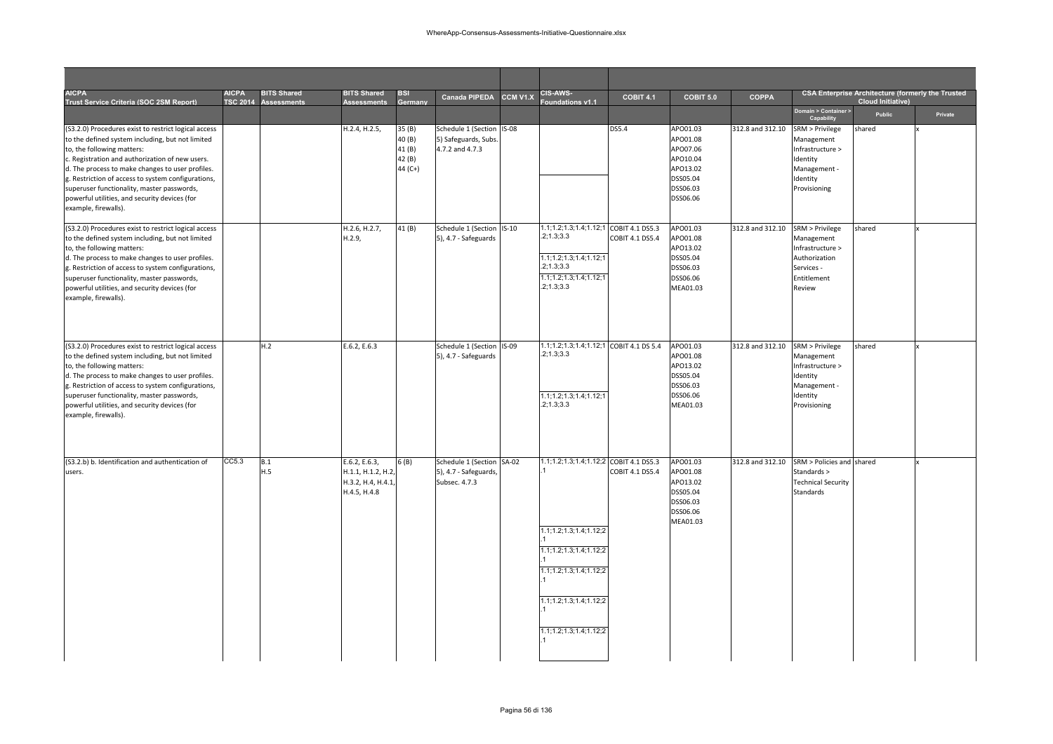| AICPA Trust Service Criteria (SOC 2SM Report) | AICPA TSC 2014 | BITS Shared Assessments | BITS Shared Assessments | BSI Germany | Canada PIPEDA | CCM V1.X | CIS-AWS-Foundations v1.1 | COBIT 4.1 | COBIT 5.0 | COPPA | CSA Enterprise Architecture (formerly the Trusted Cloud Initiative) | | |
|---|---|---|---|---|---|---|---|---|---|---|---|---|---|
| | | | | | | | | | | | Domain > Container > Capability | Public | Private |
| (S3.2.0) Procedures exist to restrict logical access to the defined system including, but not limited to, the following matters: c. Registration and authorization of new users. d. The process to make changes to user profiles. g. Restriction of access to system configurations, superuser functionality, master passwords, powerful utilities, and security devices (for example, firewalls). | | | H.2.4, H.2.5, | 35 (B) 40 (B) 41 (B) 42 (B) 44 (C+) | Schedule 1 (Section 5) Safeguards, Subs. 4.7.2 and 4.7.3 | IS-08 | | DS5.4 | APO01.03 APO01.08 APO07.06 APO10.04 APO13.02 DSS05.04 DSS06.03 DSS06.06 | 312.8 and 312.10 | SRM > Privilege Management Infrastructure > Identity Management - Identity Provisioning | shared | x |
| (S3.2.0) Procedures exist to restrict logical access to the defined system including, but not limited to, the following matters: d. The process to make changes to user profiles. g. Restriction of access to system configurations, superuser functionality, master passwords, powerful utilities, and security devices (for example, firewalls). | | | H.2.6, H.2.7, H.2.9, | 41 (B) | Schedule 1 (Section 5), 4.7 - Safeguards | IS-10 | 1.1;1.2;1.3;1.4;1.12;1.2;1.3;3.3 1.1;1.2;1.3;1.4;1.12;1.2;1.3;3.3 1.1;1.2;1.3;1.4;1.12;1.2;1.3;3.3 | COBIT 4.1 DS5.3 COBIT 4.1 DS5.4 | APO01.03 APO01.08 APO13.02 DSS05.04 DSS06.03 DSS06.06 MEA01.03 | 312.8 and 312.10 | SRM > Privilege Management Infrastructure > Authorization Services - Entitlement Review | shared | x |
| (S3.2.0) Procedures exist to restrict logical access to the defined system including, but not limited to, the following matters: d. The process to make changes to user profiles. g. Restriction of access to system configurations, superuser functionality, master passwords, powerful utilities, and security devices (for example, firewalls). | | H.2 | E.6.2, E.6.3 | | Schedule 1 (Section 5), 4.7 - Safeguards | IS-09 | 1.1;1.2;1.3;1.4;1.12;1.2;1.3;3.3 1.1;1.2;1.3;1.4;1.12;1.2;1.3;3.3 | COBIT 4.1 DS 5.4 | APO01.03 APO01.08 APO13.02 DSS05.04 DSS06.03 DSS06.06 MEA01.03 | 312.8 and 312.10 | SRM > Privilege Management Infrastructure > Identity Management - Identity Provisioning | shared | x |
| (S3.2.b) b. Identification and authentication of users. | CC5.3 | B.1 H.5 | E.6.2, E.6.3, H.1.1, H.1.2, H.2, H.3.2, H.4, H.4.1, H.4.5, H.4.8 | 6 (B) | Schedule 1 (Section 5), 4.7 - Safeguards, Subsec. 4.7.3 | SA-02 | 1.1;1.2;1.3;1.4;1.12;2.1 1.1;1.2;1.3;1.4;1.12;2.1 1.1;1.2;1.3;1.4;1.12;2.1 1.1;1.2;1.3;1.4;1.12;2.1 1.1;1.2;1.3;1.4;1.12;2.1 1.1;1.2;1.3;1.4;1.12;2.1 | COBIT 4.1 DS5.3 COBIT 4.1 DS5.4 | APO01.03 APO01.08 APO13.02 DSS05.04 DSS06.03 DSS06.06 MEA01.03 | 312.8 and 312.10 | SRM > Policies and Standards > Technical Security Standards | shared | x |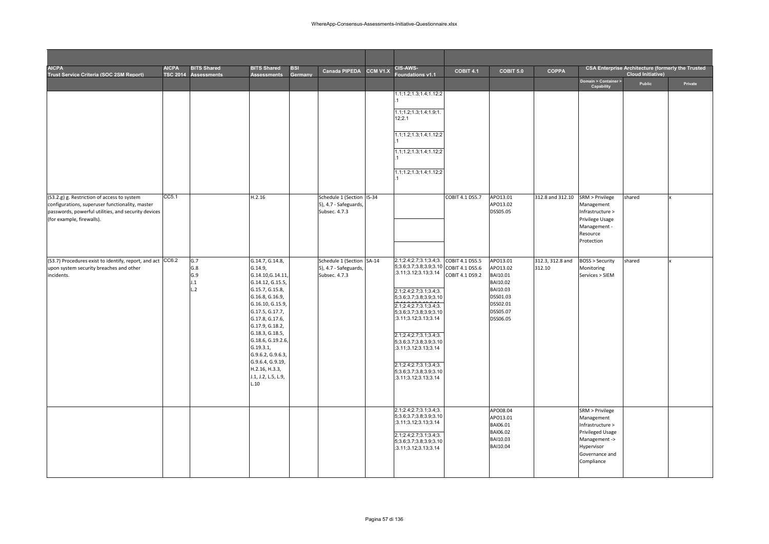| AICPA Trust Service Criteria (SOC 2SM Report) | AICPA TSC 2014 | BITS Shared Assessments | BITS Shared Assessments | BSI Germany | Canada PIPEDA | CCM V1.X | CIS-AWS-Foundations v1.1 | COBIT 4.1 | COBIT 5.0 | COPPA | CSA Enterprise Architecture (formerly the Trusted Cloud Initiative) | | |
|---|---|---|---|---|---|---|---|---|---|---|---|---|---|
| | | | | | | | | | | | Domain > Container > Capability | Public | Private |
| | | | | | | | 1.1;1.2;1.3;1.4;1.12;2.1<br>1.1;1.2;1.3;1.4;1.9;1.12;2.1<br>1.1;1.2;1.3;1.4;1.12;2.1<br>1.1;1.2;1.3;1.4;1.12;2.1<br>1.1;1.2;1.3;1.4;1.12;2.1 | | | | | | |
| (S3.2.g) g. Restriction of access to system configurations, superuser functionality, master passwords, powerful utilities, and security devices (for example, firewalls). | CC5.1 | | H.2.16 | | Schedule 1 (Section 5), 4.7 - Safeguards, Subsec. 4.7.3 | IS-34 | | COBIT 4.1 DS5.7 | APO13.01<br>APO13.02<br>DSS05.05 | 312.8 and 312.10 | SRM > Privilege Management Infrastructure > Privilege Usage Management - Resource Protection | shared | x |
| (S3.7) Procedures exist to identify, report, and act upon system security breaches and other incidents. | CC6.2 | G.7<br>G.8<br>G.9<br>J.1<br>L.2 | G.14.7, G.14.8, G.14.9, G.14.10,G.14.11, G.14.12, G.15.5, G.15.7, G.15.8, G.16.8, G.16.9, G.16.10, G.15.9, G.17.5, G.17.7, G.17.8, G.17.6, G.17.9, G.18.2, G.18.3, G.18.5, G.18.6, G.19.2.6, G.19.3.1, G.9.6.2, G.9.6.3, G.9.6.4, G.9.19, H.2.16, H.3.3, J.1, J.2, L.5, L.9, L.10 | | Schedule 1 (Section 5), 4.7 - Safeguards, Subsec. 4.7.3 | SA-14 | 2.1;2.4;2.7;3.1;3.4;3.5;3.6;3.7;3.8;3.9;3.10;3.11;3.12;3.13;3.14<br>2.1;2.4;2.7;3.1;3.4;3.5;3.6;3.7;3.8;3.9;3.10;3.11;3.12;3.13;3.14<br>2.1;2.4;2.7;3.1;3.4;3.5;3.6;3.7;3.8;3.9;3.10;3.11;3.12;3.13;3.14<br>2.1;2.4;2.7;3.1;3.4;3.5;3.6;3.7;3.8;3.9;3.10;3.11;3.12;3.13;3.14<br>2.1;2.4;2.7;3.1;3.4;3.5;3.6;3.7;3.8;3.9;3.10;3.11;3.12;3.13;3.14 | COBIT 4.1 DS5.5<br>COBIT 4.1 DS5.6<br>COBIT 4.1 DS9.2 | APO13.01<br>APO13.02<br>BAI10.01<br>BAI10.02<br>BAI10.03<br>DSS01.03<br>DSS02.01<br>DSS05.07<br>DSS06.05 | 312.3, 312.8 and 312.10 | BOSS > Security Monitoring Services > SIEM | shared | x |
| | | | | | | | 2.1;2.4;2.7;3.1;3.4;3.5;3.6;3.7;3.8;3.9;3.10;3.11;3.12;3.13;3.14<br>2.1;2.4;2.7;3.1;3.4;3.5;3.6;3.7;3.8;3.9;3.10;3.11;3.12;3.13;3.14 | | APO08.04<br>APO13.01<br>BAI06.01<br>BAI06.02<br>BAI10.03<br>BAI10.04 | | SRM > Privilege Management Infrastructure > Privileged Usage Management -> Hypervisor Governance and Compliance | | |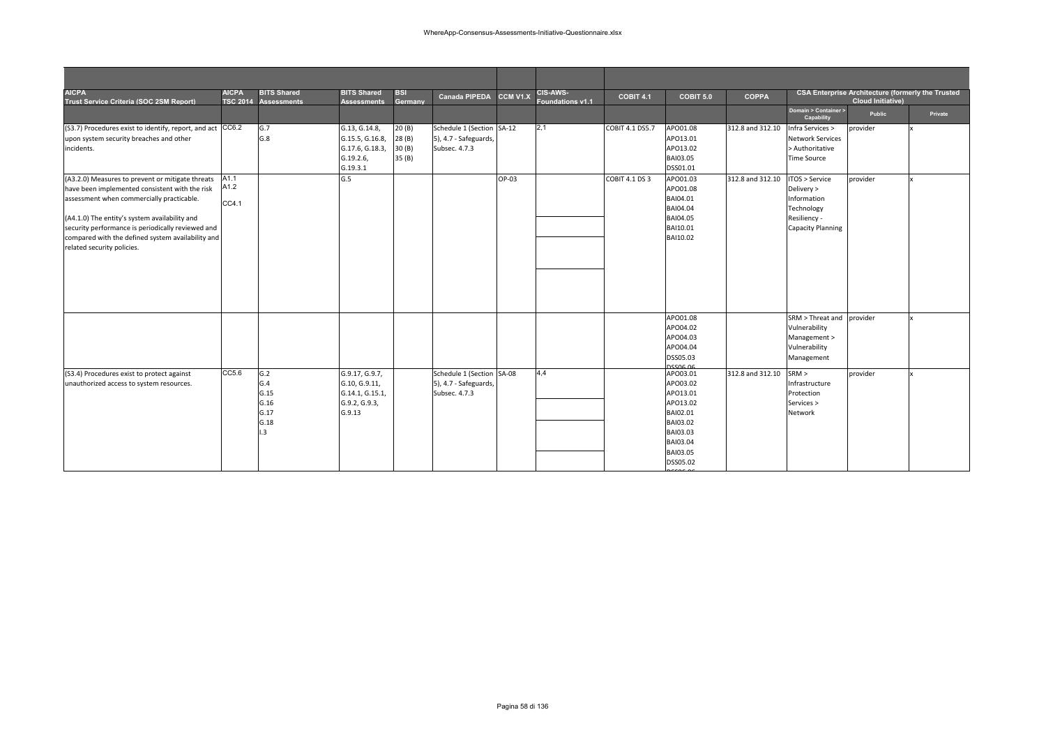| AICPA Trust Service Criteria (SOC 2SM Report) | AICPA TSC 2014 | BITS Shared Assessments | BITS Shared Assessments | BSI Germany | Canada PIPEDA | CCM V1.X | CIS-AWS-Foundations v1.1 | COBIT 4.1 | COBIT 5.0 | COPPA | CSA Enterprise Architecture (formerly the Trusted Cloud Initiative) | | |
|---|---|---|---|---|---|---|---|---|---|---|---|---|---|
| | | | | | | | | | | | Domain > Container > Capability | Public | Private |
| (S3.7) Procedures exist to identify, report, and act upon system security breaches and other incidents. | CC6.2 | G.7<br>G.8 | G.13, G.14.8, G.15.5, G.16.8, G.17.6, G.18.3, G.19.2.6, G.19.3.1 | 20 (B)<br>28 (B)<br>30 (B)<br>35 (B) | Schedule 1 (Section 5), 4.7 - Safeguards, Subsec. 4.7.3 | SA-12 | 2,1 | COBIT 4.1 DS5.7 | APO01.08<br>APO13.01<br>APO13.02<br>BAI03.05<br>DSS01.01 | 312.8 and 312.10 | Infra Services > Network Services > Authoritative Time Source | provider | x |
| (A3.2.0) Measures to prevent or mitigate threats have been implemented consistent with the risk assessment when commercially practicable.<br><br>(A4.1.0) The entity's system availability and security performance is periodically reviewed and compared with the defined system availability and related security policies. | A1.1<br>A1.2<br>CC4.1 | | G.5 | | | OP-03 | | COBIT 4.1 DS 3 | APO01.03<br>APO01.08<br>BAI04.01<br>BAI04.04<br>BAI04.05<br>BAI10.01<br>BAI10.02 | 312.8 and 312.10 | ITOS > Service Delivery > Information Technology Resiliency - Capacity Planning | provider | x |
| | | | | | | | | | APO01.08<br>APO04.02<br>APO04.03<br>APO04.04<br>DSS05.03<br>DSS06.06 | | SRM > Threat and Vulnerability Management > Vulnerability Management | provider | x |
| (S3.4) Procedures exist to protect against unauthorized access to system resources. | CC5.6 | G.2<br>G.4<br>G.15<br>G.16<br>G.17<br>G.18<br>I.3 | G.9.17, G.9.7, G.10, G.9.11, G.14.1, G.15.1, G.9.2, G.9.3, G.9.13 | | Schedule 1 (Section 5), 4.7 - Safeguards, Subsec. 4.7.3 | SA-08 | 4,4 | | APO03.01<br>APO03.02<br>APO13.01<br>APO13.02<br>BAI02.01<br>BAI03.02<br>BAI03.03<br>BAI03.04<br>BAI03.05<br>DSS05.02<br>DSS06.06 | 312.8 and 312.10 | SRM > Infrastructure Protection Services > Network | provider | x |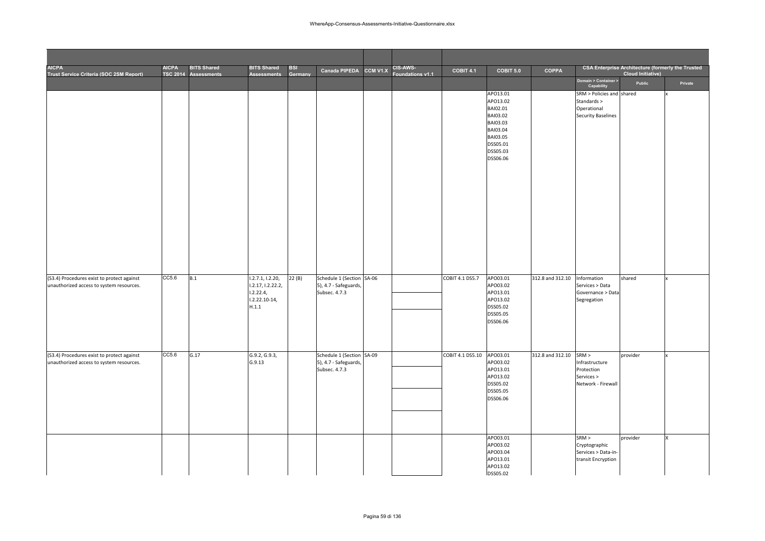| AICPA Trust Service Criteria (SOC 2SM Report) | AICPA TSC 2014 | BITS Shared Assessments | BITS Shared Assessments | BSI Germany | Canada PIPEDA | CCM V1.X | CIS-AWS-Foundations v1.1 | COBIT 4.1 | COBIT 5.0 | COPPA | CSA Enterprise Architecture (formerly the Trusted Cloud Initiative) | | |
|---|---|---|---|---|---|---|---|---|---|---|---|---|---|
| | | | | | | | | | | | Domain > Container > Capability | Public | Private |
| | | | | | | | | | APO13.01 APO13.02 BAI02.01 BAI03.02 BAI03.03 BAI03.04 BAI03.05 DSS05.01 DSS05.03 DSS06.06 | | SRM > Policies and Standards > Operational Security Baselines | shared | x |
| (S3.4) Procedures exist to protect against unauthorized access to system resources. | CC5.6 | B.1 | I.2.7.1, I.2.20, I.2.17, I.2.22.2, I.2.22.4, I.2.22.10-14, H.1.1 | 22 (B) | Schedule 1 (Section 5), 4.7 - Safeguards, Subsec. 4.7.3 | SA-06 | | COBIT 4.1 DS5.7 | APO03.01 APO03.02 APO13.01 APO13.02 DSS05.02 DSS05.05 DSS06.06 | 312.8 and 312.10 | Information Services > Data Governance > Data Segregation | shared | x |
| (S3.4) Procedures exist to protect against unauthorized access to system resources. | CC5.6 | G.17 | G.9.2, G.9.3, G.9.13 | | Schedule 1 (Section 5), 4.7 - Safeguards, Subsec. 4.7.3 | SA-09 | | COBIT 4.1 DS5.10 | APO03.01 APO03.02 APO13.01 APO13.02 DSS05.02 DSS05.05 DSS06.06 | 312.8 and 312.10 | SRM > Infrastructure Protection Services > Network - Firewall | provider | x |
| | | | | | | | | | APO03.01 APO03.02 APO03.04 APO13.01 APO13.02 DSS05.02 | | SRM > Cryptographic Services > Data-in-transit Encryption | provider | X |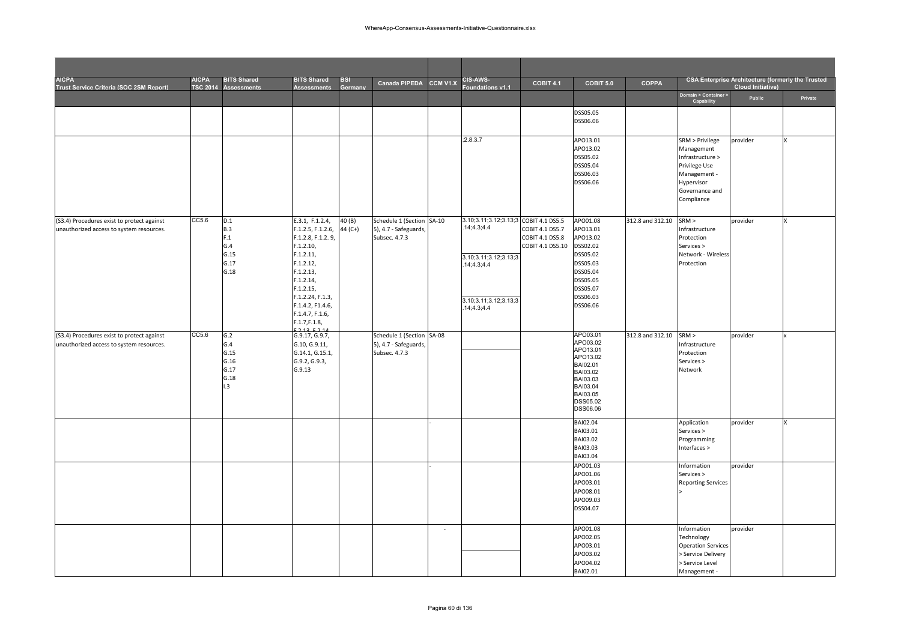| AICPA Trust Service Criteria (SOC 2SM Report) | AICPA TSC 2014 | BITS Shared Assessments | BITS Shared Assessments | BSI Germany | Canada PIPEDA | CCM V1.X | CIS-AWS-Foundations v1.1 | COBIT 4.1 | COBIT 5.0 | COPPA | CSA Enterprise Architecture (formerly the Trusted Cloud Initiative) | | |
|---|---|---|---|---|---|---|---|---|---|---|---|---|---|
| | | | | | | | | | | | Domain > Container > Capability | Public | Private |
| | | | | | | | | | DSS05.05<br>DSS06.06 | | | | |
| | | | | | | | ;2.8.3.7 | | APO13.01<br>APO13.02<br>DSS05.02<br>DSS05.04<br>DSS06.03<br>DSS06.06 | | SRM > Privilege Management Infrastructure > Privilege Use Management - Hypervisor Governance and Compliance | provider | X |
| (S3.4) Procedures exist to protect against unauthorized access to system resources. | CC5.6 | D.1<br>B.3<br>F.1<br>G.4<br>G.15<br>G.17<br>G.18 | E.3.1, F.1.2.4, F.1.2.5, F.1.2.6, F.1.2.8, F.1.2. 9, F.1.2.10, F.1.2.11, F.1.2.12, F.1.2.13, F.1.2.14, F.1.2.15, F.1.2.24, F.1.3, F.1.4.2, F1.4.6, F.1.4.7, F.1.6, F.1.7,F.1.8, F.2.13, F.2.14 | 40 (B)<br>44 (C+) | Schedule 1 (Section 5), 4.7 - Safeguards, Subsec. 4.7.3 | SA-10 | 3.10;3.11;3.12;3.13;3.14;4.3;4.4<br>3.10;3.11;3.12;3.13;3.14;4.3;4.4<br>3.10;3.11;3.12;3.13;3.14;4.3;4.4 | COBIT 4.1 DS5.5<br>COBIT 4.1 DS5.7<br>COBIT 4.1 DS5.8<br>COBIT 4.1 DS5.10 | APO01.08<br>APO13.01<br>APO13.02<br>DSS02.02<br>DSS05.02<br>DSS05.03<br>DSS05.04<br>DSS05.05<br>DSS05.07<br>DSS06.03<br>DSS06.06 | 312.8 and 312.10 | SRM > Infrastructure Protection Services > Network - Wireless Protection | provider | X |
| (S3.4) Procedures exist to protect against unauthorized access to system resources. | CC5.6 | G.2<br>G.4<br>G.15<br>G.16<br>G.17<br>G.18<br>I.3 | G.9.17, G.9.7, G.10, G.9.11, G.14.1, G.15.1, G.9.2, G.9.3, G.9.13 | | Schedule 1 (Section 5), 4.7 - Safeguards, Subsec. 4.7.3 | SA-08 | | | APO03.01<br>APO03.02<br>APO13.01<br>APO13.02<br>BAI02.01<br>BAI03.02<br>BAI03.03<br>BAI03.04<br>BAI03.05<br>DSS05.02<br>DSS06.06 | 312.8 and 312.10 | SRM > Infrastructure Protection Services > Network | provider | x |
| | | | | | | - | | | BAI02.04<br>BAI03.01<br>BAI03.02<br>BAI03.03<br>BAI03.04 | | Application Services > Programming Interfaces > | provider | X |
| | | | | | | - | | | APO01.03<br>APO01.06<br>APO03.01<br>APO08.01<br>APO09.03<br>DSS04.07 | | Information Services > Reporting Services > | provider | |
| | | | | | | - | | | APO01.08<br>APO02.05<br>APO03.01<br>APO03.02<br>APO04.02<br>BAI02.01 | | Information Technology Operation Services > Service Delivery > Service Level Management - | provider | |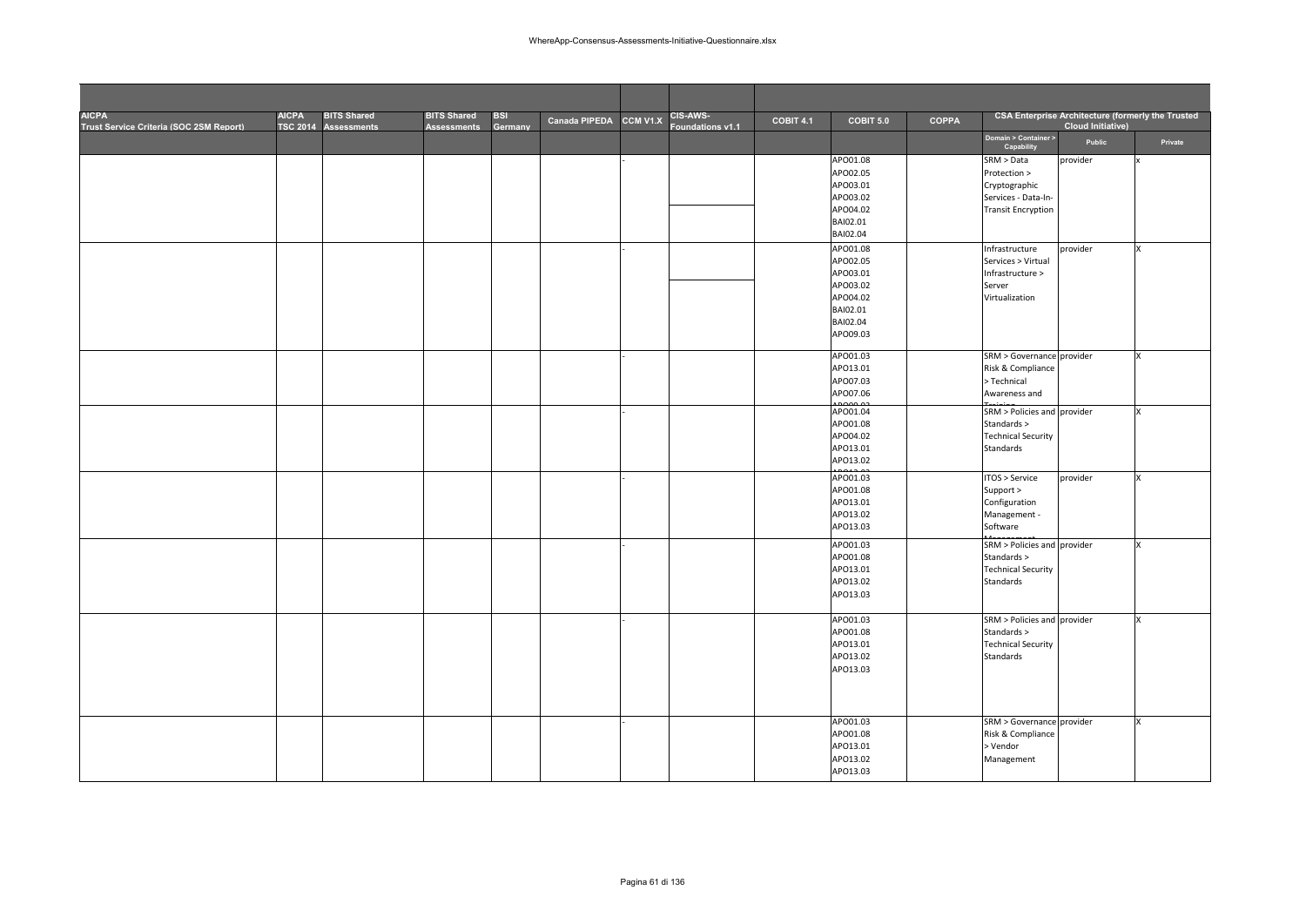| AICPA Trust Service Criteria (SOC 2SM Report) | AICPA TSC 2014 | BITS Shared Assessments | BITS Shared Assessments | BSI Germany | Canada PIPEDA | CCM V1.X | CIS-AWS-Foundations v1.1 | COBIT 4.1 | COBIT 5.0 | COPPA | CSA Enterprise Architecture (formerly the Trusted Cloud Initiative) | | |
|---|---|---|---|---|---|---|---|---|---|---|---|---|---|
| | | | | | | | | | | | Domain > Container > Capability | Public | Private |
| | | | | | | - | | | APO01.08 APO02.05 APO03.01 APO03.02 APO04.02 BAI02.01 BAI02.04 | | SRM > Data Protection > Cryptographic Services - Data-In-Transit Encryption | provider | x |
| | | | | | | - | | | APO01.08 APO02.05 APO03.01 APO03.02 APO04.02 BAI02.01 BAI02.04 APO09.03 | | Infrastructure Services > Virtual Infrastructure > Server Virtualization | provider | X |
| | | | | | | - | | | APO01.03 APO13.01 APO07.03 APO07.06 APO09.03 | | SRM > Governance Risk & Compliance > Technical Awareness and Training | provider | X |
| | | | | | | - | | | APO01.04 APO01.08 APO04.02 APO13.01 APO13.02 APO13.03 | | SRM > Policies and Standards > Technical Security Standards | provider | X |
| | | | | | | - | | | APO01.03 APO01.08 APO13.01 APO13.02 APO13.03 | | ITOS > Service Support > Configuration Management - Software Management | provider | X |
| | | | | | | - | | | APO01.03 APO01.08 APO13.01 APO13.02 APO13.03 | | SRM > Policies and Standards > Technical Security Standards | provider | X |
| | | | | | | - | | | APO01.03 APO01.08 APO13.01 APO13.02 APO13.03 | | SRM > Policies and Standards > Technical Security Standards | provider | X |
| | | | | | | - | | | APO01.03 APO01.08 APO13.01 APO13.02 APO13.03 | | SRM > Governance Risk & Compliance > Vendor Management | provider | X |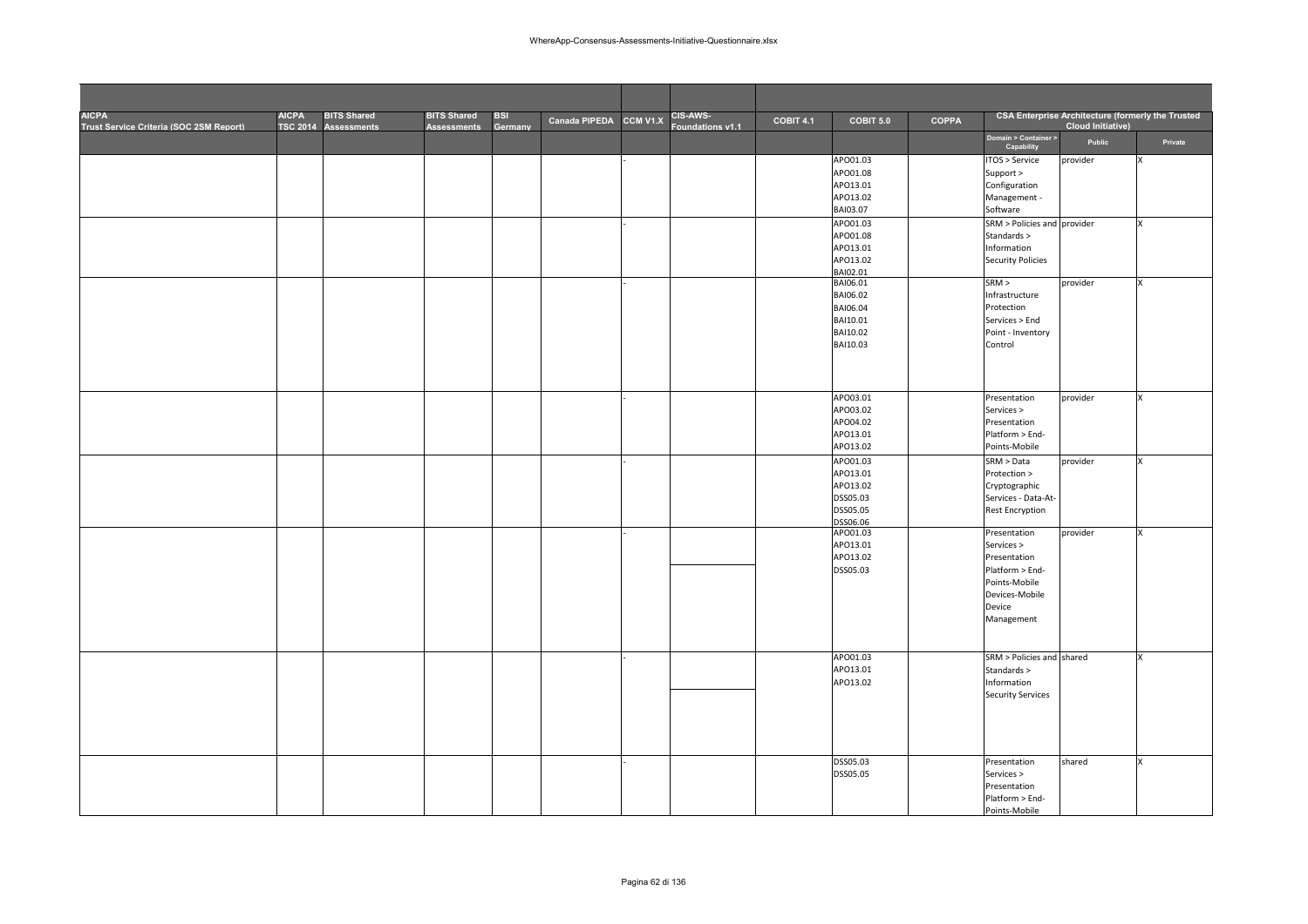| AICPA Trust Service Criteria (SOC 2SM Report) | AICPA TSC 2014 | BITS Shared Assessments | BITS Shared Assessments | BSI Germany | Canada PIPEDA | CCM V1.X | CIS-AWS-Foundations v1.1 | COBIT 4.1 | COBIT 5.0 | COPPA | CSA Enterprise Architecture (formerly the Trusted Cloud Initiative) | | |
|---|---|---|---|---|---|---|---|---|---|---|---|---|---|
| | | | | | | | | | | | Domain > Container > Capability | Public | Private |
| | | | | | | - | | | APO01.03 APO01.08 APO13.01 APO13.02 BAI03.07 | | ITOS > Service Support > Configuration Management - Software | provider | X |
| | | | | | | - | | | APO01.03 APO01.08 APO13.01 APO13.02 BAI02.01 | | SRM > Policies and Standards > Information Security Policies | provider | X |
| | | | | | | - | | | BAI06.01 BAI06.02 BAI06.04 BAI10.01 BAI10.02 BAI10.03 | | SRM > Infrastructure Protection Services > End Point - Inventory Control | provider | X |
| | | | | | | - | | | APO03.01 APO03.02 APO04.02 APO13.01 APO13.02 | | Presentation Services > Presentation Platform > End-Points-Mobile | provider | X |
| | | | | | | - | | | APO01.03 APO13.01 APO13.02 DSS05.03 DSS05.05 DSS06.06 | | SRM > Data Protection > Cryptographic Services - Data-At-Rest Encryption | provider | X |
| | | | | | | - | | | APO01.03 APO13.01 APO13.02 DSS05.03 | | Presentation Services > Presentation Platform > End-Points-Mobile Devices-Mobile Device Management | provider | X |
| | | | | | | - | | | APO01.03 APO13.01 APO13.02 | | SRM > Policies and Standards > Information Security Services | shared | X |
| | | | | | | - | | | DSS05.03 DSS05.05 | | Presentation Services > Presentation Platform > End-Points-Mobile | shared | X |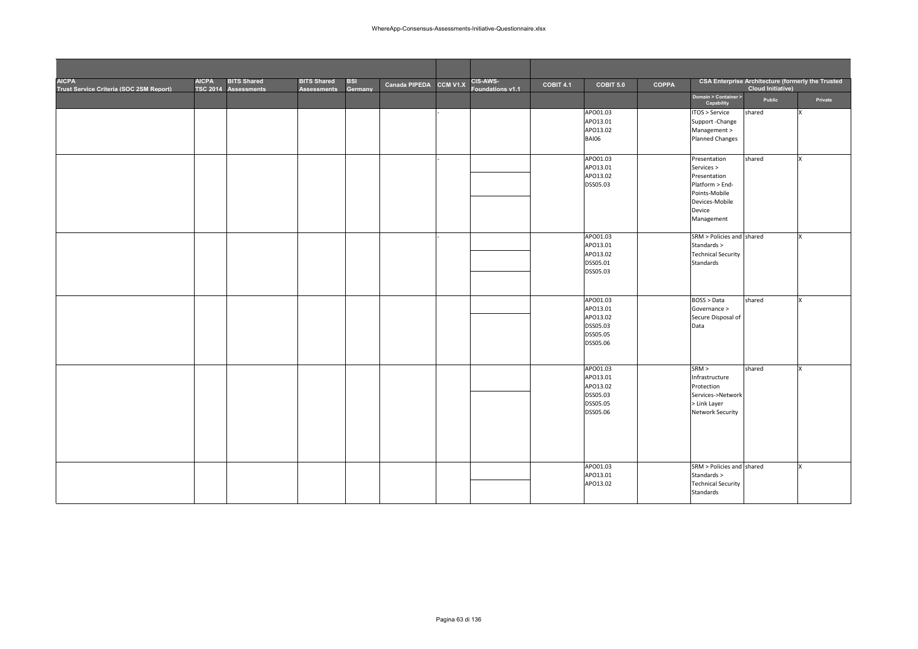| AICPA Trust Service Criteria (SOC 2SM Report) | AICPA TSC 2014 | BITS Shared Assessments | BITS Shared Assessments | BSI Germany | Canada PIPEDA | CCM V1.X | CIS-AWS-Foundations v1.1 | COBIT 4.1 | COBIT 5.0 | COPPA | CSA Enterprise Architecture (formerly the Trusted Cloud Initiative) | | |
|---|---|---|---|---|---|---|---|---|---|---|---|---|---|
| | | | | | | | | | | | Domain > Container > Capability | Public | Private |
| | | | | | | - | | | APO01.03<br>APO13.01<br>APO13.02<br>BAI06 | | ITOS > Service Support -Change Management > Planned Changes | shared | X |
| | | | | | | - | | | APO01.03<br>APO13.01<br>APO13.02<br>DSS05.03 | | Presentation Services > Presentation Platform > End-Points-Mobile Devices-Mobile Device Management | shared | X |
| | | | | | | - | | | APO01.03<br>APO13.01<br>APO13.02<br>DSS05.01<br>DSS05.03 | | SRM > Policies and Standards > Technical Security Standards | shared | X |
| | | | | | | | | | APO01.03<br>APO13.01<br>APO13.02<br>DSS05.03<br>DSS05.05<br>DSS05.06 | | BOSS > Data Governance > Secure Disposal of Data | shared | X |
| | | | | | | | | | APO01.03<br>APO13.01<br>APO13.02<br>DSS05.03<br>DSS05.05<br>DSS05.06 | | SRM > Infrastructure Protection Services->Network > Link Layer Network Security | shared | X |
| | | | | | | | | | APO01.03<br>APO13.01<br>APO13.02 | | SRM > Policies and Standards > Technical Security Standards | shared | X |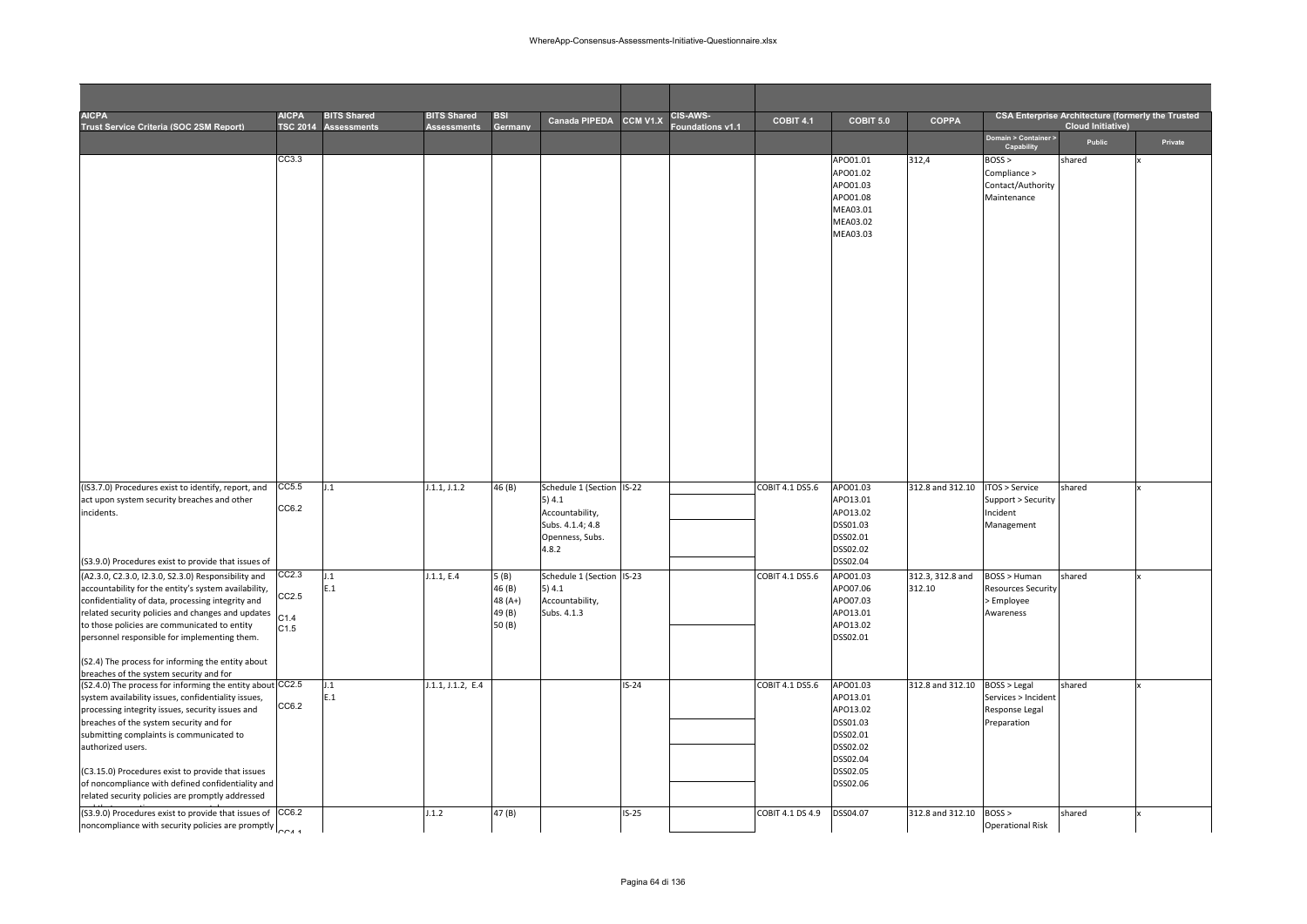| AICPA Trust Service Criteria (SOC 2SM Report) | AICPA TSC 2014 | BITS Shared Assessments | BITS Shared Assessments | BSI Germany | Canada PIPEDA | CCM V1.X | CIS-AWS-Foundations v1.1 | COBIT 4.1 | COBIT 5.0 | COPPA | CSA Enterprise Architecture (formerly the Trusted Cloud Initiative) | | |
|---|---|---|---|---|---|---|---|---|---|---|---|---|---|
| | | | | | | | | | | | Domain > Container > Capability | Public | Private |
| | CC3.3 | | | | | | | | APO01.01 APO01.02 APO01.03 APO01.08 MEA03.01 MEA03.02 MEA03.03 | 312,4 | BOSS > Compliance > Contact/Authority Maintenance | shared | x |
| (IS3.7.0) Procedures exist to identify, report, and act upon system security breaches and other incidents. (S3.9.0) Procedures exist to provide that issues of | CC5.5 CC6.2 | J.1 | J.1.1, J.1.2 | 46 (B) | Schedule 1 (Section 5) 4.1 Accountability, Subs. 4.1.4; 4.8 Openness, Subs. 4.8.2 | IS-22 | | COBIT 4.1 DS5.6 | APO01.03 APO13.01 APO13.02 DSS01.03 DSS02.01 DSS02.02 DSS02.04 | 312.8 and 312.10 | ITOS > Service Support > Security Incident Management | shared | x |
| (A2.3.0, C2.3.0, I2.3.0, S2.3.0) Responsibility and accountability for the entity's system availability, confidentiality of data, processing integrity and related security policies and changes and updates to those policies are communicated to entity personnel responsible for implementing them. (S2.4) The process for informing the entity about breaches of the system security and for | CC2.3 CC2.5 C1.4 C1.5 | J.1 E.1 | J.1.1, E.4 | 5 (B) 46 (B) 48 (A+) 49 (B) 50 (B) | Schedule 1 (Section 5) 4.1 Accountability, Subs. 4.1.3 | IS-23 | | COBIT 4.1 DS5.6 | APO01.03 APO07.06 APO07.03 APO13.01 APO13.02 DSS02.01 | 312.3, 312.8 and 312.10 | BOSS > Human Resources Security > Employee Awareness | shared | x |
| (S2.4.0) The process for informing the entity about system availability issues, confidentiality issues, processing integrity issues, security issues and breaches of the system security and for submitting complaints is communicated to authorized users. (C3.15.0) Procedures exist to provide that issues of noncompliance with defined confidentiality and related security policies are promptly addressed | CC2.5 CC6.2 | J.1 E.1 | J.1.1, J.1.2, E.4 | | | IS-24 | | COBIT 4.1 DS5.6 | APO01.03 APO13.01 APO13.02 DSS01.03 DSS02.01 DSS02.02 DSS02.04 DSS02.05 DSS02.06 | 312.8 and 312.10 | BOSS > Legal Services > Incident Response Legal Preparation | shared | x |
| (S3.9.0) Procedures exist to provide that issues of noncompliance with security policies are promptly | CC6.2 CC4.1 | | J.1.2 | 47 (B) | | IS-25 | | COBIT 4.1 DS 4.9 | DSS04.07 | 312.8 and 312.10 | BOSS > Operational Risk | shared | x |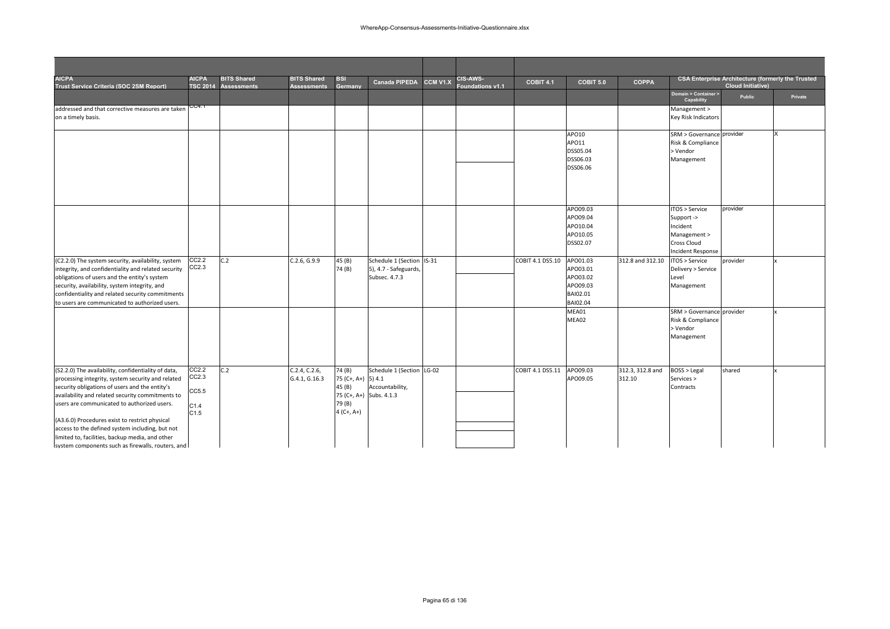| AICPA Trust Service Criteria (SOC 2SM Report) | AICPA TSC 2014 | BITS Shared Assessments | BITS Shared Assessments | BSI Germany | Canada PIPEDA | CCM V1.X | CIS-AWS-Foundations v1.1 | COBIT 4.1 | COBIT 5.0 | COPPA | CSA Enterprise Architecture (formerly the Trusted Cloud Initiative) | | |
|---|---|---|---|---|---|---|---|---|---|---|---|---|---|
| | | | | | | | | | | | Domain > Container > Capability | Public | Private |
| addressed and that corrective measures are taken on a timely basis. | CC4.1 | | | | | | | | | | Management > Key Risk Indicators | | |
| | | | | | | | | | APO10 APO11 DSS05.04 DSS06.03 DSS06.06 | | SRM > Governance Risk & Compliance > Vendor Management | provider | X |
| | | | | | | | | | APO09.03 APO09.04 APO10.04 APO10.05 DSS02.07 | | ITOS > Service Support -> Incident Management > Cross Cloud Incident Response | provider | |
| (C2.2.0) The system security, availability, system integrity, and confidentiality and related security obligations of users and the entity's system security, availability, system integrity, and confidentiality and related security commitments to users are communicated to authorized users. | CC2.2 CC2.3 | C.2 | C.2.6, G.9.9 | 45 (B) 74 (B) | Schedule 1 (Section 5), 4.7 - Safeguards, Subsec. 4.7.3 | IS-31 | | COBIT 4.1 DS5.10 | APO01.03 APO03.01 APO03.02 APO09.03 BAI02.01 BAI02.04 | 312.8 and 312.10 | ITOS > Service Delivery > Service Level Management | provider | x |
| | | | | | | | | | MEA01 MEA02 | | SRM > Governance Risk & Compliance > Vendor Management | provider | x |
| (S2.2.0) The availability, confidentiality of data, processing integrity, system security and related security obligations of users and the entity's availability and related security commitments to users are communicated to authorized users.<br><br>(A3.6.0) Procedures exist to restrict physical access to the defined system including, but not limited to, facilities, backup media, and other system components such as firewalls, routers, and | CC2.2 CC2.3<br><br>CC5.5<br><br>C1.4 C1.5 | C.2 | C.2.4, C.2.6, G.4.1, G.16.3 | 74 (B) 75 (C+, A+) 45 (B) 75 (C+, A+) 79 (B) 4 (C+, A+) | Schedule 1 (Section 5) 4.1 Accountability, Subs. 4.1.3 | LG-02 | | COBIT 4.1 DS5.11 | APO09.03 APO09.05 | 312.3, 312.8 and 312.10 | BOSS > Legal Services > Contracts | shared | x |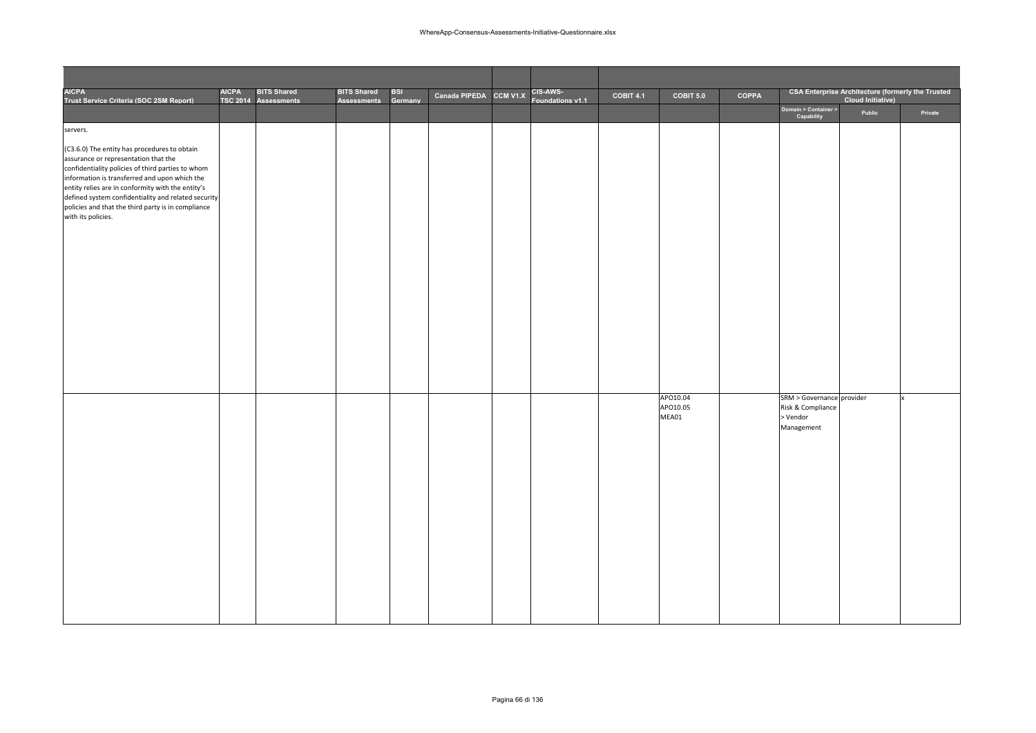| AICPA Trust Service Criteria (SOC 2SM Report) | AICPA TSC 2014 | BITS Shared Assessments | BITS Shared Assessments | BSI Germany | Canada PIPEDA | CCM V1.X | CIS-AWS-Foundations v1.1 | COBIT 4.1 | COBIT 5.0 | COPPA | CSA Enterprise Architecture (formerly the Trusted Cloud Initiative) | | |
|---|---|---|---|---|---|---|---|---|---|---|---|---|---|
| | | | | | | | | | | | Domain > Container > Capability | Public | Private |
| servers.<br><br>(C3.6.0) The entity has procedures to obtain assurance or representation that the confidentiality policies of third parties to whom information is transferred and upon which the entity relies are in conformity with the entity's defined system confidentiality and related security policies and that the third party is in compliance with its policies. | | | | | | | | | | | | | |
| | | | | | | | | | APO10.04<br>APO10.05<br>MEA01 | | SRM > Governance Risk & Compliance > Vendor Management | provider | x |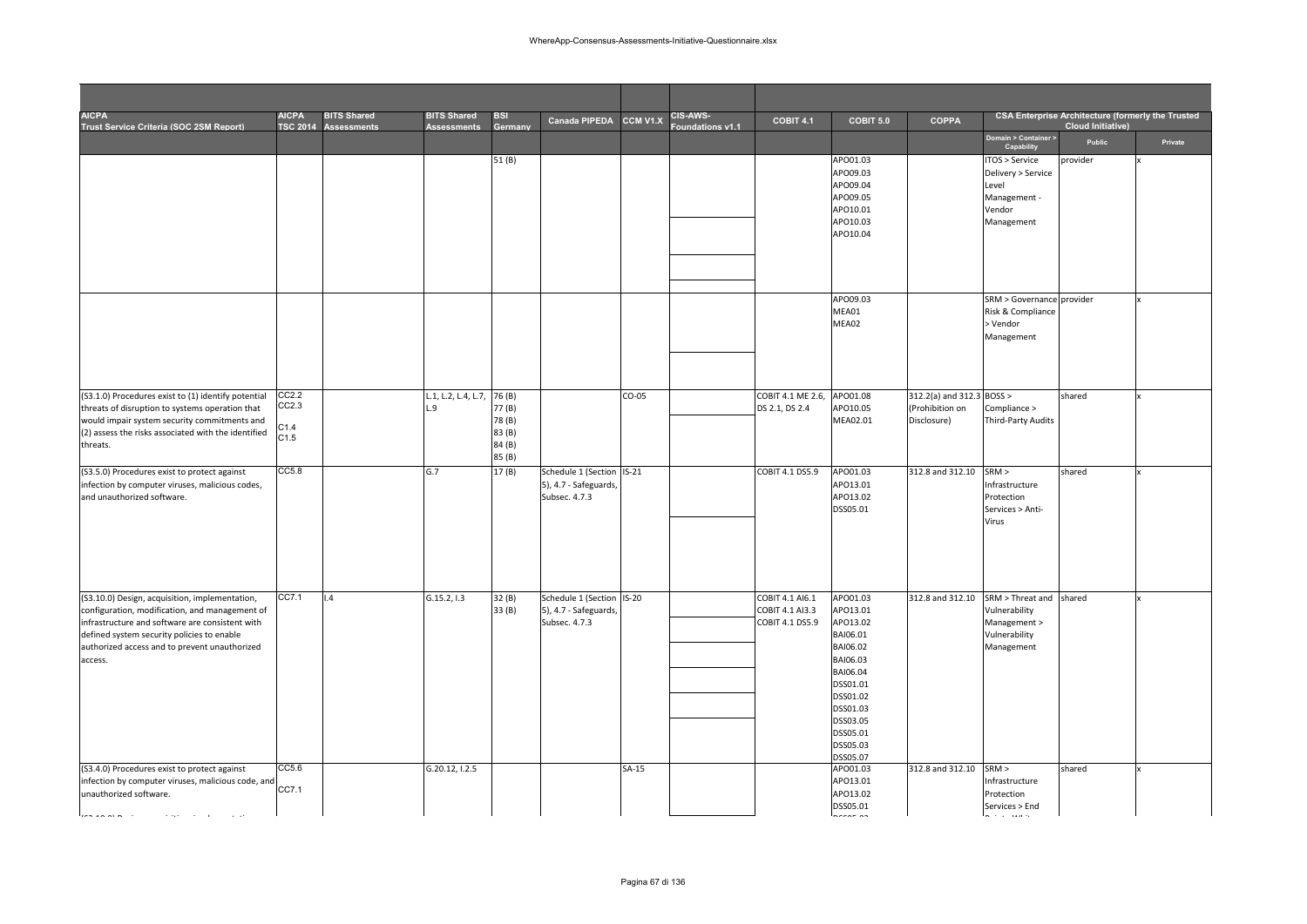| AICPA Trust Service Criteria (SOC 2SM Report) | AICPA TSC 2014 | BITS Shared Assessments | BITS Shared Assessments | BSI Germany | Canada PIPEDA | CCM V1.X | CIS-AWS-Foundations v1.1 | COBIT 4.1 | COBIT 5.0 | COPPA | CSA Enterprise Architecture (formerly the Trusted Cloud Initiative) | | |
|---|---|---|---|---|---|---|---|---|---|---|---|---|---|
| | | | | | | | | | | | Domain > Container > Capability | Public | Private |
| | | | | 51 (B) | | | | | APO01.03 APO09.03 APO09.04 APO09.05 APO10.01 APO10.03 APO10.04 | | ITOS > Service Delivery > Service Level Management - Vendor Management | provider | x |
| | | | | | | | | | APO09.03 MEA01 MEA02 | | SRM > Governance Risk & Compliance > Vendor Management | provider | x |
| (S3.1.0) Procedures exist to (1) identify potential threats of disruption to systems operation that would impair system security commitments and (2) assess the risks associated with the identified threats. | CC2.2 CC2.3 C1.4 C1.5 | | L.1, L.2, L.4, L.7, L.9 | 76 (B) 77 (B) 78 (B) 83 (B) 84 (B) 85 (B) | | CO-05 | | COBIT 4.1 ME 2.6, DS 2.1, DS 2.4 | APO01.08 APO10.05 MEA02.01 | 312.2(a) and 312.3 (Prohibition on Disclosure) | BOSS > Compliance > Third-Party Audits | shared | x |
| (S3.5.0) Procedures exist to protect against infection by computer viruses, malicious codes, and unauthorized software. | CC5.8 | | G.7 | 17 (B) | Schedule 1 (Section 5), 4.7 - Safeguards, Subsec. 4.7.3 | IS-21 | | COBIT 4.1 DS5.9 | APO01.03 APO13.01 APO13.02 DSS05.01 | 312.8 and 312.10 | SRM > Infrastructure Protection Services > Anti-Virus | shared | x |
| (S3.10.0) Design, acquisition, implementation, configuration, modification, and management of infrastructure and software are consistent with defined system security policies to enable authorized access and to prevent unauthorized access. | CC7.1 | I.4 | G.15.2, I.3 | 32 (B) 33 (B) | Schedule 1 (Section 5), 4.7 - Safeguards, Subsec. 4.7.3 | IS-20 | | COBIT 4.1 AI6.1 COBIT 4.1 AI3.3 COBIT 4.1 DS5.9 | APO01.03 APO13.01 APO13.02 BAI06.01 BAI06.02 BAI06.03 BAI06.04 DSS01.01 DSS01.02 DSS01.03 DSS03.05 DSS05.01 DSS05.03 DSS05.07 | 312.8 and 312.10 | SRM > Threat and Vulnerability Management > Vulnerability Management | shared | x |
| (S3.4.0) Procedures exist to protect against infection by computer viruses, malicious code, and unauthorized software. | CC5.6 CC7.1 | | G.20.12, I.2.5 | | | SA-15 | | | APO01.03 APO13.01 APO13.02 DSS05.01 | 312.8 and 312.10 | SRM > Infrastructure Protection Services > End | shared | x |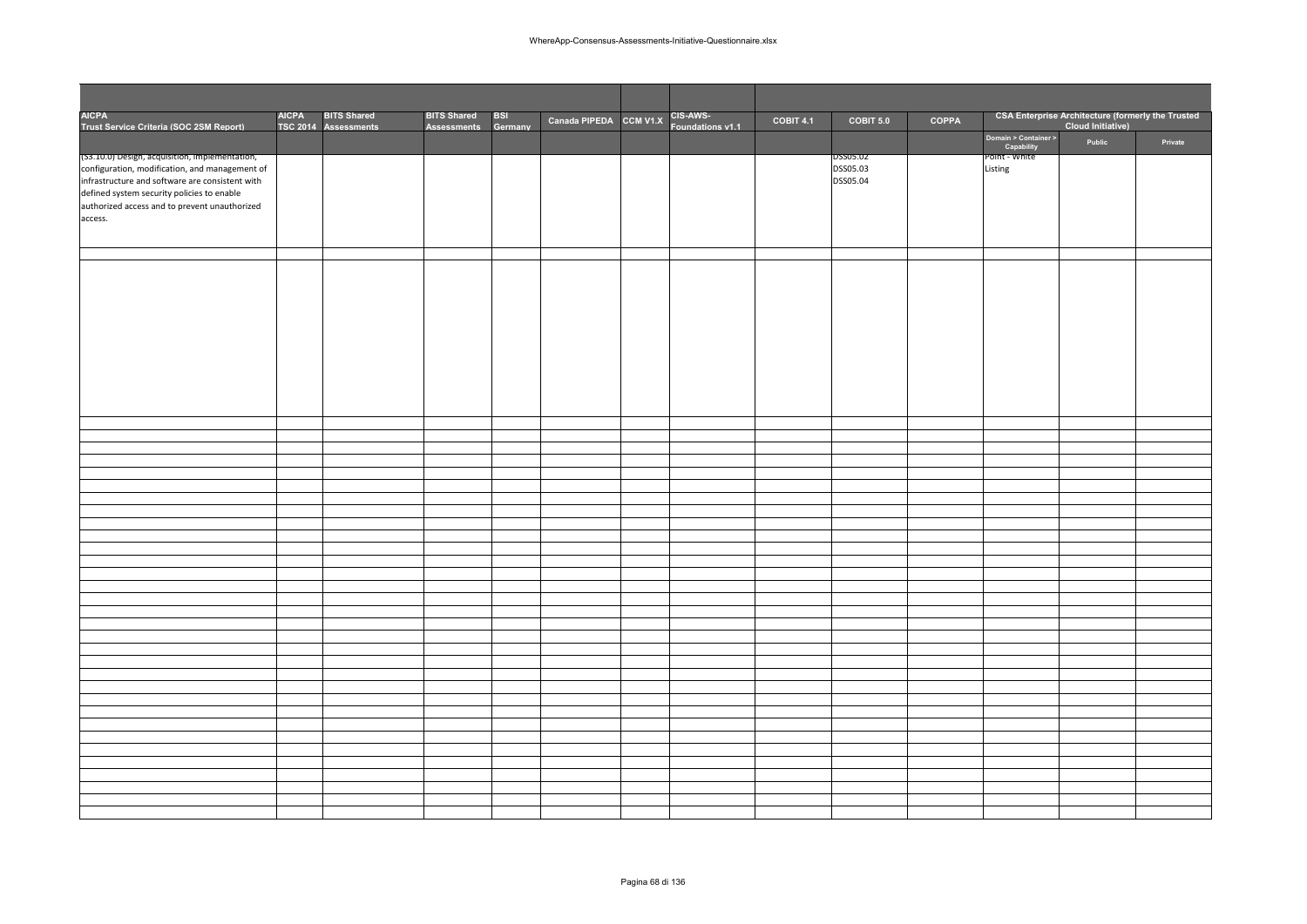| AICPA Trust Service Criteria (SOC 2SM Report) | AICPA TSC 2014 | BITS Shared Assessments | BITS Shared Assessments | BSI Germany | Canada PIPEDA | CCM V1.X | CIS-AWS-Foundations v1.1 | COBIT 4.1 | COBIT 5.0 | COPPA | CSA Enterprise Architecture (formerly the Trusted Cloud Initiative) | | |
|---|---|---|---|---|---|---|---|---|---|---|---|---|---|
| | | | | | | | | | | | Domain > Container > Capability | Public | Private |
| (S3.10.0) Design, acquisition, implementation, configuration, modification, and management of infrastructure and software are consistent with defined system security policies to enable authorized access and to prevent unauthorized access. | | | | | | | | | DSS05.02<br>DSS05.03<br>DSS05.04 | | Point - White Listing | | |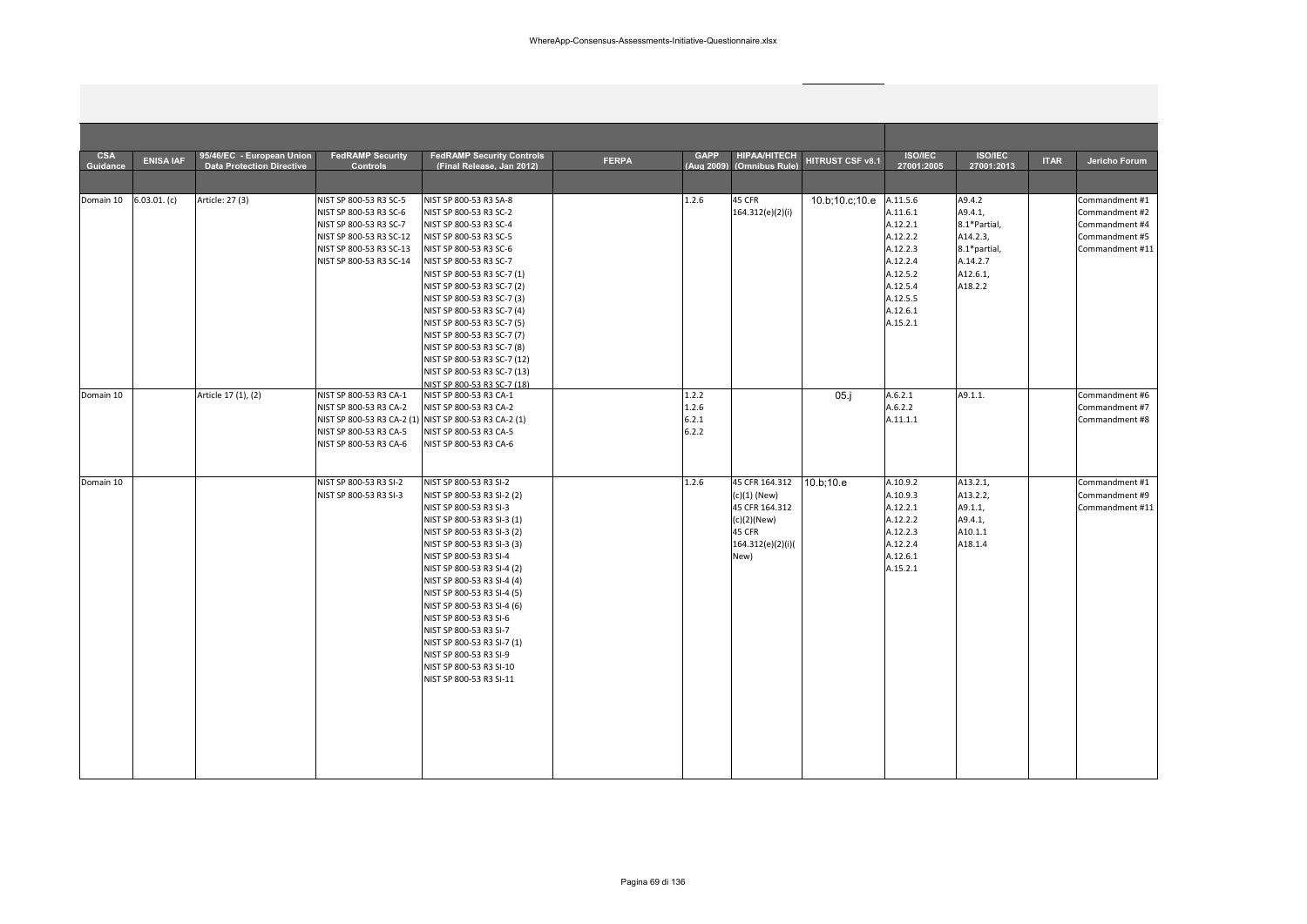| CSA Guidance | ENISA IAF | 95/46/EC - European Union Data Protection Directive | FedRAMP Security Controls | FedRAMP Security Controls (Final Release, Jan 2012) | FERPA | GAPP (Aug 2009) | HIPAA/HITECH (Omnibus Rule) | HITRUST CSF v8.1 | ISO/IEC 27001:2005 | ISO/IEC 27001:2013 | ITAR | Jericho Forum |
|---|---|---|---|---|---|---|---|---|---|---|---|---|
| | | | | | | | | | | | | |
| Domain 10 | 6.03.01. (c) | Article: 27 (3) | NIST SP 800-53 R3 SC-5<br>NIST SP 800-53 R3 SC-6<br>NIST SP 800-53 R3 SC-7<br>NIST SP 800-53 R3 SC-12<br>NIST SP 800-53 R3 SC-13<br>NIST SP 800-53 R3 SC-14 | NIST SP 800-53 R3 SA-8<br>NIST SP 800-53 R3 SC-2<br>NIST SP 800-53 R3 SC-4<br>NIST SP 800-53 R3 SC-5<br>NIST SP 800-53 R3 SC-6<br>NIST SP 800-53 R3 SC-7<br>NIST SP 800-53 R3 SC-7 (1)<br>NIST SP 800-53 R3 SC-7 (2)<br>NIST SP 800-53 R3 SC-7 (3)<br>NIST SP 800-53 R3 SC-7 (4)<br>NIST SP 800-53 R3 SC-7 (5)<br>NIST SP 800-53 R3 SC-7 (7)<br>NIST SP 800-53 R3 SC-7 (8)<br>NIST SP 800-53 R3 SC-7 (12)<br>NIST SP 800-53 R3 SC-7 (13)<br>NIST SP 800-53 R3 SC-7 (18) | | 1.2.6 | 45 CFR 164.312(e)(2)(i) | 10.b;10.c;10.e | A.11.5.6<br>A.11.6.1<br>A.12.2.1<br>A.12.2.2<br>A.12.2.3<br>A.12.2.4<br>A.12.5.2<br>A.12.5.4<br>A.12.5.5<br>A.12.6.1<br>A.15.2.1 | A9.4.2<br>A9.4.1,<br>8.1*Partial,<br>A14.2.3,<br>8.1*partial,<br>A.14.2.7<br>A12.6.1,<br>A18.2.2 | | Commandment #1<br>Commandment #2<br>Commandment #4<br>Commandment #5<br>Commandment #11 |
| Domain 10 | | Article 17 (1), (2) | NIST SP 800-53 R3 CA-1<br>NIST SP 800-53 R3 CA-2<br>NIST SP 800-53 R3 CA-2 (1)<br>NIST SP 800-53 R3 CA-5<br>NIST SP 800-53 R3 CA-6 | NIST SP 800-53 R3 CA-1<br>NIST SP 800-53 R3 CA-2<br>NIST SP 800-53 R3 CA-2 (1)<br>NIST SP 800-53 R3 CA-5<br>NIST SP 800-53 R3 CA-6 | | 1.2.2<br>1.2.6<br>6.2.1<br>6.2.2 | | 05.j | A.6.2.1<br>A.6.2.2<br>A.11.1.1 | A9.1.1. | | Commandment #6<br>Commandment #7<br>Commandment #8 |
| Domain 10 | | | NIST SP 800-53 R3 SI-2<br>NIST SP 800-53 R3 SI-3 | NIST SP 800-53 R3 SI-2<br>NIST SP 800-53 R3 SI-2 (2)<br>NIST SP 800-53 R3 SI-3<br>NIST SP 800-53 R3 SI-3 (1)<br>NIST SP 800-53 R3 SI-3 (2)<br>NIST SP 800-53 R3 SI-3 (3)<br>NIST SP 800-53 R3 SI-4<br>NIST SP 800-53 R3 SI-4 (2)<br>NIST SP 800-53 R3 SI-4 (4)<br>NIST SP 800-53 R3 SI-4 (5)<br>NIST SP 800-53 R3 SI-4 (6)<br>NIST SP 800-53 R3 SI-6<br>NIST SP 800-53 R3 SI-7<br>NIST SP 800-53 R3 SI-7 (1)<br>NIST SP 800-53 R3 SI-9<br>NIST SP 800-53 R3 SI-10<br>NIST SP 800-53 R3 SI-11 | | 1.2.6 | 45 CFR 164.312 (c)(1) (New)<br>45 CFR 164.312 (c)(2)(New)<br>45 CFR 164.312(e)(2)(i)(New) | 10.b;10.e | A.10.9.2<br>A.10.9.3<br>A.12.2.1<br>A.12.2.2<br>A.12.2.3<br>A.12.2.4<br>A.12.6.1<br>A.15.2.1 | A13.2.1,<br>A13.2.2,<br>A9.1.1,<br>A9.4.1,<br>A10.1.1<br>A18.1.4 | | Commandment #1<br>Commandment #9<br>Commandment #11 |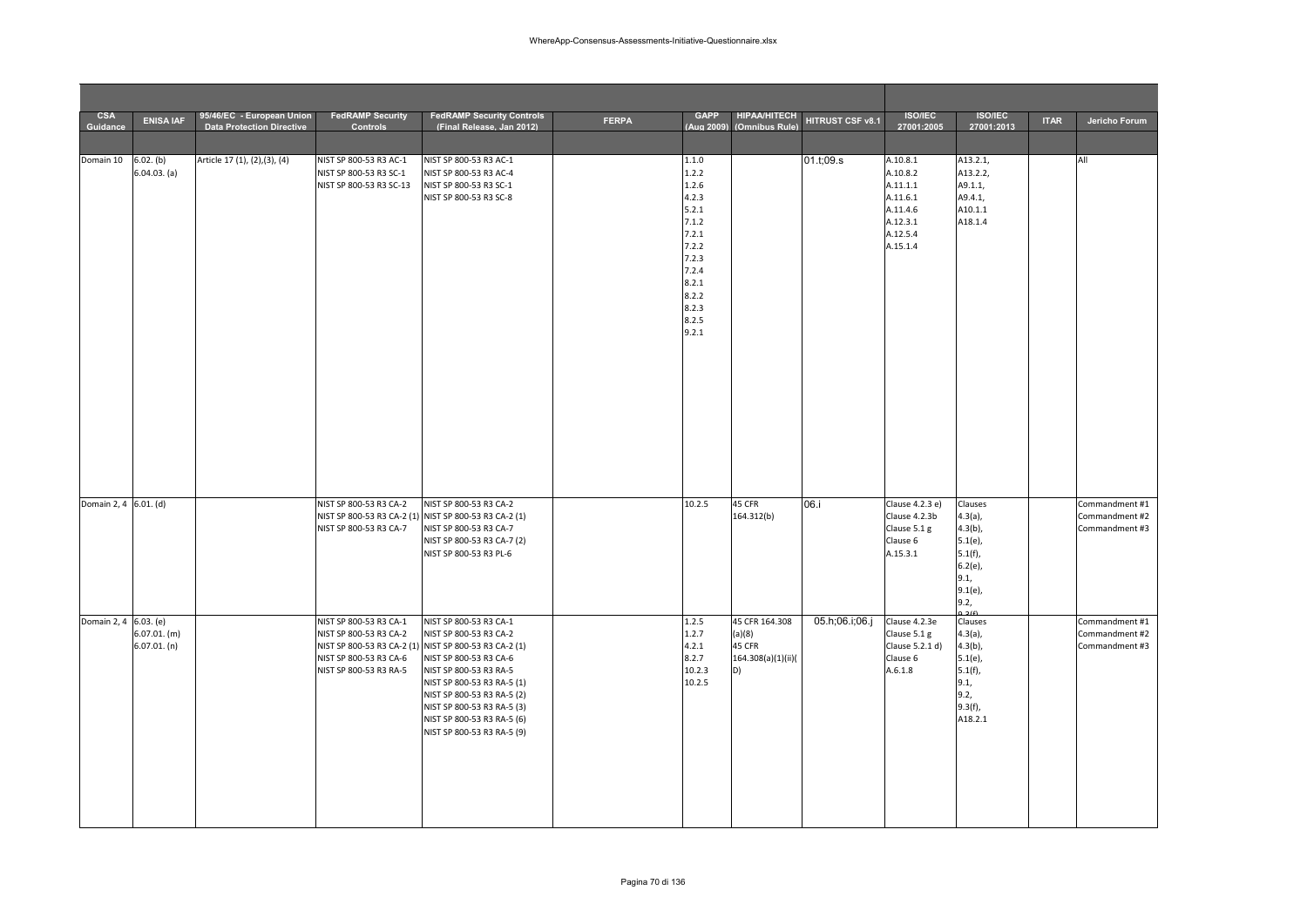| CSA Guidance | ENISA IAF | 95/46/EC - European Union Data Protection Directive | FedRAMP Security Controls | FedRAMP Security Controls (Final Release, Jan 2012) | FERPA | GAPP (Aug 2009) | HIPAA/HITECH (Omnibus Rule) | HITRUST CSF v8.1 | ISO/IEC 27001:2005 | ISO/IEC 27001:2013 | ITAR | Jericho Forum |
|---|---|---|---|---|---|---|---|---|---|---|---|---|
| | | | | | | | | | | | | |
| Domain 10 | 6.02. (b)<br>6.04.03. (a) | Article 17 (1), (2),(3), (4) | NIST SP 800-53 R3 AC-1<br>NIST SP 800-53 R3 SC-1<br>NIST SP 800-53 R3 SC-13 | NIST SP 800-53 R3 AC-1<br>NIST SP 800-53 R3 AC-4<br>NIST SP 800-53 R3 SC-1<br>NIST SP 800-53 R3 SC-8 | | 1.1.0<br>1.2.2<br>1.2.6<br>4.2.3<br>5.2.1<br>7.1.2<br>7.2.1<br>7.2.2<br>7.2.3<br>7.2.4<br>8.2.1<br>8.2.2<br>8.2.3<br>8.2.5<br>9.2.1 | | 01.t;09.s | A.10.8.1<br>A.10.8.2<br>A.11.1.1<br>A.11.6.1<br>A.11.4.6<br>A.12.3.1<br>A.12.5.4<br>A.15.1.4 | A13.2.1,<br>A13.2.2,<br>A9.1.1,<br>A9.4.1,<br>A10.1.1<br>A18.1.4 | | All |
| Domain 2, 4 | 6.01. (d) | | NIST SP 800-53 R3 CA-2<br>NIST SP 800-53 R3 CA-2 (1)<br>NIST SP 800-53 R3 CA-7 | NIST SP 800-53 R3 CA-2<br>NIST SP 800-53 R3 CA-2 (1)<br>NIST SP 800-53 R3 CA-7<br>NIST SP 800-53 R3 CA-7 (2)<br>NIST SP 800-53 R3 PL-6 | | 10.2.5 | 45 CFR 164.312(b) | 06.i | Clause 4.2.3 e)<br>Clause 4.2.3b<br>Clause 5.1 g<br>Clause 6<br>A.15.3.1 | Clauses<br>4.3(a),<br>4.3(b),<br>5.1(e),<br>5.1(f),<br>6.2(e),<br>9.1,<br>9.1(e),<br>9.2,<br>9.3(f) | | Commandment #1<br>Commandment #2<br>Commandment #3 |
| Domain 2, 4 | 6.03. (e)<br>6.07.01. (m)<br>6.07.01. (n) | | NIST SP 800-53 R3 CA-1<br>NIST SP 800-53 R3 CA-2<br>NIST SP 800-53 R3 CA-2 (1)<br>NIST SP 800-53 R3 CA-6<br>NIST SP 800-53 R3 RA-5 | NIST SP 800-53 R3 CA-1<br>NIST SP 800-53 R3 CA-2<br>NIST SP 800-53 R3 CA-2 (1)<br>NIST SP 800-53 R3 CA-6<br>NIST SP 800-53 R3 RA-5<br>NIST SP 800-53 R3 RA-5 (1)<br>NIST SP 800-53 R3 RA-5 (2)<br>NIST SP 800-53 R3 RA-5 (3)<br>NIST SP 800-53 R3 RA-5 (6)<br>NIST SP 800-53 R3 RA-5 (9) | | 1.2.5<br>1.2.7<br>4.2.1<br>8.2.7<br>10.2.3<br>10.2.5 | 45 CFR 164.308 (a)(8)<br>45 CFR 164.308(a)(1)(ii)(D) | 05.h;06.i;06.j | Clause 4.2.3e<br>Clause 5.1 g<br>Clause 5.2.1 d)<br>Clause 6<br>A.6.1.8 | Clauses<br>4.3(a),<br>4.3(b),<br>5.1(e),<br>5.1(f),<br>9.1,<br>9.2,<br>9.3(f),<br>A18.2.1 | | Commandment #1<br>Commandment #2<br>Commandment #3 |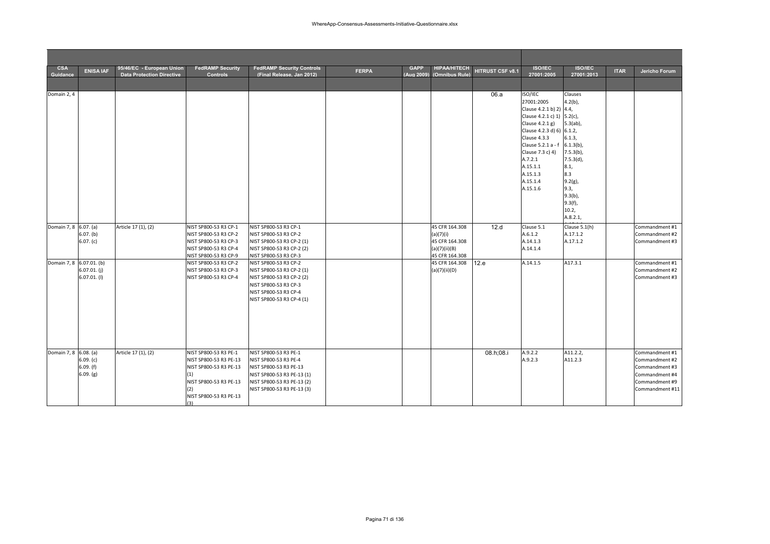| CSA Guidance | ENISA IAF | 95/46/EC - European Union Data Protection Directive | FedRAMP Security Controls | FedRAMP Security Controls (Final Release, Jan 2012) | FERPA | GAPP (Aug 2009) | HIPAA/HITECH (Omnibus Rule) | HITRUST CSF v8.1 | ISO/IEC 27001:2005 | ISO/IEC 27001:2013 | ITAR | Jericho Forum |
|---|---|---|---|---|---|---|---|---|---|---|---|---|
| | | | | | | | | | | | | |
| Domain 2, 4 | | | | | | | | 06.a | ISO/IEC 27001:2005 Clause 4.2.1 b) 2) Clause 4.2.1 c) 1) Clause 4.2.1 g) Clause 4.2.3 d) 6) Clause 4.3.3 Clause 5.2.1 a - f Clause 7.3 c) 4) A.7.2.1 A.15.1.1 A.15.1.3 A.15.1.4 A.15.1.6 | Clauses 4.2(b), 4.4, 5.2(c), 5.3(ab), 6.1.2, 6.1.3, 6.1.3(b), 7.5.3(b), 7.5.3(d), 8.1, 8.3 9.2(g), 9.3, 9.3(b), 9.3(f), 10.2, A.8.2.1, | | |
| Domain 7, 8 | 6.07. (a) 6.07. (b) 6.07. (c) | Article 17 (1), (2) | NIST SP800-53 R3 CP-1 NIST SP800-53 R3 CP-2 NIST SP800-53 R3 CP-3 NIST SP800-53 R3 CP-4 NIST SP800-53 R3 CP-9 | NIST SP800-53 R3 CP-1 NIST SP800-53 R3 CP-2 NIST SP800-53 R3 CP-2 (1) NIST SP800-53 R3 CP-2 (2) NIST SP800-53 R3 CP-3 | | | 45 CFR 164.308 (a)(7)(i) 45 CFR 164.308 (a)(7)(ii)(B) 45 CFR 164.308 | 12.d | Clause 5.1 A.6.1.2 A.14.1.3 A.14.1.4 | Clause 5.1(h) A.17.1.2 A.17.1.2 | | Commandment #1 Commandment #2 Commandment #3 |
| Domain 7, 8 | 6.07.01. (b) 6.07.01. (j) 6.07.01. (l) | | NIST SP800-53 R3 CP-2 NIST SP800-53 R3 CP-3 NIST SP800-53 R3 CP-4 | NIST SP800-53 R3 CP-2 NIST SP800-53 R3 CP-2 (1) NIST SP800-53 R3 CP-2 (2) NIST SP800-53 R3 CP-3 NIST SP800-53 R3 CP-4 NIST SP800-53 R3 CP-4 (1) | | | 45 CFR 164.308 (a)(7)(ii)(D) | 12.e | A.14.1.5 | A17.3.1 | | Commandment #1 Commandment #2 Commandment #3 |
| Domain 7, 8 | 6.08. (a) 6.09. (c) 6.09. (f) 6.09. (g) | Article 17 (1), (2) | NIST SP800-53 R3 PE-1 NIST SP800-53 R3 PE-13 NIST SP800-53 R3 PE-13 (1) NIST SP800-53 R3 PE-13 (2) NIST SP800-53 R3 PE-13 (3) | NIST SP800-53 R3 PE-1 NIST SP800-53 R3 PE-4 NIST SP800-53 R3 PE-13 NIST SP800-53 R3 PE-13 (1) NIST SP800-53 R3 PE-13 (2) NIST SP800-53 R3 PE-13 (3) | | | | 08.h;08.i | A.9.2.2 A.9.2.3 | A11.2.2, A11.2.3 | | Commandment #1 Commandment #2 Commandment #3 Commandment #4 Commandment #9 Commandment #11 |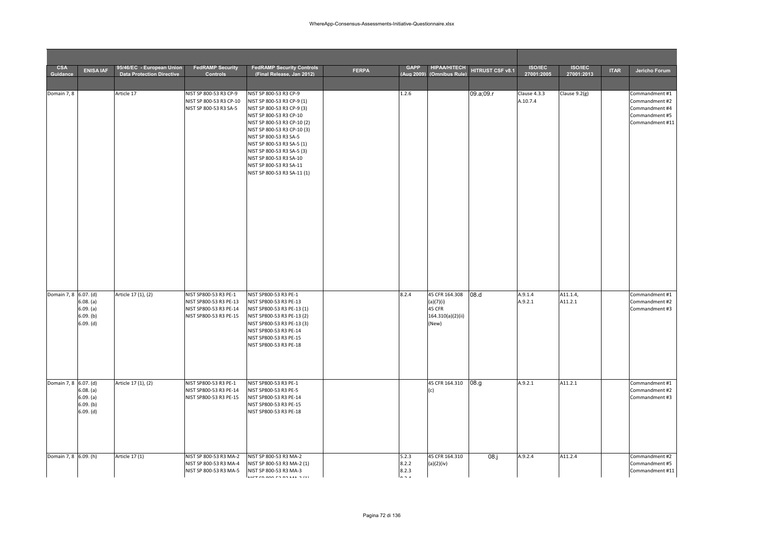| CSA Guidance | ENISA IAF | 95/46/EC - European Union Data Protection Directive | FedRAMP Security Controls | FedRAMP Security Controls (Final Release, Jan 2012) | FERPA | GAPP (Aug 2009) | HIPAA/HITECH (Omnibus Rule) | HITRUST CSF v8.1 | ISO/IEC 27001:2005 | ISO/IEC 27001:2013 | ITAR | Jericho Forum |
|---|---|---|---|---|---|---|---|---|---|---|---|---|
| | | | | | | | | | | | | |
| Domain 7, 8 | | Article 17 | NIST SP 800-53 R3 CP-9<br>NIST SP 800-53 R3 CP-10<br>NIST SP 800-53 R3 SA-5 | NIST SP 800-53 R3 CP-9<br>NIST SP 800-53 R3 CP-9 (1)<br>NIST SP 800-53 R3 CP-9 (3)<br>NIST SP 800-53 R3 CP-10<br>NIST SP 800-53 R3 CP-10 (2)<br>NIST SP 800-53 R3 CP-10 (3)<br>NIST SP 800-53 R3 SA-5<br>NIST SP 800-53 R3 SA-5 (1)<br>NIST SP 800-53 R3 SA-5 (3)<br>NIST SP 800-53 R3 SA-10<br>NIST SP 800-53 R3 SA-11<br>NIST SP 800-53 R3 SA-11 (1) | | 1.2.6 | | 09.a;09.r | Clause 4.3.3<br>A.10.7.4 | Clause 9.2(g) | | Commandment #1<br>Commandment #2<br>Commandment #4<br>Commandment #5<br>Commandment #11 |
| Domain 7, 8 | 6.07. (d)<br>6.08. (a)<br>6.09. (a)<br>6.09. (b)<br>6.09. (d) | Article 17 (1), (2) | NIST SP800-53 R3 PE-1<br>NIST SP800-53 R3 PE-13<br>NIST SP800-53 R3 PE-14<br>NIST SP800-53 R3 PE-15 | NIST SP800-53 R3 PE-1<br>NIST SP800-53 R3 PE-13<br>NIST SP800-53 R3 PE-13 (1)<br>NIST SP800-53 R3 PE-13 (2)<br>NIST SP800-53 R3 PE-13 (3)<br>NIST SP800-53 R3 PE-14<br>NIST SP800-53 R3 PE-15<br>NIST SP800-53 R3 PE-18 | | 8.2.4 | 45 CFR 164.308 (a)(7)(i)<br>45 CFR 164.310(a)(2)(ii) (New) | 08.d | A.9.1.4<br>A.9.2.1 | A11.1.4,<br>A11.2.1 | | Commandment #1<br>Commandment #2<br>Commandment #3 |
| Domain 7, 8 | 6.07. (d)<br>6.08. (a)<br>6.09. (a)<br>6.09. (b)<br>6.09. (d) | Article 17 (1), (2) | NIST SP800-53 R3 PE-1<br>NIST SP800-53 R3 PE-14<br>NIST SP800-53 R3 PE-15 | NIST SP800-53 R3 PE-1<br>NIST SP800-53 R3 PE-5<br>NIST SP800-53 R3 PE-14<br>NIST SP800-53 R3 PE-15<br>NIST SP800-53 R3 PE-18 | | | 45 CFR 164.310 (c) | 08.g | A.9.2.1 | A11.2.1 | | Commandment #1<br>Commandment #2<br>Commandment #3 |
| Domain 7, 8 | 6.09. (h) | Article 17 (1) | NIST SP 800-53 R3 MA-2<br>NIST SP 800-53 R3 MA-4<br>NIST SP 800-53 R3 MA-5 | NIST SP 800-53 R3 MA-2<br>NIST SP 800-53 R3 MA-2 (1)<br>NIST SP 800-53 R3 MA-3 | | 5.2.3<br>8.2.2<br>8.2.3 | 45 CFR 164.310 (a)(2)(iv) | 08.j | A.9.2.4 | A11.2.4 | | Commandment #2<br>Commandment #5<br>Commandment #11 |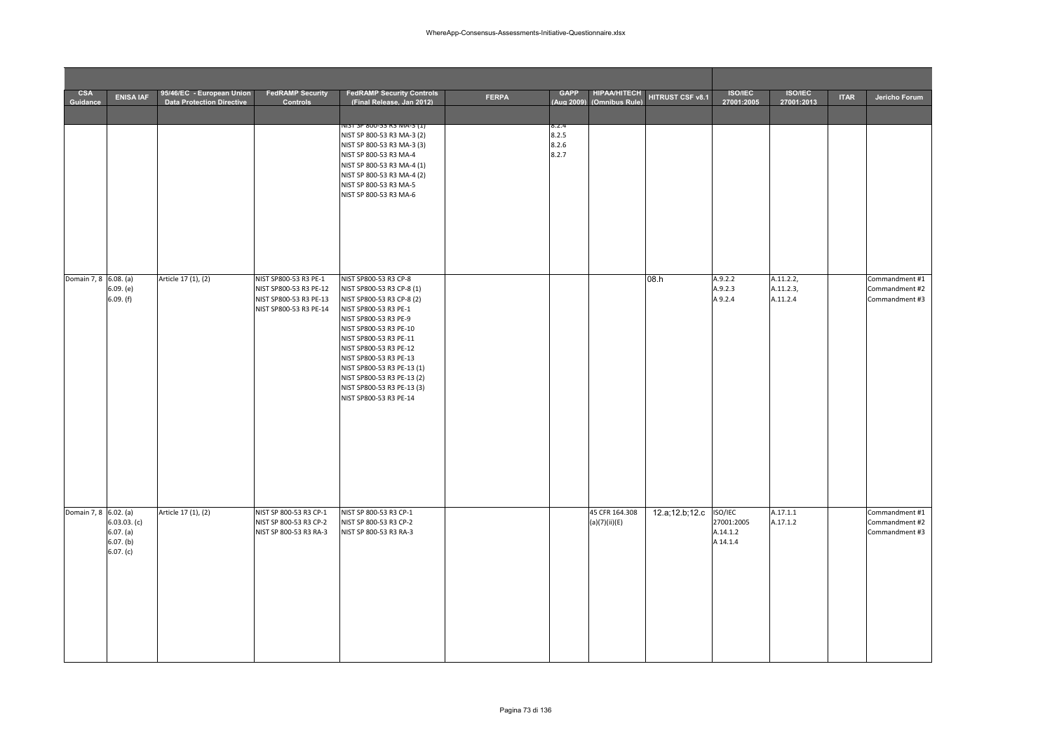| CSA Guidance | ENISA IAF | 95/46/EC - European Union Data Protection Directive | FedRAMP Security Controls | FedRAMP Security Controls (Final Release, Jan 2012) | FERPA | GAPP (Aug 2009) | HIPAA/HITECH (Omnibus Rule) | HITRUST CSF v8.1 | ISO/IEC 27001:2005 | ISO/IEC 27001:2013 | ITAR | Jericho Forum |
|---|---|---|---|---|---|---|---|---|---|---|---|---|
| | | | | NIST SP 800-53 R3 MA-3 (1)<br>NIST SP 800-53 R3 MA-3 (2)<br>NIST SP 800-53 R3 MA-3 (3)<br>NIST SP 800-53 R3 MA-4<br>NIST SP 800-53 R3 MA-4 (1)<br>NIST SP 800-53 R3 MA-4 (2)<br>NIST SP 800-53 R3 MA-5<br>NIST SP 800-53 R3 MA-6 | | 8.2.4<br>8.2.5<br>8.2.6<br>8.2.7 | | | | | | |
| Domain 7, 8 | 6.08. (a)<br>6.09. (e)<br>6.09. (f) | Article 17 (1), (2) | NIST SP800-53 R3 PE-1<br>NIST SP800-53 R3 PE-12<br>NIST SP800-53 R3 PE-13<br>NIST SP800-53 R3 PE-14 | NIST SP800-53 R3 CP-8<br>NIST SP800-53 R3 CP-8 (1)<br>NIST SP800-53 R3 CP-8 (2)<br>NIST SP800-53 R3 PE-1<br>NIST SP800-53 R3 PE-9<br>NIST SP800-53 R3 PE-10<br>NIST SP800-53 R3 PE-11<br>NIST SP800-53 R3 PE-12<br>NIST SP800-53 R3 PE-13<br>NIST SP800-53 R3 PE-13 (1)<br>NIST SP800-53 R3 PE-13 (2)<br>NIST SP800-53 R3 PE-13 (3)<br>NIST SP800-53 R3 PE-14 | | | | 08.h | A.9.2.2<br>A.9.2.3<br>A 9.2.4 | A.11.2.2,<br>A.11.2.3,<br>A.11.2.4 | | Commandment #1<br>Commandment #2<br>Commandment #3 |
| Domain 7, 8 | 6.02. (a)<br>6.03.03. (c)<br>6.07. (a)<br>6.07. (b)<br>6.07. (c) | Article 17 (1), (2) | NIST SP 800-53 R3 CP-1<br>NIST SP 800-53 R3 CP-2<br>NIST SP 800-53 R3 RA-3 | NIST SP 800-53 R3 CP-1<br>NIST SP 800-53 R3 CP-2<br>NIST SP 800-53 R3 RA-3 | | | 45 CFR 164.308 (a)(7)(ii)(E) | 12.a;12.b;12.c | ISO/IEC 27001:2005<br>A.14.1.2<br>A 14.1.4 | A.17.1.1<br>A.17.1.2 | | Commandment #1<br>Commandment #2<br>Commandment #3 |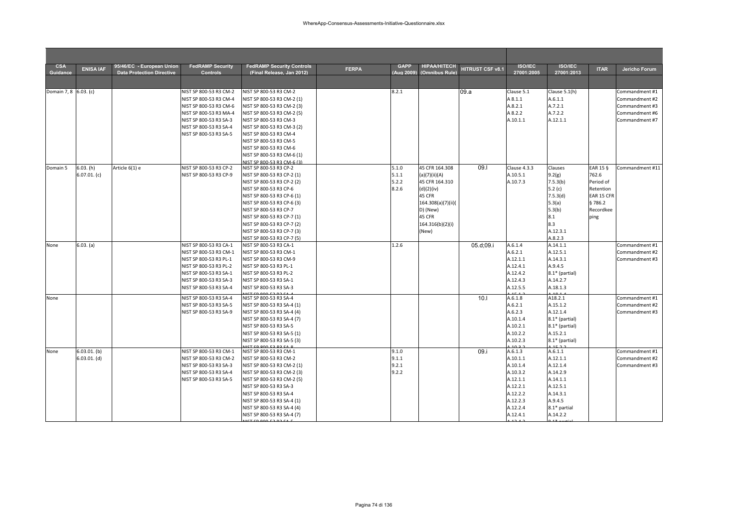| CSA Guidance | ENISA IAF | 95/46/EC - European Union Data Protection Directive | FedRAMP Security Controls | FedRAMP Security Controls (Final Release, Jan 2012) | FERPA | GAPP (Aug 2009) | HIPAA/HITECH (Omnibus Rule) | HITRUST CSF v8.1 | ISO/IEC 27001:2005 | ISO/IEC 27001:2013 | ITAR | Jericho Forum |
|---|---|---|---|---|---|---|---|---|---|---|---|---|
| Domain 7, 8 | 6.03. (c) | | NIST SP 800-53 R3 CM-2<br>NIST SP 800-53 R3 CM-4<br>NIST SP 800-53 R3 CM-6<br>NIST SP 800-53 R3 MA-4<br>NIST SP 800-53 R3 SA-3<br>NIST SP 800-53 R3 SA-4<br>NIST SP 800-53 R3 SA-5 | NIST SP 800-53 R3 CM-2<br>NIST SP 800-53 R3 CM-2 (1)<br>NIST SP 800-53 R3 CM-2 (3)<br>NIST SP 800-53 R3 CM-2 (5)<br>NIST SP 800-53 R3 CM-3<br>NIST SP 800-53 R3 CM-3 (2)<br>NIST SP 800-53 R3 CM-4<br>NIST SP 800-53 R3 CM-5<br>NIST SP 800-53 R3 CM-6<br>NIST SP 800-53 R3 CM-6 (1)<br>NIST SP 800-53 R3 CM-6 (3) | | 8.2.1 | | 09.a | Clause 5.1<br>A 8.1.1<br>A.8.2.1<br>A 8.2.2<br>A.10.1.1 | Clause 5.1(h)<br>A.6.1.1<br>A.7.2.1<br>A.7.2.2<br>A.12.1.1 | | Commandment #1<br>Commandment #2<br>Commandment #3<br>Commandment #6<br>Commandment #7 |
| Domain 5 | 6.03. (h)<br>6.07.01. (c) | Article 6(1) e | NIST SP 800-53 R3 CP-2<br>NIST SP 800-53 R3 CP-9 | NIST SP 800-53 R3 CP-2<br>NIST SP 800-53 R3 CP-2 (1)<br>NIST SP 800-53 R3 CP-2 (2)<br>NIST SP 800-53 R3 CP-6<br>NIST SP 800-53 R3 CP-6 (1)<br>NIST SP 800-53 R3 CP-6 (3)<br>NIST SP 800-53 R3 CP-7<br>NIST SP 800-53 R3 CP-7 (1)<br>NIST SP 800-53 R3 CP-7 (2)<br>NIST SP 800-53 R3 CP-7 (3)<br>NIST SP 800-53 R3 CP-7 (5) | | 5.1.0<br>5.1.1<br>5.2.2<br>8.2.6 | 45 CFR 164.308 (a)(7)(ii)(A)<br>45 CFR 164.310 (d)(2)(iv)<br>45 CFR 164.308(a)(7)(ii)(D) (New)<br>45 CFR 164.316(b)(2)(i) (New) | 09.l | Clause 4.3.3<br>A.10.5.1<br>A.10.7.3 | Clauses<br>9.2(g)<br>7.5.3(b)<br>5.2 (c)<br>7.5.3(d)<br>5.3(a)<br>5.3(b)<br>8.1<br>8.3<br>A.12.3.1<br>A.8.2.3 | EAR 15 § 762.6 Period of Retention<br>EAR 15 CFR § 786.2 Recordkeeping | Commandment #11 |
| None | 6.03. (a) | | NIST SP 800-53 R3 CA-1<br>NIST SP 800-53 R3 CM-1<br>NIST SP 800-53 R3 PL-1<br>NIST SP 800-53 R3 PL-2<br>NIST SP 800-53 R3 SA-1<br>NIST SP 800-53 R3 SA-3<br>NIST SP 800-53 R3 SA-4 | NIST SP 800-53 R3 CA-1<br>NIST SP 800-53 R3 CM-1<br>NIST SP 800-53 R3 CM-9<br>NIST SP 800-53 R3 PL-1<br>NIST SP 800-53 R3 PL-2<br>NIST SP 800-53 R3 SA-1<br>NIST SP 800-53 R3 SA-3<br>NIST SP 800-53 R3 SA-4 | | 1.2.6 | | 05.d;09.i | A.6.1.4<br>A.6.2.1<br>A.12.1.1<br>A.12.4.1<br>A.12.4.2<br>A.12.4.3<br>A.12.5.5<br>A.15.1.3 | A.14.1.1<br>A.12.5.1<br>A.14.3.1<br>A.9.4.5<br>8.1* (partial)<br>A.14.2.7<br>A.18.1.3<br>A.18.1.4 | | Commandment #1<br>Commandment #2<br>Commandment #3 |
| None | | | NIST SP 800-53 R3 SA-4<br>NIST SP 800-53 R3 SA-5<br>NIST SP 800-53 R3 SA-9 | NIST SP 800-53 R3 SA-4<br>NIST SP 800-53 R3 SA-4 (1)<br>NIST SP 800-53 R3 SA-4 (4)<br>NIST SP 800-53 R3 SA-4 (7)<br>NIST SP 800-53 R3 SA-5<br>NIST SP 800-53 R3 SA-5 (1)<br>NIST SP 800-53 R3 SA-5 (3)<br>NIST SP 800-53 R3 SA-8 | | | | 10.l | A.6.1.8<br>A.6.2.1<br>A.6.2.3<br>A.10.1.4<br>A.10.2.1<br>A.10.2.2<br>A.10.2.3<br>A.10.3.2 | A18.2.1<br>A.15.1.2<br>A.12.1.4<br>8.1* (partial)<br>8.1* (partial)<br>A.15.2.1<br>8.1* (partial)<br>A.15.2.2 | | Commandment #1<br>Commandment #2<br>Commandment #3 |
| None | 6.03.01. (b)<br>6.03.01. (d) | | NIST SP 800-53 R3 CM-1<br>NIST SP 800-53 R3 CM-2<br>NIST SP 800-53 R3 SA-3<br>NIST SP 800-53 R3 SA-4<br>NIST SP 800-53 R3 SA-5 | NIST SP 800-53 R3 CM-1<br>NIST SP 800-53 R3 CM-2<br>NIST SP 800-53 R3 CM-2 (1)<br>NIST SP 800-53 R3 CM-2 (3)<br>NIST SP 800-53 R3 CM-2 (5)<br>NIST SP 800-53 R3 SA-3<br>NIST SP 800-53 R3 SA-4<br>NIST SP 800-53 R3 SA-4 (1)<br>NIST SP 800-53 R3 SA-4 (4)<br>NIST SP 800-53 R3 SA-4 (7)<br>NIST SP 800-53 R3 SA-5 | | 9.1.0<br>9.1.1<br>9.2.1<br>9.2.2 | | 09.i | A.6.1.3<br>A.10.1.1<br>A.10.1.4<br>A.10.3.2<br>A.12.1.1<br>A.12.2.1<br>A.12.2.2<br>A.12.2.3<br>A.12.2.4<br>A.12.4.1<br>A.12.4.2 | A.6.1.1<br>A.12.1.1<br>A.12.1.4<br>A.14.2.9<br>A.14.1.1<br>A.12.5.1<br>A.14.3.1<br>A.9.4.5<br>8.1* partial<br>A.14.2.2<br>8.1* partial | | Commandment #1<br>Commandment #2<br>Commandment #3 |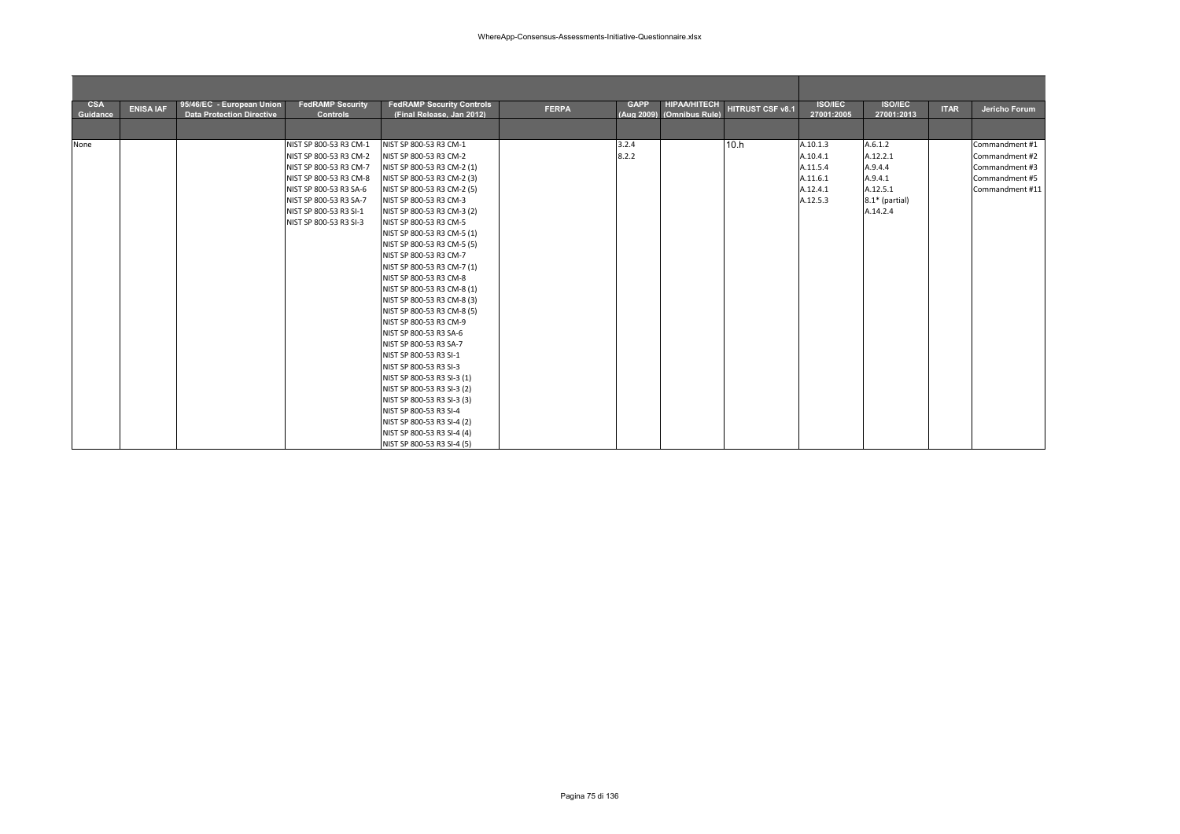| CSA Guidance | ENISA IAF | 95/46/EC - European Union Data Protection Directive | FedRAMP Security Controls | FedRAMP Security Controls (Final Release, Jan 2012) | FERPA | GAPP (Aug 2009) | HIPAA/HITECH (Omnibus Rule) | HITRUST CSF v8.1 | ISO/IEC 27001:2005 | ISO/IEC 27001:2013 | ITAR | Jericho Forum |
|---|---|---|---|---|---|---|---|---|---|---|---|---|
| | | | | | | | | | | | | |
| None | | | NIST SP 800-53 R3 CM-1<br>NIST SP 800-53 R3 CM-2<br>NIST SP 800-53 R3 CM-7<br>NIST SP 800-53 R3 CM-8<br>NIST SP 800-53 R3 SA-6<br>NIST SP 800-53 R3 SA-7<br>NIST SP 800-53 R3 SI-1<br>NIST SP 800-53 R3 SI-3 | NIST SP 800-53 R3 CM-1<br>NIST SP 800-53 R3 CM-2<br>NIST SP 800-53 R3 CM-2 (1)<br>NIST SP 800-53 R3 CM-2 (3)<br>NIST SP 800-53 R3 CM-2 (5)<br>NIST SP 800-53 R3 CM-3<br>NIST SP 800-53 R3 CM-3 (2)<br>NIST SP 800-53 R3 CM-5<br>NIST SP 800-53 R3 CM-5 (1)<br>NIST SP 800-53 R3 CM-5 (5)<br>NIST SP 800-53 R3 CM-7<br>NIST SP 800-53 R3 CM-7 (1)<br>NIST SP 800-53 R3 CM-8<br>NIST SP 800-53 R3 CM-8 (1)<br>NIST SP 800-53 R3 CM-8 (3)<br>NIST SP 800-53 R3 CM-8 (5)<br>NIST SP 800-53 R3 CM-9<br>NIST SP 800-53 R3 SA-6<br>NIST SP 800-53 R3 SA-7<br>NIST SP 800-53 R3 SI-1<br>NIST SP 800-53 R3 SI-3<br>NIST SP 800-53 R3 SI-3 (1)<br>NIST SP 800-53 R3 SI-3 (2)<br>NIST SP 800-53 R3 SI-3 (3)<br>NIST SP 800-53 R3 SI-4<br>NIST SP 800-53 R3 SI-4 (2)<br>NIST SP 800-53 R3 SI-4 (4)<br>NIST SP 800-53 R3 SI-4 (5) | | 3.2.4<br>8.2.2 | | 10.h | A.10.1.3<br>A.10.4.1<br>A.11.5.4<br>A.11.6.1<br>A.12.4.1<br>A.12.5.3 | A.6.1.2<br>A.12.2.1<br>A.9.4.4<br>A.9.4.1<br>A.12.5.1<br>8.1* (partial)<br>A.14.2.4 | | Commandment #1<br>Commandment #2<br>Commandment #3<br>Commandment #5<br>Commandment #11 |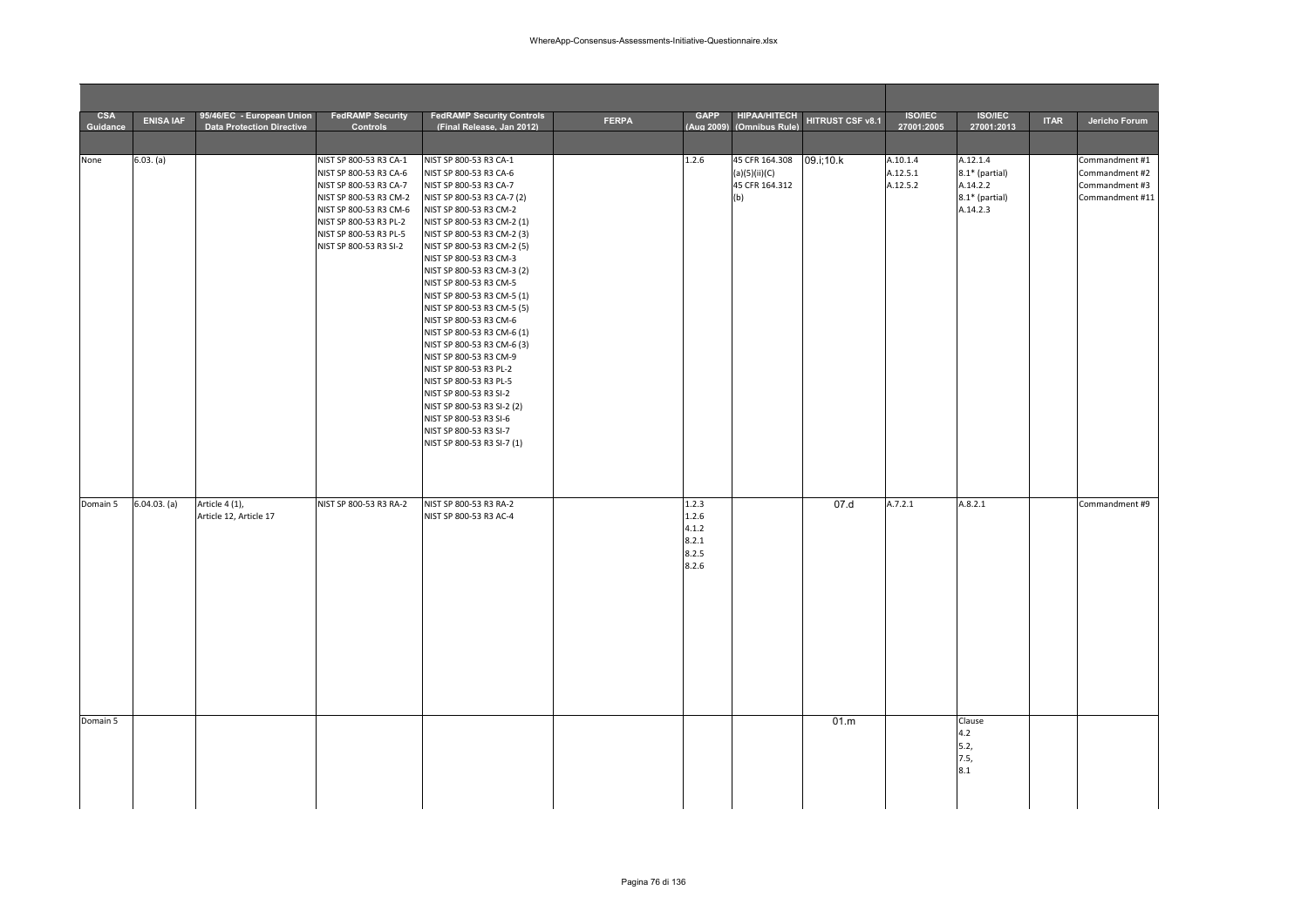| CSA Guidance | ENISA IAF | 95/46/EC - European Union Data Protection Directive | FedRAMP Security Controls | FedRAMP Security Controls (Final Release, Jan 2012) | FERPA | GAPP (Aug 2009) | HIPAA/HITECH (Omnibus Rule) | HITRUST CSF v8.1 | ISO/IEC 27001:2005 | ISO/IEC 27001:2013 | ITAR | Jericho Forum |
|---|---|---|---|---|---|---|---|---|---|---|---|---|
| None | 6.03. (a) | | NIST SP 800-53 R3 CA-1<br>NIST SP 800-53 R3 CA-6<br>NIST SP 800-53 R3 CA-7<br>NIST SP 800-53 R3 CM-2<br>NIST SP 800-53 R3 CM-6<br>NIST SP 800-53 R3 PL-2<br>NIST SP 800-53 R3 PL-5<br>NIST SP 800-53 R3 SI-2 | NIST SP 800-53 R3 CA-1<br>NIST SP 800-53 R3 CA-6<br>NIST SP 800-53 R3 CA-7<br>NIST SP 800-53 R3 CA-7 (2)<br>NIST SP 800-53 R3 CM-2<br>NIST SP 800-53 R3 CM-2 (1)<br>NIST SP 800-53 R3 CM-2 (3)<br>NIST SP 800-53 R3 CM-2 (5)<br>NIST SP 800-53 R3 CM-3<br>NIST SP 800-53 R3 CM-3 (2)<br>NIST SP 800-53 R3 CM-5<br>NIST SP 800-53 R3 CM-5 (1)<br>NIST SP 800-53 R3 CM-5 (5)<br>NIST SP 800-53 R3 CM-6<br>NIST SP 800-53 R3 CM-6 (1)<br>NIST SP 800-53 R3 CM-6 (3)<br>NIST SP 800-53 R3 CM-9<br>NIST SP 800-53 R3 PL-2<br>NIST SP 800-53 R3 PL-5<br>NIST SP 800-53 R3 SI-2<br>NIST SP 800-53 R3 SI-2 (2)<br>NIST SP 800-53 R3 SI-6<br>NIST SP 800-53 R3 SI-7<br>NIST SP 800-53 R3 SI-7 (1) | | 1.2.6 | 45 CFR 164.308 (a)(5)(ii)(C)<br>45 CFR 164.312 (b) | 09.i;10.k | A.10.1.4<br>A.12.5.1<br>A.12.5.2 | A.12.1.4<br>8.1* (partial)<br>A.14.2.2<br>8.1* (partial)<br>A.14.2.3 | | Commandment #1<br>Commandment #2<br>Commandment #3<br>Commandment #11 |
| Domain 5 | 6.04.03. (a) | Article 4 (1),<br>Article 12, Article 17 | NIST SP 800-53 R3 RA-2 | NIST SP 800-53 R3 RA-2<br>NIST SP 800-53 R3 AC-4 | | 1.2.3<br>1.2.6<br>4.1.2<br>8.2.1<br>8.2.5<br>8.2.6 | | 07.d | A.7.2.1 | A.8.2.1 | | Commandment #9 |
| Domain 5 | | | | | | | | 01.m | | Clause<br>4.2<br>5.2,<br>7.5,<br>8.1 | | |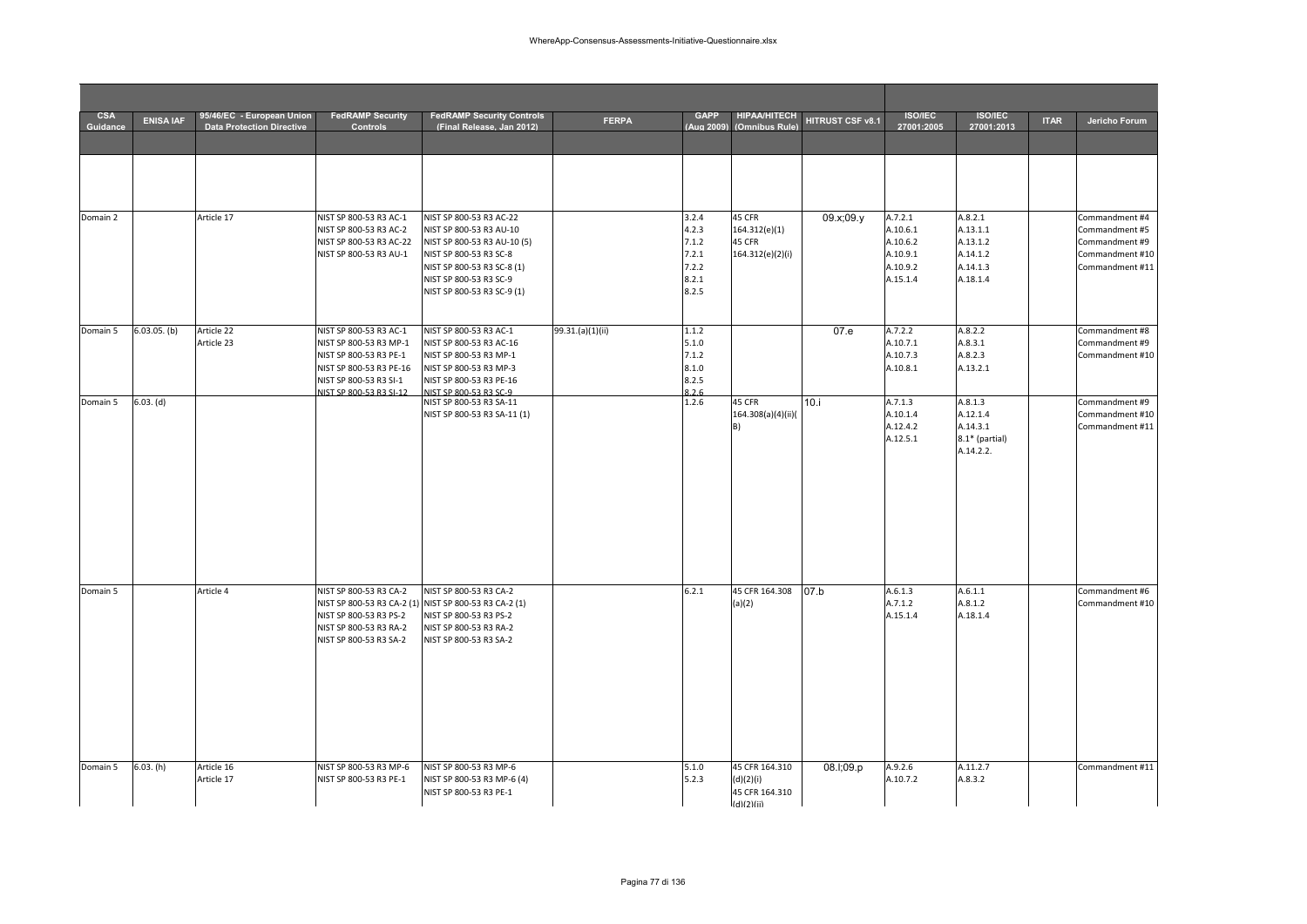| CSA Guidance | ENISA IAF | 95/46/EC - European Union Data Protection Directive | FedRAMP Security Controls | FedRAMP Security Controls (Final Release, Jan 2012) | FERPA | GAPP (Aug 2009) | HIPAA/HITECH (Omnibus Rule) | HITRUST CSF v8.1 | ISO/IEC 27001:2005 | ISO/IEC 27001:2013 | ITAR | Jericho Forum |
|---|---|---|---|---|---|---|---|---|---|---|---|---|
| | | | | | | | | | | | | |
| Domain 2 | | Article 17 | NIST SP 800-53 R3 AC-1<br>NIST SP 800-53 R3 AC-2<br>NIST SP 800-53 R3 AC-22<br>NIST SP 800-53 R3 AU-1 | NIST SP 800-53 R3 AC-22<br>NIST SP 800-53 R3 AU-10<br>NIST SP 800-53 R3 AU-10 (5)<br>NIST SP 800-53 R3 SC-8<br>NIST SP 800-53 R3 SC-8 (1)<br>NIST SP 800-53 R3 SC-9<br>NIST SP 800-53 R3 SC-9 (1) | | 3.2.4<br>4.2.3<br>7.1.2<br>7.2.1<br>7.2.2<br>8.2.1<br>8.2.5 | 45 CFR 164.312(e)(1)<br>45 CFR 164.312(e)(2)(i) | 09.x;09.y | A.7.2.1<br>A.10.6.1<br>A.10.6.2<br>A.10.9.1<br>A.10.9.2<br>A.15.1.4 | A.8.2.1<br>A.13.1.1<br>A.13.1.2<br>A.14.1.2<br>A.14.1.3<br>A.18.1.4 | | Commandment #4<br>Commandment #5<br>Commandment #9<br>Commandment #10<br>Commandment #11 |
| Domain 5 | 6.03.05. (b) | Article 22<br>Article 23 | NIST SP 800-53 R3 AC-1<br>NIST SP 800-53 R3 MP-1<br>NIST SP 800-53 R3 PE-1<br>NIST SP 800-53 R3 PE-16<br>NIST SP 800-53 R3 SI-1<br>NIST SP 800-53 R3 SI-12 | NIST SP 800-53 R3 AC-1<br>NIST SP 800-53 R3 AC-16<br>NIST SP 800-53 R3 MP-1<br>NIST SP 800-53 R3 MP-3<br>NIST SP 800-53 R3 PE-16<br>NIST SP 800-53 R3 SC-9 | 99.31.(a)(1)(ii) | 1.1.2<br>5.1.0<br>7.1.2<br>8.1.0<br>8.2.5<br>8.2.6 | | 07.e | A.7.2.2<br>A.10.7.1<br>A.10.7.3<br>A.10.8.1 | A.8.2.2<br>A.8.3.1<br>A.8.2.3<br>A.13.2.1 | | Commandment #8<br>Commandment #9<br>Commandment #10 |
| Domain 5 | 6.03. (d) | | | NIST SP 800-53 R3 SA-11<br>NIST SP 800-53 R3 SA-11 (1) | | 1.2.6 | 45 CFR 164.308(a)(4)(ii)(B) | 10.i | A.7.1.3<br>A.10.1.4<br>A.12.4.2<br>A.12.5.1 | A.8.1.3<br>A.12.1.4<br>A.14.3.1<br>8.1* (partial)<br>A.14.2.2. | | Commandment #9<br>Commandment #10<br>Commandment #11 |
| Domain 5 | | Article 4 | NIST SP 800-53 R3 CA-2<br>NIST SP 800-53 R3 CA-2 (1)<br>NIST SP 800-53 R3 PS-2<br>NIST SP 800-53 R3 RA-2<br>NIST SP 800-53 R3 SA-2 | NIST SP 800-53 R3 CA-2<br>NIST SP 800-53 R3 CA-2 (1)<br>NIST SP 800-53 R3 PS-2<br>NIST SP 800-53 R3 RA-2<br>NIST SP 800-53 R3 SA-2 | | 6.2.1 | 45 CFR 164.308 (a)(2) | 07.b | A.6.1.3<br>A.7.1.2<br>A.15.1.4 | A.6.1.1<br>A.8.1.2<br>A.18.1.4 | | Commandment #6<br>Commandment #10 |
| Domain 5 | 6.03. (h) | Article 16<br>Article 17 | NIST SP 800-53 R3 MP-6<br>NIST SP 800-53 R3 PE-1 | NIST SP 800-53 R3 MP-6<br>NIST SP 800-53 R3 MP-6 (4)<br>NIST SP 800-53 R3 PE-1 | | 5.1.0<br>5.2.3 | 45 CFR 164.310 (d)(2)(i)<br>45 CFR 164.310 (d)(2)(ii) | 08.l;09.p | A.9.2.6<br>A.10.7.2 | A.11.2.7<br>A.8.3.2 | | Commandment #11 |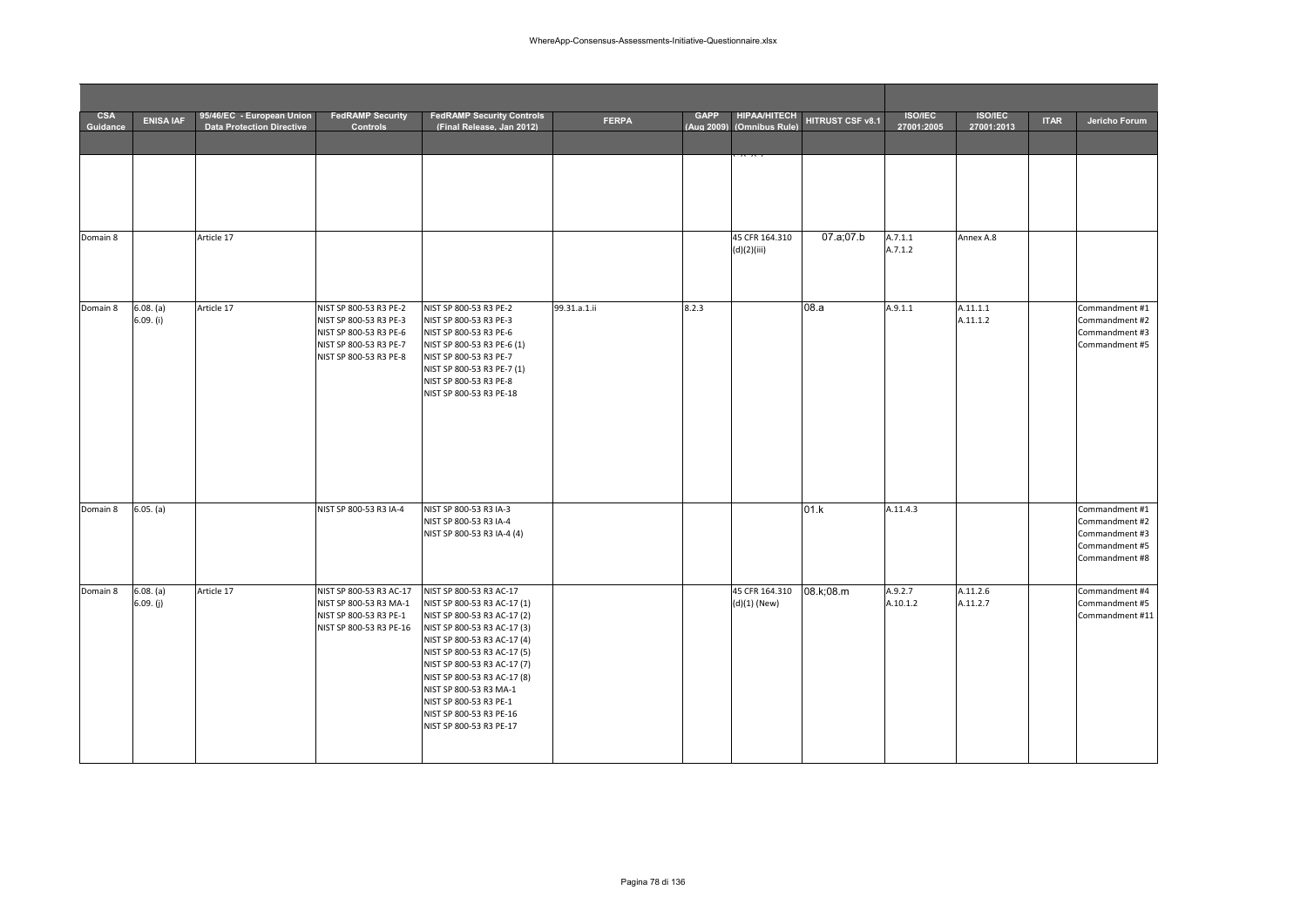| CSA Guidance | ENISA IAF | 95/46/EC - European Union Data Protection Directive | FedRAMP Security Controls | FedRAMP Security Controls (Final Release, Jan 2012) | FERPA | GAPP (Aug 2009) | HIPAA/HITECH (Omnibus Rule) | HITRUST CSF v8.1 | ISO/IEC 27001:2005 | ISO/IEC 27001:2013 | ITAR | Jericho Forum |
|---|---|---|---|---|---|---|---|---|---|---|---|---|
| | | | | | | | | | | | | |
| Domain 8 | | Article 17 | | | | | 45 CFR 164.310 (d)(2)(iii) | 07.a;07.b | A.7.1.1<br>A.7.1.2 | Annex A.8 | | |
| Domain 8 | 6.08. (a)<br>6.09. (i) | Article 17 | NIST SP 800-53 R3 PE-2<br>NIST SP 800-53 R3 PE-3<br>NIST SP 800-53 R3 PE-6<br>NIST SP 800-53 R3 PE-7<br>NIST SP 800-53 R3 PE-8 | NIST SP 800-53 R3 PE-2<br>NIST SP 800-53 R3 PE-3<br>NIST SP 800-53 R3 PE-6<br>NIST SP 800-53 R3 PE-6 (1)<br>NIST SP 800-53 R3 PE-7<br>NIST SP 800-53 R3 PE-7 (1)<br>NIST SP 800-53 R3 PE-8<br>NIST SP 800-53 R3 PE-18 | 99.31.a.1.ii | 8.2.3 | | 08.a | A.9.1.1 | A.11.1.1<br>A.11.1.2 | | Commandment #1<br>Commandment #2<br>Commandment #3<br>Commandment #5 |
| Domain 8 | 6.05. (a) | | NIST SP 800-53 R3 IA-4 | NIST SP 800-53 R3 IA-3<br>NIST SP 800-53 R3 IA-4<br>NIST SP 800-53 R3 IA-4 (4) | | | | 01.k | A.11.4.3 | | | Commandment #1<br>Commandment #2<br>Commandment #3<br>Commandment #5<br>Commandment #8 |
| Domain 8 | 6.08. (a)<br>6.09. (j) | Article 17 | NIST SP 800-53 R3 AC-17<br>NIST SP 800-53 R3 MA-1<br>NIST SP 800-53 R3 PE-1<br>NIST SP 800-53 R3 PE-16 | NIST SP 800-53 R3 AC-17<br>NIST SP 800-53 R3 AC-17 (1)<br>NIST SP 800-53 R3 AC-17 (2)<br>NIST SP 800-53 R3 AC-17 (3)<br>NIST SP 800-53 R3 AC-17 (4)<br>NIST SP 800-53 R3 AC-17 (5)<br>NIST SP 800-53 R3 AC-17 (7)<br>NIST SP 800-53 R3 AC-17 (8)<br>NIST SP 800-53 R3 MA-1<br>NIST SP 800-53 R3 PE-1<br>NIST SP 800-53 R3 PE-16<br>NIST SP 800-53 R3 PE-17 | | | 45 CFR 164.310 (d)(1) (New) | 08.k;08.m | A.9.2.7<br>A.10.1.2 | A.11.2.6<br>A.11.2.7 | | Commandment #4<br>Commandment #5<br>Commandment #11 |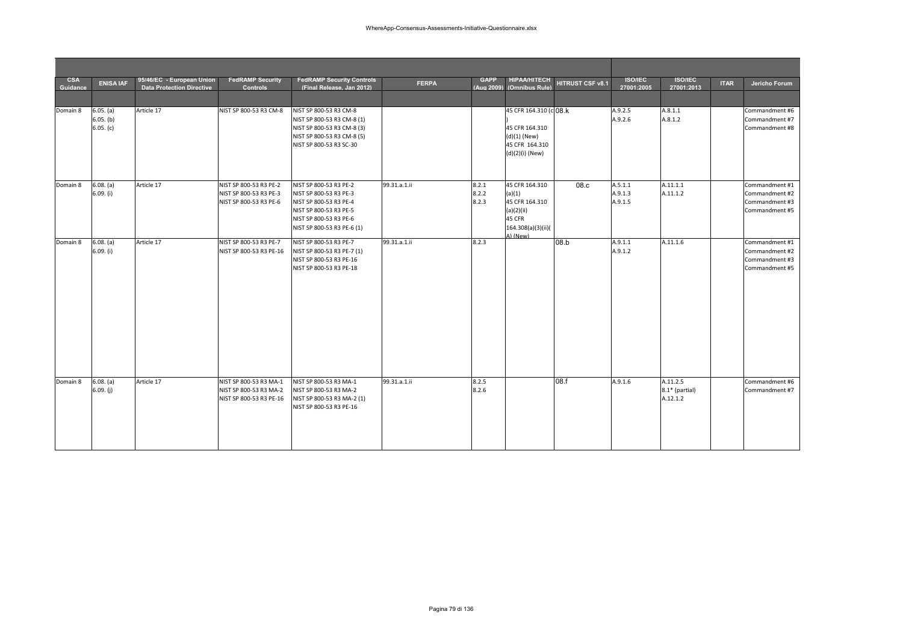| CSA Guidance | ENISA IAF | 95/46/EC - European Union Data Protection Directive | FedRAMP Security Controls | FedRAMP Security Controls (Final Release, Jan 2012) | FERPA | GAPP (Aug 2009) | HIPAA/HITECH (Omnibus Rule) | HITRUST CSF v8.1 | ISO/IEC 27001:2005 | ISO/IEC 27001:2013 | ITAR | Jericho Forum |
|---|---|---|---|---|---|---|---|---|---|---|---|---|
| | | | | | | | | | | | | |
| Domain 8 | 6.05. (a)<br>6.05. (b)<br>6.05. (c) | Article 17 | NIST SP 800-53 R3 CM-8 | NIST SP 800-53 R3 CM-8<br>NIST SP 800-53 R3 CM-8 (1)<br>NIST SP 800-53 R3 CM-8 (3)<br>NIST SP 800-53 R3 CM-8 (5)<br>NIST SP 800-53 R3 SC-30 | | | 45 CFR 164.310 (c)<br>45 CFR 164.310 (d)(1) (New)<br>45 CFR 164.310 (d)(2)(i) (New) | 08.k | A.9.2.5<br>A.9.2.6 | A.8.1.1<br>A.8.1.2 | | Commandment #6<br>Commandment #7<br>Commandment #8 |
| Domain 8 | 6.08. (a)<br>6.09. (i) | Article 17 | NIST SP 800-53 R3 PE-2<br>NIST SP 800-53 R3 PE-3<br>NIST SP 800-53 R3 PE-6 | NIST SP 800-53 R3 PE-2<br>NIST SP 800-53 R3 PE-3<br>NIST SP 800-53 R3 PE-4<br>NIST SP 800-53 R3 PE-5<br>NIST SP 800-53 R3 PE-6<br>NIST SP 800-53 R3 PE-6 (1) | 99.31.a.1.ii | 8.2.1<br>8.2.2<br>8.2.3 | 45 CFR 164.310 (a)(1)<br>45 CFR 164.310 (a)(2)(ii)<br>45 CFR 164.308(a)(3)(ii)(A) (New) | 08.c | A.5.1.1<br>A.9.1.3<br>A.9.1.5 | A.11.1.1<br>A.11.1.2 | | Commandment #1<br>Commandment #2<br>Commandment #3<br>Commandment #5 |
| Domain 8 | 6.08. (a)<br>6.09. (i) | Article 17 | NIST SP 800-53 R3 PE-7<br>NIST SP 800-53 R3 PE-16 | NIST SP 800-53 R3 PE-7<br>NIST SP 800-53 R3 PE-7 (1)<br>NIST SP 800-53 R3 PE-16<br>NIST SP 800-53 R3 PE-18 | 99.31.a.1.ii | 8.2.3 | | 08.b | A.9.1.1<br>A.9.1.2 | A.11.1.6 | | Commandment #1<br>Commandment #2<br>Commandment #3<br>Commandment #5 |
| Domain 8 | 6.08. (a)<br>6.09. (j) | Article 17 | NIST SP 800-53 R3 MA-1<br>NIST SP 800-53 R3 MA-2<br>NIST SP 800-53 R3 PE-16 | NIST SP 800-53 R3 MA-1<br>NIST SP 800-53 R3 MA-2<br>NIST SP 800-53 R3 MA-2 (1)<br>NIST SP 800-53 R3 PE-16 | 99.31.a.1.ii | 8.2.5<br>8.2.6 | | 08.f | A.9.1.6 | A.11.2.5<br>8.1* (partial)<br>A.12.1.2 | | Commandment #6<br>Commandment #7 |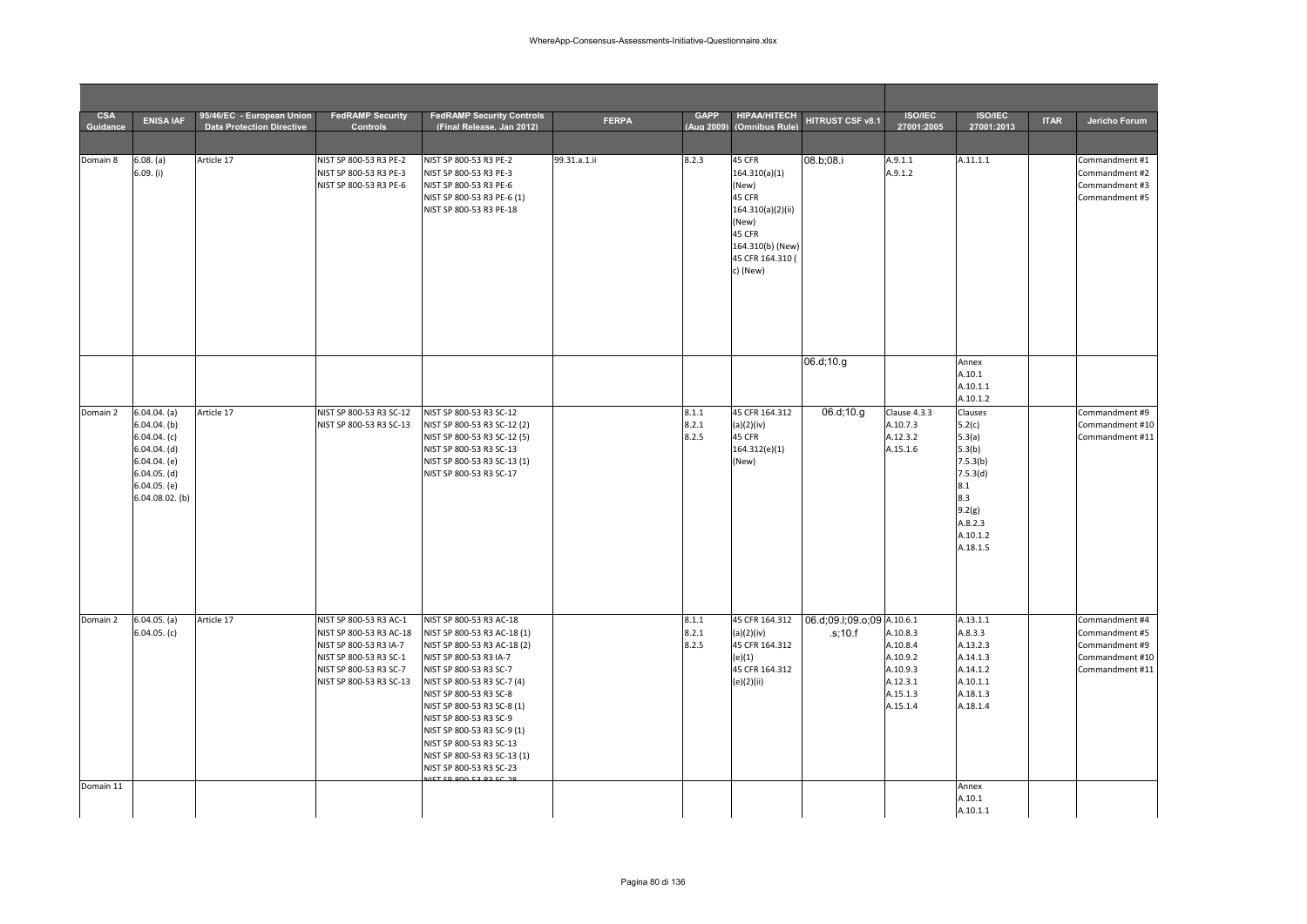| CSA Guidance | ENISA IAF | 95/46/EC - European Union Data Protection Directive | FedRAMP Security Controls | FedRAMP Security Controls (Final Release, Jan 2012) | FERPA | GAPP (Aug 2009) | HIPAA/HITECH (Omnibus Rule) | HITRUST CSF v8.1 | ISO/IEC 27001:2005 | ISO/IEC 27001:2013 | ITAR | Jericho Forum |
|---|---|---|---|---|---|---|---|---|---|---|---|---|
| | | | | | | | | | | | | |
| Domain 8 | 6.08. (a)<br>6.09. (i) | Article 17 | NIST SP 800-53 R3 PE-2<br>NIST SP 800-53 R3 PE-3<br>NIST SP 800-53 R3 PE-6 | NIST SP 800-53 R3 PE-2<br>NIST SP 800-53 R3 PE-3<br>NIST SP 800-53 R3 PE-6<br>NIST SP 800-53 R3 PE-6 (1)<br>NIST SP 800-53 R3 PE-18 | 99.31.a.1.ii | 8.2.3 | 45 CFR 164.310(a)(1) (New)<br>45 CFR 164.310(a)(2)(ii) (New)<br>45 CFR 164.310(b) (New)<br>45 CFR 164.310 ( c) (New) | 08.b;08.i | A.9.1.1<br>A.9.1.2 | A.11.1.1 | | Commandment #1<br>Commandment #2<br>Commandment #3<br>Commandment #5 |
| | | | | | | | | 06.d;10.g | | Annex<br>A.10.1<br>A.10.1.1<br>A.10.1.2 | | |
| Domain 2 | 6.04.04. (a)<br>6.04.04. (b)<br>6.04.04. (c)<br>6.04.04. (d)<br>6.04.04. (e)<br>6.04.05. (d)<br>6.04.05. (e)<br>6.04.08.02. (b) | Article 17 | NIST SP 800-53 R3 SC-12<br>NIST SP 800-53 R3 SC-13 | NIST SP 800-53 R3 SC-12<br>NIST SP 800-53 R3 SC-12 (2)<br>NIST SP 800-53 R3 SC-12 (5)<br>NIST SP 800-53 R3 SC-13<br>NIST SP 800-53 R3 SC-13 (1)<br>NIST SP 800-53 R3 SC-17 | | 8.1.1<br>8.2.1<br>8.2.5 | 45 CFR 164.312 (a)(2)(iv)<br>45 CFR 164.312(e)(1) (New) | 06.d;10.g | Clause 4.3.3<br>A.10.7.3<br>A.12.3.2<br>A.15.1.6 | Clauses<br>5.2(c)<br>5.3(a)<br>5.3(b)<br>7.5.3(b)<br>7.5.3(d)<br>8.1<br>8.3<br>9.2(g)<br>A.8.2.3<br>A.10.1.2<br>A.18.1.5 | | Commandment #9<br>Commandment #10<br>Commandment #11 |
| Domain 2 | 6.04.05. (a)<br>6.04.05. (c) | Article 17 | NIST SP 800-53 R3 AC-1<br>NIST SP 800-53 R3 AC-18<br>NIST SP 800-53 R3 IA-7<br>NIST SP 800-53 R3 SC-1<br>NIST SP 800-53 R3 SC-7<br>NIST SP 800-53 R3 SC-13 | NIST SP 800-53 R3 AC-18<br>NIST SP 800-53 R3 AC-18 (1)<br>NIST SP 800-53 R3 AC-18 (2)<br>NIST SP 800-53 R3 IA-7<br>NIST SP 800-53 R3 SC-7<br>NIST SP 800-53 R3 SC-7 (4)<br>NIST SP 800-53 R3 SC-8<br>NIST SP 800-53 R3 SC-8 (1)<br>NIST SP 800-53 R3 SC-9<br>NIST SP 800-53 R3 SC-9 (1)<br>NIST SP 800-53 R3 SC-13<br>NIST SP 800-53 R3 SC-13 (1)<br>NIST SP 800-53 R3 SC-23<br>NIST SP 800-53 R3 SC-28 | | 8.1.1<br>8.2.1<br>8.2.5 | 45 CFR 164.312 (a)(2)(iv)<br>45 CFR 164.312 (e)(1)<br>45 CFR 164.312 (e)(2)(ii) | 06.d;09.l;09.o;09.s;10.f | A.10.6.1<br>A.10.8.3<br>A.10.8.4<br>A.10.9.2<br>A.10.9.3<br>A.12.3.1<br>A.15.1.3<br>A.15.1.4 | A.13.1.1<br>A.8.3.3<br>A.13.2.3<br>A.14.1.3<br>A.14.1.2<br>A.10.1.1<br>A.18.1.3<br>A.18.1.4 | | Commandment #4<br>Commandment #5<br>Commandment #9<br>Commandment #10<br>Commandment #11 |
| Domain 11 | | | | | | | | | | Annex<br>A.10.1<br>A.10.1.1 | | |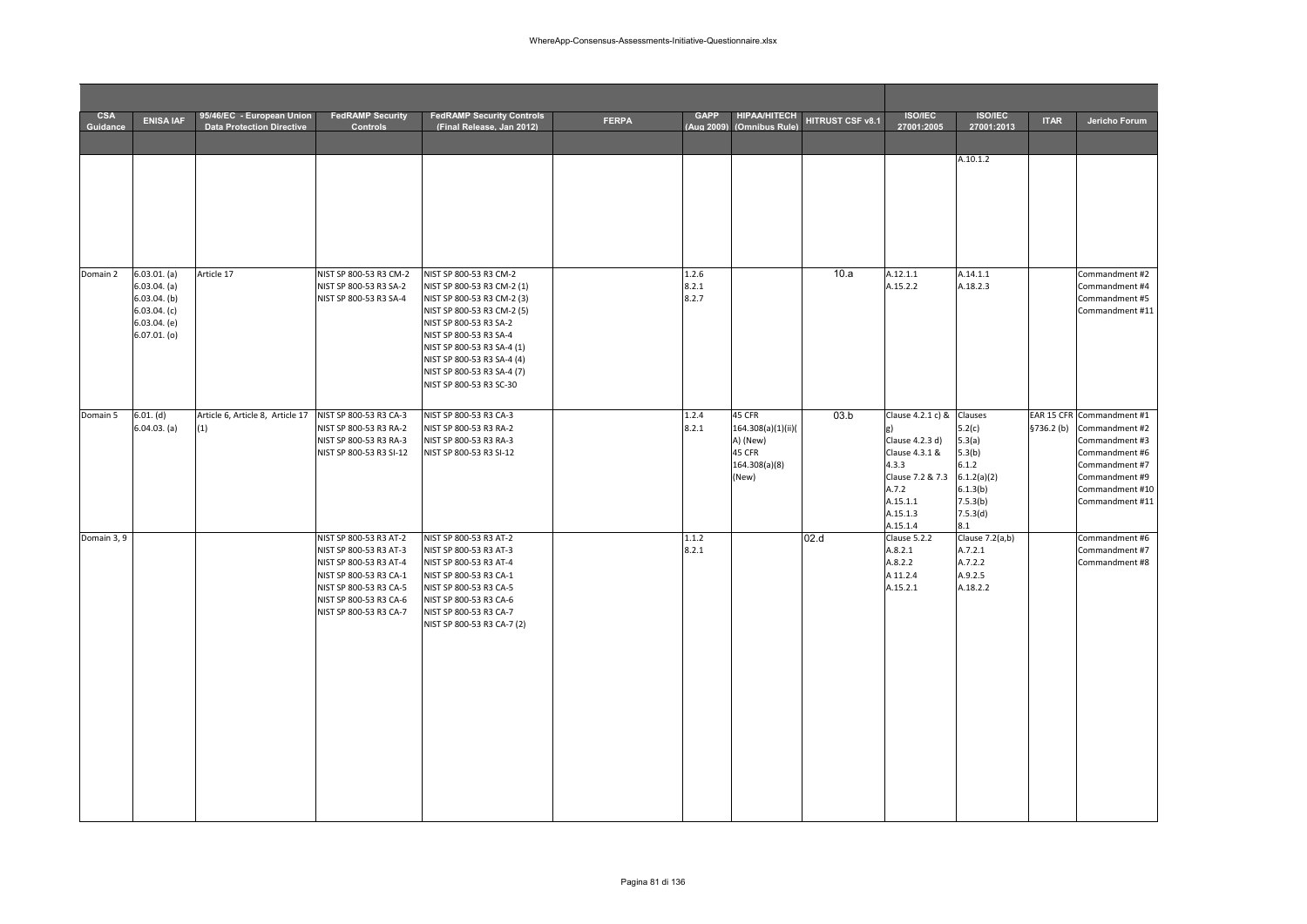| CSA Guidance | ENISA IAF | 95/46/EC - European Union Data Protection Directive | FedRAMP Security Controls | FedRAMP Security Controls (Final Release, Jan 2012) | FERPA | GAPP (Aug 2009) | HIPAA/HITECH (Omnibus Rule) | HITRUST CSF v8.1 | ISO/IEC 27001:2005 | ISO/IEC 27001:2013 | ITAR | Jericho Forum |
|---|---|---|---|---|---|---|---|---|---|---|---|---|
| | | | | | | | | | | | | |
| | | | | | | | | | | A.10.1.2 | | |
| Domain 2 | 6.03.01. (a)<br>6.03.04. (a)<br>6.03.04. (b)<br>6.03.04. (c)<br>6.03.04. (e)<br>6.07.01. (o) | Article 17 | NIST SP 800-53 R3 CM-2<br>NIST SP 800-53 R3 SA-2<br>NIST SP 800-53 R3 SA-4 | NIST SP 800-53 R3 CM-2<br>NIST SP 800-53 R3 CM-2 (1)<br>NIST SP 800-53 R3 CM-2 (3)<br>NIST SP 800-53 R3 CM-2 (5)<br>NIST SP 800-53 R3 SA-2<br>NIST SP 800-53 R3 SA-4<br>NIST SP 800-53 R3 SA-4 (1)<br>NIST SP 800-53 R3 SA-4 (4)<br>NIST SP 800-53 R3 SA-4 (7)<br>NIST SP 800-53 R3 SC-30 | | 1.2.6<br>8.2.1<br>8.2.7 | | 10.a | A.12.1.1<br>A.15.2.2 | A.14.1.1<br>A.18.2.3 | | Commandment #2<br>Commandment #4<br>Commandment #5<br>Commandment #11 |
| Domain 5 | 6.01. (d)<br>6.04.03. (a) | Article 6, Article 8, Article 17 (1) | NIST SP 800-53 R3 CA-3<br>NIST SP 800-53 R3 RA-2<br>NIST SP 800-53 R3 RA-3<br>NIST SP 800-53 R3 SI-12 | NIST SP 800-53 R3 CA-3<br>NIST SP 800-53 R3 RA-2<br>NIST SP 800-53 R3 RA-3<br>NIST SP 800-53 R3 SI-12 | | 1.2.4<br>8.2.1 | 45 CFR 164.308(a)(1)(ii)(A) (New)<br>45 CFR 164.308(a)(8) (New) | 03.b | Clause 4.2.1 c) & g)<br>Clause 4.2.3 d)<br>Clause 4.3.1 & 4.3.3<br>Clause 7.2 & 7.3<br>A.7.2<br>A.15.1.1<br>A.15.1.3<br>A.15.1.4 | Clauses<br>5.2(c)<br>5.3(a)<br>5.3(b)<br>6.1.2<br>6.1.2(a)(2)<br>6.1.3(b)<br>7.5.3(b)<br>7.5.3(d)<br>8.1 | EAR 15 CFR §736.2 (b) | Commandment #1<br>Commandment #2<br>Commandment #3<br>Commandment #6<br>Commandment #7<br>Commandment #9<br>Commandment #10<br>Commandment #11 |
| Domain 3, 9 | | | NIST SP 800-53 R3 AT-2<br>NIST SP 800-53 R3 AT-3<br>NIST SP 800-53 R3 AT-4<br>NIST SP 800-53 R3 CA-1<br>NIST SP 800-53 R3 CA-5<br>NIST SP 800-53 R3 CA-6<br>NIST SP 800-53 R3 CA-7 | NIST SP 800-53 R3 AT-2<br>NIST SP 800-53 R3 AT-3<br>NIST SP 800-53 R3 AT-4<br>NIST SP 800-53 R3 CA-1<br>NIST SP 800-53 R3 CA-5<br>NIST SP 800-53 R3 CA-6<br>NIST SP 800-53 R3 CA-7<br>NIST SP 800-53 R3 CA-7 (2) | | 1.1.2<br>8.2.1 | | 02.d | Clause 5.2.2<br>A.8.2.1<br>A.8.2.2<br>A 11.2.4<br>A.15.2.1 | Clause 7.2(a,b)<br>A.7.2.1<br>A.7.2.2<br>A.9.2.5<br>A.18.2.2 | | Commandment #6<br>Commandment #7<br>Commandment #8 |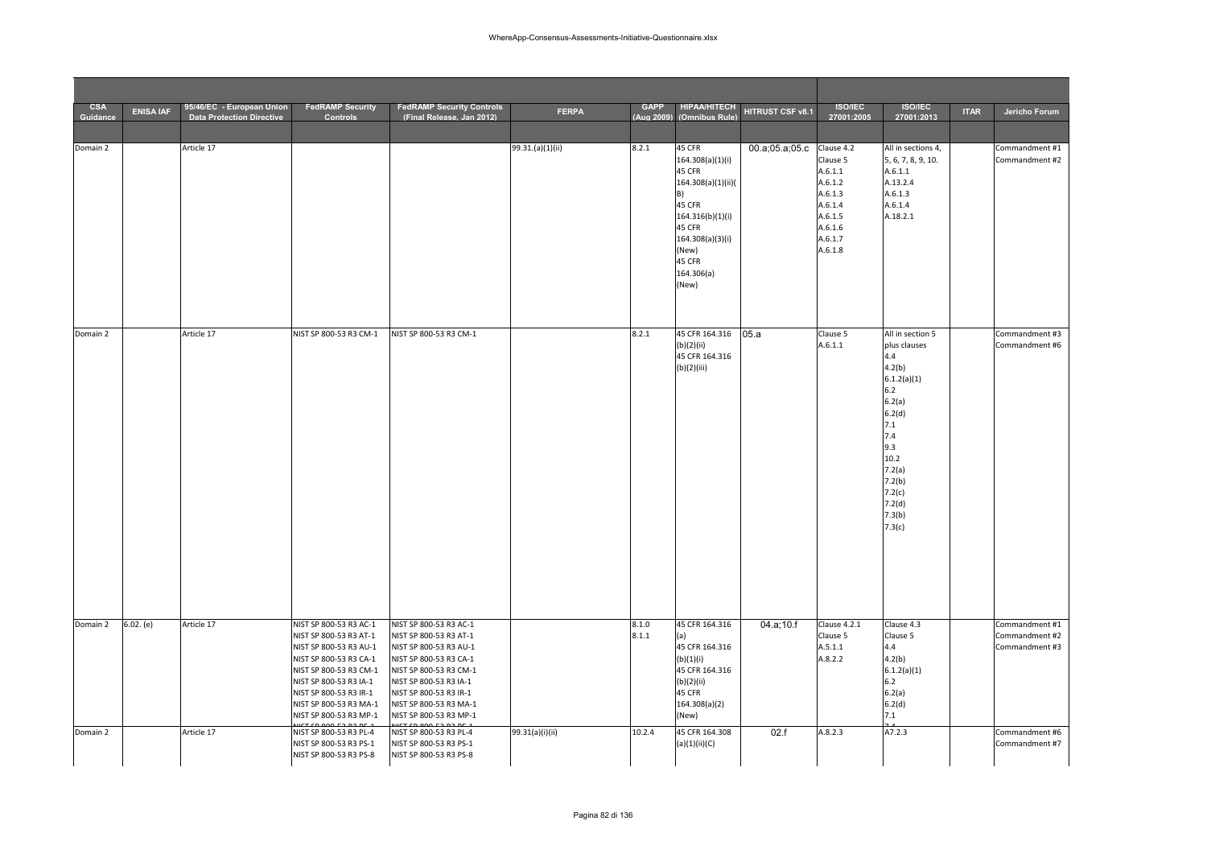| CSA Guidance | ENISA IAF | 95/46/EC - European Union Data Protection Directive | FedRAMP Security Controls | FedRAMP Security Controls (Final Release, Jan 2012) | FERPA | GAPP (Aug 2009) | HIPAA/HITECH (Omnibus Rule) | HITRUST CSF v8.1 | ISO/IEC 27001:2005 | ISO/IEC 27001:2013 | ITAR | Jericho Forum |
|---|---|---|---|---|---|---|---|---|---|---|---|---|
| | | | | | | | | | | | | |
| Domain 2 | | Article 17 | | | 99.31.(a)(1)(ii) | 8.2.1 | 45 CFR 164.308(a)(1)(i)<br>45 CFR 164.308(a)(1)(ii)(B)<br>45 CFR 164.316(b)(1)(i)<br>45 CFR 164.308(a)(3)(i) (New)<br>45 CFR 164.306(a) (New) | 00.a;05.a;05.c | Clause 4.2<br>Clause 5<br>A.6.1.1<br>A.6.1.2<br>A.6.1.3<br>A.6.1.4<br>A.6.1.5<br>A.6.1.6<br>A.6.1.7<br>A.6.1.8 | All in sections 4, 5, 6, 7, 8, 9, 10.<br>A.6.1.1<br>A.13.2.4<br>A.6.1.3<br>A.6.1.4<br>A.18.2.1 | | Commandment #1<br>Commandment #2 |
| Domain 2 | | Article 17 | NIST SP 800-53 R3 CM-1 | NIST SP 800-53 R3 CM-1 | | 8.2.1 | 45 CFR 164.316 (b)(2)(ii)<br>45 CFR 164.316 (b)(2)(iii) | 05.a | Clause 5<br>A.6.1.1 | All in section 5 plus clauses<br>4.4<br>4.2(b)<br>6.1.2(a)(1)<br>6.2<br>6.2(a)<br>6.2(d)<br>7.1<br>7.4<br>9.3<br>10.2<br>7.2(a)<br>7.2(b)<br>7.2(c)<br>7.2(d)<br>7.3(b)<br>7.3(c) | | Commandment #3<br>Commandment #6 |
| Domain 2 | 6.02. (e) | Article 17 | NIST SP 800-53 R3 AC-1<br>NIST SP 800-53 R3 AT-1<br>NIST SP 800-53 R3 AU-1<br>NIST SP 800-53 R3 CA-1<br>NIST SP 800-53 R3 CM-1<br>NIST SP 800-53 R3 IA-1<br>NIST SP 800-53 R3 IR-1<br>NIST SP 800-53 R3 MA-1<br>NIST SP 800-53 R3 MP-1 | NIST SP 800-53 R3 AC-1<br>NIST SP 800-53 R3 AT-1<br>NIST SP 800-53 R3 AU-1<br>NIST SP 800-53 R3 CA-1<br>NIST SP 800-53 R3 CM-1<br>NIST SP 800-53 R3 IA-1<br>NIST SP 800-53 R3 IR-1<br>NIST SP 800-53 R3 MA-1<br>NIST SP 800-53 R3 MP-1 | | 8.1.0<br>8.1.1 | 45 CFR 164.316 (a)<br>45 CFR 164.316 (b)(1)(i)<br>45 CFR 164.316 (b)(2)(ii)<br>45 CFR 164.308(a)(2) (New) | 04.a;10.f | Clause 4.2.1<br>Clause 5<br>A.5.1.1<br>A.8.2.2 | Clause 4.3<br>Clause 5<br>4.4<br>4.2(b)<br>6.1.2(a)(1)<br>6.2<br>6.2(a)<br>6.2(d)<br>7.1 | | Commandment #1<br>Commandment #2<br>Commandment #3 |
| Domain 2 | | Article 17 | NIST SP 800-53 R3 PL-4<br>NIST SP 800-53 R3 PS-1<br>NIST SP 800-53 R3 PS-8 | NIST SP 800-53 R3 PL-4<br>NIST SP 800-53 R3 PS-1<br>NIST SP 800-53 R3 PS-8 | 99.31(a)(i)(ii) | 10.2.4 | 45 CFR 164.308 (a)(1)(ii)(C) | 02.f | A.8.2.3 | A7.2.3 | | Commandment #6<br>Commandment #7 |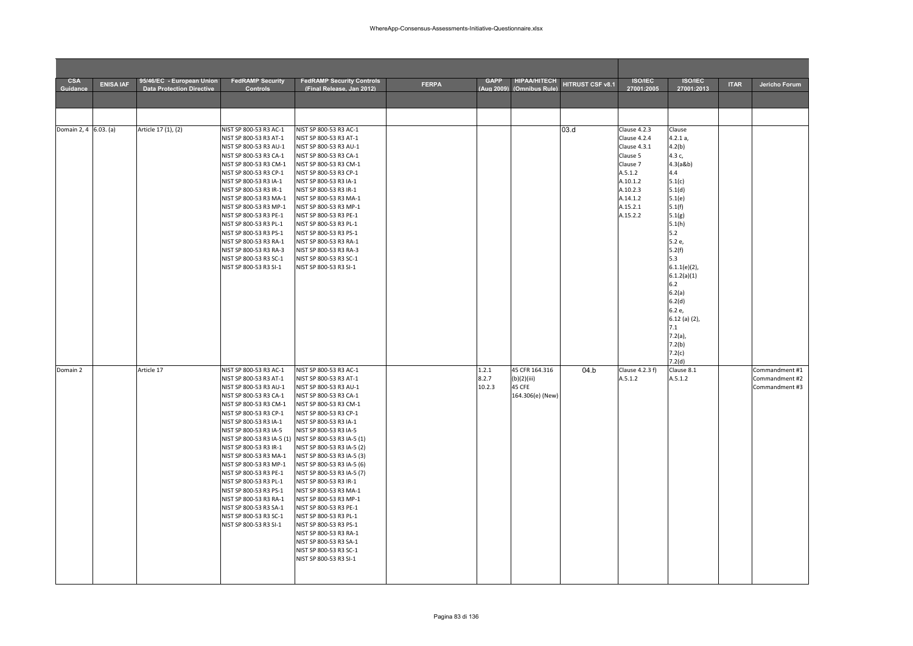| CSA Guidance | ENISA IAF | 95/46/EC - European Union Data Protection Directive | FedRAMP Security Controls | FedRAMP Security Controls (Final Release, Jan 2012) | FERPA | GAPP (Aug 2009) | HIPAA/HITECH (Omnibus Rule) | HITRUST CSF v8.1 | ISO/IEC 27001:2005 | ISO/IEC 27001:2013 | ITAR | Jericho Forum |
|---|---|---|---|---|---|---|---|---|---|---|---|---|
| | | | | | | | | | | | | |
| Domain 2, 4 | 6.03. (a) | Article 17 (1), (2) | NIST SP 800-53 R3 AC-1<br>NIST SP 800-53 R3 AT-1<br>NIST SP 800-53 R3 AU-1<br>NIST SP 800-53 R3 CA-1<br>NIST SP 800-53 R3 CM-1<br>NIST SP 800-53 R3 CP-1<br>NIST SP 800-53 R3 IA-1<br>NIST SP 800-53 R3 IR-1<br>NIST SP 800-53 R3 MA-1<br>NIST SP 800-53 R3 MP-1<br>NIST SP 800-53 R3 PE-1<br>NIST SP 800-53 R3 PL-1<br>NIST SP 800-53 R3 PS-1<br>NIST SP 800-53 R3 RA-1<br>NIST SP 800-53 R3 RA-3<br>NIST SP 800-53 R3 SC-1<br>NIST SP 800-53 R3 SI-1 | NIST SP 800-53 R3 AC-1<br>NIST SP 800-53 R3 AT-1<br>NIST SP 800-53 R3 AU-1<br>NIST SP 800-53 R3 CA-1<br>NIST SP 800-53 R3 CM-1<br>NIST SP 800-53 R3 CP-1<br>NIST SP 800-53 R3 IA-1<br>NIST SP 800-53 R3 IR-1<br>NIST SP 800-53 R3 MA-1<br>NIST SP 800-53 R3 MP-1<br>NIST SP 800-53 R3 PE-1<br>NIST SP 800-53 R3 PL-1<br>NIST SP 800-53 R3 PS-1<br>NIST SP 800-53 R3 RA-1<br>NIST SP 800-53 R3 RA-3<br>NIST SP 800-53 R3 SC-1<br>NIST SP 800-53 R3 SI-1 | | | | 03.d | Clause 4.2.3<br>Clause 4.2.4<br>Clause 4.3.1<br>Clause 5<br>Clause 7<br>A.5.1.2<br>A.10.1.2<br>A.10.2.3<br>A.14.1.2<br>A.15.2.1<br>A.15.2.2 | Clause<br>4.2.1 a,<br>4.2(b)<br>4.3 c,<br>4.3(a&b)<br>4.4<br>5.1(c)<br>5.1(d)<br>5.1(e)<br>5.1(f)<br>5.1(g)<br>5.1(h)<br>5.2<br>5.2 e,<br>5.2(f)<br>5.3<br>6.1.1(e)(2),<br>6.1.2(a)(1)<br>6.2<br>6.2(a)<br>6.2(d)<br>6.2 e,<br>6.12 (a) (2),<br>7.1<br>7.2(a),<br>7.2(b)<br>7.2(c)<br>7.2(d) | | |
| Domain 2 | | Article 17 | NIST SP 800-53 R3 AC-1<br>NIST SP 800-53 R3 AT-1<br>NIST SP 800-53 R3 AU-1<br>NIST SP 800-53 R3 CA-1<br>NIST SP 800-53 R3 CM-1<br>NIST SP 800-53 R3 CP-1<br>NIST SP 800-53 R3 IA-1<br>NIST SP 800-53 R3 IA-5<br>NIST SP 800-53 R3 IA-5 (1)<br>NIST SP 800-53 R3 IR-1<br>NIST SP 800-53 R3 MA-1<br>NIST SP 800-53 R3 MP-1<br>NIST SP 800-53 R3 PE-1<br>NIST SP 800-53 R3 PL-1<br>NIST SP 800-53 R3 PS-1<br>NIST SP 800-53 R3 RA-1<br>NIST SP 800-53 R3 SA-1<br>NIST SP 800-53 R3 SC-1<br>NIST SP 800-53 R3 SI-1 | NIST SP 800-53 R3 AC-1<br>NIST SP 800-53 R3 AT-1<br>NIST SP 800-53 R3 AU-1<br>NIST SP 800-53 R3 CA-1<br>NIST SP 800-53 R3 CM-1<br>NIST SP 800-53 R3 CP-1<br>NIST SP 800-53 R3 IA-1<br>NIST SP 800-53 R3 IA-5<br>NIST SP 800-53 R3 IA-5 (1)<br>NIST SP 800-53 R3 IA-5 (2)<br>NIST SP 800-53 R3 IA-5 (3)<br>NIST SP 800-53 R3 IA-5 (6)<br>NIST SP 800-53 R3 IA-5 (7)<br>NIST SP 800-53 R3 IR-1<br>NIST SP 800-53 R3 MA-1<br>NIST SP 800-53 R3 MP-1<br>NIST SP 800-53 R3 PE-1<br>NIST SP 800-53 R3 PL-1<br>NIST SP 800-53 R3 PS-1<br>NIST SP 800-53 R3 RA-1<br>NIST SP 800-53 R3 SA-1<br>NIST SP 800-53 R3 SC-1<br>NIST SP 800-53 R3 SI-1 | | 1.2.1<br>8.2.7<br>10.2.3 | 45 CFR 164.316<br>(b)(2)(iii)<br>45 CFE<br>164.306(e) (New) | 04.b | Clause 4.2.3 f)<br>A.5.1.2 | Clause 8.1<br>A.5.1.2 | | Commandment #1<br>Commandment #2<br>Commandment #3 |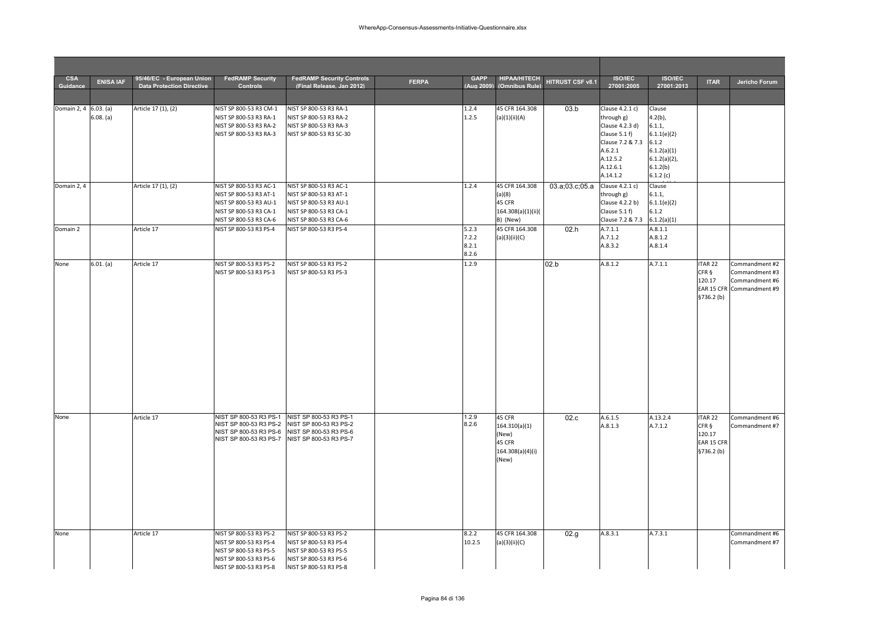| CSA Guidance | ENISA IAF | 95/46/EC - European Union Data Protection Directive | FedRAMP Security Controls | FedRAMP Security Controls (Final Release, Jan 2012) | FERPA | GAPP (Aug 2009) | HIPAA/HITECH (Omnibus Rule) | HITRUST CSF v8.1 | ISO/IEC 27001:2005 | ISO/IEC 27001:2013 | ITAR | Jericho Forum |
|---|---|---|---|---|---|---|---|---|---|---|---|---|
| | | | | | | | | | | | | |
| Domain 2, 4 | 6.03. (a) 6.08. (a) | Article 17 (1), (2) | NIST SP 800-53 R3 CM-1 NIST SP 800-53 R3 RA-1 NIST SP 800-53 R3 RA-2 NIST SP 800-53 R3 RA-3 | NIST SP 800-53 R3 RA-1 NIST SP 800-53 R3 RA-2 NIST SP 800-53 R3 RA-3 NIST SP 800-53 R3 SC-30 | | 1.2.4 1.2.5 | 45 CFR 164.308 (a)(1)(ii)(A) | 03.b | Clause 4.2.1 c) through g) Clause 4.2.3 d) Clause 5.1 f) Clause 7.2 & 7.3 A.6.2.1 A.12.5.2 A.12.6.1 A.14.1.2 | Clause 4.2(b), 6.1.1, 6.1.1(e)(2) 6.1.2 6.1.2(a)(1) 6.1.2(a)(2), 6.1.2(b) 6.1.2 (c) | | |
| Domain 2, 4 | | Article 17 (1), (2) | NIST SP 800-53 R3 AC-1 NIST SP 800-53 R3 AT-1 NIST SP 800-53 R3 AU-1 NIST SP 800-53 R3 CA-1 NIST SP 800-53 R3 CA-6 | NIST SP 800-53 R3 AC-1 NIST SP 800-53 R3 AT-1 NIST SP 800-53 R3 AU-1 NIST SP 800-53 R3 CA-1 NIST SP 800-53 R3 CA-6 | | 1.2.4 | 45 CFR 164.308 (a)(8) 45 CFR 164.308(a)(1)(ii)(B) (New) | 03.a;03.c;05.a | Clause 4.2.1 c) through g) Clause 4.2.2 b) Clause 5.1 f) Clause 7.2 & 7.3 | Clause 6.1.1, 6.1.1(e)(2) 6.1.2 6.1.2(a)(1) | | |
| Domain 2 | | Article 17 | NIST SP 800-53 R3 PS-4 | NIST SP 800-53 R3 PS-4 | | 5.2.3 7.2.2 8.2.1 8.2.6 | 45 CFR 164.308 (a)(3)(ii)(C) | 02.h | A.7.1.1 A.7.1.2 A.8.3.2 | A.8.1.1 A.8.1.2 A.8.1.4 | | |
| None | 6.01. (a) | Article 17 | NIST SP 800-53 R3 PS-2 NIST SP 800-53 R3 PS-3 | NIST SP 800-53 R3 PS-2 NIST SP 800-53 R3 PS-3 | | 1.2.9 | | 02.b | A.8.1.2 | A.7.1.1 | ITAR 22 CFR § 120.17 EAR 15 CFR §736.2 (b) | Commandment #2 Commandment #3 Commandment #6 Commandment #9 |
| None | | Article 17 | NIST SP 800-53 R3 PS-1 NIST SP 800-53 R3 PS-2 NIST SP 800-53 R3 PS-6 NIST SP 800-53 R3 PS-7 | NIST SP 800-53 R3 PS-1 NIST SP 800-53 R3 PS-2 NIST SP 800-53 R3 PS-6 NIST SP 800-53 R3 PS-7 | | 1.2.9 8.2.6 | 45 CFR 164.310(a)(1) (New) 45 CFR 164.308(a)(4)(i) (New) | 02.c | A.6.1.5 A.8.1.3 | A.13.2.4 A.7.1.2 | ITAR 22 CFR § 120.17 EAR 15 CFR §736.2 (b) | Commandment #6 Commandment #7 |
| None | | Article 17 | NIST SP 800-53 R3 PS-2 NIST SP 800-53 R3 PS-4 NIST SP 800-53 R3 PS-5 NIST SP 800-53 R3 PS-6 NIST SP 800-53 R3 PS-8 | NIST SP 800-53 R3 PS-2 NIST SP 800-53 R3 PS-4 NIST SP 800-53 R3 PS-5 NIST SP 800-53 R3 PS-6 NIST SP 800-53 R3 PS-8 | | 8.2.2 10.2.5 | 45 CFR 164.308 (a)(3)(ii)(C) | 02.g | A.8.3.1 | A.7.3.1 | | Commandment #6 Commandment #7 |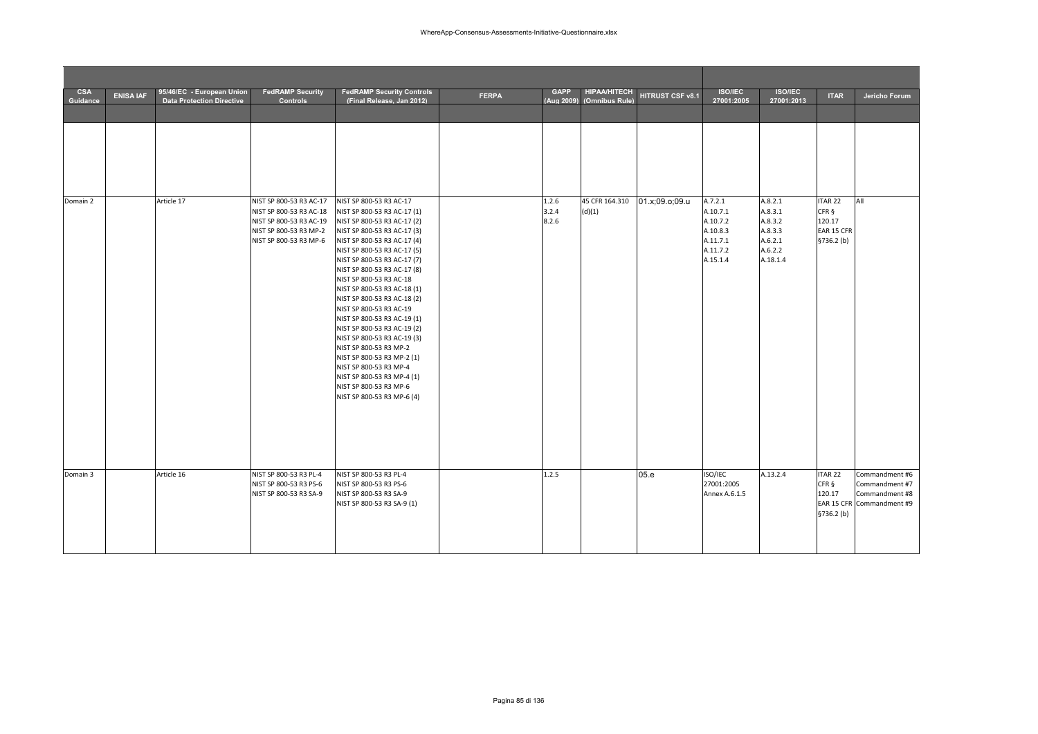| CSA Guidance | ENISA IAF | 95/46/EC - European Union Data Protection Directive | FedRAMP Security Controls | FedRAMP Security Controls (Final Release, Jan 2012) | FERPA | GAPP (Aug 2009) | HIPAA/HITECH (Omnibus Rule) | HITRUST CSF v8.1 | ISO/IEC 27001:2005 | ISO/IEC 27001:2013 | ITAR | Jericho Forum |
|---|---|---|---|---|---|---|---|---|---|---|---|---|
| | | | | | | | | | | | | |
| Domain 2 | | Article 17 | NIST SP 800-53 R3 AC-17<br>NIST SP 800-53 R3 AC-18<br>NIST SP 800-53 R3 AC-19<br>NIST SP 800-53 R3 MP-2<br>NIST SP 800-53 R3 MP-6 | NIST SP 800-53 R3 AC-17<br>NIST SP 800-53 R3 AC-17 (1)<br>NIST SP 800-53 R3 AC-17 (2)<br>NIST SP 800-53 R3 AC-17 (3)<br>NIST SP 800-53 R3 AC-17 (4)<br>NIST SP 800-53 R3 AC-17 (5)<br>NIST SP 800-53 R3 AC-17 (7)<br>NIST SP 800-53 R3 AC-17 (8)<br>NIST SP 800-53 R3 AC-18<br>NIST SP 800-53 R3 AC-18 (1)<br>NIST SP 800-53 R3 AC-18 (2)<br>NIST SP 800-53 R3 AC-19<br>NIST SP 800-53 R3 AC-19 (1)<br>NIST SP 800-53 R3 AC-19 (2)<br>NIST SP 800-53 R3 AC-19 (3)<br>NIST SP 800-53 R3 MP-2<br>NIST SP 800-53 R3 MP-2 (1)<br>NIST SP 800-53 R3 MP-4<br>NIST SP 800-53 R3 MP-4 (1)<br>NIST SP 800-53 R3 MP-6<br>NIST SP 800-53 R3 MP-6 (4) | | 1.2.6<br>3.2.4<br>8.2.6 | 45 CFR 164.310 (d)(1) | 01.x;09.o;09.u | A.7.2.1<br>A.10.7.1<br>A.10.7.2<br>A.10.8.3<br>A.11.7.1<br>A.11.7.2<br>A.15.1.4 | A.8.2.1<br>A.8.3.1<br>A.8.3.2<br>A.8.3.3<br>A.6.2.1<br>A.6.2.2<br>A.18.1.4 | ITAR 22 CFR § 120.17<br>EAR 15 CFR §736.2 (b) | All |
| Domain 3 | | Article 16 | NIST SP 800-53 R3 PL-4<br>NIST SP 800-53 R3 PS-6<br>NIST SP 800-53 R3 SA-9 | NIST SP 800-53 R3 PL-4<br>NIST SP 800-53 R3 PS-6<br>NIST SP 800-53 R3 SA-9<br>NIST SP 800-53 R3 SA-9 (1) | | 1.2.5 | | 05.e | ISO/IEC 27001:2005 Annex A.6.1.5 | A.13.2.4 | ITAR 22 CFR § 120.17<br>EAR 15 CFR §736.2 (b) | Commandment #6<br>Commandment #7<br>Commandment #8<br>Commandment #9 |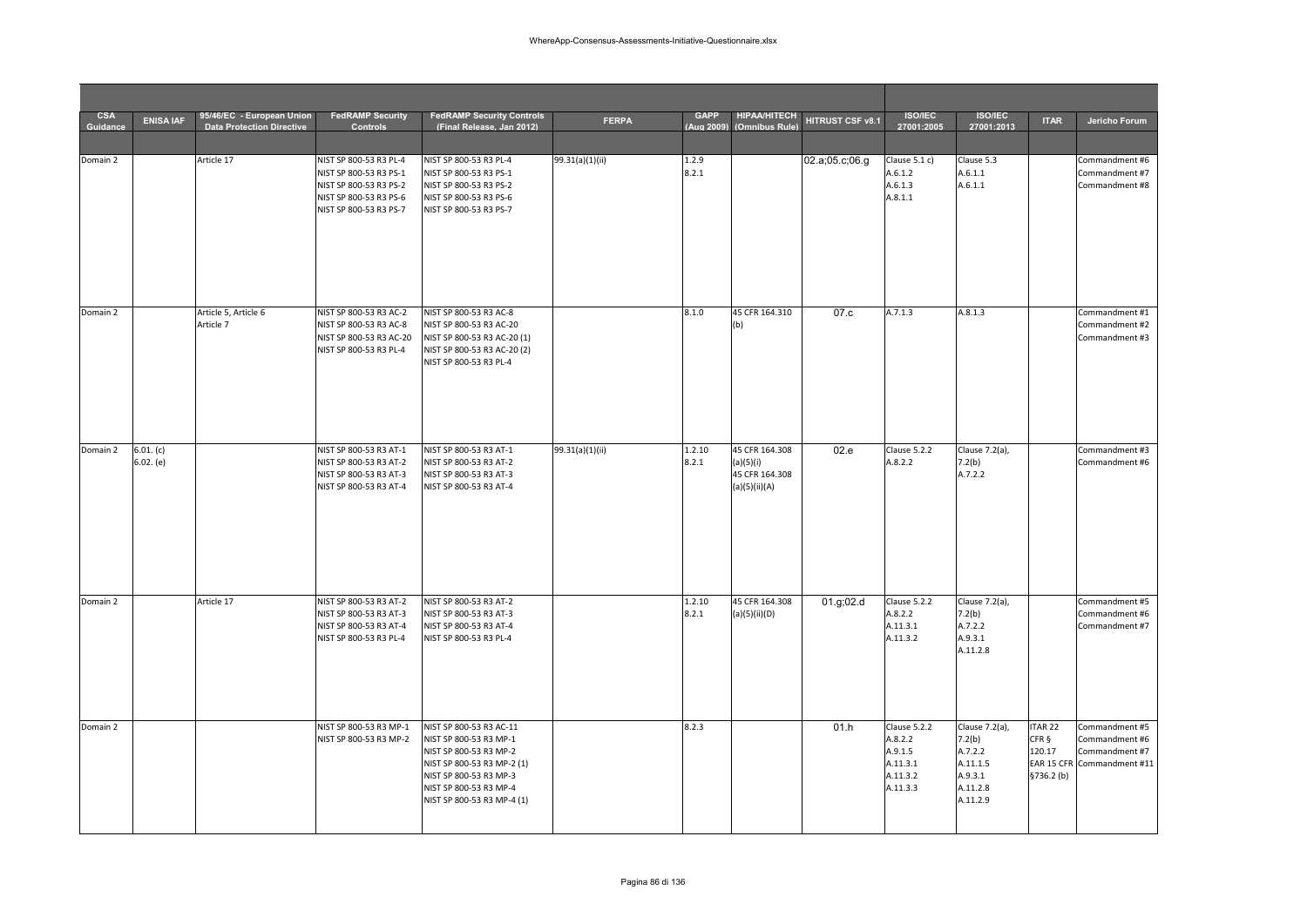| CSA Guidance | ENISA IAF | 95/46/EC - European Union Data Protection Directive | FedRAMP Security Controls | FedRAMP Security Controls (Final Release, Jan 2012) | FERPA | GAPP (Aug 2009) | HIPAA/HITECH (Omnibus Rule) | HITRUST CSF v8.1 | ISO/IEC 27001:2005 | ISO/IEC 27001:2013 | ITAR | Jericho Forum |
|---|---|---|---|---|---|---|---|---|---|---|---|---|
| | | | | | | | | | | | | |
| Domain 2 | | Article 17 | NIST SP 800-53 R3 PL-4<br>NIST SP 800-53 R3 PS-1<br>NIST SP 800-53 R3 PS-2<br>NIST SP 800-53 R3 PS-6<br>NIST SP 800-53 R3 PS-7 | NIST SP 800-53 R3 PL-4<br>NIST SP 800-53 R3 PS-1<br>NIST SP 800-53 R3 PS-2<br>NIST SP 800-53 R3 PS-6<br>NIST SP 800-53 R3 PS-7 | 99.31(a)(1)(ii) | 1.2.9<br>8.2.1 | | 02.a;05.c;06.g | Clause 5.1 c)<br>A.6.1.2<br>A.6.1.3<br>A.8.1.1 | Clause 5.3<br>A.6.1.1<br>A.6.1.1 | | Commandment #6<br>Commandment #7<br>Commandment #8 |
| Domain 2 | | Article 5, Article 6<br>Article 7 | NIST SP 800-53 R3 AC-2<br>NIST SP 800-53 R3 AC-8<br>NIST SP 800-53 R3 AC-20<br>NIST SP 800-53 R3 PL-4 | NIST SP 800-53 R3 AC-8<br>NIST SP 800-53 R3 AC-20<br>NIST SP 800-53 R3 AC-20 (1)<br>NIST SP 800-53 R3 AC-20 (2)<br>NIST SP 800-53 R3 PL-4 | | 8.1.0 | 45 CFR 164.310 (b) | 07.c | A.7.1.3 | A.8.1.3 | | Commandment #1<br>Commandment #2<br>Commandment #3 |
| Domain 2 | 6.01. (c)<br>6.02. (e) | | NIST SP 800-53 R3 AT-1<br>NIST SP 800-53 R3 AT-2<br>NIST SP 800-53 R3 AT-3<br>NIST SP 800-53 R3 AT-4 | NIST SP 800-53 R3 AT-1<br>NIST SP 800-53 R3 AT-2<br>NIST SP 800-53 R3 AT-3<br>NIST SP 800-53 R3 AT-4 | 99.31(a)(1)(ii) | 1.2.10<br>8.2.1 | 45 CFR 164.308 (a)(5)(i)<br>45 CFR 164.308 (a)(5)(ii)(A) | 02.e | Clause 5.2.2<br>A.8.2.2 | Clause 7.2(a),<br>7.2(b)<br>A.7.2.2 | | Commandment #3<br>Commandment #6 |
| Domain 2 | | Article 17 | NIST SP 800-53 R3 AT-2<br>NIST SP 800-53 R3 AT-3<br>NIST SP 800-53 R3 AT-4<br>NIST SP 800-53 R3 PL-4 | NIST SP 800-53 R3 AT-2<br>NIST SP 800-53 R3 AT-3<br>NIST SP 800-53 R3 AT-4<br>NIST SP 800-53 R3 PL-4 | | 1.2.10<br>8.2.1 | 45 CFR 164.308 (a)(5)(ii)(D) | 01.g;02.d | Clause 5.2.2<br>A.8.2.2<br>A.11.3.1<br>A.11.3.2 | Clause 7.2(a),<br>7.2(b)<br>A.7.2.2<br>A.9.3.1<br>A.11.2.8 | | Commandment #5<br>Commandment #6<br>Commandment #7 |
| Domain 2 | | | NIST SP 800-53 R3 MP-1<br>NIST SP 800-53 R3 MP-2 | NIST SP 800-53 R3 AC-11<br>NIST SP 800-53 R3 MP-1<br>NIST SP 800-53 R3 MP-2<br>NIST SP 800-53 R3 MP-2 (1)<br>NIST SP 800-53 R3 MP-3<br>NIST SP 800-53 R3 MP-4<br>NIST SP 800-53 R3 MP-4 (1) | | 8.2.3 | | 01.h | Clause 5.2.2<br>A.8.2.2<br>A.9.1.5<br>A.11.3.1<br>A.11.3.2<br>A.11.3.3 | Clause 7.2(a),<br>7.2(b)<br>A.7.2.2<br>A.11.1.5<br>A.9.3.1<br>A.11.2.8<br>A.11.2.9 | ITAR 22 CFR § 120.17<br>EAR 15 CFR §736.2 (b) | Commandment #5<br>Commandment #6<br>Commandment #7<br>Commandment #11 |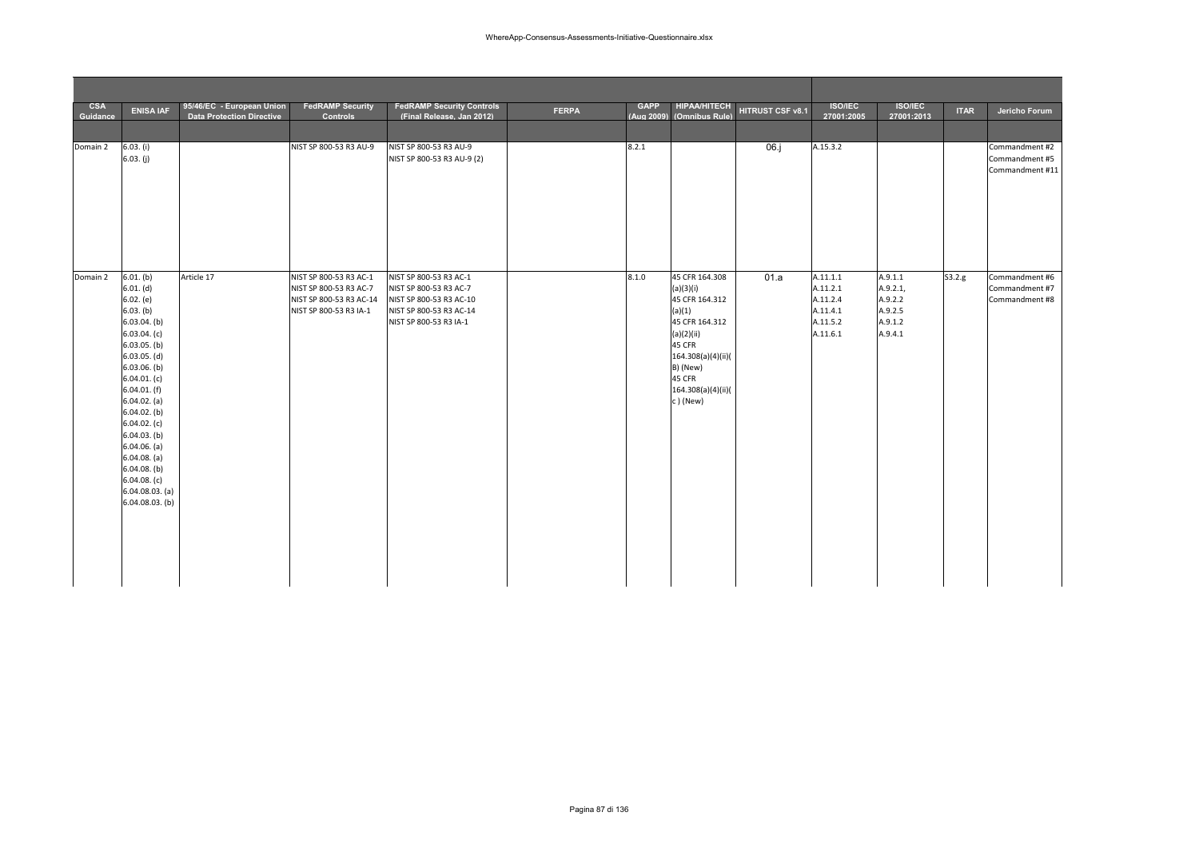| CSA Guidance | ENISA IAF | 95/46/EC - European Union Data Protection Directive | FedRAMP Security Controls | FedRAMP Security Controls (Final Release, Jan 2012) | FERPA | GAPP (Aug 2009) | HIPAA/HITECH (Omnibus Rule) | HITRUST CSF v8.1 | ISO/IEC 27001:2005 | ISO/IEC 27001:2013 | ITAR | Jericho Forum |
|---|---|---|---|---|---|---|---|---|---|---|---|---|
| Domain 2 | 6.03. (i)<br>6.03. (j) | | NIST SP 800-53 R3 AU-9 | NIST SP 800-53 R3 AU-9<br>NIST SP 800-53 R3 AU-9 (2) | | 8.2.1 | | 06.j | A.15.3.2 | | | Commandment #2<br>Commandment #5<br>Commandment #11 |
| Domain 2 | 6.01. (b)<br>6.01. (d)<br>6.02. (e)<br>6.03. (b)<br>6.03.04. (b)<br>6.03.04. (c)<br>6.03.05. (b)<br>6.03.05. (d)<br>6.03.06. (b)<br>6.04.01. (c)<br>6.04.01. (f)<br>6.04.02. (a)<br>6.04.02. (b)<br>6.04.02. (c)<br>6.04.03. (b)<br>6.04.06. (a)<br>6.04.08. (a)<br>6.04.08. (b)<br>6.04.08. (c)<br>6.04.08.03. (a)<br>6.04.08.03. (b) | Article 17 | NIST SP 800-53 R3 AC-1<br>NIST SP 800-53 R3 AC-7<br>NIST SP 800-53 R3 AC-14<br>NIST SP 800-53 R3 IA-1 | NIST SP 800-53 R3 AC-1<br>NIST SP 800-53 R3 AC-7<br>NIST SP 800-53 R3 AC-10<br>NIST SP 800-53 R3 AC-14<br>NIST SP 800-53 R3 IA-1 | | 8.1.0 | 45 CFR 164.308 (a)(3)(i)<br>45 CFR 164.312 (a)(1)<br>45 CFR 164.312 (a)(2)(ii)<br>45 CFR 164.308(a)(4)(ii)(B) (New)<br>45 CFR 164.308(a)(4)(ii)(c ) (New) | 01.a | A.11.1.1<br>A.11.2.1<br>A.11.2.4<br>A.11.4.1<br>A.11.5.2<br>A.11.6.1 | A.9.1.1<br>A.9.2.1,<br>A.9.2.2<br>A.9.2.5<br>A.9.1.2<br>A.9.4.1 | S3.2.g | Commandment #6<br>Commandment #7<br>Commandment #8 |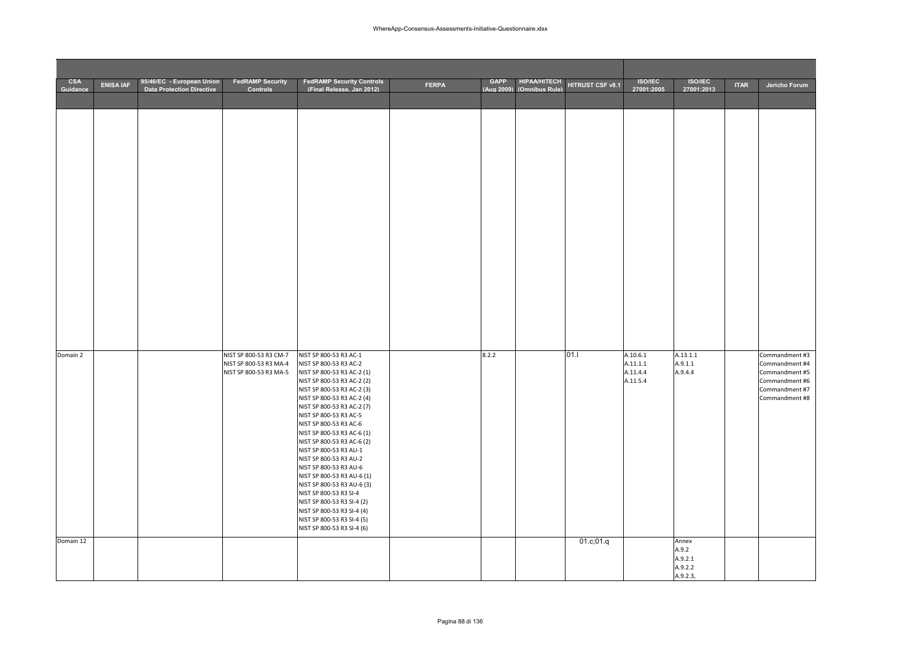| CSA Guidance | ENISA IAF | 95/46/EC - European Union Data Protection Directive | FedRAMP Security Controls | FedRAMP Security Controls (Final Release, Jan 2012) | FERPA | GAPP (Aug 2009) | HIPAA/HITECH (Omnibus Rule) | HITRUST CSF v8.1 | ISO/IEC 27001:2005 | ISO/IEC 27001:2013 | ITAR | Jericho Forum |
|---|---|---|---|---|---|---|---|---|---|---|---|---|
| | | | | | | | | | | | | |
| Domain 2 | | | NIST SP 800-53 R3 CM-7<br>NIST SP 800-53 R3 MA-4<br>NIST SP 800-53 R3 MA-5 | NIST SP 800-53 R3 AC-1<br>NIST SP 800-53 R3 AC-2<br>NIST SP 800-53 R3 AC-2 (1)<br>NIST SP 800-53 R3 AC-2 (2)<br>NIST SP 800-53 R3 AC-2 (3)<br>NIST SP 800-53 R3 AC-2 (4)<br>NIST SP 800-53 R3 AC-2 (7)<br>NIST SP 800-53 R3 AC-5<br>NIST SP 800-53 R3 AC-6<br>NIST SP 800-53 R3 AC-6 (1)<br>NIST SP 800-53 R3 AC-6 (2)<br>NIST SP 800-53 R3 AU-1<br>NIST SP 800-53 R3 AU-2<br>NIST SP 800-53 R3 AU-6<br>NIST SP 800-53 R3 AU-6 (1)<br>NIST SP 800-53 R3 AU-6 (3)<br>NIST SP 800-53 R3 SI-4<br>NIST SP 800-53 R3 SI-4 (2)<br>NIST SP 800-53 R3 SI-4 (4)<br>NIST SP 800-53 R3 SI-4 (5)<br>NIST SP 800-53 R3 SI-4 (6) | | 8.2.2 | | 01.l | A.10.6.1<br>A.11.1.1<br>A.11.4.4<br>A.11.5.4 | A.13.1.1<br>A.9.1.1<br>A.9.4.4 | | Commandment #3<br>Commandment #4<br>Commandment #5<br>Commandment #6<br>Commandment #7<br>Commandment #8 |
| Domain 12 | | | | | | | | 01.c;01.q | | Annex<br>A.9.2<br>A.9.2.1<br>A.9.2.2<br>A.9.2.3, | | |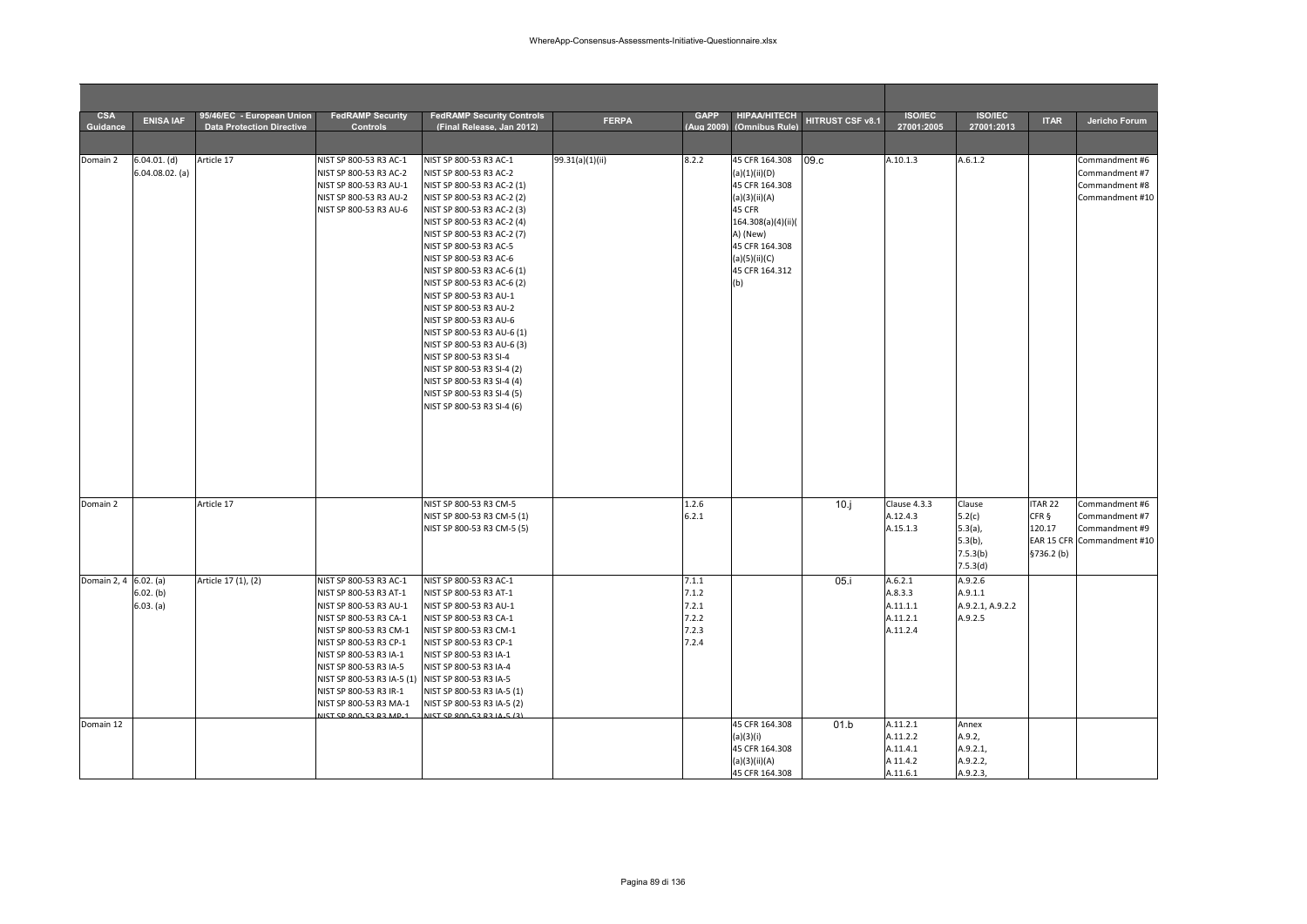| CSA Guidance | ENISA IAF | 95/46/EC - European Union Data Protection Directive | FedRAMP Security Controls | FedRAMP Security Controls (Final Release, Jan 2012) | FERPA | GAPP (Aug 2009) | HIPAA/HITECH (Omnibus Rule) | HITRUST CSF v8.1 | ISO/IEC 27001:2005 | ISO/IEC 27001:2013 | ITAR | Jericho Forum |
|---|---|---|---|---|---|---|---|---|---|---|---|---|
| | | | | | | | | | | | | |
| Domain 2 | 6.04.01. (d)<br>6.04.08.02. (a) | Article 17 | NIST SP 800-53 R3 AC-1<br>NIST SP 800-53 R3 AC-2<br>NIST SP 800-53 R3 AU-1<br>NIST SP 800-53 R3 AU-2<br>NIST SP 800-53 R3 AU-6 | NIST SP 800-53 R3 AC-1<br>NIST SP 800-53 R3 AC-2<br>NIST SP 800-53 R3 AC-2 (1)<br>NIST SP 800-53 R3 AC-2 (2)<br>NIST SP 800-53 R3 AC-2 (3)<br>NIST SP 800-53 R3 AC-2 (4)<br>NIST SP 800-53 R3 AC-2 (7)<br>NIST SP 800-53 R3 AC-5<br>NIST SP 800-53 R3 AC-6<br>NIST SP 800-53 R3 AC-6 (1)<br>NIST SP 800-53 R3 AC-6 (2)<br>NIST SP 800-53 R3 AU-1<br>NIST SP 800-53 R3 AU-2<br>NIST SP 800-53 R3 AU-6<br>NIST SP 800-53 R3 AU-6 (1)<br>NIST SP 800-53 R3 AU-6 (3)<br>NIST SP 800-53 R3 SI-4<br>NIST SP 800-53 R3 SI-4 (2)<br>NIST SP 800-53 R3 SI-4 (4)<br>NIST SP 800-53 R3 SI-4 (5)<br>NIST SP 800-53 R3 SI-4 (6) | 99.31(a)(1)(ii) | 8.2.2 | 45 CFR 164.308 (a)(1)(ii)(D)<br>45 CFR 164.308 (a)(3)(ii)(A)<br>45 CFR 164.308(a)(4)(ii)(A) (New)<br>45 CFR 164.308 (a)(5)(ii)(C)<br>45 CFR 164.312 (b) | 09.c | A.10.1.3 | A.6.1.2 | | Commandment #6<br>Commandment #7<br>Commandment #8<br>Commandment #10 |
| Domain 2 | | Article 17 | | NIST SP 800-53 R3 CM-5<br>NIST SP 800-53 R3 CM-5 (1)<br>NIST SP 800-53 R3 CM-5 (5) | | 1.2.6<br>6.2.1 | | 10.j | Clause 4.3.3<br>A.12.4.3<br>A.15.1.3 | Clause 5.2(c)<br>5.3(a),<br>5.3(b),<br>7.5.3(b)<br>7.5.3(d) | ITAR 22 CFR § 120.17<br>EAR 15 CFR §736.2 (b) | Commandment #6<br>Commandment #7<br>Commandment #9<br>Commandment #10 |
| Domain 2, 4 | 6.02. (a)<br>6.02. (b)<br>6.03. (a) | Article 17 (1), (2) | NIST SP 800-53 R3 AC-1<br>NIST SP 800-53 R3 AT-1<br>NIST SP 800-53 R3 AU-1<br>NIST SP 800-53 R3 CA-1<br>NIST SP 800-53 R3 CM-1<br>NIST SP 800-53 R3 CP-1<br>NIST SP 800-53 R3 IA-1<br>NIST SP 800-53 R3 IA-5<br>NIST SP 800-53 R3 IA-5 (1)<br>NIST SP 800-53 R3 IR-1<br>NIST SP 800-53 R3 MA-1<br>NIST SP 800-53 R3 MP-1 | NIST SP 800-53 R3 AC-1<br>NIST SP 800-53 R3 AT-1<br>NIST SP 800-53 R3 AU-1<br>NIST SP 800-53 R3 CA-1<br>NIST SP 800-53 R3 CM-1<br>NIST SP 800-53 R3 CP-1<br>NIST SP 800-53 R3 IA-1<br>NIST SP 800-53 R3 IA-4<br>NIST SP 800-53 R3 IA-5<br>NIST SP 800-53 R3 IA-5 (1)<br>NIST SP 800-53 R3 IA-5 (2)<br>NIST SP 800-53 R3 IA-5 (3) | | 7.1.1<br>7.1.2<br>7.2.1<br>7.2.2<br>7.2.3<br>7.2.4 | | 05.i | A.6.2.1<br>A.8.3.3<br>A.11.1.1<br>A.11.2.1<br>A.11.2.4 | A.9.2.6<br>A.9.1.1<br>A.9.2.1, A.9.2.2<br>A.9.2.5 | | |
| Domain 12 | | | | | | | 45 CFR 164.308 (a)(3)(i)<br>45 CFR 164.308 (a)(3)(ii)(A)<br>45 CFR 164.308 | 01.b | A.11.2.1<br>A.11.2.2<br>A.11.4.1<br>A 11.4.2<br>A.11.6.1 | Annex A.9.2,<br>A.9.2.1,<br>A.9.2.2,<br>A.9.2.3, | | |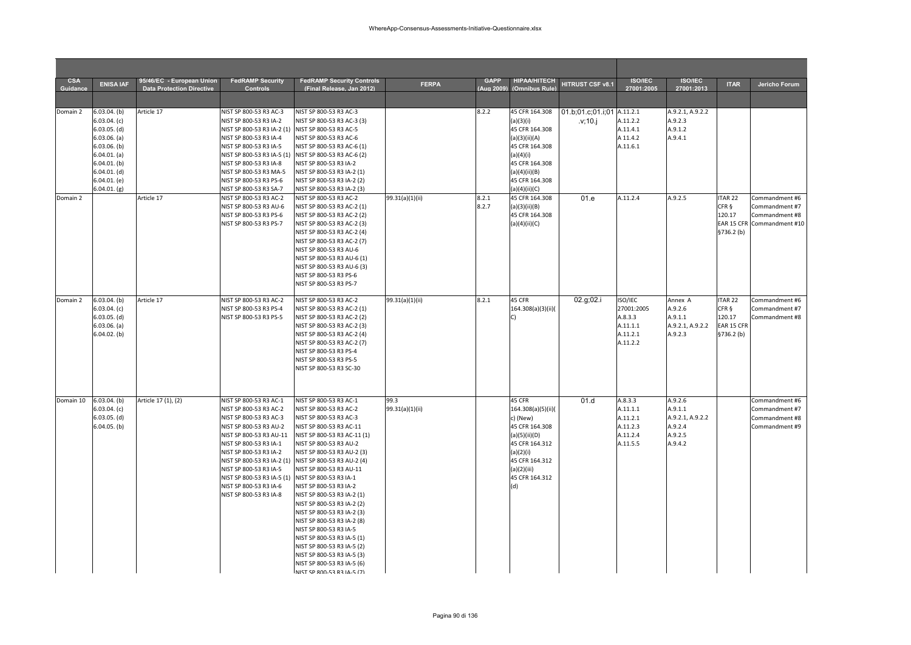| CSA Guidance | ENISA IAF | 95/46/EC - European Union Data Protection Directive | FedRAMP Security Controls | FedRAMP Security Controls (Final Release, Jan 2012) | FERPA | GAPP (Aug 2009) | HIPAA/HITECH (Omnibus Rule) | HITRUST CSF v8.1 | ISO/IEC 27001:2005 | ISO/IEC 27001:2013 | ITAR | Jericho Forum |
|---|---|---|---|---|---|---|---|---|---|---|---|---|
| | | | | | | | | | | | | |
| Domain 2 | 6.03.04. (b)<br>6.03.04. (c)<br>6.03.05. (d)<br>6.03.06. (a)<br>6.03.06. (b)<br>6.04.01. (a)<br>6.04.01. (b)<br>6.04.01. (d)<br>6.04.01. (e)<br>6.04.01. (g) | Article 17 | NIST SP 800-53 R3 AC-3<br>NIST SP 800-53 R3 IA-2<br>NIST SP 800-53 R3 IA-2 (1)<br>NIST SP 800-53 R3 IA-4<br>NIST SP 800-53 R3 IA-5<br>NIST SP 800-53 R3 IA-5 (1)<br>NIST SP 800-53 R3 IA-8<br>NIST SP 800-53 R3 MA-5<br>NIST SP 800-53 R3 PS-6<br>NIST SP 800-53 R3 SA-7 | NIST SP 800-53 R3 AC-3<br>NIST SP 800-53 R3 AC-3 (3)<br>NIST SP 800-53 R3 AC-5<br>NIST SP 800-53 R3 AC-6<br>NIST SP 800-53 R3 AC-6 (1)<br>NIST SP 800-53 R3 AC-6 (2)<br>NIST SP 800-53 R3 IA-2<br>NIST SP 800-53 R3 IA-2 (1)<br>NIST SP 800-53 R3 IA-2 (2)<br>NIST SP 800-53 R3 IA-2 (3) | | 8.2.2 | 45 CFR 164.308 (a)(3)(i)<br>45 CFR 164.308 (a)(3)(ii)(A)<br>45 CFR 164.308 (a)(4)(i)<br>45 CFR 164.308 (a)(4)(ii)(B)<br>45 CFR 164.308 (a)(4)(ii)(C) | 01.b;01.c;01.i;01.v;10.j | A.11.2.1<br>A.11.2.2<br>A.11.4.1<br>A 11.4.2<br>A.11.6.1 | A.9.2.1, A.9.2.2<br>A.9.2.3<br>A.9.1.2<br>A.9.4.1 | | |
| Domain 2 | | Article 17 | NIST SP 800-53 R3 AC-2<br>NIST SP 800-53 R3 AU-6<br>NIST SP 800-53 R3 PS-6<br>NIST SP 800-53 R3 PS-7 | NIST SP 800-53 R3 AC-2<br>NIST SP 800-53 R3 AC-2 (1)<br>NIST SP 800-53 R3 AC-2 (2)<br>NIST SP 800-53 R3 AC-2 (3)<br>NIST SP 800-53 R3 AC-2 (4)<br>NIST SP 800-53 R3 AC-2 (7)<br>NIST SP 800-53 R3 AU-6<br>NIST SP 800-53 R3 AU-6 (1)<br>NIST SP 800-53 R3 AU-6 (3)<br>NIST SP 800-53 R3 PS-6<br>NIST SP 800-53 R3 PS-7 | 99.31(a)(1)(ii) | 8.2.1<br>8.2.7 | 45 CFR 164.308 (a)(3)(ii)(B)<br>45 CFR 164.308 (a)(4)(ii)(C) | 01.e | A.11.2.4 | A.9.2.5 | ITAR 22 CFR § 120.17<br>EAR 15 CFR §736.2 (b) | Commandment #6<br>Commandment #7<br>Commandment #8<br>Commandment #10 |
| Domain 2 | 6.03.04. (b)<br>6.03.04. (c)<br>6.03.05. (d)<br>6.03.06. (a)<br>6.04.02. (b) | Article 17 | NIST SP 800-53 R3 AC-2<br>NIST SP 800-53 R3 PS-4<br>NIST SP 800-53 R3 PS-5 | NIST SP 800-53 R3 AC-2<br>NIST SP 800-53 R3 AC-2 (1)<br>NIST SP 800-53 R3 AC-2 (2)<br>NIST SP 800-53 R3 AC-2 (3)<br>NIST SP 800-53 R3 AC-2 (4)<br>NIST SP 800-53 R3 AC-2 (7)<br>NIST SP 800-53 R3 PS-4<br>NIST SP 800-53 R3 PS-5<br>NIST SP 800-53 R3 SC-30 | 99.31(a)(1)(ii) | 8.2.1 | 45 CFR 164.308(a)(3)(ii)(C) | 02.g;02.i | ISO/IEC 27001:2005<br>A.8.3.3<br>A.11.1.1<br>A.11.2.1<br>A.11.2.2 | Annex A<br>A.9.2.6<br>A.9.1.1<br>A.9.2.1, A.9.2.2<br>A.9.2.3 | ITAR 22 CFR § 120.17<br>EAR 15 CFR §736.2 (b) | Commandment #6<br>Commandment #7<br>Commandment #8 |
| Domain 10 | 6.03.04. (b)<br>6.03.04. (c)<br>6.03.05. (d)<br>6.04.05. (b) | Article 17 (1), (2) | NIST SP 800-53 R3 AC-1<br>NIST SP 800-53 R3 AC-2<br>NIST SP 800-53 R3 AC-3<br>NIST SP 800-53 R3 AU-2<br>NIST SP 800-53 R3 AU-11<br>NIST SP 800-53 R3 IA-1<br>NIST SP 800-53 R3 IA-2<br>NIST SP 800-53 R3 IA-2 (1)<br>NIST SP 800-53 R3 IA-5<br>NIST SP 800-53 R3 IA-5 (1)<br>NIST SP 800-53 R3 IA-6<br>NIST SP 800-53 R3 IA-8 | NIST SP 800-53 R3 AC-1<br>NIST SP 800-53 R3 AC-2<br>NIST SP 800-53 R3 AC-3<br>NIST SP 800-53 R3 AC-11<br>NIST SP 800-53 R3 AC-11 (1)<br>NIST SP 800-53 R3 AU-2<br>NIST SP 800-53 R3 AU-2 (3)<br>NIST SP 800-53 R3 AU-2 (4)<br>NIST SP 800-53 R3 AU-11<br>NIST SP 800-53 R3 IA-1<br>NIST SP 800-53 R3 IA-2<br>NIST SP 800-53 R3 IA-2 (1)<br>NIST SP 800-53 R3 IA-2 (2)<br>NIST SP 800-53 R3 IA-2 (3)<br>NIST SP 800-53 R3 IA-2 (8)<br>NIST SP 800-53 R3 IA-5<br>NIST SP 800-53 R3 IA-5 (1)<br>NIST SP 800-53 R3 IA-5 (2)<br>NIST SP 800-53 R3 IA-5 (3)<br>NIST SP 800-53 R3 IA-5 (6)<br>NIST SP 800-53 R3 IA-5 (7) | 99.3<br>99.31(a)(1)(ii) | | 45 CFR 164.308(a)(5)(ii)(c) (New)<br>45 CFR 164.308 (a)(5)(ii)(D)<br>45 CFR 164.312 (a)(2)(i)<br>45 CFR 164.312 (a)(2)(iii)<br>45 CFR 164.312 (d) | 01.d | A.8.3.3<br>A.11.1.1<br>A.11.2.1<br>A.11.2.3<br>A.11.2.4<br>A.11.5.5 | A.9.2.6<br>A.9.1.1<br>A.9.2.1, A.9.2.2<br>A.9.2.4<br>A.9.2.5<br>A.9.4.2 | | Commandment #6<br>Commandment #7<br>Commandment #8<br>Commandment #9 |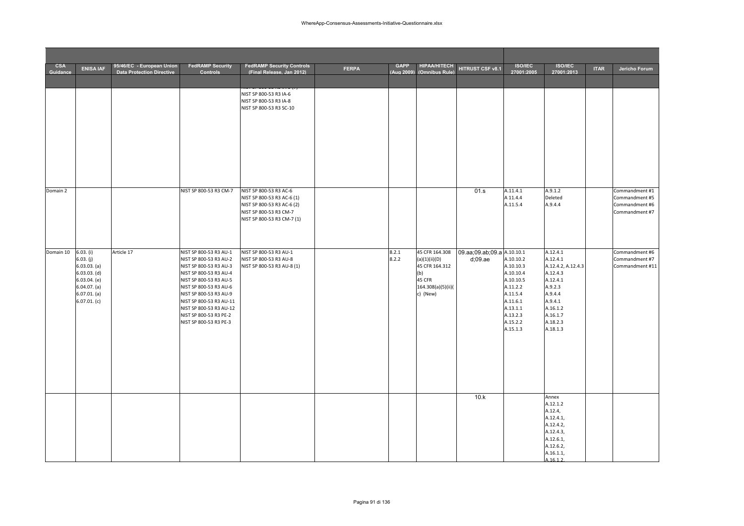| CSA Guidance | ENISA IAF | 95/46/EC - European Union Data Protection Directive | FedRAMP Security Controls | FedRAMP Security Controls (Final Release, Jan 2012) | FERPA | GAPP (Aug 2009) | HIPAA/HITECH (Omnibus Rule) | HITRUST CSF v8.1 | ISO/IEC 27001:2005 | ISO/IEC 27001:2013 | ITAR | Jericho Forum |
|---|---|---|---|---|---|---|---|---|---|---|---|---|
| | | | | NIST SP 800-53 R3 IA-6<br>NIST SP 800-53 R3 IA-8<br>NIST SP 800-53 R3 SC-10 | | | | | | | | |
| Domain 2 | | | NIST SP 800-53 R3 CM-7 | NIST SP 800-53 R3 AC-6<br>NIST SP 800-53 R3 AC-6 (1)<br>NIST SP 800-53 R3 AC-6 (2)<br>NIST SP 800-53 R3 CM-7<br>NIST SP 800-53 R3 CM-7 (1) | | | | 01.s | A.11.4.1<br>A 11.4.4<br>A.11.5.4 | A.9.1.2<br>Deleted<br>A.9.4.4 | | Commandment #1<br>Commandment #5<br>Commandment #6<br>Commandment #7 |
| Domain 10 | 6.03. (i)<br>6.03. (j)<br>6.03.03. (a)<br>6.03.03. (d)<br>6.03.04. (e)<br>6.04.07. (a)<br>6.07.01. (a)<br>6.07.01. (c) | Article 17 | NIST SP 800-53 R3 AU-1<br>NIST SP 800-53 R3 AU-2<br>NIST SP 800-53 R3 AU-3<br>NIST SP 800-53 R3 AU-4<br>NIST SP 800-53 R3 AU-5<br>NIST SP 800-53 R3 AU-6<br>NIST SP 800-53 R3 AU-9<br>NIST SP 800-53 R3 AU-11<br>NIST SP 800-53 R3 AU-12<br>NIST SP 800-53 R3 PE-2<br>NIST SP 800-53 R3 PE-3 | NIST SP 800-53 R3 AU-1<br>NIST SP 800-53 R3 AU-8<br>NIST SP 800-53 R3 AU-8 (1) | | 8.2.1<br>8.2.2 | 45 CFR 164.308 (a)(1)(ii)(D)<br>45 CFR 164.312 (b)<br>45 CFR 164.308(a)(5)(ii)(c) (New) | 09.aa;09.ab;09.ad;09.ae | A.10.10.1<br>A.10.10.2<br>A.10.10.3<br>A.10.10.4<br>A.10.10.5<br>A.11.2.2<br>A.11.5.4<br>A.11.6.1<br>A.13.1.1<br>A.13.2.3<br>A.15.2.2<br>A.15.1.3 | A.12.4.1<br>A.12.4.1<br>A.12.4.2, A.12.4.3<br>A.12.4.3<br>A.12.4.1<br>A.9.2.3<br>A.9.4.4<br>A.9.4.1<br>A.16.1.2<br>A.16.1.7<br>A.18.2.3<br>A.18.1.3 | | Commandment #6<br>Commandment #7<br>Commandment #11 |
| | | | | | | | | 10.k | | Annex<br>A.12.1.2<br>A.12.4,<br>A.12.4.1,<br>A.12.4.2,<br>A.12.4.3,<br>A.12.6.1,<br>A.12.6.2,<br>A.16.1.1,<br>A.16.1.2, | | |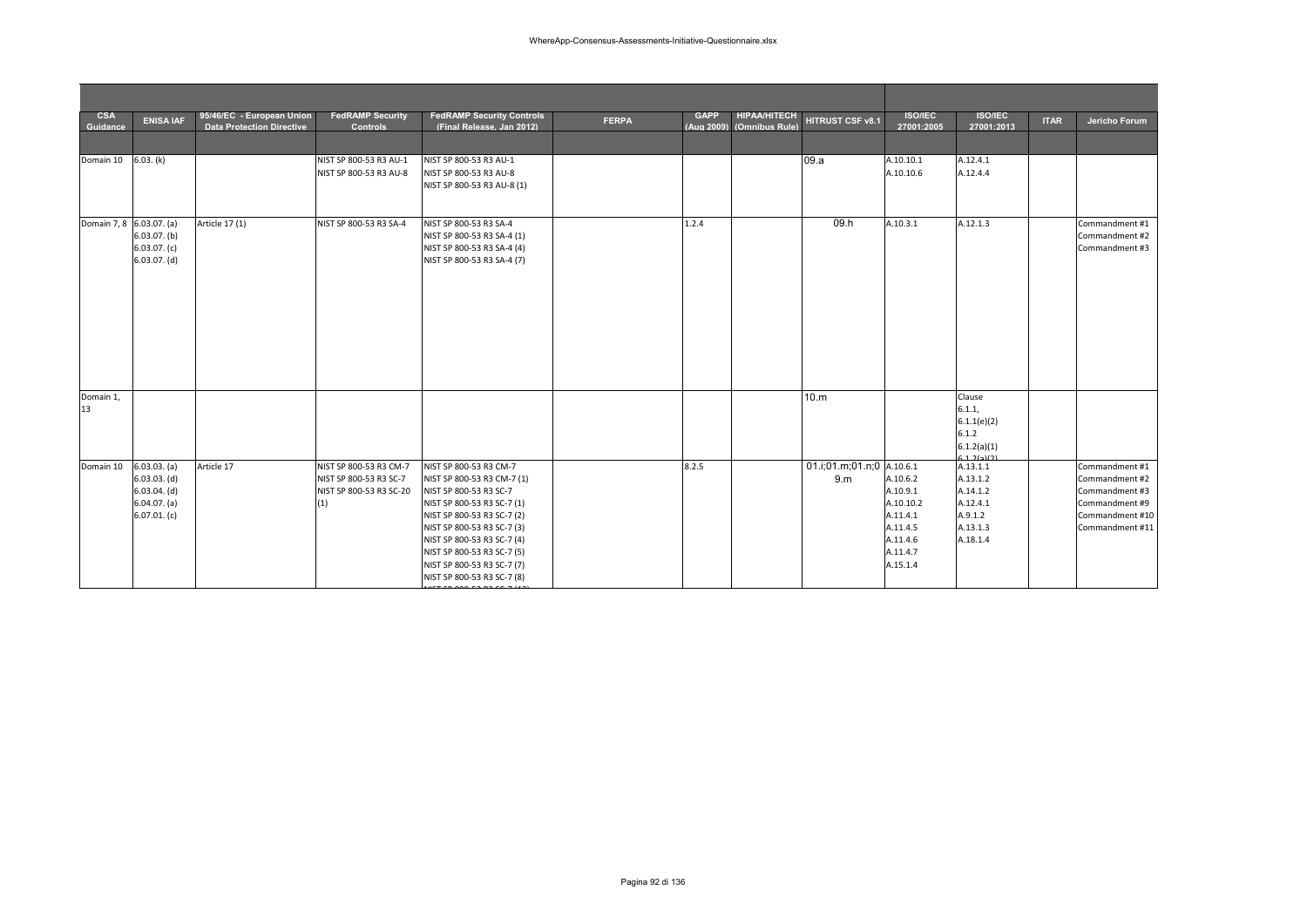| CSA Guidance | ENISA IAF | 95/46/EC - European Union Data Protection Directive | FedRAMP Security Controls | FedRAMP Security Controls (Final Release, Jan 2012) | FERPA | GAPP (Aug 2009) | HIPAA/HITECH (Omnibus Rule) | HITRUST CSF v8.1 | ISO/IEC 27001:2005 | ISO/IEC 27001:2013 | ITAR | Jericho Forum |
|---|---|---|---|---|---|---|---|---|---|---|---|---|
| Domain 10 | 6.03. (k) | | NIST SP 800-53 R3 AU-1<br>NIST SP 800-53 R3 AU-8 | NIST SP 800-53 R3 AU-1<br>NIST SP 800-53 R3 AU-8<br>NIST SP 800-53 R3 AU-8 (1) | | | | 09.a | A.10.10.1<br>A.10.10.6 | A.12.4.1<br>A.12.4.4 | | |
| Domain 7, 8 | 6.03.07. (a)<br>6.03.07. (b)<br>6.03.07. (c)<br>6.03.07. (d) | Article 17 (1) | NIST SP 800-53 R3 SA-4 | NIST SP 800-53 R3 SA-4<br>NIST SP 800-53 R3 SA-4 (1)<br>NIST SP 800-53 R3 SA-4 (4)<br>NIST SP 800-53 R3 SA-4 (7) | | 1.2.4 | | 09.h | A.10.3.1 | A.12.1.3 | | Commandment #1<br>Commandment #2<br>Commandment #3 |
| Domain 1, 13 | | | | | | | | 10.m | | Clause<br>6.1.1,<br>6.1.1(e)(2)<br>6.1.2<br>6.1.2(a)(1)<br>6.1.2(a)(2) | | |
| Domain 10 | 6.03.03. (a)<br>6.03.03. (d)<br>6.03.04. (d)<br>6.04.07. (a)<br>6.07.01. (c) | Article 17 | NIST SP 800-53 R3 CM-7<br>NIST SP 800-53 R3 SC-7<br>NIST SP 800-53 R3 SC-20 (1) | NIST SP 800-53 R3 CM-7<br>NIST SP 800-53 R3 CM-7 (1)<br>NIST SP 800-53 R3 SC-7<br>NIST SP 800-53 R3 SC-7 (1)<br>NIST SP 800-53 R3 SC-7 (2)<br>NIST SP 800-53 R3 SC-7 (3)<br>NIST SP 800-53 R3 SC-7 (4)<br>NIST SP 800-53 R3 SC-7 (5)<br>NIST SP 800-53 R3 SC-7 (7)<br>NIST SP 800-53 R3 SC-7 (8)<br>NIST SP 800-53 R3 SC-7 (12) | | 8.2.5 | | 01.i;01.m;01.n;09.m | A.10.6.1<br>A.10.6.2<br>A.10.9.1<br>A.10.10.2<br>A.11.4.1<br>A.11.4.5<br>A.11.4.6<br>A.11.4.7<br>A.15.1.4 | A.13.1.1<br>A.13.1.2<br>A.14.1.2<br>A.12.4.1<br>A.9.1.2<br>A.13.1.3<br>A.18.1.4 | | Commandment #1<br>Commandment #2<br>Commandment #3<br>Commandment #9<br>Commandment #10<br>Commandment #11 |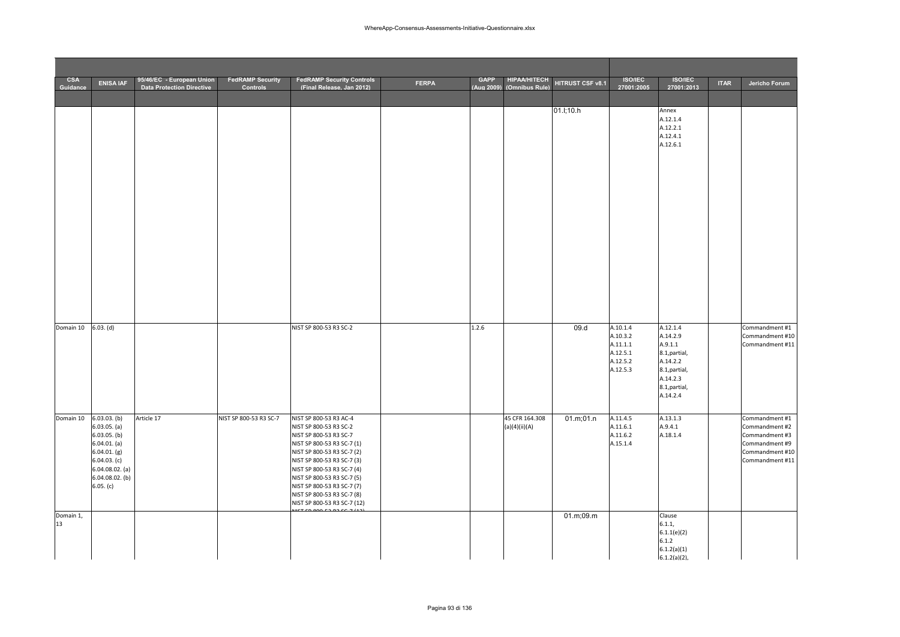| CSA Guidance | ENISA IAF | 95/46/EC - European Union Data Protection Directive | FedRAMP Security Controls | FedRAMP Security Controls (Final Release, Jan 2012) | FERPA | GAPP (Aug 2009) | HIPAA/HITECH (Omnibus Rule) | HITRUST CSF v8.1 | ISO/IEC 27001:2005 | ISO/IEC 27001:2013 | ITAR | Jericho Forum |
|---|---|---|---|---|---|---|---|---|---|---|---|---|
| | | | | | | | | 01.l;10.h | | Annex A.12.1.4 A.12.2.1 A.12.4.1 A.12.6.1 | | |
| Domain 10 | 6.03. (d) | | | NIST SP 800-53 R3 SC-2 | | 1.2.6 | | 09.d | A.10.1.4 A.10.3.2 A.11.1.1 A.12.5.1 A.12.5.2 A.12.5.3 | A.12.1.4 A.14.2.9 A.9.1.1 8.1,partial, A.14.2.2 8.1,partial, A.14.2.3 8.1,partial, A.14.2.4 | | Commandment #1 Commandment #10 Commandment #11 |
| Domain 10 | 6.03.03. (b) 6.03.05. (a) 6.03.05. (b) 6.04.01. (a) 6.04.01. (g) 6.04.03. (c) 6.04.08.02. (a) 6.04.08.02. (b) 6.05. (c) | Article 17 | NIST SP 800-53 R3 SC-7 | NIST SP 800-53 R3 AC-4 NIST SP 800-53 R3 SC-2 NIST SP 800-53 R3 SC-7 NIST SP 800-53 R3 SC-7 (1) NIST SP 800-53 R3 SC-7 (2) NIST SP 800-53 R3 SC-7 (3) NIST SP 800-53 R3 SC-7 (4) NIST SP 800-53 R3 SC-7 (5) NIST SP 800-53 R3 SC-7 (7) NIST SP 800-53 R3 SC-7 (8) NIST SP 800-53 R3 SC-7 (12) NIST SP 800-53 R3 SC-7 (13) | | | 45 CFR 164.308 (a)(4)(ii)(A) | 01.m;01.n | A.11.4.5 A.11.6.1 A.11.6.2 A.15.1.4 | A.13.1.3 A.9.4.1 A.18.1.4 | | Commandment #1 Commandment #2 Commandment #3 Commandment #9 Commandment #10 Commandment #11 |
| Domain 1, 13 | | | | | | | | 01.m;09.m | | Clause 6.1.1, 6.1.1(e)(2) 6.1.2 6.1.2(a)(1) 6.1.2(a)(2), | | |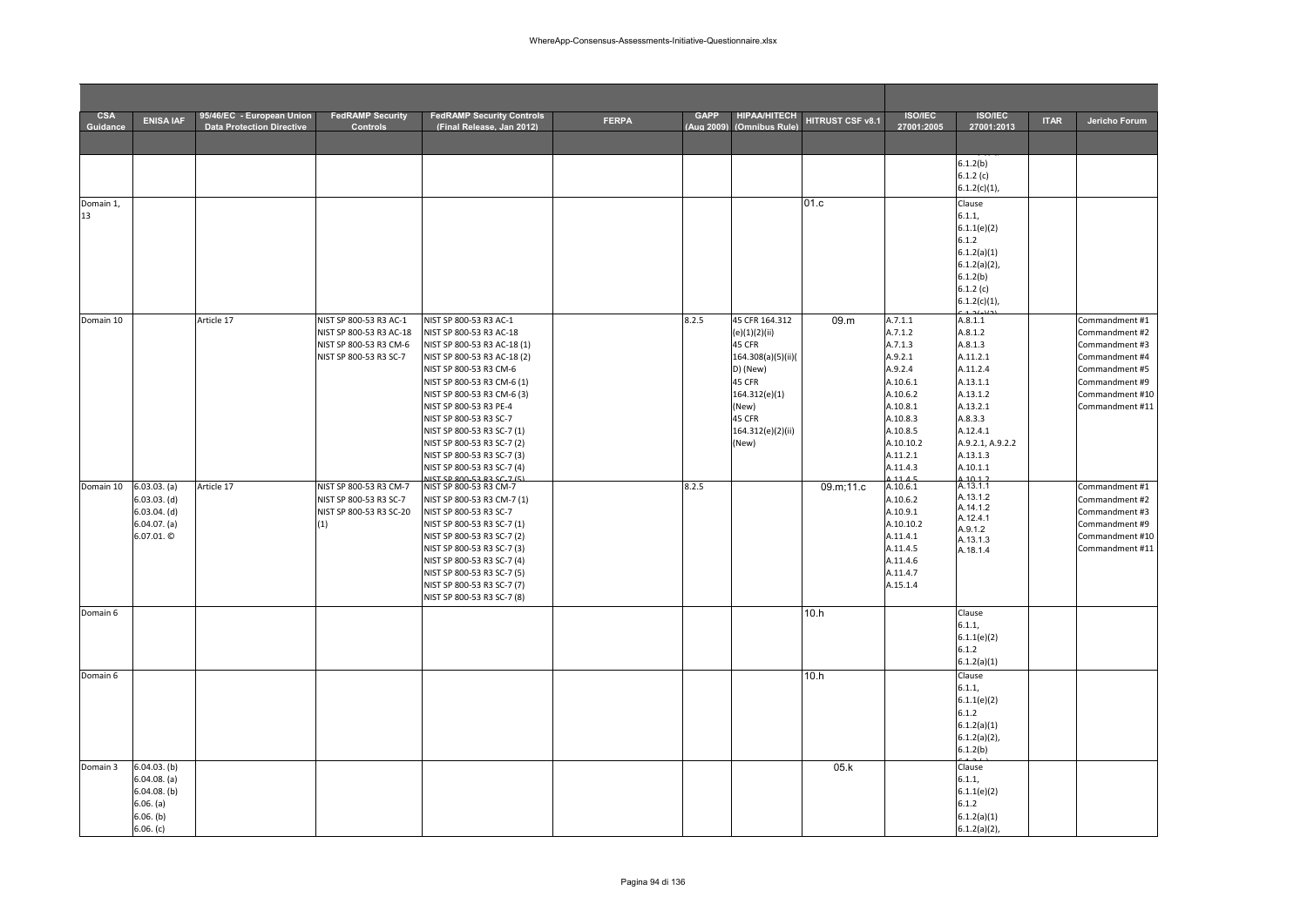| CSA Guidance | ENISA IAF | 95/46/EC - European Union Data Protection Directive | FedRAMP Security Controls | FedRAMP Security Controls (Final Release, Jan 2012) | FERPA | GAPP (Aug 2009) | HIPAA/HITECH (Omnibus Rule) | HITRUST CSF v8.1 | ISO/IEC 27001:2005 | ISO/IEC 27001:2013 | ITAR | Jericho Forum |
|---|---|---|---|---|---|---|---|---|---|---|---|---|
| | | | | | | | | | | 6.1.2(b)<br>6.1.2 (c)<br>6.1.2(c)(1), | | |
| Domain 1, 13 | | | | | | | | 01.c | | Clause<br>6.1.1,<br>6.1.1(e)(2)<br>6.1.2<br>6.1.2(a)(1)<br>6.1.2(a)(2),<br>6.1.2(b)<br>6.1.2 (c)<br>6.1.2(c)(1), | | |
| Domain 10 | | Article 17 | NIST SP 800-53 R3 AC-1<br>NIST SP 800-53 R3 AC-18<br>NIST SP 800-53 R3 CM-6<br>NIST SP 800-53 R3 SC-7 | NIST SP 800-53 R3 AC-1<br>NIST SP 800-53 R3 AC-18<br>NIST SP 800-53 R3 AC-18 (1)<br>NIST SP 800-53 R3 AC-18 (2)<br>NIST SP 800-53 R3 CM-6<br>NIST SP 800-53 R3 CM-6 (1)<br>NIST SP 800-53 R3 CM-6 (3)<br>NIST SP 800-53 R3 PE-4<br>NIST SP 800-53 R3 SC-7<br>NIST SP 800-53 R3 SC-7 (1)<br>NIST SP 800-53 R3 SC-7 (2)<br>NIST SP 800-53 R3 SC-7 (3)<br>NIST SP 800-53 R3 SC-7 (4)<br>NIST SP 800-53 R3 SC-7 (5) | | 8.2.5 | 45 CFR 164.312 (e)(1)(2)(ii)<br>45 CFR 164.308(a)(5)(ii)(D) (New)<br>45 CFR 164.312(e)(1) (New)<br>45 CFR 164.312(e)(2)(ii) (New) | 09.m | A.7.1.1<br>A.7.1.2<br>A.7.1.3<br>A.9.2.1<br>A.9.2.4<br>A.10.6.1<br>A.10.6.2<br>A.10.8.1<br>A.10.8.3<br>A.10.8.5<br>A.10.10.2<br>A.11.2.1<br>A.11.4.3<br>A.11.4.5 | A.8.1.1<br>A.8.1.2<br>A.8.1.3<br>A.11.2.1<br>A.11.2.4<br>A.13.1.1<br>A.13.1.2<br>A.13.2.1<br>A.8.3.3<br>A.12.4.1<br>A.9.2.1, A.9.2.2<br>A.13.1.3<br>A.10.1.1<br>A.10.1.2 | | Commandment #1<br>Commandment #2<br>Commandment #3<br>Commandment #4<br>Commandment #5<br>Commandment #9<br>Commandment #10<br>Commandment #11 |
| Domain 10 | 6.03.03. (a)<br>6.03.03. (d)<br>6.03.04. (d)<br>6.04.07. (a)<br>6.07.01. © | Article 17 | NIST SP 800-53 R3 CM-7<br>NIST SP 800-53 R3 SC-7<br>NIST SP 800-53 R3 SC-20 (1) | NIST SP 800-53 R3 CM-7<br>NIST SP 800-53 R3 CM-7 (1)<br>NIST SP 800-53 R3 SC-7<br>NIST SP 800-53 R3 SC-7 (1)<br>NIST SP 800-53 R3 SC-7 (2)<br>NIST SP 800-53 R3 SC-7 (3)<br>NIST SP 800-53 R3 SC-7 (4)<br>NIST SP 800-53 R3 SC-7 (5)<br>NIST SP 800-53 R3 SC-7 (7)<br>NIST SP 800-53 R3 SC-7 (8) | | 8.2.5 | | 09.m;11.c | A.10.6.1<br>A.10.6.2<br>A.10.9.1<br>A.10.10.2<br>A.11.4.1<br>A.11.4.5<br>A.11.4.6<br>A.11.4.7<br>A.15.1.4 | A.13.1.1<br>A.13.1.2<br>A.14.1.2<br>A.12.4.1<br>A.9.1.2<br>A.13.1.3<br>A.18.1.4 | | Commandment #1<br>Commandment #2<br>Commandment #3<br>Commandment #9<br>Commandment #10<br>Commandment #11 |
| Domain 6 | | | | | | | | 10.h | | Clause<br>6.1.1,<br>6.1.1(e)(2)<br>6.1.2<br>6.1.2(a)(1) | | |
| Domain 6 | | | | | | | | 10.h | | Clause<br>6.1.1,<br>6.1.1(e)(2)<br>6.1.2<br>6.1.2(a)(1)<br>6.1.2(a)(2),<br>6.1.2(b) | | |
| Domain 3 | 6.04.03. (b)<br>6.04.08. (a)<br>6.04.08. (b)<br>6.06. (a)<br>6.06. (b)<br>6.06. (c) | | | | | | | 05.k | | Clause<br>6.1.1,<br>6.1.1(e)(2)<br>6.1.2<br>6.1.2(a)(1)<br>6.1.2(a)(2), | | |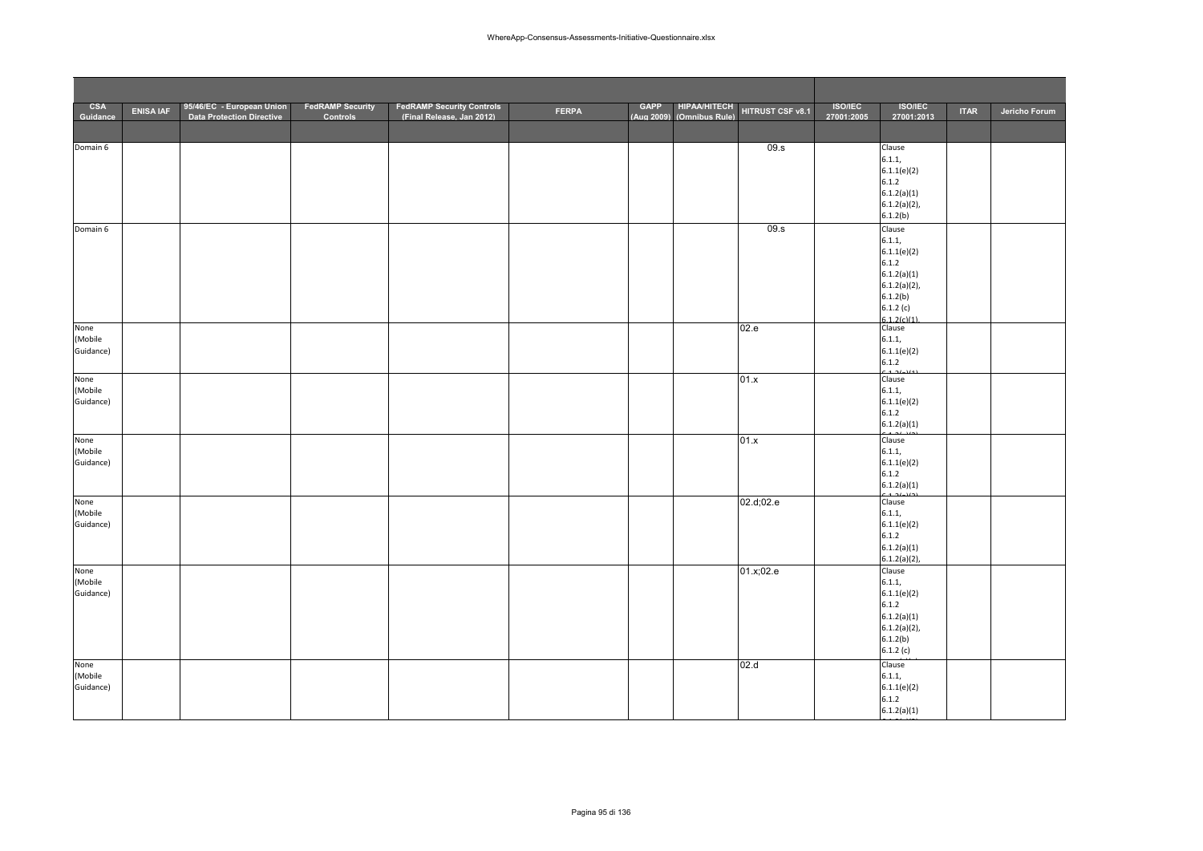| CSA Guidance | ENISA IAF | 95/46/EC - European Union Data Protection Directive | FedRAMP Security Controls | FedRAMP Security Controls (Final Release, Jan 2012) | FERPA | GAPP (Aug 2009) | HIPAA/HITECH (Omnibus Rule) | HITRUST CSF v8.1 | ISO/IEC 27001:2005 | ISO/IEC 27001:2013 | ITAR | Jericho Forum |
|---|---|---|---|---|---|---|---|---|---|---|---|---|
| | | | | | | | | | | | | |
| Domain 6 | | | | | | | | 09.s | | Clause 6.1.1, 6.1.1(e)(2) 6.1.2 6.1.2(a)(1) 6.1.2(a)(2), 6.1.2(b) | | |
| Domain 6 | | | | | | | | 09.s | | Clause 6.1.1, 6.1.1(e)(2) 6.1.2 6.1.2(a)(1) 6.1.2(a)(2), 6.1.2(b) 6.1.2 (c) 6.1.2(c)(1), | | |
| None (Mobile Guidance) | | | | | | | | 02.e | | Clause 6.1.1, 6.1.1(e)(2) 6.1.2 | | |
| None (Mobile Guidance) | | | | | | | | 01.x | | Clause 6.1.1, 6.1.1(e)(2) 6.1.2 6.1.2(a)(1) | | |
| None (Mobile Guidance) | | | | | | | | 01.x | | Clause 6.1.1, 6.1.1(e)(2) 6.1.2 6.1.2(a)(1) | | |
| None (Mobile Guidance) | | | | | | | | 02.d;02.e | | Clause 6.1.1, 6.1.1(e)(2) 6.1.2 6.1.2(a)(1) 6.1.2(a)(2), | | |
| None (Mobile Guidance) | | | | | | | | 01.x;02.e | | Clause 6.1.1, 6.1.1(e)(2) 6.1.2 6.1.2(a)(1) 6.1.2(a)(2), 6.1.2(b) 6.1.2 (c) | | |
| None (Mobile Guidance) | | | | | | | | 02.d | | Clause 6.1.1, 6.1.1(e)(2) 6.1.2 6.1.2(a)(1) | | |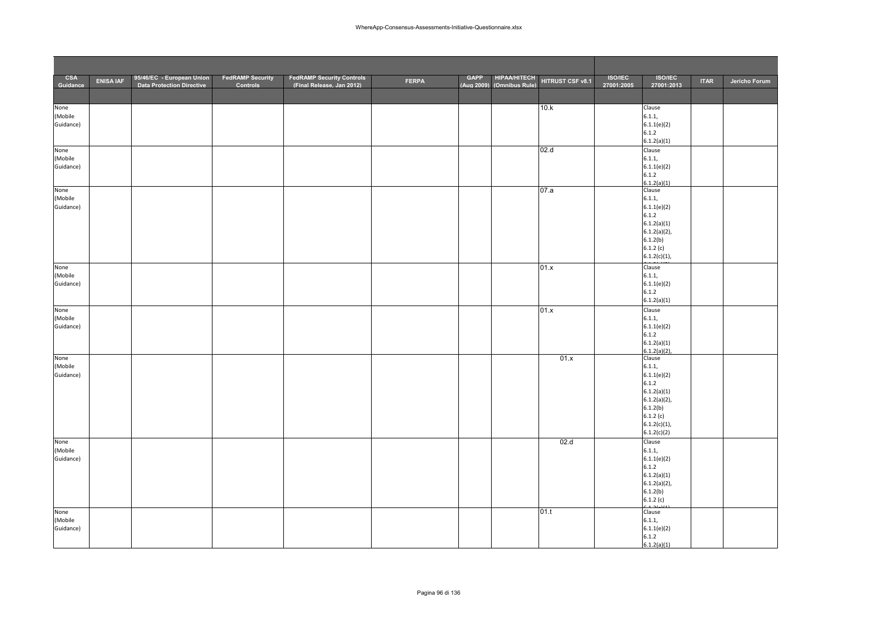| CSA Guidance | ENISA IAF | 95/46/EC - European Union Data Protection Directive | FedRAMP Security Controls | FedRAMP Security Controls (Final Release, Jan 2012) | FERPA | GAPP (Aug 2009) | HIPAA/HITECH (Omnibus Rule) | HITRUST CSF v8.1 | ISO/IEC 27001:2005 | ISO/IEC 27001:2013 | ITAR | Jericho Forum |
|---|---|---|---|---|---|---|---|---|---|---|---|---|
| | | | | | | | | | | | | |
| None (Mobile Guidance) | | | | | | | | 10.k | | Clause 6.1.1, 6.1.1(e)(2) 6.1.2 6.1.2(a)(1) | | |
| None (Mobile Guidance) | | | | | | | | 02.d | | Clause 6.1.1, 6.1.1(e)(2) 6.1.2 6.1.2(a)(1) | | |
| None (Mobile Guidance) | | | | | | | | 07.a | | Clause 6.1.1, 6.1.1(e)(2) 6.1.2 6.1.2(a)(1) 6.1.2(a)(2), 6.1.2(b) 6.1.2 (c) 6.1.2(c)(1), | | |
| None (Mobile Guidance) | | | | | | | | 01.x | | Clause 6.1.1, 6.1.1(e)(2) 6.1.2 6.1.2(a)(1) | | |
| None (Mobile Guidance) | | | | | | | | 01.x | | Clause 6.1.1, 6.1.1(e)(2) 6.1.2 6.1.2(a)(1) 6.1.2(a)(2), | | |
| None (Mobile Guidance) | | | | | | | | 01.x | | Clause 6.1.1, 6.1.1(e)(2) 6.1.2 6.1.2(a)(1) 6.1.2(a)(2), 6.1.2(b) 6.1.2 (c) 6.1.2(c)(1), 6.1.2(c)(2) | | |
| None (Mobile Guidance) | | | | | | | | 02.d | | Clause 6.1.1, 6.1.1(e)(2) 6.1.2 6.1.2(a)(1) 6.1.2(a)(2), 6.1.2(b) 6.1.2 (c) | | |
| None (Mobile Guidance) | | | | | | | | 01.t | | Clause 6.1.1, 6.1.1(e)(2) 6.1.2 6.1.2(a)(1) | | |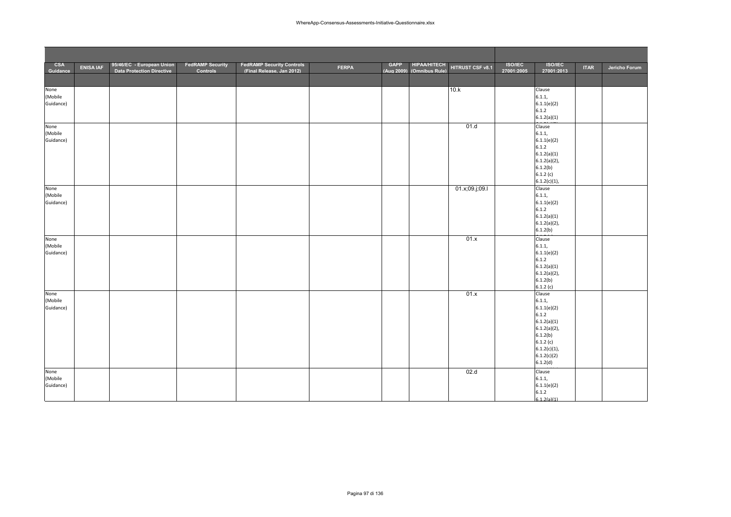| CSA Guidance | ENISA IAF | 95/46/EC - European Union Data Protection Directive | FedRAMP Security Controls | FedRAMP Security Controls (Final Release, Jan 2012) | FERPA | GAPP (Aug 2009) | HIPAA/HITECH (Omnibus Rule) | HITRUST CSF v8.1 | ISO/IEC 27001:2005 | ISO/IEC 27001:2013 | ITAR | Jericho Forum |
|---|---|---|---|---|---|---|---|---|---|---|---|---|
| | | | | | | | | | | | | |
| None (Mobile Guidance) | | | | | | | | 10.k | | Clause 6.1.1, 6.1.1(e)(2) 6.1.2 6.1.2(a)(1) | | |
| None (Mobile Guidance) | | | | | | | | 01.d | | Clause 6.1.1, 6.1.1(e)(2) 6.1.2 6.1.2(a)(1) 6.1.2(a)(2), 6.1.2(b) 6.1.2 (c) 6.1.2(c)(1), | | |
| None (Mobile Guidance) | | | | | | | | 01.x;09.j;09.l | | Clause 6.1.1, 6.1.1(e)(2) 6.1.2 6.1.2(a)(1) 6.1.2(a)(2), 6.1.2(b) | | |
| None (Mobile Guidance) | | | | | | | | 01.x | | Clause 6.1.1, 6.1.1(e)(2) 6.1.2 6.1.2(a)(1) 6.1.2(a)(2), 6.1.2(b) 6.1.2 (c) | | |
| None (Mobile Guidance) | | | | | | | | 01.x | | Clause 6.1.1, 6.1.1(e)(2) 6.1.2 6.1.2(a)(1) 6.1.2(a)(2), 6.1.2(b) 6.1.2 (c) 6.1.2(c)(1), 6.1.2(c)(2) 6.1.2(d) | | |
| None (Mobile Guidance) | | | | | | | | 02.d | | Clause 6.1.1, 6.1.1(e)(2) 6.1.2 6.1.2(a)(1) | | |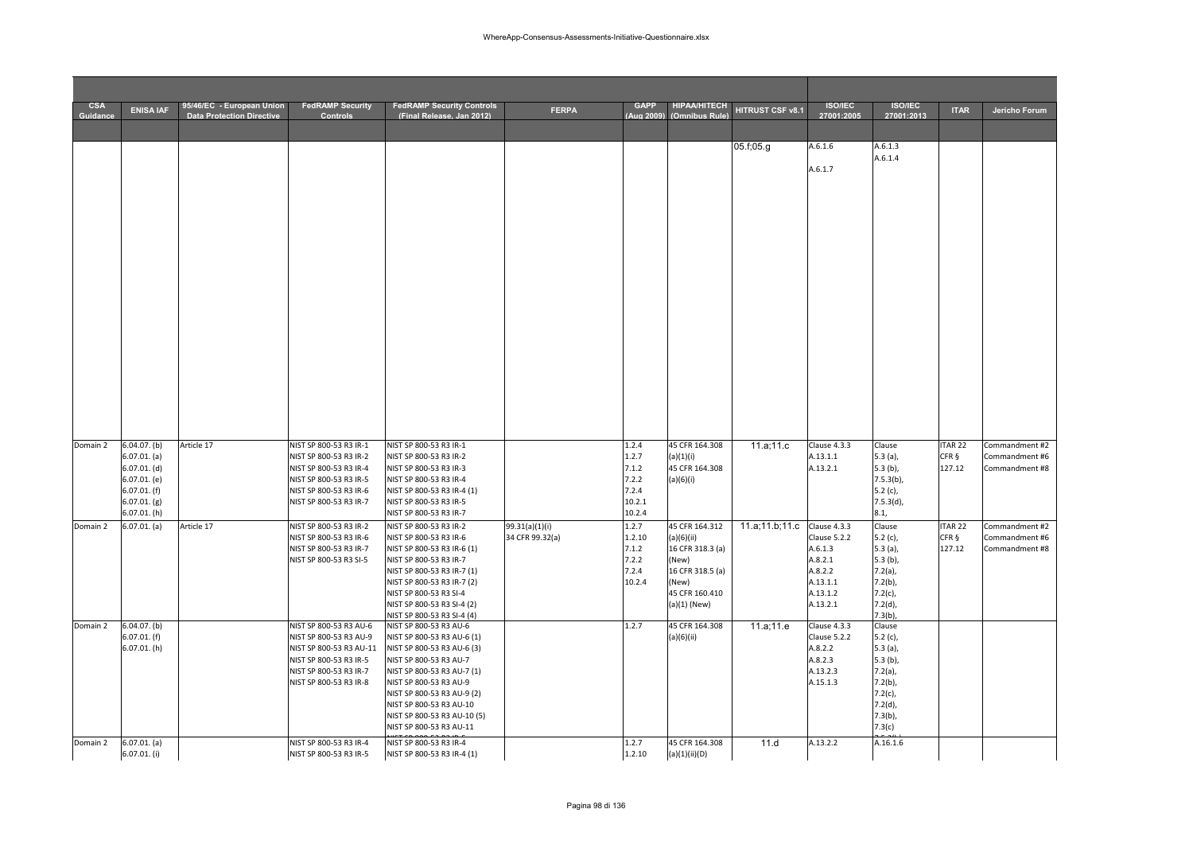| CSA Guidance | ENISA IAF | 95/46/EC - European Union Data Protection Directive | FedRAMP Security Controls | FedRAMP Security Controls (Final Release, Jan 2012) | FERPA | GAPP (Aug 2009) | HIPAA/HITECH (Omnibus Rule) | HITRUST CSF v8.1 | ISO/IEC 27001:2005 | ISO/IEC 27001:2013 | ITAR | Jericho Forum |
|---|---|---|---|---|---|---|---|---|---|---|---|---|
| | | | | | | | | 05.f;05.g | A.6.1.6<br>A.6.1.7 | A.6.1.3<br>A.6.1.4 | | |
| Domain 2 | 6.04.07. (b)<br>6.07.01. (a)<br>6.07.01. (d)<br>6.07.01. (e)<br>6.07.01. (f)<br>6.07.01. (g)<br>6.07.01. (h) | Article 17 | NIST SP 800-53 R3 IR-1<br>NIST SP 800-53 R3 IR-2<br>NIST SP 800-53 R3 IR-4<br>NIST SP 800-53 R3 IR-5<br>NIST SP 800-53 R3 IR-6<br>NIST SP 800-53 R3 IR-7 | NIST SP 800-53 R3 IR-1<br>NIST SP 800-53 R3 IR-2<br>NIST SP 800-53 R3 IR-3<br>NIST SP 800-53 R3 IR-4<br>NIST SP 800-53 R3 IR-4 (1)<br>NIST SP 800-53 R3 IR-5<br>NIST SP 800-53 R3 IR-7 | | 1.2.4<br>1.2.7<br>7.1.2<br>7.2.2<br>7.2.4<br>10.2.1<br>10.2.4 | 45 CFR 164.308 (a)(1)(i)<br>45 CFR 164.308 (a)(6)(i) | 11.a;11.c | Clause 4.3.3<br>A.13.1.1<br>A.13.2.1 | Clause 5.3 (a),<br>5.3 (b),<br>7.5.3(b),<br>5.2 (c),<br>7.5.3(d),<br>8.1, | ITAR 22 CFR § 127.12 | Commandment #2<br>Commandment #6<br>Commandment #8 |
| Domain 2 | 6.07.01. (a) | Article 17 | NIST SP 800-53 R3 IR-2<br>NIST SP 800-53 R3 IR-6<br>NIST SP 800-53 R3 IR-7<br>NIST SP 800-53 R3 SI-5 | NIST SP 800-53 R3 IR-2<br>NIST SP 800-53 R3 IR-6<br>NIST SP 800-53 R3 IR-6 (1)<br>NIST SP 800-53 R3 IR-7<br>NIST SP 800-53 R3 IR-7 (1)<br>NIST SP 800-53 R3 IR-7 (2)<br>NIST SP 800-53 R3 SI-4<br>NIST SP 800-53 R3 SI-4 (2)<br>NIST SP 800-53 R3 SI-4 (4) | 99.31(a)(1)(i)<br>34 CFR 99.32(a) | 1.2.7<br>1.2.10<br>7.1.2<br>7.2.2<br>7.2.4<br>10.2.4 | 45 CFR 164.312 (a)(6)(ii)<br>16 CFR 318.3 (a) (New)<br>16 CFR 318.5 (a) (New)<br>45 CFR 160.410 (a)(1) (New) | 11.a;11.b;11.c | Clause 4.3.3<br>Clause 5.2.2<br>A.6.1.3<br>A.8.2.1<br>A.8.2.2<br>A.13.1.1<br>A.13.1.2<br>A.13.2.1 | Clause 5.2 (c),<br>5.3 (a),<br>5.3 (b),<br>7.2(a),<br>7.2(b),<br>7.2(c),<br>7.2(d),<br>7.3(b), | ITAR 22 CFR § 127.12 | Commandment #2<br>Commandment #6<br>Commandment #8 |
| Domain 2 | 6.04.07. (b)<br>6.07.01. (f)<br>6.07.01. (h) | | NIST SP 800-53 R3 AU-6<br>NIST SP 800-53 R3 AU-9<br>NIST SP 800-53 R3 AU-11<br>NIST SP 800-53 R3 IR-5<br>NIST SP 800-53 R3 IR-7<br>NIST SP 800-53 R3 IR-8 | NIST SP 800-53 R3 AU-6<br>NIST SP 800-53 R3 AU-6 (1)<br>NIST SP 800-53 R3 AU-6 (3)<br>NIST SP 800-53 R3 AU-7<br>NIST SP 800-53 R3 AU-7 (1)<br>NIST SP 800-53 R3 AU-9<br>NIST SP 800-53 R3 AU-9 (2)<br>NIST SP 800-53 R3 AU-10<br>NIST SP 800-53 R3 AU-10 (5)<br>NIST SP 800-53 R3 AU-11 | | 1.2.7 | 45 CFR 164.308 (a)(6)(ii) | 11.a;11.e | Clause 4.3.3<br>Clause 5.2.2<br>A.8.2.2<br>A.8.2.3<br>A.13.2.3<br>A.15.1.3 | Clause 5.2 (c),<br>5.3 (a),<br>5.3 (b),<br>7.2(a),<br>7.2(b),<br>7.2(c),<br>7.2(d),<br>7.3(b),<br>7.3(c) | | |
| Domain 2 | 6.07.01. (a)<br>6.07.01. (i) | | NIST SP 800-53 R3 IR-4<br>NIST SP 800-53 R3 IR-5 | NIST SP 800-53 R3 IR-4<br>NIST SP 800-53 R3 IR-4 (1) | | 1.2.7<br>1.2.10 | 45 CFR 164.308 (a)(1)(ii)(D) | 11.d | A.13.2.2 | A.16.1.6 | | |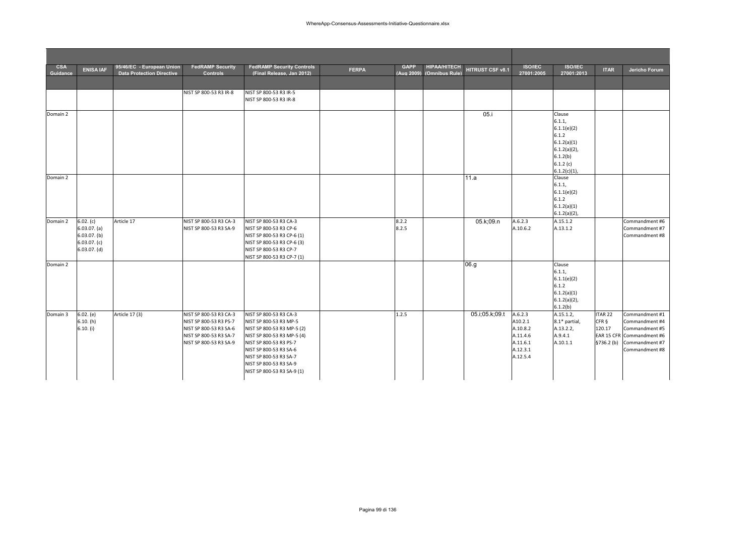| CSA Guidance | ENISA IAF | 95/46/EC - European Union Data Protection Directive | FedRAMP Security Controls | FedRAMP Security Controls (Final Release, Jan 2012) | FERPA | GAPP (Aug 2009) | HIPAA/HITECH (Omnibus Rule) | HITRUST CSF v8.1 | ISO/IEC 27001:2005 | ISO/IEC 27001:2013 | ITAR | Jericho Forum |
|---|---|---|---|---|---|---|---|---|---|---|---|---|
| | | | | | | | | | | | | |
| | | | NIST SP 800-53 R3 IR-8 | NIST SP 800-53 R3 IR-5<br>NIST SP 800-53 R3 IR-8 | | | | | | | | |
| Domain 2 | | | | | | | | 05.i | | Clause<br>6.1.1,<br>6.1.1(e)(2)<br>6.1.2<br>6.1.2(a)(1)<br>6.1.2(a)(2),<br>6.1.2(b)<br>6.1.2 (c)<br>6.1.2(c)(1), | | |
| Domain 2 | | | | | | | | 11.a | | Clause<br>6.1.1,<br>6.1.1(e)(2)<br>6.1.2<br>6.1.2(a)(1)<br>6.1.2(a)(2), | | |
| Domain 2 | 6.02. (c)<br>6.03.07. (a)<br>6.03.07. (b)<br>6.03.07. (c)<br>6.03.07. (d) | Article 17 | NIST SP 800-53 R3 CA-3<br>NIST SP 800-53 R3 SA-9 | NIST SP 800-53 R3 CA-3<br>NIST SP 800-53 R3 CP-6<br>NIST SP 800-53 R3 CP-6 (1)<br>NIST SP 800-53 R3 CP-6 (3)<br>NIST SP 800-53 R3 CP-7<br>NIST SP 800-53 R3 CP-7 (1) | | 8.2.2<br>8.2.5 | | 05.k;09.n | A.6.2.3<br>A.10.6.2 | A.15.1.2<br>A.13.1.2 | | Commandment #6<br>Commandment #7<br>Commandment #8 |
| Domain 2 | | | | | | | | 06.g | | Clause<br>6.1.1,<br>6.1.1(e)(2)<br>6.1.2<br>6.1.2(a)(1)<br>6.1.2(a)(2),<br>6.1.2(b) | | |
| Domain 3 | 6.02. (e)<br>6.10. (h)<br>6.10. (i) | Article 17 (3) | NIST SP 800-53 R3 CA-3<br>NIST SP 800-53 R3 PS-7<br>NIST SP 800-53 R3 SA-6<br>NIST SP 800-53 R3 SA-7<br>NIST SP 800-53 R3 SA-9 | NIST SP 800-53 R3 CA-3<br>NIST SP 800-53 R3 MP-5<br>NIST SP 800-53 R3 MP-5 (2)<br>NIST SP 800-53 R3 MP-5 (4)<br>NIST SP 800-53 R3 PS-7<br>NIST SP 800-53 R3 SA-6<br>NIST SP 800-53 R3 SA-7<br>NIST SP 800-53 R3 SA-9<br>NIST SP 800-53 R3 SA-9 (1) | | 1.2.5 | | 05.i;05.k;09.t | A.6.2.3<br>A10.2.1<br>A.10.8.2<br>A.11.4.6<br>A.11.6.1<br>A.12.3.1<br>A.12.5.4 | A.15.1.2,<br>8.1* partial,<br>A.13.2.2,<br>A.9.4.1<br>A.10.1.1 | ITAR 22 CFR § 120.17<br>EAR 15 CFR §736.2 (b) | Commandment #1<br>Commandment #4<br>Commandment #5<br>Commandment #6<br>Commandment #7<br>Commandment #8 |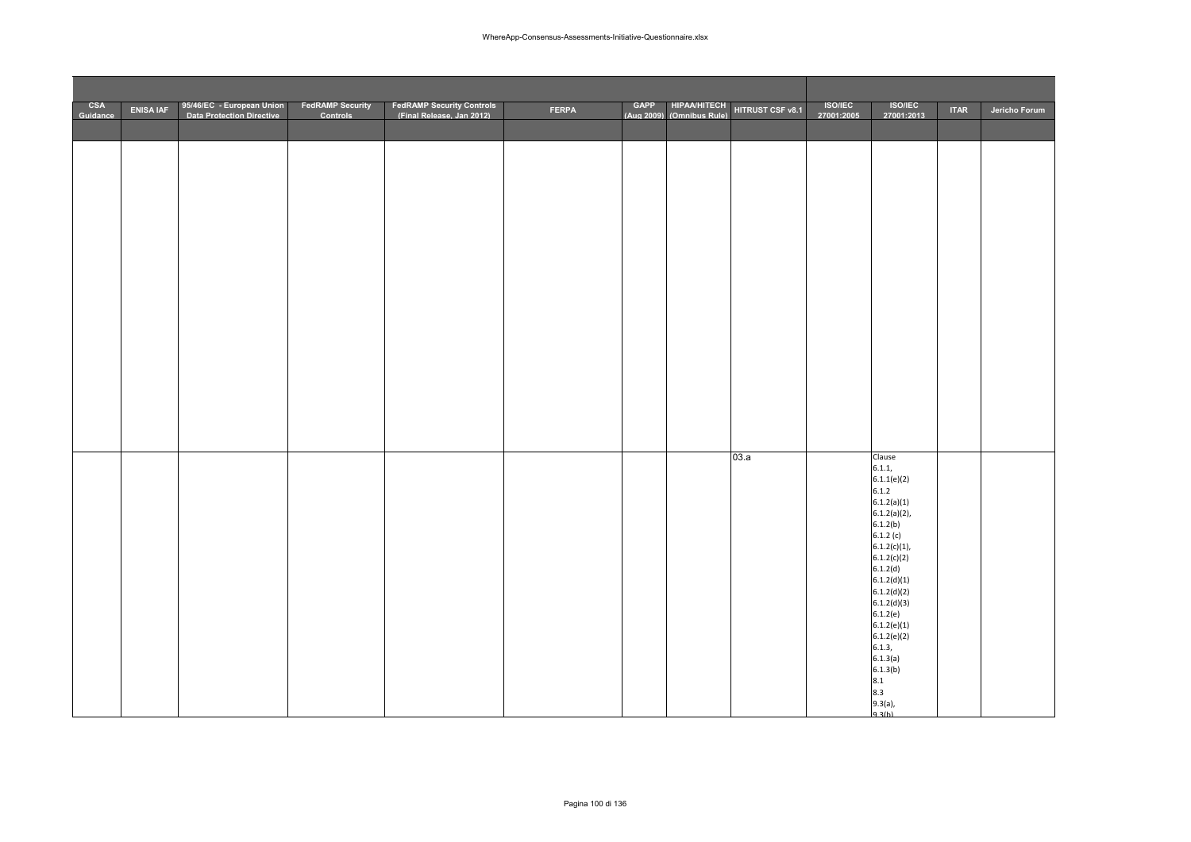| CSA Guidance | ENISA IAF | 95/46/EC - European Union Data Protection Directive | FedRAMP Security Controls | FedRAMP Security Controls (Final Release, Jan 2012) | FERPA | GAPP (Aug 2009) | HIPAA/HITECH (Omnibus Rule) | HITRUST CSF v8.1 | ISO/IEC 27001:2005 | ISO/IEC 27001:2013 | ITAR | Jericho Forum |
|---|---|---|---|---|---|---|---|---|---|---|---|---|
| | | | | | | | | | | | | |
| | | | | | | | | | | | | |
| | | | | | | | | 03.a | | Clause 6.1.1, 6.1.1(e)(2) 6.1.2 6.1.2(a)(1) 6.1.2(a)(2), 6.1.2(b) 6.1.2 (c) 6.1.2(c)(1), 6.1.2(c)(2) 6.1.2(d) 6.1.2(d)(1) 6.1.2(d)(2) 6.1.2(d)(3) 6.1.2(e) 6.1.2(e)(1) 6.1.2(e)(2) 6.1.3, 6.1.3(a) 6.1.3(b) 8.1 8.3 9.3(a), 9.3(b) | | |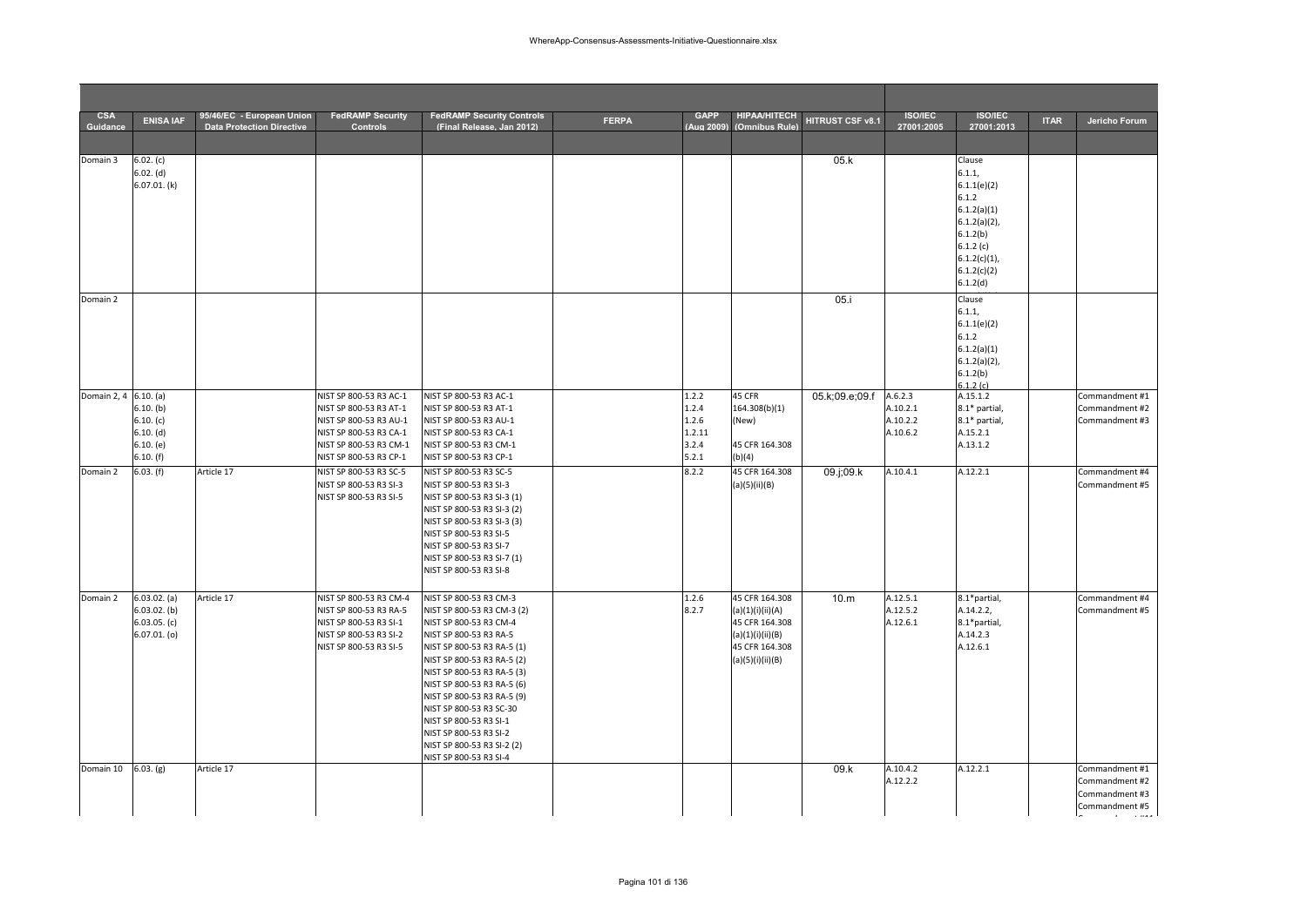| CSA Guidance | ENISA IAF | 95/46/EC - European Union Data Protection Directive | FedRAMP Security Controls | FedRAMP Security Controls (Final Release, Jan 2012) | FERPA | GAPP (Aug 2009) | HIPAA/HITECH (Omnibus Rule) | HITRUST CSF v8.1 | ISO/IEC 27001:2005 | ISO/IEC 27001:2013 | ITAR | Jericho Forum |
|---|---|---|---|---|---|---|---|---|---|---|---|---|
| | | | | | | | | | | | | |
| Domain 3 | 6.02. (c)<br>6.02. (d)<br>6.07.01. (k) | | | | | | | 05.k | | Clause<br>6.1.1,<br>6.1.1(e)(2)<br>6.1.2<br>6.1.2(a)(1)<br>6.1.2(a)(2),<br>6.1.2(b)<br>6.1.2 (c)<br>6.1.2(c)(1),<br>6.1.2(c)(2)<br>6.1.2(d) | | |
| Domain 2 | | | | | | | | 05.i | | Clause<br>6.1.1,<br>6.1.1(e)(2)<br>6.1.2<br>6.1.2(a)(1)<br>6.1.2(a)(2),<br>6.1.2(b)<br>6.1.2 (c) | | |
| Domain 2, 4 | 6.10. (a)<br>6.10. (b)<br>6.10. (c)<br>6.10. (d)<br>6.10. (e)<br>6.10. (f) | | NIST SP 800-53 R3 AC-1<br>NIST SP 800-53 R3 AT-1<br>NIST SP 800-53 R3 AU-1<br>NIST SP 800-53 R3 CA-1<br>NIST SP 800-53 R3 CM-1<br>NIST SP 800-53 R3 CP-1 | NIST SP 800-53 R3 AC-1<br>NIST SP 800-53 R3 AT-1<br>NIST SP 800-53 R3 AU-1<br>NIST SP 800-53 R3 CA-1<br>NIST SP 800-53 R3 CM-1<br>NIST SP 800-53 R3 CP-1 | | 1.2.2<br>1.2.4<br>1.2.6<br>1.2.11<br>3.2.4<br>5.2.1 | 45 CFR 164.308(b)(1) (New)<br><br>45 CFR 164.308 (b)(4) | 05.k;09.e;09.f | A.6.2.3<br>A.10.2.1<br>A.10.2.2<br>A.10.6.2 | A.15.1.2<br>8.1* partial,<br>8.1* partial,<br>A.15.2.1<br>A.13.1.2 | | Commandment #1<br>Commandment #2<br>Commandment #3 |
| Domain 2 | 6.03. (f) | Article 17 | NIST SP 800-53 R3 SC-5<br>NIST SP 800-53 R3 SI-3<br>NIST SP 800-53 R3 SI-5 | NIST SP 800-53 R3 SC-5<br>NIST SP 800-53 R3 SI-3<br>NIST SP 800-53 R3 SI-3 (1)<br>NIST SP 800-53 R3 SI-3 (2)<br>NIST SP 800-53 R3 SI-3 (3)<br>NIST SP 800-53 R3 SI-5<br>NIST SP 800-53 R3 SI-7<br>NIST SP 800-53 R3 SI-7 (1)<br>NIST SP 800-53 R3 SI-8 | | 8.2.2 | 45 CFR 164.308 (a)(5)(ii)(B) | 09.j;09.k | A.10.4.1 | A.12.2.1 | | Commandment #4<br>Commandment #5 |
| Domain 2 | 6.03.02. (a)<br>6.03.02. (b)<br>6.03.05. (c)<br>6.07.01. (o) | Article 17 | NIST SP 800-53 R3 CM-4<br>NIST SP 800-53 R3 RA-5<br>NIST SP 800-53 R3 SI-1<br>NIST SP 800-53 R3 SI-2<br>NIST SP 800-53 R3 SI-5 | NIST SP 800-53 R3 CM-3<br>NIST SP 800-53 R3 CM-3 (2)<br>NIST SP 800-53 R3 CM-4<br>NIST SP 800-53 R3 RA-5<br>NIST SP 800-53 R3 RA-5 (1)<br>NIST SP 800-53 R3 RA-5 (2)<br>NIST SP 800-53 R3 RA-5 (3)<br>NIST SP 800-53 R3 RA-5 (6)<br>NIST SP 800-53 R3 RA-5 (9)<br>NIST SP 800-53 R3 SC-30<br>NIST SP 800-53 R3 SI-1<br>NIST SP 800-53 R3 SI-2<br>NIST SP 800-53 R3 SI-2 (2)<br>NIST SP 800-53 R3 SI-4 | | 1.2.6<br>8.2.7 | 45 CFR 164.308 (a)(1)(i)(ii)(A)<br>45 CFR 164.308 (a)(1)(i)(ii)(B)<br>45 CFR 164.308 (a)(5)(i)(ii)(B) | 10.m | A.12.5.1<br>A.12.5.2<br>A.12.6.1 | 8.1*partial,<br>A.14.2.2,<br>8.1*partial,<br>A.14.2.3<br>A.12.6.1 | | Commandment #4<br>Commandment #5 |
| Domain 10 | 6.03. (g) | Article 17 | | | | | | 09.k | A.10.4.2<br>A.12.2.2 | A.12.2.1 | | Commandment #1<br>Commandment #2<br>Commandment #3<br>Commandment #5 |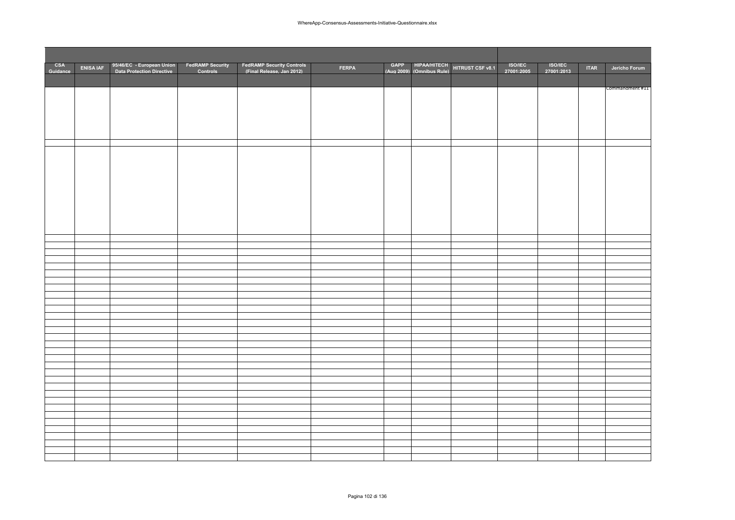| CSA Guidance | ENISA IAF | 95/46/EC - European Union Data Protection Directive | FedRAMP Security Controls | FedRAMP Security Controls (Final Release, Jan 2012) | FERPA | GAPP (Aug 2009) | HIPAA/HITECH (Omnibus Rule) | HITRUST CSF v8.1 | ISO/IEC 27001:2005 | ISO/IEC 27001:2013 | ITAR | Jericho Forum |
|---|---|---|---|---|---|---|---|---|---|---|---|---|
| | | | | | | | | | | | | |
| | | | | | | | | | | | | Commandment #11 |
| | | | | | | | | | | | | |
| | | | | | | | | | | | | |
| | | | | | | | | | | | | |
| | | | | | | | | | | | | |
| | | | | | | | | | | | | |
| | | | | | | | | | | | | |
| | | | | | | | | | | | | |
| | | | | | | | | | | | | |
| | | | | | | | | | | | | |
| | | | | | | | | | | | | |
| | | | | | | | | | | | | |
| | | | | | | | | | | | | |
| | | | | | | | | | | | | |
| | | | | | | | | | | | | |
| | | | | | | | | | | | | |
| | | | | | | | | | | | | |
| | | | | | | | | | | | | |
| | | | | | | | | | | | | |
| | | | | | | | | | | | | |
| | | | | | | | | | | | | |
| | | | | | | | | | | | | |
| | | | | | | | | | | | | |
| | | | | | | | | | | | | |
| | | | | | | | | | | | | |
| | | | | | | | | | | | | |
| | | | | | | | | | | | | |
| | | | | | | | | | | | | |
| | | | | | | | | | | | | |
| | | | | | | | | | | | | |
| | | | | | | | | | | | | |
| | | | | | | | | | | | | |
| | | | | | | | | | | | | |
| | | | | | | | | | | | | |
| | | | | | | | | | | | | |
| | | | | | | | | | | | | |
| | | | | | | | | | | | | |
| | | | | | | | | | | | | |
| | | | | | | | | | | | | |
| | | | | | | | | | | | | |
| | | | | | | | | | | | | |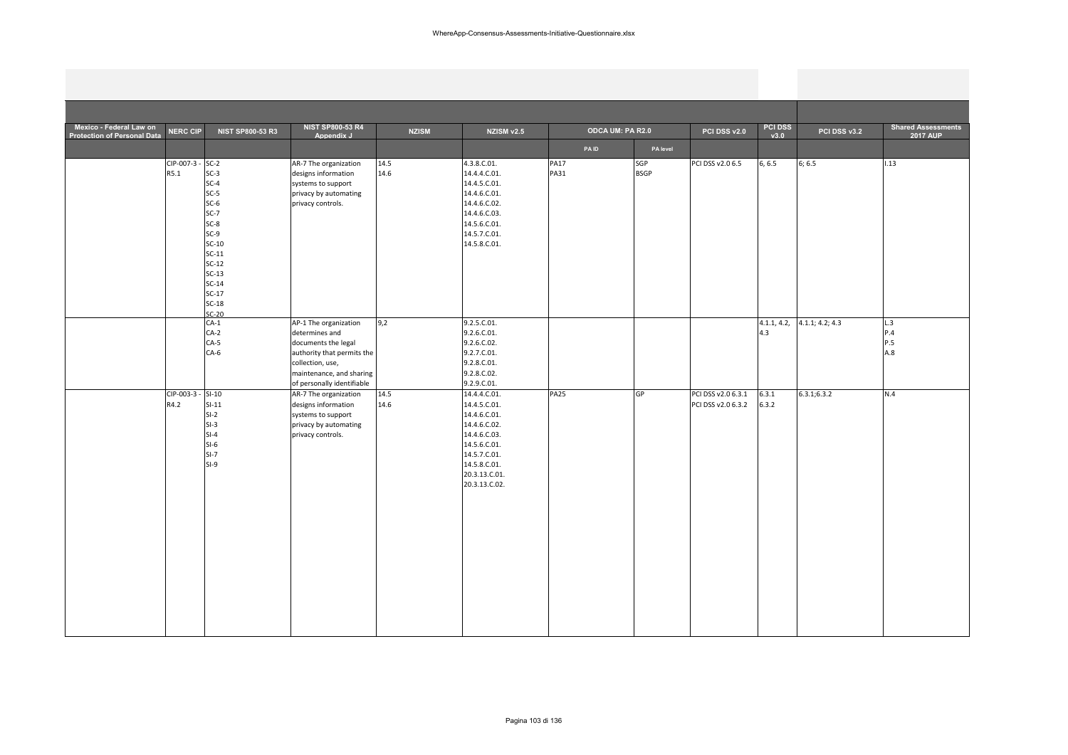| Mexico - Federal Law on Protection of Personal Data | NERC CIP | NIST SP800-53 R3 | NIST SP800-53 R4 Appendix J | NZISM | NZISM v2.5 | ODCA UM: PA R2.0 | | PCI DSS v2.0 | PCI DSS v3.0 | PCI DSS v3.2 | Shared Assessments 2017 AUP |
|---|---|---|---|---|---|---|---|---|---|---|---|
| | | | | | | PA ID | PA level | | | | |
| | CIP-007-3 - R5.1 | SC-2<br>SC-3<br>SC-4<br>SC-5<br>SC-6<br>SC-7<br>SC-8<br>SC-9<br>SC-10<br>SC-11<br>SC-12<br>SC-13<br>SC-14<br>SC-17<br>SC-18<br>SC-20 | AR-7 The organization designs information systems to support privacy by automating privacy controls. | 14.5<br>14.6 | 4.3.8.C.01.<br>14.4.4.C.01.<br>14.4.5.C.01.<br>14.4.6.C.01.<br>14.4.6.C.02.<br>14.4.6.C.03.<br>14.5.6.C.01.<br>14.5.7.C.01.<br>14.5.8.C.01. | PA17<br>PA31 | SGP<br>BSGP | PCI DSS v2.0 6.5 | 6, 6.5 | 6; 6.5 | I.13 |
| | | CA-1<br>CA-2<br>CA-5<br>CA-6 | AP-1 The organization determines and documents the legal authority that permits the collection, use, maintenance, and sharing of personally identifiable | 9,2 | 9.2.5.C.01.<br>9.2.6.C.01.<br>9.2.6.C.02.<br>9.2.7.C.01.<br>9.2.8.C.01.<br>9.2.8.C.02.<br>9.2.9.C.01. | | | | 4.1.1, 4.2, 4.3 | 4.1.1; 4.2; 4.3 | L.3<br>P.4<br>P.5<br>A.8 |
| | CIP-003-3 - R4.2 | SI-10<br>SI-11<br>SI-2<br>SI-3<br>SI-4<br>SI-6<br>SI-7<br>SI-9 | AR-7 The organization designs information systems to support privacy by automating privacy controls. | 14.5<br>14.6 | 14.4.4.C.01.<br>14.4.5.C.01.<br>14.4.6.C.01.<br>14.4.6.C.02.<br>14.4.6.C.03.<br>14.5.6.C.01.<br>14.5.7.C.01.<br>14.5.8.C.01.<br>20.3.13.C.01.<br>20.3.13.C.02. | PA25 | GP | PCI DSS v2.0 6.3.1<br>PCI DSS v2.0 6.3.2 | 6.3.1<br>6.3.2 | 6.3.1;6.3.2 | N.4 |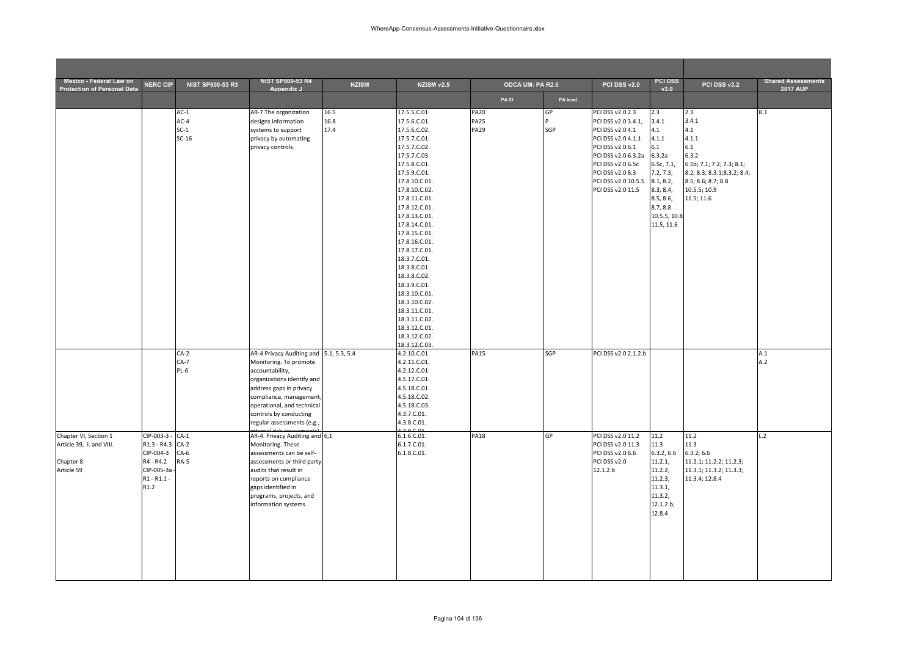| Mexico - Federal Law on Protection of Personal Data | NERC CIP | NIST SP800-53 R3 | NIST SP800-53 R4 Appendix J | NZISM | NZISM v2.5 | ODCA UM: PA R2.0 | | PCI DSS v2.0 | PCI DSS v3.0 | PCI DSS v3.2 | Shared Assessments 2017 AUP |
|---|---|---|---|---|---|---|---|---|---|---|---|
| | | | | | | PA ID | PA level | | | | |
| | | AC-1<br>AC-4<br>SC-1<br>SC-16 | AR-7 The organization designs information systems to support privacy by automating privacy controls. | 16.5<br>16.8<br>17.4 | 17.5.5.C.01.<br>17.5.6.C.01.<br>17.5.6.C.02.<br>17.5.7.C.01.<br>17.5.7.C.02.<br>17.5.7.C.03.<br>17.5.8.C.01.<br>17.5.9.C.01.<br>17.8.10.C.01.<br>17.8.10.C.02.<br>17.8.11.C.01.<br>17.8.12.C.01.<br>17.8.13.C.01.<br>17.8.14.C.01.<br>17.8.15.C.01.<br>17.8.16.C.01.<br>17.8.17.C.01.<br>18.3.7.C.01.<br>18.3.8.C.01.<br>18.3.8.C.02.<br>18.3.9.C.01.<br>18.3.10.C.01.<br>18.3.10.C.02.<br>18.3.11.C.01.<br>18.3.11.C.02.<br>18.3.12.C.01.<br>18.3.12.C.02.<br>18.3.12.C.03. | PA20<br>PA25<br>PA29 | GP<br>P<br>SGP | PCI DSS v2.0 2.3<br>PCI DSS v2.0 3.4.1,<br>PCI DSS v2.0 4.1<br>PCI DSS v2.0 4.1.1<br>PCI DSS v2.0 6.1<br>PCI DSS v2.0 6.3.2a<br>PCI DSS v2.0 6.5c<br>PCI DSS v2.0 8.3<br>PCI DSS v2.0 10.5.5<br>PCI DSS v2.0 11.5 | 2.3<br>3.4.1<br>4.1<br>4.1.1<br>6.1<br>6.3.2a<br>6.5c, 7.1,<br>7.2, 7.3,<br>8.1, 8.2,<br>8.3, 8.4,<br>8.5, 8.6,<br>8.7, 8.8<br>10.5.5, 10.8<br>11.5, 11.6 | 2.3<br>3.4.1<br>4.1<br>4.1.1<br>6.1<br>6.3.2<br>6.5b; 7.1; 7.2; 7.3; 8.1;<br>8.2; 8.3; 8.3.1;8.3.2; 8.4;<br>8.5; 8.6; 8.7; 8.8<br>10.5.5; 10.9<br>11.5; 11.6 | B.1 |
| | | CA-2<br>CA-7<br>PL-6 | AR-4 Privacy Auditing and Monitoring. To promote accountability, organizations identify and address gaps in privacy compliance, management, operational, and technical controls by conducting regular assessments (e.g., internal risk assessments) | 5.1, 5.3, 5.4 | 4.2.10.C.01.<br>4.2.11.C.01.<br>4.2.12.C.01<br>4.5.17.C.01.<br>4.5.18.C.01.<br>4.5.18.C.02.<br>4.5.18.C.03.<br>4.3.7.C.01.<br>4.3.8.C.01.<br>4.3.9.C.01 | PA15 | SGP | PCI DSS v2.0 2.1.2.b | | | A.1<br>A.2 |
| Chapter VI, Section 1<br>Article 39, I. and VIII.<br><br>Chapter 8<br>Article 59 | CIP-003-3 - R1.3 - R4.3<br>CIP-004-3 R4 - R4.2<br>CIP-005-3a - R1 - R1.1 - R1.2 | CA-1<br>CA-2<br>CA-6<br>RA-5 | AR-4. Privacy Auditing and Monitoring. These assessments can be self-assessments or third party audits that result in reports on compliance gaps identified in programs, projects, and information systems. | 6,1 | 6.1.6.C.01.<br>6.1.7.C.01.<br>6.1.8.C.01. | PA18 | GP | PCI DSS v2.0 11.2<br>PCI DSS v2.0 11.3<br>PCI DSS v2.0 6.6<br>PCI DSS v2.0 12.1.2.b | 11.2<br>11.3<br>6.3.2, 6.6<br>11.2.1,<br>11.2.2,<br>11.2.3,<br>11.3.1,<br>11.3.2,<br>12.1.2.b,<br>12.8.4 | 11.2<br>11.3<br>6.3.2; 6.6<br>11.2.1; 11.2.2; 11.2.3;<br>11.3.1; 11.3.2; 11.3.3;<br>11.3.4; 12.8.4 | L.2 |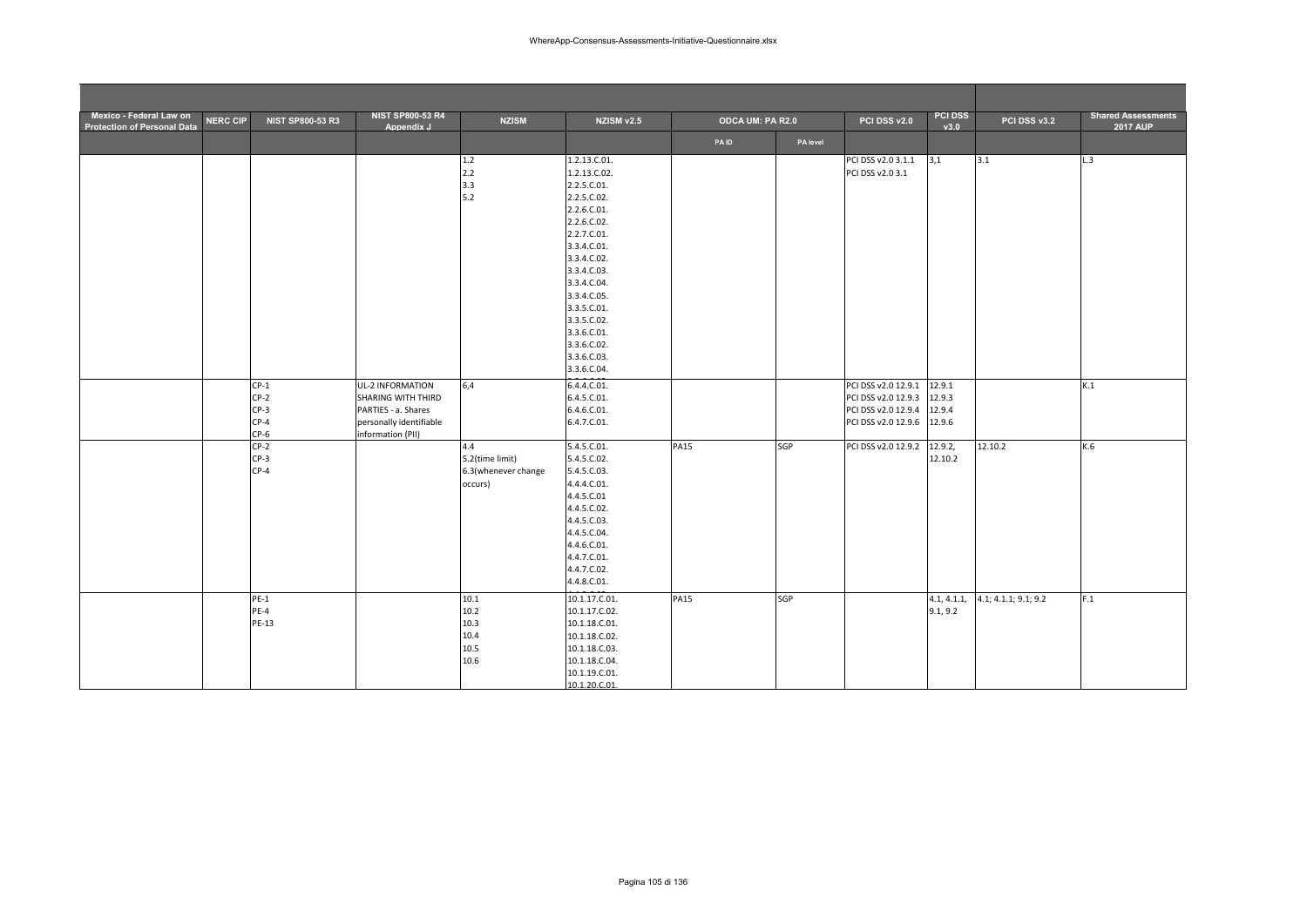| Mexico - Federal Law on Protection of Personal Data | NERC CIP | NIST SP800-53 R3 | NIST SP800-53 R4 Appendix J | NZISM | NZISM v2.5 | ODCA UM: PA R2.0 | | PCI DSS v2.0 | PCI DSS v3.0 | PCI DSS v3.2 | Shared Assessments 2017 AUP |
|---|---|---|---|---|---|---|---|---|---|---|---|
| | | | | | | PA ID | PA level | | | | |
| | | | | 1.2<br>2.2<br>3.3<br>5.2 | 1.2.13.C.01.<br>1.2.13.C.02.<br>2.2.5.C.01.<br>2.2.5.C.02.<br>2.2.6.C.01.<br>2.2.6.C.02.<br>2.2.7.C.01.<br>3.3.4.C.01.<br>3.3.4.C.02.<br>3.3.4.C.03.<br>3.3.4.C.04.<br>3.3.4.C.05.<br>3.3.5.C.01.<br>3.3.5.C.02.<br>3.3.6.C.01.<br>3.3.6.C.02.<br>3.3.6.C.03.<br>3.3.6.C.04. | | | PCI DSS v2.0 3.1.1<br>PCI DSS v2.0 3.1 | 3,1 | 3.1 | L.3 |
| | | CP-1<br>CP-2<br>CP-3<br>CP-4<br>CP-6 | UL-2 INFORMATION SHARING WITH THIRD PARTIES - a. Shares personally identifiable information (PII) | 6,4 | 6.4.4.C.01.<br>6.4.5.C.01.<br>6.4.6.C.01.<br>6.4.7.C.01. | | | PCI DSS v2.0 12.9.1<br>PCI DSS v2.0 12.9.3<br>PCI DSS v2.0 12.9.4<br>PCI DSS v2.0 12.9.6 | 12.9.1<br>12.9.3<br>12.9.4<br>12.9.6 | | K.1 |
| | | CP-2<br>CP-3<br>CP-4 | | 4.4<br>5.2(time limit)<br>6.3(whenever change occurs) | 5.4.5.C.01.<br>5.4.5.C.02.<br>5.4.5.C.03.<br>4.4.4.C.01.<br>4.4.5.C.01<br>4.4.5.C.02.<br>4.4.5.C.03.<br>4.4.5.C.04.<br>4.4.6.C.01.<br>4.4.7.C.01.<br>4.4.7.C.02.<br>4.4.8.C.01. | PA15 | SGP | PCI DSS v2.0 12.9.2 | 12.9.2,<br>12.10.2 | 12.10.2 | K.6 |
| | | PE-1<br>PE-4<br>PE-13 | | 10.1<br>10.2<br>10.3<br>10.4<br>10.5<br>10.6 | 10.1.17.C.01.<br>10.1.17.C.02.<br>10.1.18.C.01.<br>10.1.18.C.02.<br>10.1.18.C.03.<br>10.1.18.C.04.<br>10.1.19.C.01.<br>10.1.20.C.01. | PA15 | SGP | | 4.1, 4.1.1,<br>9.1, 9.2 | 4.1; 4.1.1; 9.1; 9.2 | F.1 |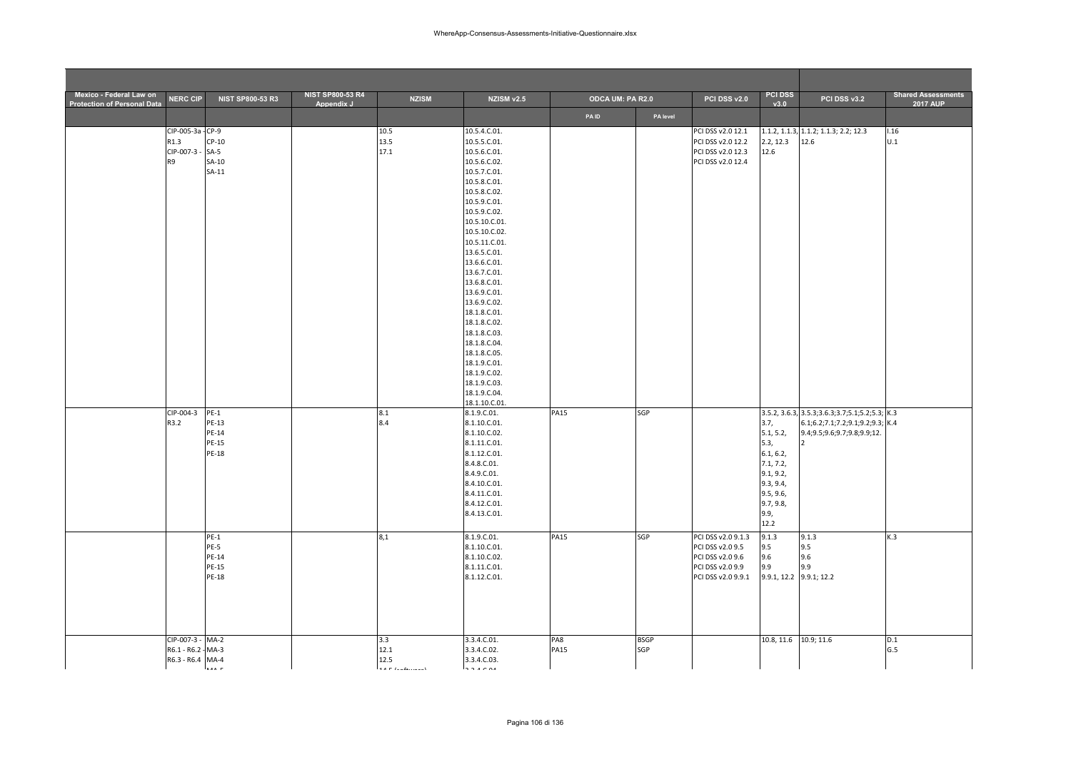| Mexico - Federal Law on Protection of Personal Data | NERC CIP | NIST SP800-53 R3 | NIST SP800-53 R4 Appendix J | NZISM | NZISM v2.5 | ODCA UM: PA R2.0 | | PCI DSS v2.0 | PCI DSS v3.0 | PCI DSS v3.2 | Shared Assessments 2017 AUP |
|---|---|---|---|---|---|---|---|---|---|---|---|
| | | | | | | PA ID | PA level | | | | |
| | CIP-005-3a - R1.3<br>CIP-007-3 - R9 | CP-9<br>CP-10<br>SA-5<br>SA-10<br>SA-11 | | 10.5<br>13.5<br>17.1 | 10.5.4.C.01.<br>10.5.5.C.01.<br>10.5.6.C.01.<br>10.5.6.C.02.<br>10.5.7.C.01.<br>10.5.8.C.01.<br>10.5.8.C.02.<br>10.5.9.C.01.<br>10.5.9.C.02.<br>10.5.10.C.01.<br>10.5.10.C.02.<br>10.5.11.C.01.<br>13.6.5.C.01.<br>13.6.6.C.01.<br>13.6.7.C.01.<br>13.6.8.C.01.<br>13.6.9.C.01.<br>13.6.9.C.02.<br>18.1.8.C.01.<br>18.1.8.C.02.<br>18.1.8.C.03.<br>18.1.8.C.04.<br>18.1.8.C.05.<br>18.1.9.C.01.<br>18.1.9.C.02.<br>18.1.9.C.03.<br>18.1.9.C.04.<br>18.1.10.C.01. | | | PCI DSS v2.0 12.1<br>PCI DSS v2.0 12.2<br>PCI DSS v2.0 12.3<br>PCI DSS v2.0 12.4 | 1.1.2, 1.1.3, 2.2, 12.3 12.6 | 1.1.2; 1.1.3; 2.2; 12.3 12.6 | I.16<br>U.1 |
| | CIP-004-3 R3.2 | PE-1<br>PE-13<br>PE-14<br>PE-15<br>PE-18 | | 8.1<br>8.4 | 8.1.9.C.01.<br>8.1.10.C.01.<br>8.1.10.C.02.<br>8.1.11.C.01.<br>8.1.12.C.01.<br>8.4.8.C.01.<br>8.4.9.C.01.<br>8.4.10.C.01.<br>8.4.11.C.01.<br>8.4.12.C.01.<br>8.4.13.C.01. | PA15 | SGP | | 3.5.2, 3.6.3, 3.7, 5.1, 5.2, 5.3, 6.1, 6.2, 7.1, 7.2, 9.1, 9.2, 9.3, 9.4, 9.5, 9.6, 9.7, 9.8, 9.9, 12.2 | 3.5.3;3.6.3;3.7;5.1;5.2;5.3; 6.1;6.2;7.1;7.2;9.1;9.2;9.3; 9.4;9.5;9.6;9.7;9.8;9.9;12.2 | K.3<br>K.4 |
| | | PE-1<br>PE-5<br>PE-14<br>PE-15<br>PE-18 | | 8,1 | 8.1.9.C.01.<br>8.1.10.C.01.<br>8.1.10.C.02.<br>8.1.11.C.01.<br>8.1.12.C.01. | PA15 | SGP | PCI DSS v2.0 9.1.3<br>PCI DSS v2.0 9.5<br>PCI DSS v2.0 9.6<br>PCI DSS v2.0 9.9<br>PCI DSS v2.0 9.9.1 | 9.1.3<br>9.5<br>9.6<br>9.9<br>9.9.1, 12.2 | 9.1.3<br>9.5<br>9.6<br>9.9<br>9.9.1; 12.2 | K.3 |
| | CIP-007-3 - R6.1 - R6.2 - R6.3 - R6.4 | MA-2<br>MA-3<br>MA-4<br>MA-5 | | 3.3<br>12.1<br>12.5<br>14.5 (software) | 3.3.4.C.01.<br>3.3.4.C.02.<br>3.3.4.C.03.<br>3.3.4.C.04. | PA8<br>PA15 | BSGP<br>SGP | | 10.8, 11.6 | 10.9; 11.6 | D.1<br>G.5 |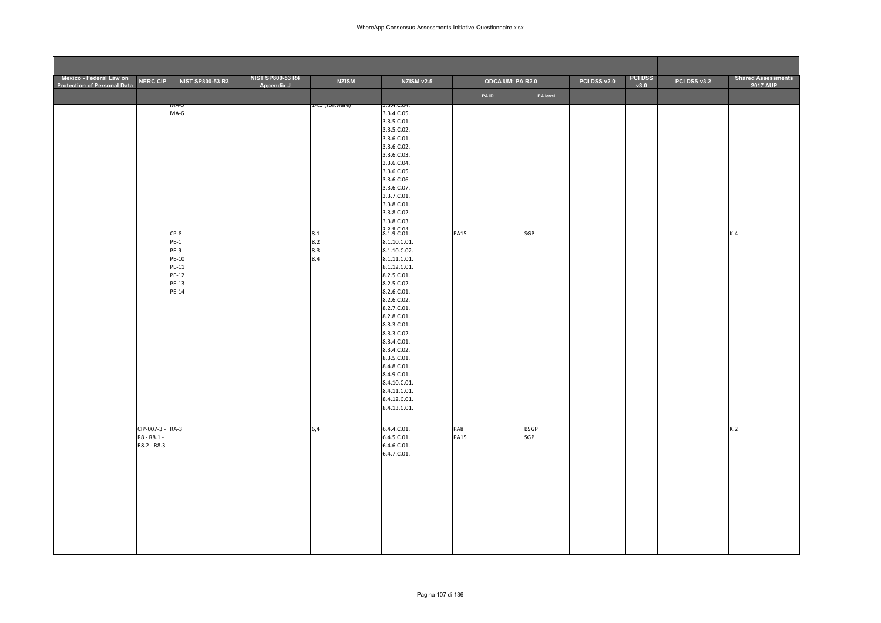| Mexico - Federal Law on Protection of Personal Data | NERC CIP | NIST SP800-53 R3 | NIST SP800-53 R4 Appendix J | NZISM | NZISM v2.5 | ODCA UM: PA R2.0 | | PCI DSS v2.0 | PCI DSS v3.0 | PCI DSS v3.2 | Shared Assessments 2017 AUP |
|---|---|---|---|---|---|---|---|---|---|---|---|
| | | | | | | PA ID | PA level | | | | |
| | | MA-5<br>MA-6 | | 14.5 (software) | 3.3.4.C.04.<br>3.3.4.C.05.<br>3.3.5.C.01.<br>3.3.5.C.02.<br>3.3.6.C.01.<br>3.3.6.C.02.<br>3.3.6.C.03.<br>3.3.6.C.04.<br>3.3.6.C.05.<br>3.3.6.C.06.<br>3.3.6.C.07.<br>3.3.7.C.01.<br>3.3.8.C.01.<br>3.3.8.C.02.<br>3.3.8.C.03.<br>3.3.8.C.04. | | | | | | |
| | | CP-8<br>PE-1<br>PE-9<br>PE-10<br>PE-11<br>PE-12<br>PE-13<br>PE-14 | | 8.1<br>8.2<br>8.3<br>8.4 | 8.1.9.C.01.<br>8.1.10.C.01.<br>8.1.10.C.02.<br>8.1.11.C.01.<br>8.1.12.C.01.<br>8.2.5.C.01.<br>8.2.5.C.02.<br>8.2.6.C.01.<br>8.2.6.C.02.<br>8.2.7.C.01.<br>8.2.8.C.01.<br>8.3.3.C.01.<br>8.3.3.C.02.<br>8.3.4.C.01.<br>8.3.4.C.02.<br>8.3.5.C.01.<br>8.4.8.C.01.<br>8.4.9.C.01.<br>8.4.10.C.01.<br>8.4.11.C.01.<br>8.4.12.C.01.<br>8.4.13.C.01. | PA15 | SGP | | | | K.4 |
| | CIP-007-3 - R8 - R8.1 - R8.2 - R8.3 | RA-3 | | 6,4 | 6.4.4.C.01.<br>6.4.5.C.01.<br>6.4.6.C.01.<br>6.4.7.C.01. | PA8<br>PA15 | BSGP<br>SGP | | | | K.2 |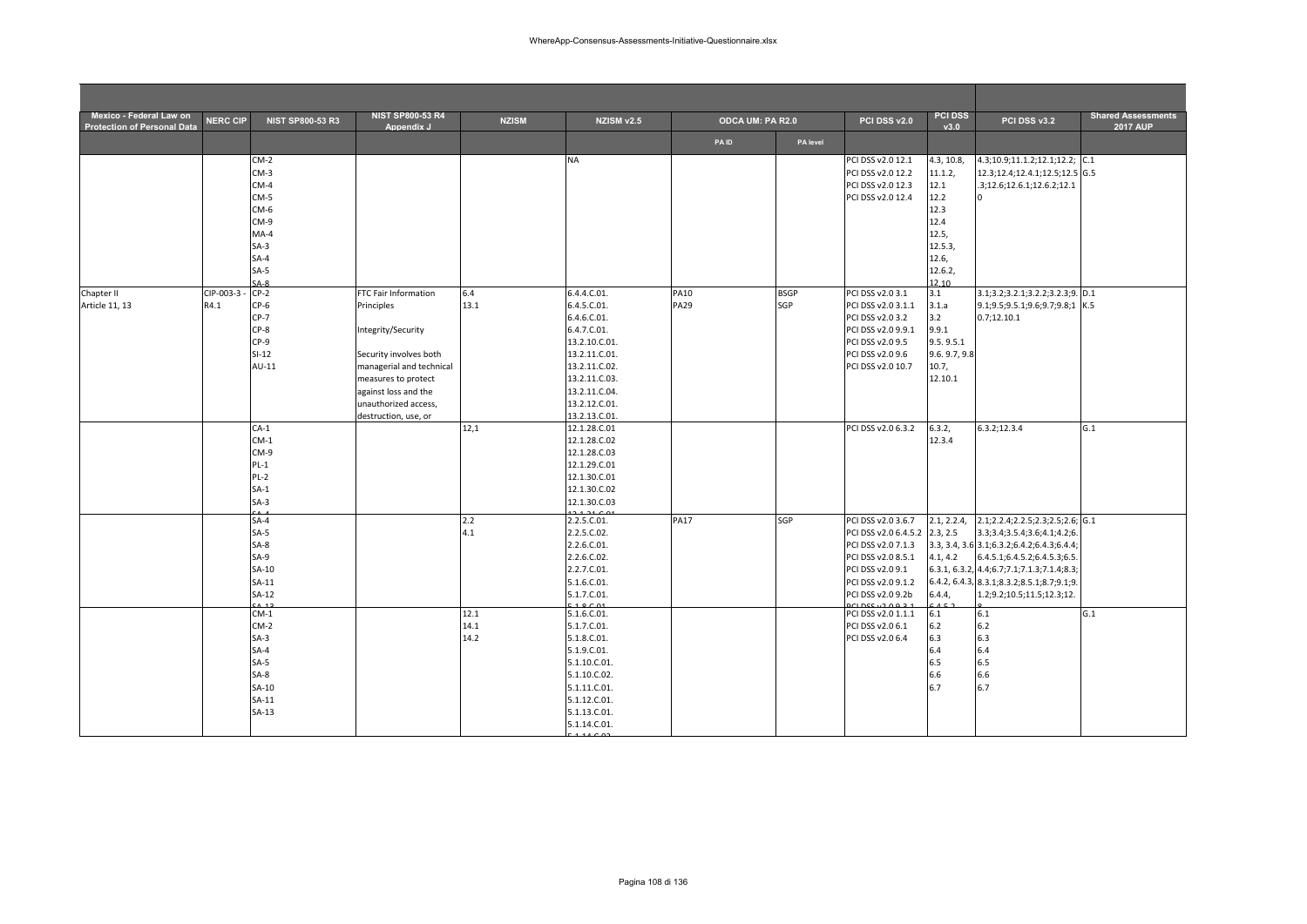| Mexico - Federal Law on Protection of Personal Data | NERC CIP | NIST SP800-53 R3 | NIST SP800-53 R4 Appendix J | NZISM | NZISM v2.5 | ODCA UM: PA R2.0 | | PCI DSS v2.0 | PCI DSS v3.0 | PCI DSS v3.2 | Shared Assessments 2017 AUP |
|---|---|---|---|---|---|---|---|---|---|---|---|
| | | | | | | PA ID | PA level | | | | |
| | | CM-2<br>CM-3<br>CM-4<br>CM-5<br>CM-6<br>CM-9<br>MA-4<br>SA-3<br>SA-4<br>SA-5<br>SA-8 | | | NA | | | PCI DSS v2.0 12.1<br>PCI DSS v2.0 12.2<br>PCI DSS v2.0 12.3<br>PCI DSS v2.0 12.4 | 4.3, 10.8,<br>11.1.2,<br>12.1<br>12.2<br>12.3<br>12.4<br>12.5,<br>12.5.3,<br>12.6,<br>12.6.2,<br>12.10 | 4.3;10.9;11.1.2;12.1;12.2;<br>12.3;12.4;12.4.1;12.5;12.5<br>.3;12.6;12.6.1;12.6.2;12.1<br>0 | C.1<br>G.5 |
| Chapter II<br>Article 11, 13 | CIP-003-3 -<br>R4.1 | CP-2<br>CP-6<br>CP-7<br>CP-8<br>CP-9<br>SI-12<br>AU-11 | FTC Fair Information Principles<br><br>Integrity/Security<br><br>Security involves both managerial and technical measures to protect against loss and the unauthorized access, destruction, use, or | 6.4<br>13.1 | 6.4.4.C.01.<br>6.4.5.C.01.<br>6.4.6.C.01.<br>6.4.7.C.01.<br>13.2.10.C.01.<br>13.2.11.C.01.<br>13.2.11.C.02.<br>13.2.11.C.03.<br>13.2.11.C.04.<br>13.2.12.C.01.<br>13.2.13.C.01. | PA10<br>PA29 | BSGP<br>SGP | PCI DSS v2.0 3.1<br>PCI DSS v2.0 3.1.1<br>PCI DSS v2.0 3.2<br>PCI DSS v2.0 9.9.1<br>PCI DSS v2.0 9.5<br>PCI DSS v2.0 9.6<br>PCI DSS v2.0 10.7 | 3.1<br>3.1.a<br>3.2<br>9.9.1<br>9.5. 9.5.1<br>9.6. 9.7, 9.8<br>10.7,<br>12.10.1 | 3.1;3.2.2;3.2.1;3.2.2;3.2.3;9.<br>9.1;9.5;9.5.1;9.6;9.7;9.8;1<br>0.7;12.10.1 | D.1<br>K.5 |
| | | CA-1<br>CM-1<br>CM-9<br>PL-1<br>PL-2<br>SA-1<br>SA-3 | | 12,1 | 12.1.28.C.01<br>12.1.28.C.02<br>12.1.28.C.03<br>12.1.29.C.01<br>12.1.30.C.01<br>12.1.30.C.02<br>12.1.30.C.03 | | | PCI DSS v2.0 6.3.2 | 6.3.2,<br>12.3.4 | 6.3.2;12.3.4 | G.1 |
| | | SA-4<br>SA-5<br>SA-8<br>SA-9<br>SA-10<br>SA-11<br>SA-12<br>SA-13 | | 2.2<br>4.1 | 2.2.5.C.01.<br>2.2.5.C.02.<br>2.2.6.C.01.<br>2.2.6.C.02.<br>2.2.7.C.01.<br>5.1.6.C.01.<br>5.1.7.C.01.<br>5.1.8.C.01 | PA17 | SGP | PCI DSS v2.0 3.6.7<br>PCI DSS v2.0 6.4.5.2<br>PCI DSS v2.0 7.1.3<br>PCI DSS v2.0 8.5.1<br>PCI DSS v2.0 9.1<br>PCI DSS v2.0 9.1.2<br>PCI DSS v2.0 9.2b<br>PCI DSS v2.0 9.3.1 | 2.1, 2.2.4,<br>2.3, 2.5<br>3.3, 3.4, 3.6<br>4.1, 4.2<br>6.3.1, 6.3.2,<br>6.4.2, 6.4.3,<br>6.4.4,<br>6.4.5.2 | 2.1;2.2.4;2.2.5;2.3;2.5;2.6;<br>3.3;3.4;3.5.4;3.6;4.1;4.2;6.<br>3.1;6.3.2;6.4.2;6.4.3;6.4.4;<br>6.4.5.1;6.4.5.2;6.4.5.3;6.5.<br>4.4;6.7;7.1;7.1.3;7.1.4;8.3;<br>8.3.1;8.3.2;8.5.1;8.7;9.1;9.<br>1.2;9.2;10.5;11.5;12.3;12.<br>8 | G.1 |
| | | CM-1<br>CM-2<br>SA-3<br>SA-4<br>SA-5<br>SA-8<br>SA-10<br>SA-11<br>SA-13 | | 12.1<br>14.1<br>14.2 | 5.1.6.C.01.<br>5.1.7.C.01.<br>5.1.8.C.01.<br>5.1.9.C.01.<br>5.1.10.C.01.<br>5.1.10.C.02.<br>5.1.11.C.01.<br>5.1.12.C.01.<br>5.1.13.C.01.<br>5.1.14.C.01.<br>5.1.14.C.02 | | | PCI DSS v2.0 1.1.1<br>PCI DSS v2.0 6.1<br>PCI DSS v2.0 6.4 | 6.1<br>6.2<br>6.3<br>6.4<br>6.5<br>6.6<br>6.7 | 6.1<br>6.2<br>6.3<br>6.4<br>6.5<br>6.6<br>6.7 | G.1 |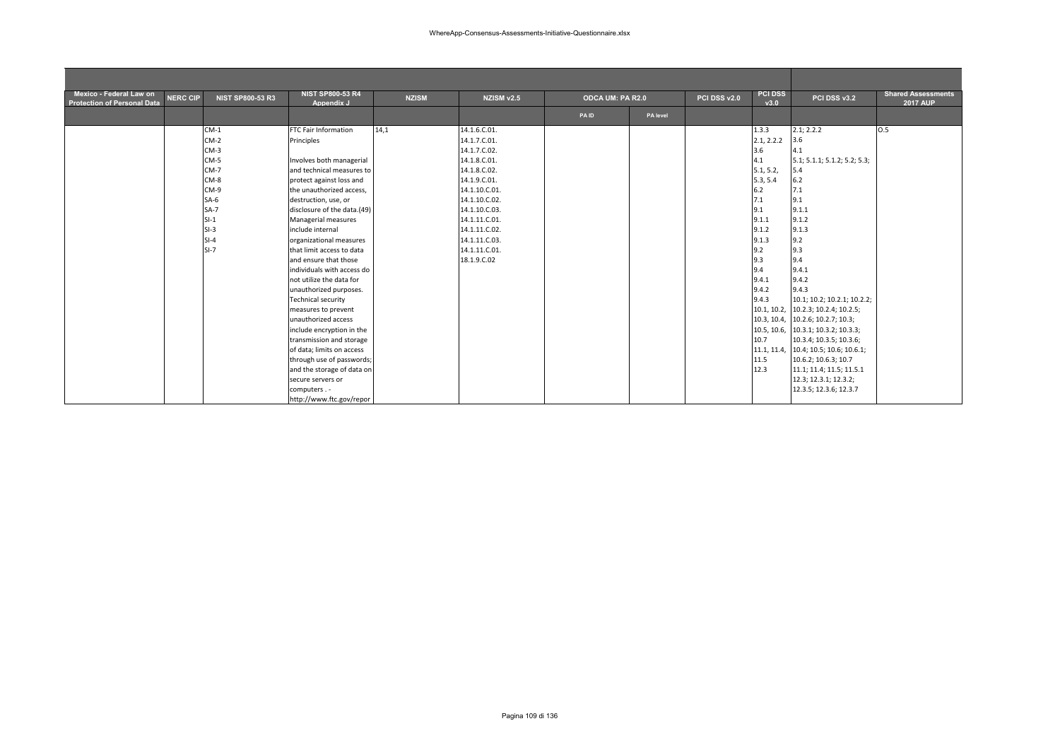| Mexico - Federal Law on Protection of Personal Data | NERC CIP | NIST SP800-53 R3 | NIST SP800-53 R4 Appendix J | NZISM | NZISM v2.5 | ODCA UM: PA R2.0 | | PCI DSS v2.0 | PCI DSS v3.0 | PCI DSS v3.2 | Shared Assessments 2017 AUP |
|---|---|---|---|---|---|---|---|---|---|---|---|
| | | | | | | PA ID | PA level | | | | |
| | | CM-1<br>CM-2<br>CM-3<br>CM-5<br>CM-7<br>CM-8<br>CM-9<br>SA-6<br>SA-7<br>SI-1<br>SI-3<br>SI-4<br>SI-7 | FTC Fair Information Principles<br><br>Involves both managerial and technical measures to protect against loss and the unauthorized access, destruction, use, or disclosure of the data.(49) Managerial measures include internal organizational measures that limit access to data and ensure that those individuals with access do not utilize the data for unauthorized purposes. Technical security measures to prevent unauthorized access include encryption in the transmission and storage of data; limits on access through use of passwords; and the storage of data on secure servers or computers . - http://www.ftc.gov/repor | 14,1 | 14.1.6.C.01.<br>14.1.7.C.01.<br>14.1.7.C.02.<br>14.1.8.C.01.<br>14.1.8.C.02.<br>14.1.9.C.01.<br>14.1.10.C.01.<br>14.1.10.C.02.<br>14.1.10.C.03.<br>14.1.11.C.01.<br>14.1.11.C.02.<br>14.1.11.C.03.<br>14.1.11.C.01.<br>18.1.9.C.02 | | | | 1.3.3<br>2.1, 2.2.2<br>3.6<br>4.1<br>5.1, 5.2,<br>5.3, 5.4<br>6.2<br>7.1<br>9.1<br>9.1.1<br>9.1.2<br>9.1.3<br>9.2<br>9.3<br>9.4<br>9.4.1<br>9.4.2<br>9.4.3<br>10.1, 10.2,<br>10.3, 10.4,<br>10.5, 10.6,<br>10.7<br>11.1, 11.4,<br>11.5<br>12.3 | 2.1; 2.2.2<br>3.6<br>4.1<br>5.1; 5.1.1; 5.1.2; 5.2; 5.3;<br>5.4<br>6.2<br>7.1<br>9.1<br>9.1.1<br>9.1.2<br>9.1.3<br>9.2<br>9.3<br>9.4<br>9.4.1<br>9.4.2<br>9.4.3<br>10.1; 10.2; 10.2.1; 10.2.2;<br>10.2.3; 10.2.4; 10.2.5;<br>10.2.6; 10.2.7; 10.3;<br>10.3.1; 10.3.2; 10.3.3;<br>10.3.4; 10.3.5; 10.3.6;<br>10.4; 10.5; 10.6; 10.6.1;<br>10.6.2; 10.6.3; 10.7<br>11.1; 11.4; 11.5; 11.5.1<br>12.3; 12.3.1; 12.3.2;<br>12.3.5; 12.3.6; 12.3.7 | O.5 |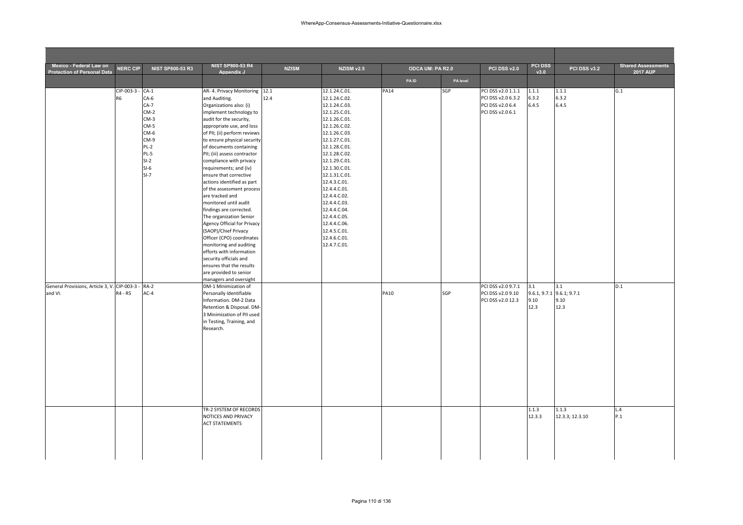| Mexico - Federal Law on Protection of Personal Data | NERC CIP | NIST SP800-53 R3 | NIST SP800-53 R4 Appendix J | NZISM | NZISM v2.5 | ODCA UM: PA R2.0 | | PCI DSS v2.0 | PCI DSS v3.0 | PCI DSS v3.2 | Shared Assessments 2017 AUP |
|---|---|---|---|---|---|---|---|---|---|---|---|
| | | | | | | PA ID | PA level | | | | |
| | CIP-003-3 - R6 | CA-1<br>CA-6<br>CA-7<br>CM-2<br>CM-3<br>CM-5<br>CM-6<br>CM-9<br>PL-2<br>PL-5<br>SI-2<br>SI-6<br>SI-7 | AR- 4. Privacy Monitoring and Auditing. Organizations also: (i) implement technology to audit for the security, appropriate use, and loss of PII; (ii) perform reviews to ensure physical security of documents containing PII; (iii) assess contractor compliance with privacy requirements; and (iv) ensure that corrective actions identified as part of the assessment process are tracked and monitored until audit findings are corrected. The organization Senior Agency Official for Privacy (SAOP)/Chief Privacy Officer (CPO) coordinates monitoring and auditing efforts with information security officials and ensures that the results are provided to senior managers and oversight | 12.1<br>12.4 | 12.1.24.C.01.<br>12.1.24.C.02.<br>12.1.24.C.03.<br>12.1.25.C.01.<br>12.1.26.C.01.<br>12.1.26.C.02.<br>12.1.26.C.03.<br>12.1.27.C.01.<br>12.1.28.C.01.<br>12.1.28.C.02.<br>12.1.29.C.01.<br>12.1.30.C.01.<br>12.1.31.C.01.<br>12.4.3.C.01.<br>12.4.4.C.01.<br>12.4.4.C.02.<br>12.4.4.C.03.<br>12.4.4.C.04.<br>12.4.4.C.05.<br>12.4.4.C.06.<br>12.4.5.C.01.<br>12.4.6.C.01.<br>12.4.7.C.01. | PA14 | SGP | PCI DSS v2.0 1.1.1<br>PCI DSS v2.0 6.3.2<br>PCI DSS v2.0 6.4<br>PCI DSS v2.0 6.1 | 1.1.1<br>6.3.2<br>6.4.5 | 1.1.1<br>6.3.2<br>6.4.5 | G.1 |
| General Provisions, Article 3, V. and VI. | CIP-003-3 - R4 - R5 | RA-2<br>AC-4 | DM-1 Minimization of Personally Identifiable Information. DM-2 Data Retention & Disposal. DM-3 Minimization of PII used in Testing, Training, and Research. | | | PA10 | SGP | PCI DSS v2.0 9.7.1<br>PCI DSS v2.0 9.10<br>PCI DSS v2.0 12.3 | 3.1<br>9.6.1, 9.7.1<br>9.10<br>12.3 | 3.1<br>9.6.1; 9.7.1<br>9.10<br>12.3 | D.1 |
| | | | TR-2 SYSTEM OF RECORDS NOTICES AND PRIVACY ACT STATEMENTS | | | | | | 1.1.3<br>12.3.3 | 1.1.3<br>12.3.3; 12.3.10 | L.4<br>P.1 |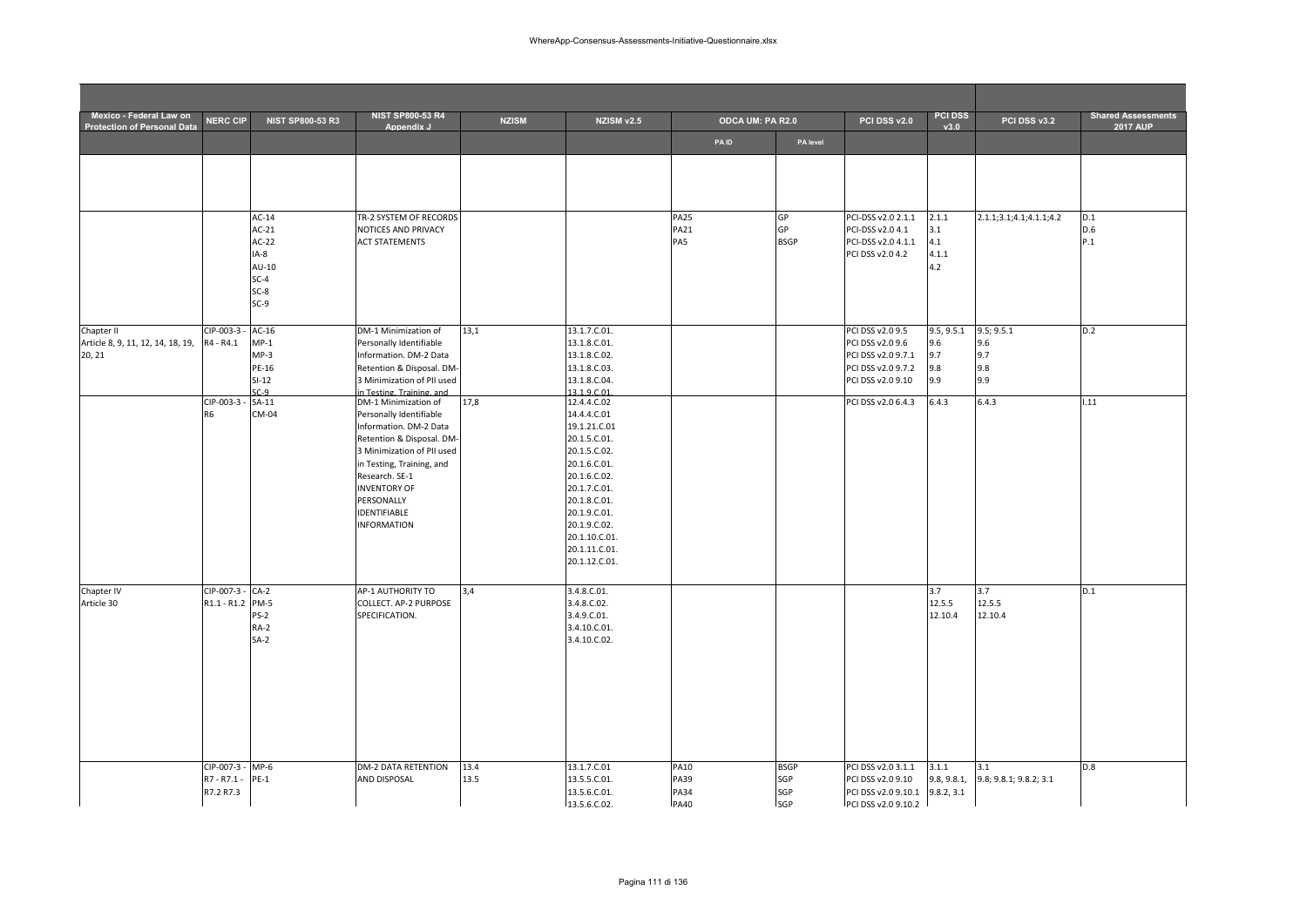| Mexico - Federal Law on Protection of Personal Data | NERC CIP | NIST SP800-53 R3 | NIST SP800-53 R4 Appendix J | NZISM | NZISM v2.5 | ODCA UM: PA R2.0 | | PCI DSS v2.0 | PCI DSS v3.0 | PCI DSS v3.2 | Shared Assessments 2017 AUP |
|---|---|---|---|---|---|---|---|---|---|---|---|
| | | | | | | PA ID | PA level | | | | |
| | | | | | | | | | | | |
| | | AC-14 AC-21 AC-22 IA-8 AU-10 SC-4 SC-8 SC-9 | TR-2 SYSTEM OF RECORDS NOTICES AND PRIVACY ACT STATEMENTS | | | PA25 PA21 PA5 | GP GP BSGP | PCI-DSS v2.0 2.1.1 PCI-DSS v2.0 4.1 PCI-DSS v2.0 4.1.1 PCI DSS v2.0 4.2 | 2.1.1 3.1 4.1 4.1.1 4.2 | 2.1.1;3.1;4.1;4.1.1;4.2 | D.1 D.6 P.1 |
| Chapter II Article 8, 9, 11, 12, 14, 18, 19, 20, 21 | CIP-003-3 - R4 - R4.1 | AC-16 MP-1 MP-3 PE-16 SI-12 SC-9 | DM-1 Minimization of Personally Identifiable Information. DM-2 Data Retention & Disposal. DM-3 Minimization of PII used in Testing, Training, and | 13,1 | 13.1.7.C.01. 13.1.8.C.01. 13.1.8.C.02. 13.1.8.C.03. 13.1.8.C.04. 13.1.9.C.01. | | | PCI DSS v2.0 9.5 PCI DSS v2.0 9.6 PCI DSS v2.0 9.7.1 PCI DSS v2.0 9.7.2 PCI DSS v2.0 9.10 | 9.5, 9.5.1 9.6 9.7 9.8 9.9 | 9.5; 9.5.1 9.6 9.7 9.8 9.9 | D.2 |
| | CIP-003-3 - R6 | SA-11 CM-04 | DM-1 Minimization of Personally Identifiable Information. DM-2 Data Retention & Disposal. DM-3 Minimization of PII used in Testing, Training, and Research. SE-1 INVENTORY OF PERSONALLY IDENTIFIABLE INFORMATION | 17,8 | 12.4.4.C.02 14.4.4.C.01 19.1.21.C.01 20.1.5.C.01. 20.1.5.C.02. 20.1.6.C.01. 20.1.6.C.02. 20.1.7.C.01. 20.1.8.C.01. 20.1.9.C.01. 20.1.9.C.02. 20.1.10.C.01. 20.1.11.C.01. 20.1.12.C.01. | | | PCI DSS v2.0 6.4.3 | 6.4.3 | 6.4.3 | I.11 |
| Chapter IV Article 30 | CIP-007-3 - R1.1 - R1.2 | CA-2 PM-5 PS-2 RA-2 SA-2 | AP-1 AUTHORITY TO COLLECT. AP-2 PURPOSE SPECIFICATION. | 3,4 | 3.4.8.C.01. 3.4.8.C.02. 3.4.9.C.01. 3.4.10.C.01. 3.4.10.C.02. | | | | 3.7 12.5.5 12.10.4 | 3.7 12.5.5 12.10.4 | D.1 |
| | CIP-007-3 - R7 - R7.1 - R7.2 R7.3 | MP-6 PE-1 | DM-2 DATA RETENTION AND DISPOSAL | 13.4 13.5 | 13.1.7.C.01 13.5.5.C.01. 13.5.6.C.01. 13.5.6.C.02. | PA10 PA39 PA34 PA40 | BSGP SGP SGP SGP | PCI DSS v2.0 3.1.1 PCI DSS v2.0 9.10 PCI DSS v2.0 9.10.1 PCI DSS v2.0 9.10.2 | 3.1.1 9.8, 9.8.1, 9.8.2, 3.1 | 3.1 9.8; 9.8.1; 9.8.2; 3.1 | D.8 |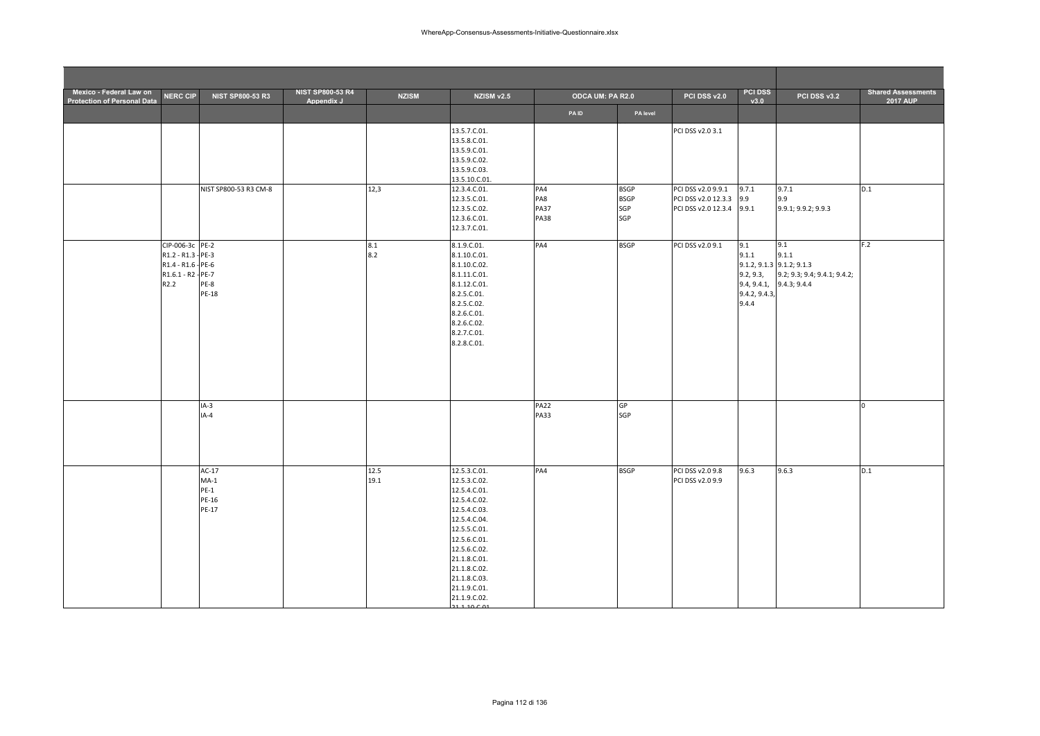| Mexico - Federal Law on Protection of Personal Data | NERC CIP | NIST SP800-53 R3 | NIST SP800-53 R4 Appendix J | NZISM | NZISM v2.5 | ODCA UM: PA R2.0 | | PCI DSS v2.0 | PCI DSS v3.0 | PCI DSS v3.2 | Shared Assessments 2017 AUP |
|---|---|---|---|---|---|---|---|---|---|---|---|
| | | | | | | PA ID | PA level | | | | |
| | | | | | 13.5.7.C.01.<br>13.5.8.C.01.<br>13.5.9.C.01.<br>13.5.9.C.02.<br>13.5.9.C.03.<br>13.5.10.C.01. | | | PCI DSS v2.0 3.1 | | | |
| | | NIST SP800-53 R3 CM-8 | | 12,3 | 12.3.4.C.01.<br>12.3.5.C.01.<br>12.3.5.C.02.<br>12.3.6.C.01.<br>12.3.7.C.01. | PA4<br>PA8<br>PA37<br>PA38 | BSGP<br>BSGP<br>SGP<br>SGP | PCI DSS v2.0 9.9.1<br>PCI DSS v2.0 12.3.3<br>PCI DSS v2.0 12.3.4 | 9.7.1<br>9.9<br>9.9.1 | 9.7.1<br>9.9<br>9.9.1; 9.9.2; 9.9.3 | D.1 |
| | CIP-006-3c R1.2 - R1.3 - R1.4 - R1.6 - R1.6.1 - R2 - R2.2 | PE-2<br>PE-3<br>PE-6<br>PE-7<br>PE-8<br>PE-18 | | 8.1<br>8.2 | 8.1.9.C.01.<br>8.1.10.C.01.<br>8.1.10.C.02.<br>8.1.11.C.01.<br>8.1.12.C.01.<br>8.2.5.C.01.<br>8.2.5.C.02.<br>8.2.6.C.01.<br>8.2.6.C.02.<br>8.2.7.C.01.<br>8.2.8.C.01. | PA4 | BSGP | PCI DSS v2.0 9.1 | 9.1<br>9.1.1<br>9.1.2, 9.1.3<br>9.2, 9.3,<br>9.4, 9.4.1,<br>9.4.2, 9.4.3,<br>9.4.4 | 9.1<br>9.1.1<br>9.1.2; 9.1.3<br>9.2; 9.3; 9.4; 9.4.1; 9.4.2;<br>9.4.3; 9.4.4 | F.2 |
| | | IA-3<br>IA-4 | | | | PA22<br>PA33 | GP<br>SGP | | | | 0 |
| | | AC-17<br>MA-1<br>PE-1<br>PE-16<br>PE-17 | | 12.5<br>19.1 | 12.5.3.C.01.<br>12.5.3.C.02.<br>12.5.4.C.01.<br>12.5.4.C.02.<br>12.5.4.C.03.<br>12.5.4.C.04.<br>12.5.5.C.01.<br>12.5.6.C.01.<br>12.5.6.C.02.<br>21.1.8.C.01.<br>21.1.8.C.02.<br>21.1.8.C.03.<br>21.1.9.C.01.<br>21.1.9.C.02.<br>21.1.10.C.01. | PA4 | BSGP | PCI DSS v2.0 9.8<br>PCI DSS v2.0 9.9 | 9.6.3 | 9.6.3 | D.1 |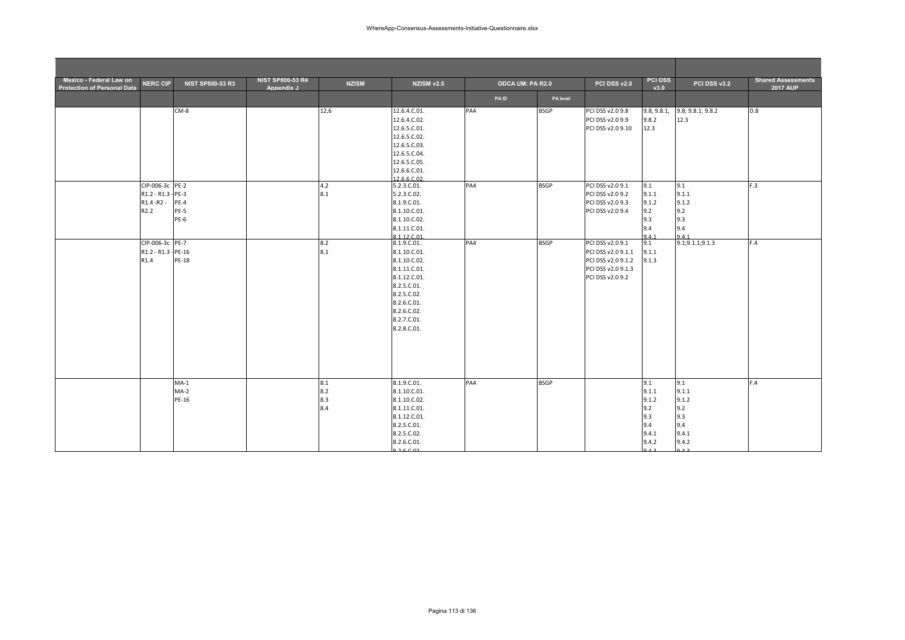| Mexico - Federal Law on Protection of Personal Data | NERC CIP | NIST SP800-53 R3 | NIST SP800-53 R4 Appendix J | NZISM | NZISM v2.5 | ODCA UM: PA R2.0 | | PCI DSS v2.0 | PCI DSS v3.0 | PCI DSS v3.2 | Shared Assessments 2017 AUP |
|---|---|---|---|---|---|---|---|---|---|---|---|
| | | | | | | PA ID | PA level | | | | |
| | | CM-8 | | 12,6 | 12.6.4.C.01.<br>12.6.4.C.02.<br>12.6.5.C.01.<br>12.6.5.C.02.<br>12.6.5.C.03.<br>12.6.5.C.04.<br>12.6.5.C.05.<br>12.6.6.C.01.<br>12.6.6.C.02. | PA4 | BSGP | PCI DSS v2.0 9.8<br>PCI DSS v2.0 9.9<br>PCI DSS v2.0 9.10 | 9.8, 9.8.1,<br>9.8.2<br>12.3 | 9.8; 9.8.1; 9.8.2<br>12.3 | D.8 |
| | CIP-006-3c<br>R1.2 - R1.3 -<br>R1.4 -R2 -<br>R2.2 | PE-2<br>PE-3<br>PE-4<br>PE-5<br>PE-6 | | 4.2<br>8.1 | 5.2.3.C.01.<br>5.2.3.C.02.<br>8.1.9.C.01.<br>8.1.10.C.01.<br>8.1.10.C.02.<br>8.1.11.C.01.<br>8.1.12.C.01. | PA4 | BSGP | PCI DSS v2.0 9.1<br>PCI DSS v2.0 9.2<br>PCI DSS v2.0 9.3<br>PCI DSS v2.0 9.4 | 9.1<br>9.1.1<br>9.1.2<br>9.2<br>9.3<br>9.4<br>9.4.1 | 9.1<br>9.1.1<br>9.1.2<br>9.2<br>9.3<br>9.4<br>9.4.1 | F.3 |
| | CIP-006-3c<br>R1.2 - R1.3 -<br>R1.4 | PE-7<br>PE-16<br>PE-18 | | 8.2<br>8.1 | 8.1.9.C.01.<br>8.1.10.C.01.<br>8.1.10.C.02.<br>8.1.11.C.01.<br>8.1.12.C.01.<br>8.2.5.C.01.<br>8.2.5.C.02.<br>8.2.6.C.01.<br>8.2.6.C.02.<br>8.2.7.C.01.<br>8.2.8.C.01. | PA4 | BSGP | PCI DSS v2.0 9.1<br>PCI DSS v2.0 9.1.1<br>PCI DSS v2.0 9.1.2<br>PCI DSS v2.0 9.1.3<br>PCI DSS v2.0 9.2 | 9.1<br>9.1.1<br>9.1.3 | 9.1;9.1.1;9.1.3 | F.4 |
| | | MA-1<br>MA-2<br>PE-16 | | 8.1<br>8.2<br>8.3<br>8.4 | 8.1.9.C.01.<br>8.1.10.C.01.<br>8.1.10.C.02.<br>8.1.11.C.01.<br>8.1.12.C.01.<br>8.2.5.C.01.<br>8.2.5.C.02.<br>8.2.6.C.01.<br>8.2.6.C.02. | PA4 | BSGP | | 9.1<br>9.1.1<br>9.1.2<br>9.2<br>9.3<br>9.4<br>9.4.1<br>9.4.2<br>9.4.3 | 9.1<br>9.1.1<br>9.1.2<br>9.2<br>9.3<br>9.4<br>9.4.1<br>9.4.2<br>9.4.3 | F.4 |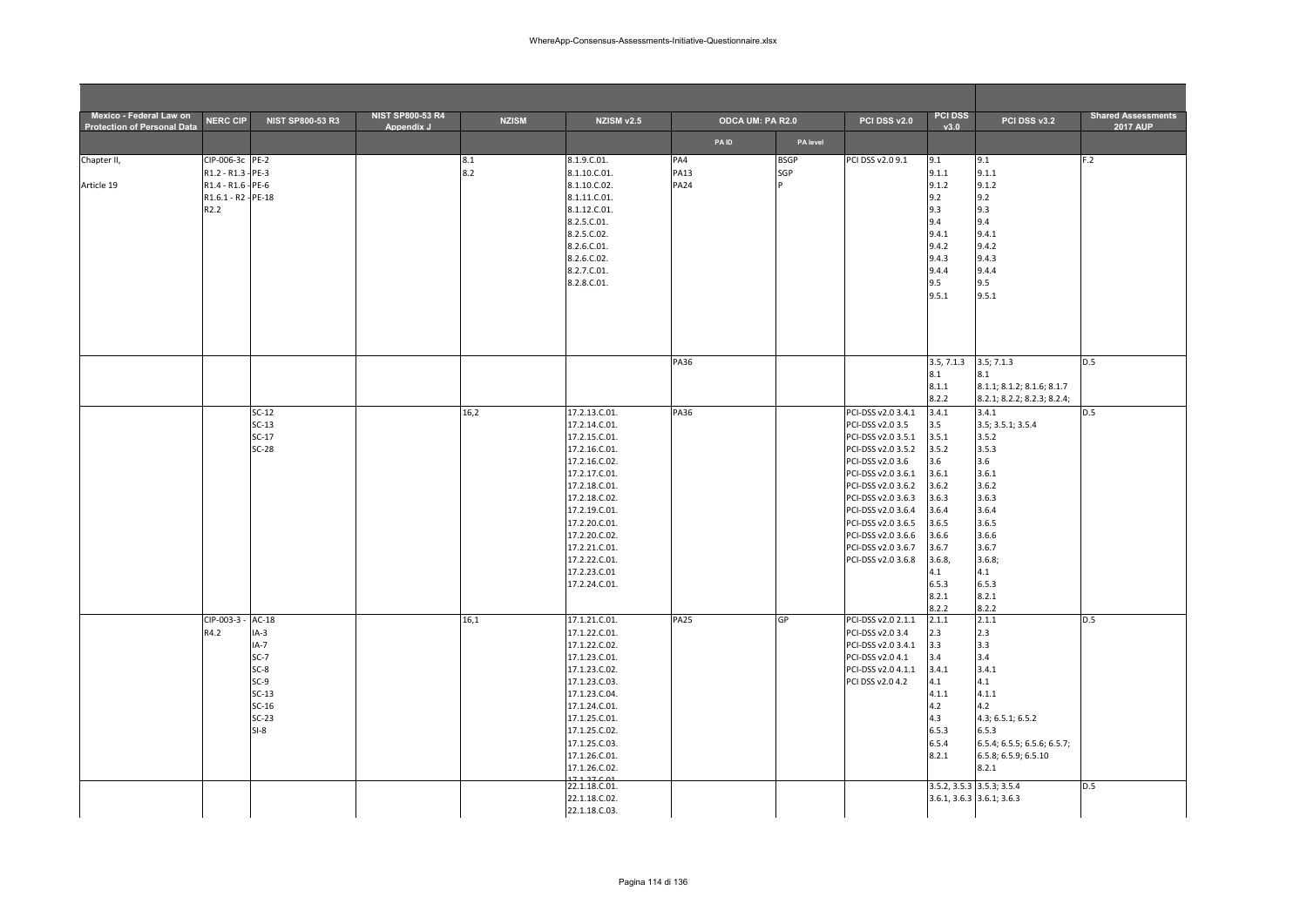| Mexico - Federal Law on Protection of Personal Data | NERC CIP | NIST SP800-53 R3 | NIST SP800-53 R4 Appendix J | NZISM | NZISM v2.5 | ODCA UM: PA R2.0 | | PCI DSS v2.0 | PCI DSS v3.0 | PCI DSS v3.2 | Shared Assessments 2017 AUP |
|---|---|---|---|---|---|---|---|---|---|---|---|
| | | | | | | PA ID | PA level | | | | |
| Chapter II,<br><br>Article 19 | CIP-006-3c<br>R1.2 - R1.3 -<br>R1.4 - R1.6 -<br>R1.6.1 - R2 -<br>R2.2 | PE-2<br>PE-3<br>PE-6<br>PE-18 | | 8.1<br>8.2 | 8.1.9.C.01.<br>8.1.10.C.01.<br>8.1.10.C.02.<br>8.1.11.C.01.<br>8.1.12.C.01.<br>8.2.5.C.01.<br>8.2.5.C.02.<br>8.2.6.C.01.<br>8.2.6.C.02.<br>8.2.7.C.01.<br>8.2.8.C.01. | PA4<br>PA13<br>PA24 | BSGP<br>SGP<br>P | PCI DSS v2.0 9.1 | 9.1<br>9.1.1<br>9.1.2<br>9.2<br>9.3<br>9.4<br>9.4.1<br>9.4.2<br>9.4.3<br>9.4.4<br>9.5<br>9.5.1 | 9.1<br>9.1.1<br>9.1.2<br>9.2<br>9.3<br>9.4<br>9.4.1<br>9.4.2<br>9.4.3<br>9.4.4<br>9.5<br>9.5.1 | F.2 |
| | | | | | | PA36 | | | 3.5, 7.1.3<br>8.1<br>8.1.1<br>8.2.2 | 3.5; 7.1.3<br>8.1<br>8.1.1; 8.1.2; 8.1.6; 8.1.7<br>8.2.1; 8.2.2; 8.2.3; 8.2.4; | D.5 |
| | | SC-12<br>SC-13<br>SC-17<br>SC-28 | | 16,2 | 17.2.13.C.01.<br>17.2.14.C.01.<br>17.2.15.C.01.<br>17.2.16.C.01.<br>17.2.16.C.02.<br>17.2.17.C.01.<br>17.2.18.C.01.<br>17.2.18.C.02.<br>17.2.19.C.01.<br>17.2.20.C.01.<br>17.2.20.C.02.<br>17.2.21.C.01.<br>17.2.22.C.01.<br>17.2.23.C.01<br>17.2.24.C.01. | PA36 | | PCI-DSS v2.0 3.4.1<br>PCI-DSS v2.0 3.5<br>PCI-DSS v2.0 3.5.1<br>PCI-DSS v2.0 3.5.2<br>PCI-DSS v2.0 3.6<br>PCI-DSS v2.0 3.6.1<br>PCI-DSS v2.0 3.6.2<br>PCI-DSS v2.0 3.6.3<br>PCI-DSS v2.0 3.6.4<br>PCI-DSS v2.0 3.6.5<br>PCI-DSS v2.0 3.6.6<br>PCI-DSS v2.0 3.6.7<br>PCI-DSS v2.0 3.6.8 | 3.4.1<br>3.5<br>3.5.1<br>3.5.2<br>3.6<br>3.6.1<br>3.6.2<br>3.6.3<br>3.6.4<br>3.6.5<br>3.6.6<br>3.6.7<br>3.6.8,<br>4.1<br>6.5.3<br>8.2.1<br>8.2.2 | 3.4.1<br>3.5; 3.5.1; 3.5.4<br>3.5.2<br>3.5.3<br>3.6<br>3.6.1<br>3.6.2<br>3.6.3<br>3.6.4<br>3.6.5<br>3.6.6<br>3.6.7<br>3.6.8;<br>4.1<br>6.5.3<br>8.2.1<br>8.2.2 | D.5 |
| | CIP-003-3 -<br>R4.2 | AC-18<br>IA-3<br>IA-7<br>SC-7<br>SC-8<br>SC-9<br>SC-13<br>SC-16<br>SC-23<br>SI-8 | | 16,1 | 17.1.21.C.01.<br>17.1.22.C.01.<br>17.1.22.C.02.<br>17.1.23.C.01.<br>17.1.23.C.02.<br>17.1.23.C.03.<br>17.1.23.C.04.<br>17.1.24.C.01.<br>17.1.25.C.01.<br>17.1.25.C.02.<br>17.1.25.C.03.<br>17.1.26.C.01.<br>17.1.26.C.02.<br>17.1.27.C.01. | PA25 | GP | PCI-DSS v2.0 2.1.1<br>PCI-DSS v2.0 3.4<br>PCI-DSS v2.0 3.4.1<br>PCI-DSS v2.0 4.1<br>PCI-DSS v2.0 4.1.1<br>PCI DSS v2.0 4.2 | 2.1.1<br>2.3<br>3.3<br>3.4<br>3.4.1<br>4.1<br>4.1.1<br>4.2<br>4.3<br>6.5.3<br>6.5.4<br>8.2.1 | 2.1.1<br>2.3<br>3.3<br>3.4<br>3.4.1<br>4.1<br>4.1.1<br>4.2<br>4.3; 6.5.1; 6.5.2<br>6.5.3<br>6.5.4; 6.5.5; 6.5.6; 6.5.7;<br>6.5.8; 6.5.9; 6.5.10<br>8.2.1 | D.5 |
| | | | | | 22.1.18.C.01.<br>22.1.18.C.02.<br>22.1.18.C.03. | | | | 3.5.2, 3.5.3<br>3.6.1, 3.6.3 | 3.5.3; 3.5.4<br>3.6.1; 3.6.3 | D.5 |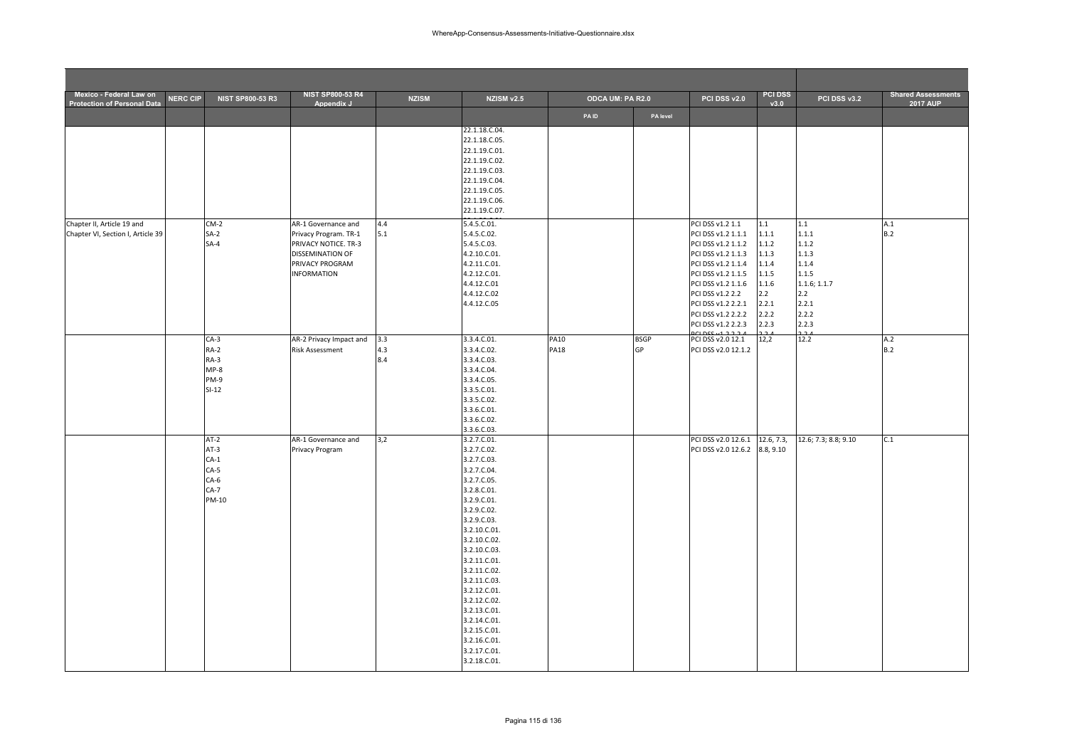| Mexico - Federal Law on Protection of Personal Data | NERC CIP | NIST SP800-53 R3 | NIST SP800-53 R4 Appendix J | NZISM | NZISM v2.5 | ODCA UM: PA R2.0 | | PCI DSS v2.0 | PCI DSS v3.0 | PCI DSS v3.2 | Shared Assessments 2017 AUP |
|---|---|---|---|---|---|---|---|---|---|---|---|
| | | | | | | PA ID | PA level | | | | |
| | | | | | 22.1.18.C.04.<br>22.1.18.C.05.<br>22.1.19.C.01.<br>22.1.19.C.02.<br>22.1.19.C.03.<br>22.1.19.C.04.<br>22.1.19.C.05.<br>22.1.19.C.06.<br>22.1.19.C.07. | | | | | | |
| Chapter II, Article 19 and Chapter VI, Section I, Article 39 | | CM-2<br>SA-2<br>SA-4 | AR-1 Governance and Privacy Program. TR-1 PRIVACY NOTICE. TR-3 DISSEMINATION OF PRIVACY PROGRAM INFORMATION | 4.4<br>5.1 | 5.4.5.C.01.<br>5.4.5.C.02.<br>5.4.5.C.03.<br>4.2.10.C.01.<br>4.2.11.C.01.<br>4.2.12.C.01.<br>4.4.12.C.01<br>4.4.12.C.02<br>4.4.12.C.05 | | | PCI DSS v1.2 1.1<br>PCI DSS v1.2 1.1.1<br>PCI DSS v1.2 1.1.2<br>PCI DSS v1.2 1.1.3<br>PCI DSS v1.2 1.1.4<br>PCI DSS v1.2 1.1.5<br>PCI DSS v1.2 1.1.6<br>PCI DSS v1.2 2.2<br>PCI DSS v1.2 2.2.1<br>PCI DSS v1.2 2.2.2<br>PCI DSS v1.2 2.2.3<br>PCI DSS v1.2 2.2.4 | 1.1<br>1.1.1<br>1.1.2<br>1.1.3<br>1.1.4<br>1.1.5<br>1.1.6<br>2.2<br>2.2.1<br>2.2.2<br>2.2.3<br>2.2.4 | 1.1<br>1.1.1<br>1.1.2<br>1.1.3<br>1.1.4<br>1.1.5<br>1.1.6; 1.1.7<br>2.2<br>2.2.1<br>2.2.2<br>2.2.3<br>2.2.4 | A.1<br>B.2 |
| | | CA-3<br>RA-2<br>RA-3<br>MP-8<br>PM-9<br>SI-12 | AR-2 Privacy Impact and Risk Assessment | 3.3<br>4.3<br>8.4 | 3.3.4.C.01.<br>3.3.4.C.02.<br>3.3.4.C.03.<br>3.3.4.C.04.<br>3.3.4.C.05.<br>3.3.5.C.01.<br>3.3.5.C.02.<br>3.3.6.C.01.<br>3.3.6.C.02.<br>3.3.6.C.03. | PA10<br>PA18 | BSGP<br>GP | PCI DSS v2.0 12.1<br>PCI DSS v2.0 12.1.2 | 12,2 | 12.2 | A.2<br>B.2 |
| | | AT-2<br>AT-3<br>CA-1<br>CA-5<br>CA-6<br>CA-7<br>PM-10 | AR-1 Governance and Privacy Program | 3,2 | 3.2.7.C.01.<br>3.2.7.C.02.<br>3.2.7.C.03.<br>3.2.7.C.04.<br>3.2.7.C.05.<br>3.2.8.C.01.<br>3.2.9.C.01.<br>3.2.9.C.02.<br>3.2.9.C.03.<br>3.2.10.C.01.<br>3.2.10.C.02.<br>3.2.10.C.03.<br>3.2.11.C.01.<br>3.2.11.C.02.<br>3.2.11.C.03.<br>3.2.12.C.01.<br>3.2.12.C.02.<br>3.2.13.C.01.<br>3.2.14.C.01.<br>3.2.15.C.01.<br>3.2.16.C.01.<br>3.2.17.C.01.<br>3.2.18.C.01. | | | PCI DSS v2.0 12.6.1<br>PCI DSS v2.0 12.6.2 | 12.6, 7.3, 8.8, 9.10 | 12.6; 7.3; 8.8; 9.10 | C.1 |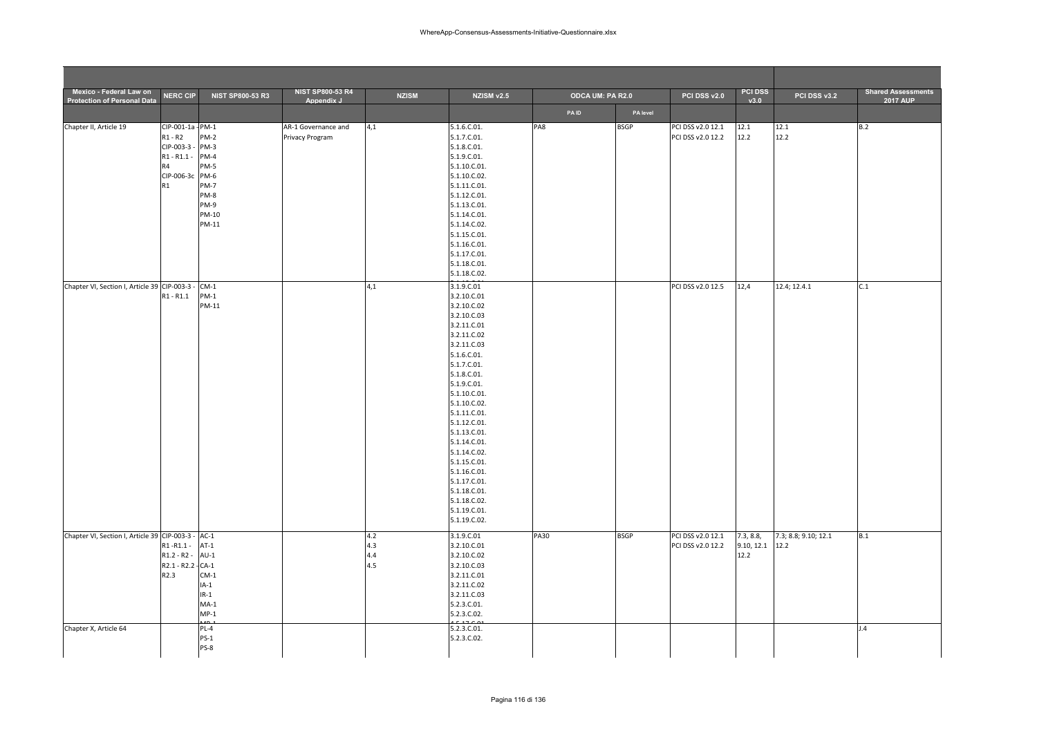| Mexico - Federal Law on Protection of Personal Data | NERC CIP | NIST SP800-53 R3 | NIST SP800-53 R4 Appendix J | NZISM | NZISM v2.5 | ODCA UM: PA R2.0 | | PCI DSS v2.0 | PCI DSS v3.0 | PCI DSS v3.2 | Shared Assessments 2017 AUP |
|---|---|---|---|---|---|---|---|---|---|---|---|
| | | | | | | PA ID | PA level | | | | |
| Chapter II, Article 19 | CIP-001-1a - R1 - R2 CIP-003-3 - R1 - R1.1 - R4 CIP-006-3c R1 | PM-1 PM-2 PM-3 PM-4 PM-5 PM-6 PM-7 PM-8 PM-9 PM-10 PM-11 | AR-1 Governance and Privacy Program | 4,1 | 5.1.6.C.01. 5.1.7.C.01. 5.1.8.C.01. 5.1.9.C.01. 5.1.10.C.01. 5.1.10.C.02. 5.1.11.C.01. 5.1.12.C.01. 5.1.13.C.01. 5.1.14.C.01. 5.1.14.C.02. 5.1.15.C.01. 5.1.16.C.01. 5.1.17.C.01. 5.1.18.C.01. 5.1.18.C.02. | PA8 | BSGP | PCI DSS v2.0 12.1 PCI DSS v2.0 12.2 | 12.1 12.2 | 12.1 12.2 | B.2 |
| Chapter VI, Section I, Article 39 | CIP-003-3 - R1 - R1.1 | CM-1 PM-1 PM-11 | | 4,1 | 3.1.9.C.01 3.2.10.C.01 3.2.10.C.02 3.2.10.C.03 3.2.11.C.01 3.2.11.C.02 3.2.11.C.03 5.1.6.C.01. 5.1.7.C.01. 5.1.8.C.01. 5.1.9.C.01. 5.1.10.C.01. 5.1.10.C.02. 5.1.11.C.01. 5.1.12.C.01. 5.1.13.C.01. 5.1.14.C.01. 5.1.14.C.02. 5.1.15.C.01. 5.1.16.C.01. 5.1.17.C.01. 5.1.18.C.01. 5.1.18.C.02. 5.1.19.C.01. 5.1.19.C.02. | | | PCI DSS v2.0 12.5 | 12,4 | 12.4; 12.4.1 | C.1 |
| Chapter VI, Section I, Article 39 | CIP-003-3 - R1 -R1.1 - R1.2 - R2 - R2.1 - R2.2 - R2.3 | AC-1 AT-1 AU-1 CA-1 CM-1 IA-1 IR-1 MA-1 MP-1 MP-1 | | 4.2 4.3 4.4 4.5 | 3.1.9.C.01 3.2.10.C.01 3.2.10.C.02 3.2.10.C.03 3.2.11.C.01 3.2.11.C.02 3.2.11.C.03 5.2.3.C.01. 5.2.3.C.02. 4.5.17.C.01 | PA30 | BSGP | PCI DSS v2.0 12.1 PCI DSS v2.0 12.2 | 7.3, 8.8, 9.10, 12.1 12.2 | 7.3; 8.8; 9.10; 12.1 12.2 | B.1 |
| Chapter X, Article 64 | | PL-4 PS-1 PS-8 | | | 5.2.3.C.01. 5.2.3.C.02. | | | | | | J.4 |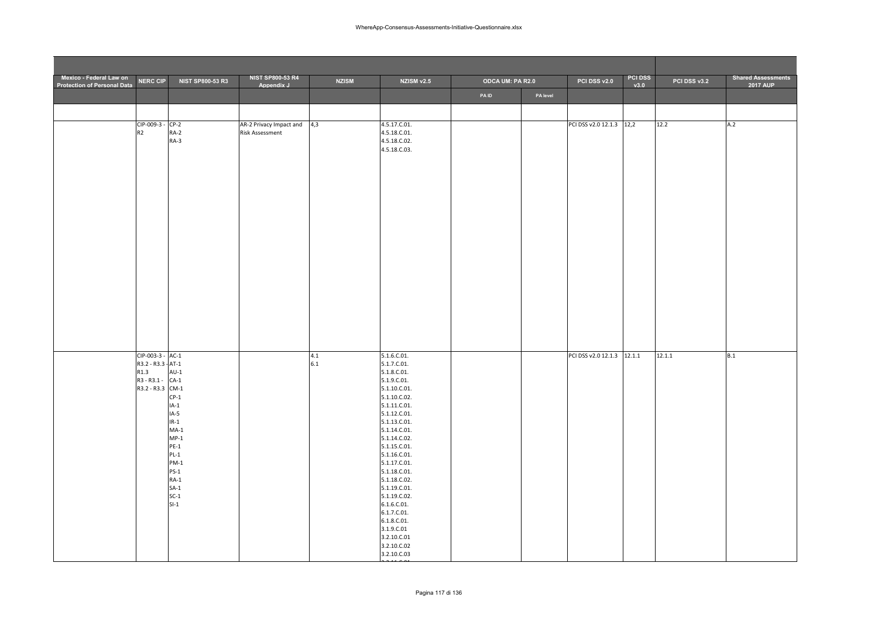| Mexico - Federal Law on Protection of Personal Data | NERC CIP | NIST SP800-53 R3 | NIST SP800-53 R4 Appendix J | NZISM | NZISM v2.5 | ODCA UM: PA R2.0 | | PCI DSS v2.0 | PCI DSS v3.0 | PCI DSS v3.2 | Shared Assessments 2017 AUP |
|---|---|---|---|---|---|---|---|---|---|---|---|
| | | | | | | PA ID | PA level | | | | |
| | | | | | | | | | | | |
| | CIP-009-3 - R2 | CP-2<br>RA-2<br>RA-3 | AR-2 Privacy Impact and Risk Assessment | 4,3 | 4.5.17.C.01.<br>4.5.18.C.01.<br>4.5.18.C.02.<br>4.5.18.C.03. | | | PCI DSS v2.0 12.1.3 | 12,2 | 12.2 | A.2 |
| | CIP-003-3 - R3.2 - R3.3 - R1.3<br>R3 - R3.1 - R3.2 - R3.3 | AC-1<br>AT-1<br>AU-1<br>CA-1<br>CM-1<br>CP-1<br>IA-1<br>IA-5<br>IR-1<br>MA-1<br>MP-1<br>PE-1<br>PL-1<br>PM-1<br>PS-1<br>RA-1<br>SA-1<br>SC-1<br>SI-1 | | 4.1<br>6.1 | 5.1.6.C.01.<br>5.1.7.C.01.<br>5.1.8.C.01.<br>5.1.9.C.01.<br>5.1.10.C.01.<br>5.1.10.C.02.<br>5.1.11.C.01.<br>5.1.12.C.01.<br>5.1.13.C.01.<br>5.1.14.C.01.<br>5.1.14.C.02.<br>5.1.15.C.01.<br>5.1.16.C.01.<br>5.1.17.C.01.<br>5.1.18.C.01.<br>5.1.18.C.02.<br>5.1.19.C.01.<br>5.1.19.C.02.<br>6.1.6.C.01.<br>6.1.7.C.01.<br>6.1.8.C.01.<br>3.1.9.C.01<br>3.2.10.C.01<br>3.2.10.C.02<br>3.2.10.C.03 | | | PCI DSS v2.0 12.1.3 | 12.1.1 | 12.1.1 | B.1 |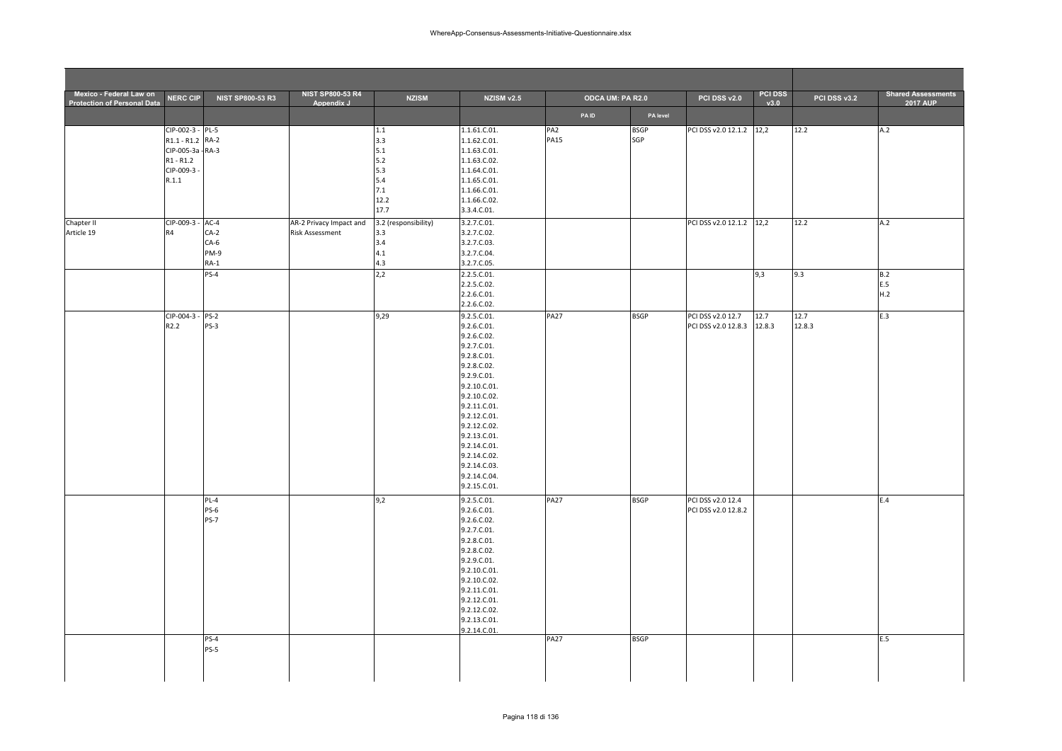| Mexico - Federal Law on Protection of Personal Data | NERC CIP | NIST SP800-53 R3 | NIST SP800-53 R4 Appendix J | NZISM | NZISM v2.5 | ODCA UM: PA R2.0 | | PCI DSS v2.0 | PCI DSS v3.0 | PCI DSS v3.2 | Shared Assessments 2017 AUP |
|---|---|---|---|---|---|---|---|---|---|---|---|
| | | | | | | PA ID | PA level | | | | |
| | CIP-002-3 - R1.1 - R1.2 CIP-005-3a - R1 - R1.2 CIP-009-3 - R.1.1 | PL-5 RA-2 RA-3 | | 1.1 3.3 5.1 5.2 5.3 5.4 7.1 12.2 17.7 | 1.1.61.C.01. 1.1.62.C.01. 1.1.63.C.01. 1.1.63.C.02. 1.1.64.C.01. 1.1.65.C.01. 1.1.66.C.01. 1.1.66.C.02. 3.3.4.C.01. | PA2 PA15 | BSGP SGP | PCI DSS v2.0 12.1.2 | 12,2 | 12.2 | A.2 |
| Chapter II Article 19 | CIP-009-3 - R4 | AC-4 CA-2 CA-6 PM-9 RA-1 | AR-2 Privacy Impact and Risk Assessment | 3.2 (responsibility) 3.3 3.4 4.1 4.3 | 3.2.7.C.01. 3.2.7.C.02. 3.2.7.C.03. 3.2.7.C.04. 3.2.7.C.05. | | | PCI DSS v2.0 12.1.2 | 12,2 | 12.2 | A.2 |
| | | PS-4 | | 2,2 | 2.2.5.C.01. 2.2.5.C.02. 2.2.6.C.01. 2.2.6.C.02. | | | | 9,3 | 9.3 | B.2 E.5 H.2 |
| | CIP-004-3 - R2.2 | PS-2 PS-3 | | 9,29 | 9.2.5.C.01. 9.2.6.C.01. 9.2.6.C.02. 9.2.7.C.01. 9.2.8.C.01. 9.2.8.C.02. 9.2.9.C.01. 9.2.10.C.01. 9.2.10.C.02. 9.2.11.C.01. 9.2.12.C.01. 9.2.12.C.02. 9.2.13.C.01. 9.2.14.C.01. 9.2.14.C.02. 9.2.14.C.03. 9.2.14.C.04. 9.2.15.C.01. | PA27 | BSGP | PCI DSS v2.0 12.7 PCI DSS v2.0 12.8.3 | 12.7 12.8.3 | 12.7 12.8.3 | E.3 |
| | | PL-4 PS-6 PS-7 | | 9,2 | 9.2.5.C.01. 9.2.6.C.01. 9.2.6.C.02. 9.2.7.C.01. 9.2.8.C.01. 9.2.8.C.02. 9.2.9.C.01. 9.2.10.C.01. 9.2.10.C.02. 9.2.11.C.01. 9.2.12.C.01. 9.2.12.C.02. 9.2.13.C.01. 9.2.14.C.01. | PA27 | BSGP | PCI DSS v2.0 12.4 PCI DSS v2.0 12.8.2 | | | E.4 |
| | | PS-4 PS-5 | | | | PA27 | BSGP | | | | E.5 |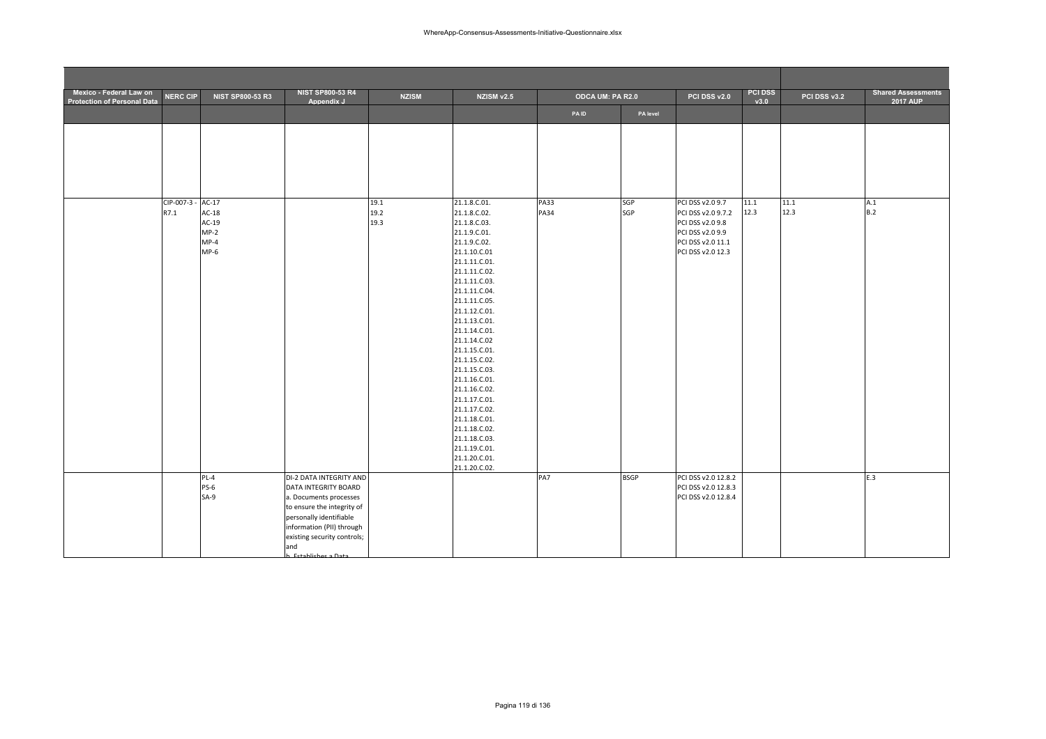| Mexico - Federal Law on Protection of Personal Data | NERC CIP | NIST SP800-53 R3 | NIST SP800-53 R4 Appendix J | NZISM | NZISM v2.5 | ODCA UM: PA R2.0 | | PCI DSS v2.0 | PCI DSS v3.0 | PCI DSS v3.2 | Shared Assessments 2017 AUP |
|---|---|---|---|---|---|---|---|---|---|---|---|
| | | | | | | PA ID | PA level | | | | |
| | | | | | | | | | | | |
| | CIP-007-3 - R7.1 | AC-17<br>AC-18<br>AC-19<br>MP-2<br>MP-4<br>MP-6 | | 19.1<br>19.2<br>19.3 | 21.1.8.C.01.<br>21.1.8.C.02.<br>21.1.8.C.03.<br>21.1.9.C.01.<br>21.1.9.C.02.<br>21.1.10.C.01<br>21.1.11.C.01.<br>21.1.11.C.02.<br>21.1.11.C.03.<br>21.1.11.C.04.<br>21.1.11.C.05.<br>21.1.12.C.01.<br>21.1.13.C.01.<br>21.1.14.C.01.<br>21.1.14.C.02<br>21.1.15.C.01.<br>21.1.15.C.02.<br>21.1.15.C.03.<br>21.1.16.C.01.<br>21.1.16.C.02.<br>21.1.17.C.01.<br>21.1.17.C.02.<br>21.1.18.C.01.<br>21.1.18.C.02.<br>21.1.18.C.03.<br>21.1.19.C.01.<br>21.1.20.C.01.<br>21.1.20.C.02. | PA33<br>PA34 | SGP<br>SGP | PCI DSS v2.0 9.7<br>PCI DSS v2.0 9.7.2<br>PCI DSS v2.0 9.8<br>PCI DSS v2.0 9.9<br>PCI DSS v2.0 11.1<br>PCI DSS v2.0 12.3 | 11.1<br>12.3 | 11.1<br>12.3 | A.1<br>B.2 |
| | | PL-4<br>PS-6<br>SA-9 | DI-2 DATA INTEGRITY AND DATA INTEGRITY BOARD<br>a. Documents processes to ensure the integrity of personally identifiable information (PII) through existing security controls; and<br>b. Establishes a Data | | | PA7 | BSGP | PCI DSS v2.0 12.8.2<br>PCI DSS v2.0 12.8.3<br>PCI DSS v2.0 12.8.4 | | | E.3 |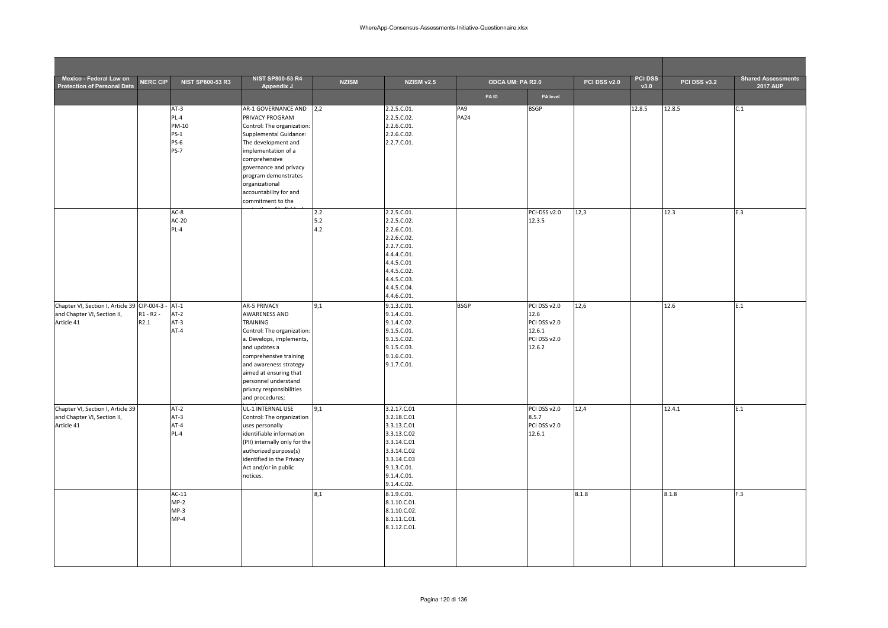| Mexico - Federal Law on Protection of Personal Data | NERC CIP | NIST SP800-53 R3 | NIST SP800-53 R4 Appendix J | NZISM | NZISM v2.5 | ODCA UM: PA R2.0 | | PCI DSS v2.0 | PCI DSS v3.0 | PCI DSS v3.2 | Shared Assessments 2017 AUP |
|---|---|---|---|---|---|---|---|---|---|---|---|
| | | | | | | PA ID | PA level | | | | |
| | | AT-3<br>PL-4<br>PM-10<br>PS-1<br>PS-6<br>PS-7 | AR-1 GOVERNANCE AND PRIVACY PROGRAM<br>Control: The organization:<br>Supplemental Guidance: The development and implementation of a comprehensive governance and privacy program demonstrates organizational accountability for and commitment to the | 2,2 | 2.2.5.C.01.<br>2.2.5.C.02.<br>2.2.6.C.01.<br>2.2.6.C.02.<br>2.2.7.C.01. | PA9<br>PA24 | BSGP | | 12.8.5 | 12.8.5 | C.1 |
| | | AC-8<br>AC-20<br>PL-4 | | 2.2<br>5.2<br>4.2 | 2.2.5.C.01.<br>2.2.5.C.02.<br>2.2.6.C.01.<br>2.2.6.C.02.<br>2.2.7.C.01.<br>4.4.4.C.01.<br>4.4.5.C.01<br>4.4.5.C.02.<br>4.4.5.C.03.<br>4.4.5.C.04.<br>4.4.6.C.01. | | PCI-DSS v2.0 12.3.5 | 12,3 | | 12.3 | E.3 |
| Chapter VI, Section I, Article 39 and Chapter VI, Section II, Article 41 | CIP-004-3 - R1 - R2 - R2.1 | AT-1<br>AT-2<br>AT-3<br>AT-4 | AR-5 PRIVACY AWARENESS AND TRAINING<br>Control: The organization:<br>a. Develops, implements, and updates a comprehensive training and awareness strategy aimed at ensuring that personnel understand privacy responsibilities and procedures; | 9,1 | 9.1.3.C.01.<br>9.1.4.C.01.<br>9.1.4.C.02.<br>9.1.5.C.01.<br>9.1.5.C.02.<br>9.1.5.C.03.<br>9.1.6.C.01.<br>9.1.7.C.01. | BSGP | PCI DSS v2.0 12.6<br>PCI DSS v2.0 12.6.1<br>PCI DSS v2.0 12.6.2 | 12,6 | | 12.6 | E.1 |
| Chapter VI, Section I, Article 39 and Chapter VI, Section II, Article 41 | | AT-2<br>AT-3<br>AT-4<br>PL-4 | UL-1 INTERNAL USE<br>Control: The organization uses personally identifiable information (PII) internally only for the authorized purpose(s) identified in the Privacy Act and/or in public notices. | 9,1 | 3.2.17.C.01<br>3.2.18.C.01<br>3.3.13.C.01<br>3.3.13.C.02<br>3.3.14.C.01<br>3.3.14.C.02<br>3.3.14.C.03<br>9.1.3.C.01.<br>9.1.4.C.01.<br>9.1.4.C.02. | | PCI DSS v2.0 8.5.7<br>PCI DSS v2.0 12.6.1 | 12,4 | | 12.4.1 | E.1 |
| | | AC-11<br>MP-2<br>MP-3<br>MP-4 | | 8,1 | 8.1.9.C.01.<br>8.1.10.C.01.<br>8.1.10.C.02.<br>8.1.11.C.01.<br>8.1.12.C.01. | | | 8.1.8 | | 8.1.8 | F.3 |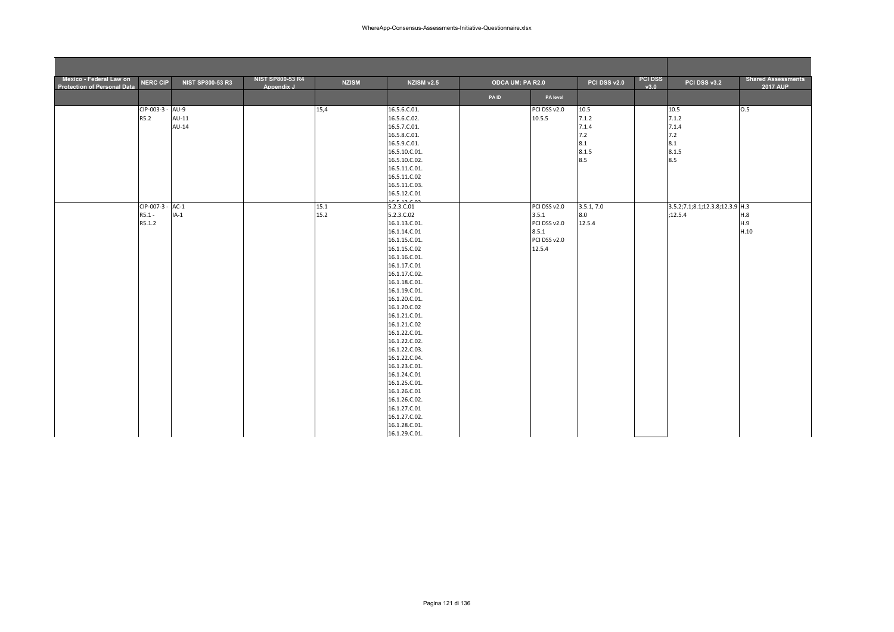| Mexico - Federal Law on Protection of Personal Data | NERC CIP | NIST SP800-53 R3 | NIST SP800-53 R4 Appendix J | NZISM | NZISM v2.5 | ODCA UM: PA R2.0 | | PCI DSS v2.0 | PCI DSS v3.0 | PCI DSS v3.2 | Shared Assessments 2017 AUP |
|---|---|---|---|---|---|---|---|---|---|---|---|
| | | | | | | PA ID | PA level | | | | |
| | CIP-003-3 - R5.2 | AU-9<br>AU-11<br>AU-14 | | 15,4 | 16.5.6.C.01.<br>16.5.6.C.02.<br>16.5.7.C.01.<br>16.5.8.C.01.<br>16.5.9.C.01.<br>16.5.10.C.01.<br>16.5.10.C.02.<br>16.5.11.C.01.<br>16.5.11.C.02<br>16.5.11.C.03.<br>16.5.12.C.01<br>16.5.13.C.02 | | PCI DSS v2.0 10.5.5 | 10.5<br>7.1.2<br>7.1.4<br>7.2<br>8.1<br>8.1.5<br>8.5 | | 10.5<br>7.1.2<br>7.1.4<br>7.2<br>8.1<br>8.1.5<br>8.5 | O.5 |
| | CIP-007-3 - R5.1 - R5.1.2 | AC-1<br>IA-1 | | 15.1<br>15.2 | 5.2.3.C.01<br>5.2.3.C.02<br>16.1.13.C.01.<br>16.1.14.C.01<br>16.1.15.C.01.<br>16.1.15.C.02<br>16.1.16.C.01.<br>16.1.17.C.01<br>16.1.17.C.02.<br>16.1.18.C.01.<br>16.1.19.C.01.<br>16.1.20.C.01.<br>16.1.20.C.02<br>16.1.21.C.01.<br>16.1.21.C.02<br>16.1.22.C.01.<br>16.1.22.C.02.<br>16.1.22.C.03.<br>16.1.22.C.04.<br>16.1.23.C.01.<br>16.1.24.C.01<br>16.1.25.C.01.<br>16.1.26.C.01<br>16.1.26.C.02.<br>16.1.27.C.01<br>16.1.27.C.02.<br>16.1.28.C.01.<br>16.1.29.C.01. | | PCI DSS v2.0 3.5.1<br>PCI DSS v2.0 8.5.1<br>PCI DSS v2.0 12.5.4 | 3.5.1, 7.0<br>8.0<br>12.5.4 | | 3.5.2;7.1;8.1;12.3.8;12.3.9<br>;12.5.4 | H.3<br>H.8<br>H.9<br>H.10 |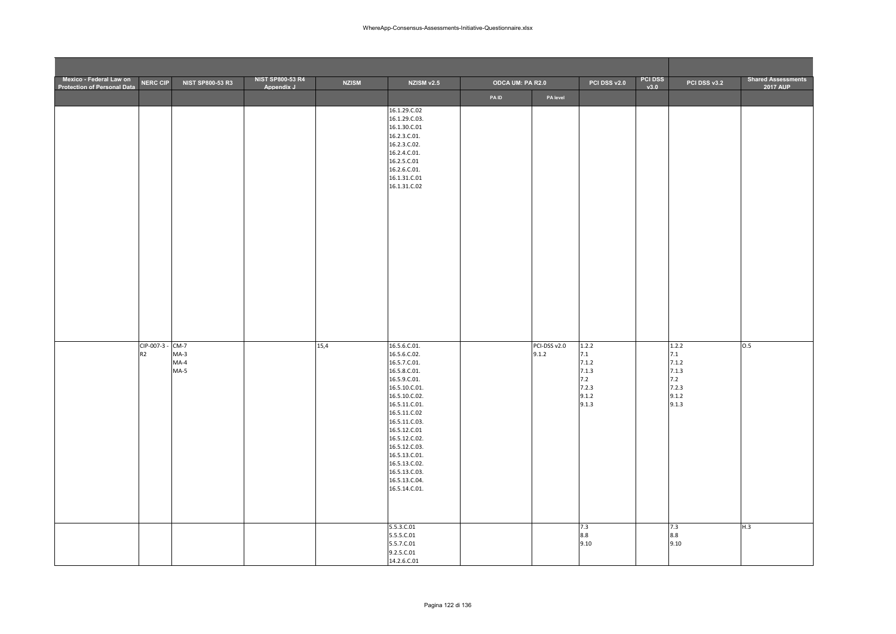| Mexico - Federal Law on Protection of Personal Data | NERC CIP | NIST SP800-53 R3 | NIST SP800-53 R4 Appendix J | NZISM | NZISM v2.5 | ODCA UM: PA R2.0 | | PCI DSS v2.0 | PCI DSS v3.0 | PCI DSS v3.2 | Shared Assessments 2017 AUP |
|---|---|---|---|---|---|---|---|---|---|---|---|
| | | | | | | PA ID | PA level | | | | |
| | | | | | 16.1.29.C.02<br>16.1.29.C.03.<br>16.1.30.C.01<br>16.2.3.C.01.<br>16.2.3.C.02.<br>16.2.4.C.01.<br>16.2.5.C.01<br>16.2.6.C.01.<br>16.1.31.C.01<br>16.1.31.C.02 | | | | | | |
| | CIP-007-3 - R2 | CM-7<br>MA-3<br>MA-4<br>MA-5 | | 15,4 | 16.5.6.C.01.<br>16.5.6.C.02.<br>16.5.7.C.01.<br>16.5.8.C.01.<br>16.5.9.C.01.<br>16.5.10.C.01.<br>16.5.10.C.02.<br>16.5.11.C.01.<br>16.5.11.C.02<br>16.5.11.C.03.<br>16.5.12.C.01<br>16.5.12.C.02.<br>16.5.12.C.03.<br>16.5.13.C.01.<br>16.5.13.C.02.<br>16.5.13.C.03.<br>16.5.13.C.04.<br>16.5.14.C.01. | | PCI-DSS v2.0 9.1.2 | 1.2.2<br>7.1<br>7.1.2<br>7.1.3<br>7.2<br>7.2.3<br>9.1.2<br>9.1.3 | | 1.2.2<br>7.1<br>7.1.2<br>7.1.3<br>7.2<br>7.2.3<br>9.1.2<br>9.1.3 | O.5 |
| | | | | | 5.5.3.C.01<br>5.5.5.C.01<br>5.5.7.C.01<br>9.2.5.C.01<br>14.2.6.C.01 | | | 7.3<br>8.8<br>9.10 | | 7.3<br>8.8<br>9.10 | H.3 |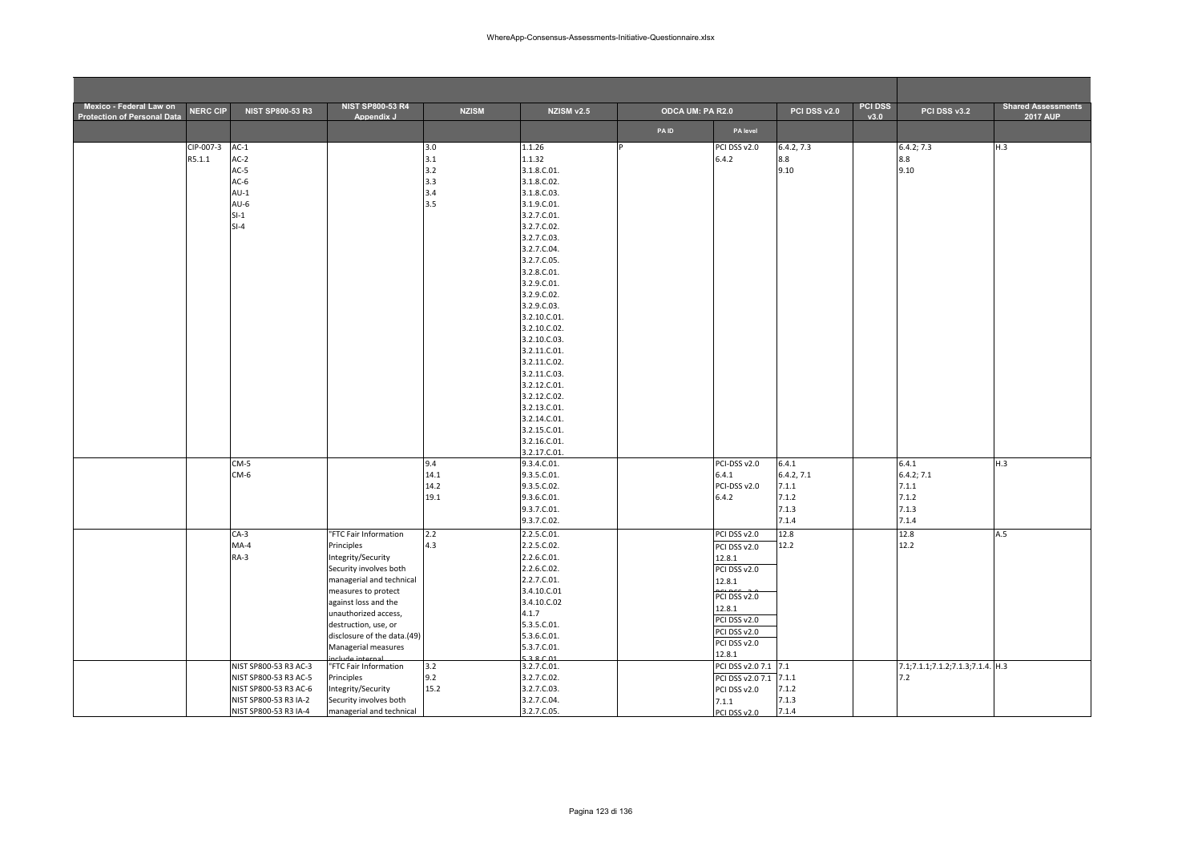| Mexico - Federal Law on Protection of Personal Data | NERC CIP | NIST SP800-53 R3 | NIST SP800-53 R4 Appendix J | NZISM | NZISM v2.5 | ODCA UM: PA R2.0 | | PCI DSS v2.0 | PCI DSS v3.0 | PCI DSS v3.2 | Shared Assessments 2017 AUP |
|---|---|---|---|---|---|---|---|---|---|---|---|
| | | | | | | PA ID | PA level | | | | |
| | CIP-007-3 R5.1.1 | AC-1 AC-2 AC-5 AC-6 AU-1 AU-6 SI-1 SI-4 | | 3.0 3.1 3.2 3.3 3.4 3.5 | 1.1.26 1.1.32 3.1.8.C.01. 3.1.8.C.02. 3.1.8.C.03. 3.1.9.C.01. 3.2.7.C.01. 3.2.7.C.02. 3.2.7.C.03. 3.2.7.C.04. 3.2.7.C.05. 3.2.8.C.01. 3.2.9.C.01. 3.2.9.C.02. 3.2.9.C.03. 3.2.10.C.01. 3.2.10.C.02. 3.2.10.C.03. 3.2.11.C.01. 3.2.11.C.02. 3.2.11.C.03. 3.2.12.C.01. 3.2.12.C.02. 3.2.13.C.01. 3.2.14.C.01. 3.2.15.C.01. 3.2.16.C.01. 3.2.17.C.01. | P | PCI DSS v2.0 6.4.2 | 6.4.2, 7.3 8.8 9.10 | | 6.4.2; 7.3 8.8 9.10 | H.3 |
| | | CM-5 CM-6 | | 9.4 14.1 14.2 19.1 | 9.3.4.C.01. 9.3.5.C.01. 9.3.5.C.02. 9.3.6.C.01. 9.3.7.C.01. 9.3.7.C.02. | | PCI-DSS v2.0 6.4.1 PCI-DSS v2.0 6.4.2 | 6.4.1 6.4.2, 7.1 7.1.1 7.1.2 7.1.3 7.1.4 | | 6.4.1 6.4.2; 7.1 7.1.1 7.1.2 7.1.3 7.1.4 | H.3 |
| | | CA-3 MA-4 RA-3 | "FTC Fair Information Principles Integrity/Security Security involves both managerial and technical measures to protect against loss and the unauthorized access, destruction, use, or disclosure of the data.(49) Managerial measures include internal | 2.2 4.3 | 2.2.5.C.01. 2.2.5.C.02. 2.2.6.C.01. 2.2.6.C.02. 2.2.7.C.01. 3.4.10.C.01 3.4.10.C.02 4.1.7 5.3.5.C.01. 5.3.6.C.01. 5.3.7.C.01. 5.3.8.C.01 | | PCI DSS v2.0 PCI DSS v2.0 12.8.1 PCI DSS v2.0 12.8.1 PCI DSS v2.0 PCI DSS v2.0 12.8.1 PCI DSS v2.0 PCI DSS v2.0 PCI DSS v2.0 12.8.1 | 12.8 12.2 | | 12.8 12.2 | A.5 |
| | | NIST SP800-53 R3 AC-3 NIST SP800-53 R3 AC-5 NIST SP800-53 R3 AC-6 NIST SP800-53 R3 IA-2 NIST SP800-53 R3 IA-4 | "FTC Fair Information Principles Integrity/Security Security involves both managerial and technical | 3.2 9.2 15.2 | 3.2.7.C.01. 3.2.7.C.02. 3.2.7.C.03. 3.2.7.C.04. 3.2.7.C.05. | | PCI DSS v2.0 7.1 PCI DSS v2.0 7.1.1 PCI DSS v2.0 7.1.1 PCI DSS v2.0 | 7.1 7.1.1 7.1.2 7.1.3 7.1.4 | | 7.1;7.1.1;7.1.2;7.1.3;7.1.4. 7.2 | H.3 |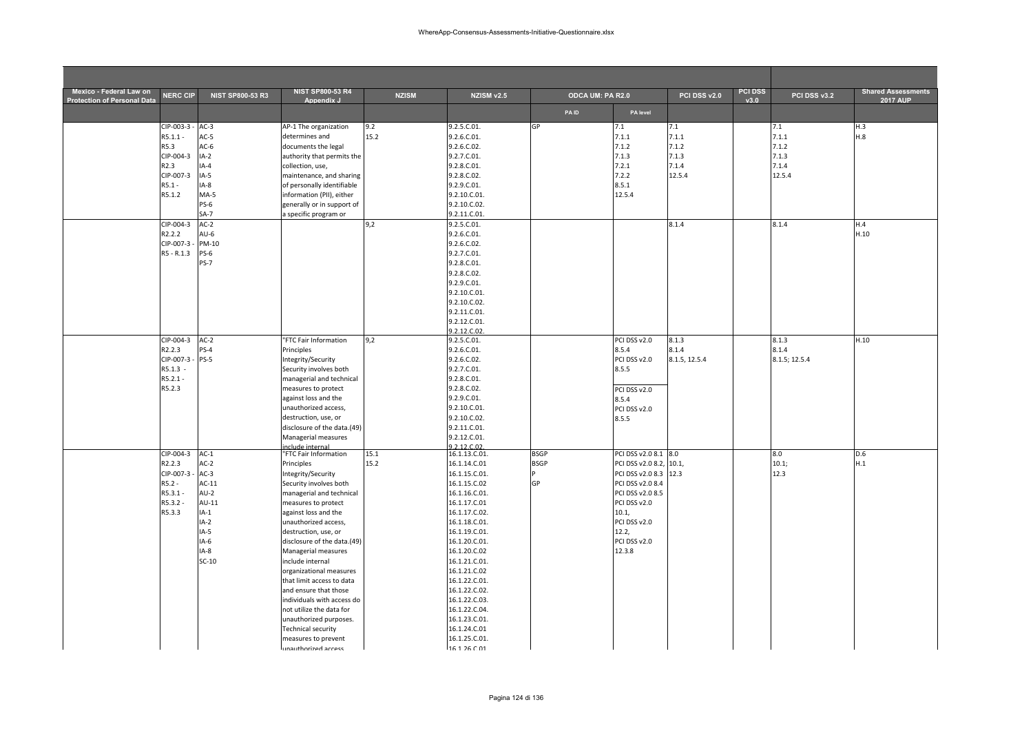| Mexico - Federal Law on Protection of Personal Data | NERC CIP | NIST SP800-53 R3 | NIST SP800-53 R4 Appendix J | NZISM | NZISM v2.5 | ODCA UM: PA R2.0 | | PCI DSS v2.0 | PCI DSS v3.0 | PCI DSS v3.2 | Shared Assessments 2017 AUP |
|---|---|---|---|---|---|---|---|---|---|---|---|
| | | | | | | PA ID | PA level | | | | |
| | CIP-003-3 - R5.1.1 - R5.3 CIP-004-3 R2.3 CIP-007-3 R5.1 - R5.1.2 | AC-3 AC-5 AC-6 IA-2 IA-4 IA-5 IA-8 MA-5 PS-6 SA-7 | AP-1 The organization determines and documents the legal authority that permits the collection, use, maintenance, and sharing of personally identifiable information (PII), either generally or in support of a specific program or | 9.2 15.2 | 9.2.5.C.01. 9.2.6.C.01. 9.2.6.C.02. 9.2.7.C.01. 9.2.8.C.01. 9.2.8.C.02. 9.2.9.C.01. 9.2.10.C.01. 9.2.10.C.02. 9.2.11.C.01. | GP | 7.1 7.1.1 7.1.2 7.1.3 7.2.1 7.2.2 8.5.1 12.5.4 | 7.1 7.1.1 7.1.2 7.1.3 7.1.4 12.5.4 | | 7.1 7.1.1 7.1.2 7.1.3 7.1.4 12.5.4 | H.3 H.8 |
| | CIP-004-3 R2.2.2 CIP-007-3 - R5 - R.1.3 | AC-2 AU-6 PM-10 PS-6 PS-7 | | 9,2 | 9.2.5.C.01. 9.2.6.C.01. 9.2.6.C.02. 9.2.7.C.01. 9.2.8.C.01. 9.2.8.C.02. 9.2.9.C.01. 9.2.10.C.01. 9.2.10.C.02. 9.2.11.C.01. 9.2.12.C.01. 9.2.12.C.02. | | | 8.1.4 | | 8.1.4 | H.4 H.10 |
| | CIP-004-3 R2.2.3 CIP-007-3 - R5.1.3 - R5.2.1 - R5.2.3 | AC-2 PS-4 PS-5 | "FTC Fair Information Principles Integrity/Security Security involves both managerial and technical measures to protect against loss and the unauthorized access, destruction, use, or disclosure of the data.(49) Managerial measures include internal | 9,2 | 9.2.5.C.01. 9.2.6.C.01. 9.2.6.C.02. 9.2.7.C.01. 9.2.8.C.01. 9.2.8.C.02. 9.2.9.C.01. 9.2.10.C.01. 9.2.10.C.02. 9.2.11.C.01. 9.2.12.C.01. 9.2.12.C.02. | | PCI DSS v2.0 8.5.4 PCI DSS v2.0 8.5.5 PCI DSS v2.0 8.5.4 PCI DSS v2.0 8.5.5 | 8.1.3 8.1.4 8.1.5, 12.5.4 | | 8.1.3 8.1.4 8.1.5; 12.5.4 | H.10 |
| | CIP-004-3 R2.2.3 CIP-007-3 - R5.2 - R5.3.1 - R5.3.2 - R5.3.3 | AC-1 AC-2 AC-3 AC-11 AU-2 AU-11 IA-1 IA-2 IA-5 IA-6 IA-8 SC-10 | "FTC Fair Information Principles Integrity/Security Security involves both managerial and technical measures to protect against loss and the unauthorized access, destruction, use, or disclosure of the data.(49) Managerial measures include internal organizational measures that limit access to data and ensure that those individuals with access do not utilize the data for unauthorized purposes. Technical security measures to prevent unauthorized access | 15.1 15.2 | 16.1.13.C.01. 16.1.14.C.01 16.1.15.C.01. 16.1.15.C.02 16.1.16.C.01. 16.1.17.C.01 16.1.17.C.02. 16.1.18.C.01. 16.1.19.C.01. 16.1.20.C.01. 16.1.20.C.02 16.1.21.C.01. 16.1.21.C.02 16.1.22.C.01. 16.1.22.C.02. 16.1.22.C.03. 16.1.22.C.04. 16.1.23.C.01. 16.1.24.C.01 16.1.25.C.01. 16.1.26.C.01 | BSGP BSGP P GP | PCI DSS v2.0 8.1 PCI DSS v2.0 8.2, PCI DSS v2.0 8.3 PCI DSS v2.0 8.4 PCI DSS v2.0 8.5 PCI DSS v2.0 10.1, PCI DSS v2.0 12.2, PCI DSS v2.0 12.3.8 | 8.0 10.1, 12.3 | | 8.0 10.1; 12.3 | D.6 H.1 |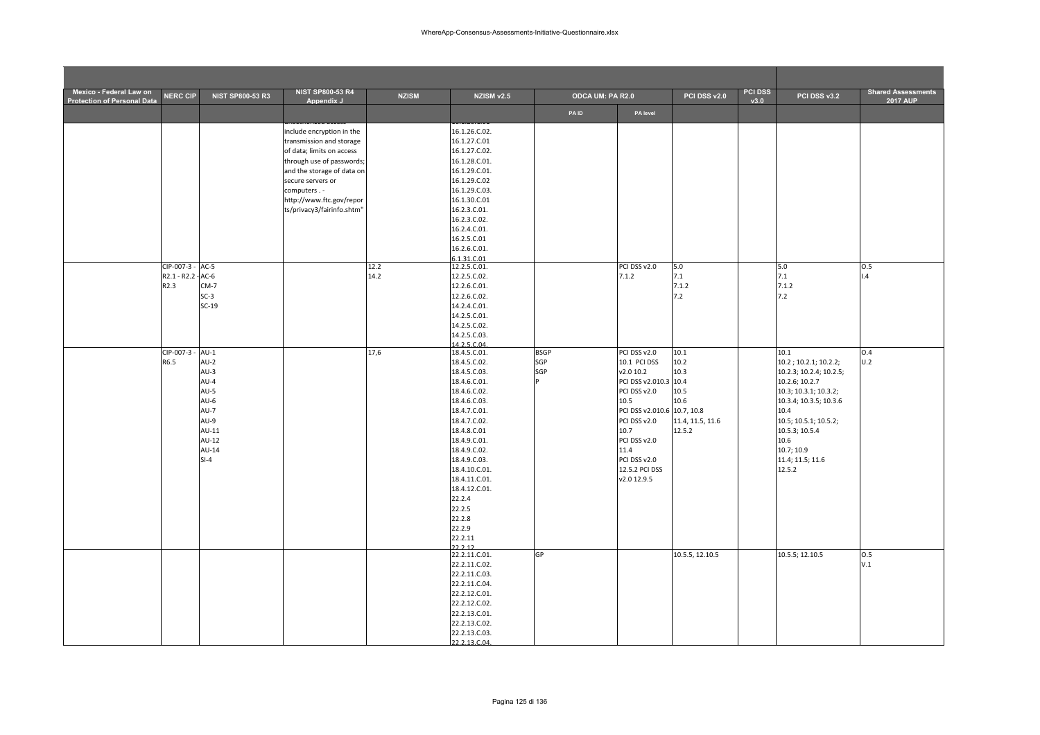| Mexico - Federal Law on Protection of Personal Data | NERC CIP | NIST SP800-53 R3 | NIST SP800-53 R4 Appendix J | NZISM | NZISM v2.5 | ODCA UM: PA R2.0 | | PCI DSS v2.0 | PCI DSS v3.0 | PCI DSS v3.2 | Shared Assessments 2017 AUP |
|---|---|---|---|---|---|---|---|---|---|---|---|
| | | | | | | PA ID | PA level | | | | |
| | | | include encryption in the transmission and storage of data; limits on access through use of passwords; and the storage of data on secure servers or computers . - http://www.ftc.gov/reports/privacy3/fairinfo.shtm" | | 16.1.26.C.02. 16.1.27.C.01 16.1.27.C.02. 16.1.28.C.01. 16.1.29.C.01. 16.1.29.C.02 16.1.29.C.03. 16.1.30.C.01 16.2.3.C.01. 16.2.3.C.02. 16.2.4.C.01. 16.2.5.C.01 16.2.6.C.01. 6.1.31.C.01 | | | | | | |
| | CIP-007-3 - R2.1 - R2.2 - R2.3 | AC-5 AC-6 CM-7 SC-3 SC-19 | | 12.2 14.2 | 12.2.5.C.01. 12.2.5.C.02. 12.2.6.C.01. 12.2.6.C.02. 14.2.4.C.01. 14.2.5.C.01. 14.2.5.C.02. 14.2.5.C.03. 14.2.5.C.04. | | PCI DSS v2.0 7.1.2 | 5.0 7.1 7.1.2 7.2 | | 5.0 7.1 7.1.2 7.2 | O.5 I.4 |
| | CIP-007-3 - R6.5 | AU-1 AU-2 AU-3 AU-4 AU-5 AU-6 AU-7 AU-9 AU-11 AU-12 AU-14 SI-4 | | 17,6 | 18.4.5.C.01. 18.4.5.C.02. 18.4.5.C.03. 18.4.6.C.01. 18.4.6.C.02. 18.4.6.C.03. 18.4.7.C.01. 18.4.7.C.02. 18.4.8.C.01 18.4.9.C.01. 18.4.9.C.02. 18.4.9.C.03. 18.4.10.C.01. 18.4.11.C.01. 18.4.12.C.01. 22.2.4 22.2.5 22.2.8 22.2.9 22.2.11 22.2.12 | BSGP SGP SGP P | PCI DSS v2.0 10.1 PCI DSS v2.0 10.2 PCI DSS v2.010.3 PCI DSS v2.0 10.5 PCI DSS v2.010.6 PCI DSS v2.0 10.7 PCI DSS v2.0 11.4 PCI DSS v2.0 12.5.2 PCI DSS v2.0 12.9.5 | 10.1 10.2 10.3 10.4 10.5 10.6 10.7, 10.8 11.4, 11.5, 11.6 12.5.2 | | 10.1 10.2 ; 10.2.1; 10.2.2; 10.2.3; 10.2.4; 10.2.5; 10.2.6; 10.2.7 10.3; 10.3.1; 10.3.2; 10.3.4; 10.3.5; 10.3.6 10.4 10.5; 10.5.1; 10.5.2; 10.5.3; 10.5.4 10.6 10.7; 10.9 11.4; 11.5; 11.6 12.5.2 | O.4 U.2 |
| | | | | | 22.2.11.C.01. 22.2.11.C.02. 22.2.11.C.03. 22.2.11.C.04. 22.2.12.C.01. 22.2.12.C.02. 22.2.13.C.01. 22.2.13.C.02. 22.2.13.C.03. 22.2.13.C.04. | GP | | 10.5.5, 12.10.5 | | 10.5.5; 12.10.5 | O.5 V.1 |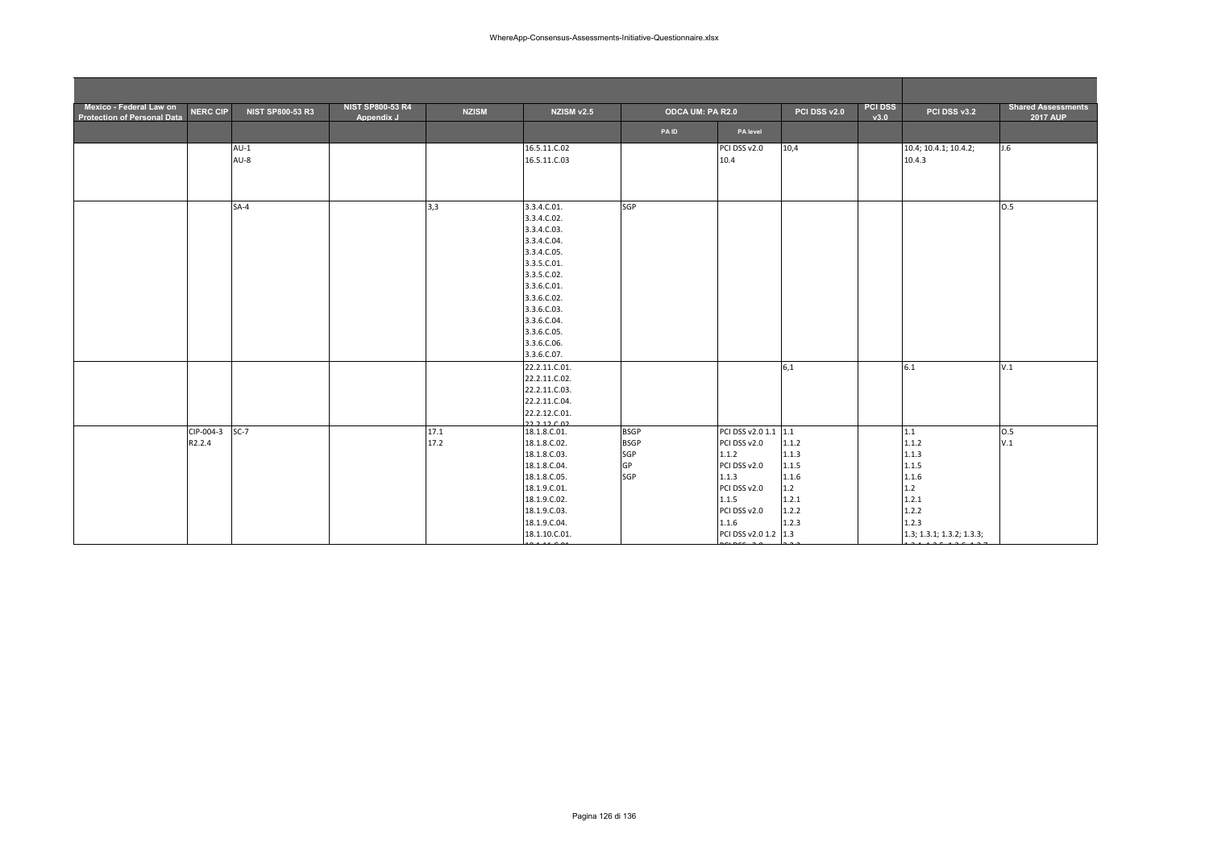| Mexico - Federal Law on Protection of Personal Data | NERC CIP | NIST SP800-53 R3 | NIST SP800-53 R4 Appendix J | NZISM | NZISM v2.5 | ODCA UM: PA R2.0 | | PCI DSS v2.0 | PCI DSS v3.0 | PCI DSS v3.2 | Shared Assessments 2017 AUP |
|---|---|---|---|---|---|---|---|---|---|---|---|
| | | | | | | PA ID | PA level | | | | |
| | | AU-1<br>AU-8 | | | 16.5.11.C.02<br>16.5.11.C.03 | | PCI DSS v2.0<br>10.4 | 10,4 | | 10.4; 10.4.1; 10.4.2;<br>10.4.3 | J.6 |
| | | SA-4 | | 3,3 | 3.3.4.C.01.<br>3.3.4.C.02.<br>3.3.4.C.03.<br>3.3.4.C.04.<br>3.3.4.C.05.<br>3.3.5.C.01.<br>3.3.5.C.02.<br>3.3.6.C.01.<br>3.3.6.C.02.<br>3.3.6.C.03.<br>3.3.6.C.04.<br>3.3.6.C.05.<br>3.3.6.C.06.<br>3.3.6.C.07. | SGP | | | | | O.5 |
| | | | | | 22.2.11.C.01.<br>22.2.11.C.02.<br>22.2.11.C.03.<br>22.2.11.C.04.<br>22.2.12.C.01.<br>22.2.12.C.02 | | | 6,1 | | 6.1 | V.1 |
| | CIP-004-3<br>R2.2.4 | SC-7 | | 17.1<br>17.2 | 18.1.8.C.01.<br>18.1.8.C.02.<br>18.1.8.C.03.<br>18.1.8.C.04.<br>18.1.8.C.05.<br>18.1.9.C.01.<br>18.1.9.C.02.<br>18.1.9.C.03.<br>18.1.9.C.04.<br>18.1.10.C.01. | BSGP<br>BSGP<br>SGP<br>GP<br>SGP | PCI DSS v2.0 1.1<br>PCI DSS v2.0<br>1.1.2<br>PCI DSS v2.0<br>1.1.3<br>PCI DSS v2.0<br>1.1.5<br>PCI DSS v2.0<br>1.1.6<br>PCI DSS v2.0 1.2 | 1.1<br>1.1.2<br>1.1.3<br>1.1.5<br>1.1.6<br>1.2<br>1.2.1<br>1.2.2<br>1.2.3<br>1.3 | | 1.1<br>1.1.2<br>1.1.3<br>1.1.5<br>1.1.6<br>1.2<br>1.2.1<br>1.2.2<br>1.2.3<br>1.3; 1.3.1; 1.3.2; 1.3.3; | O.5<br>V.1 |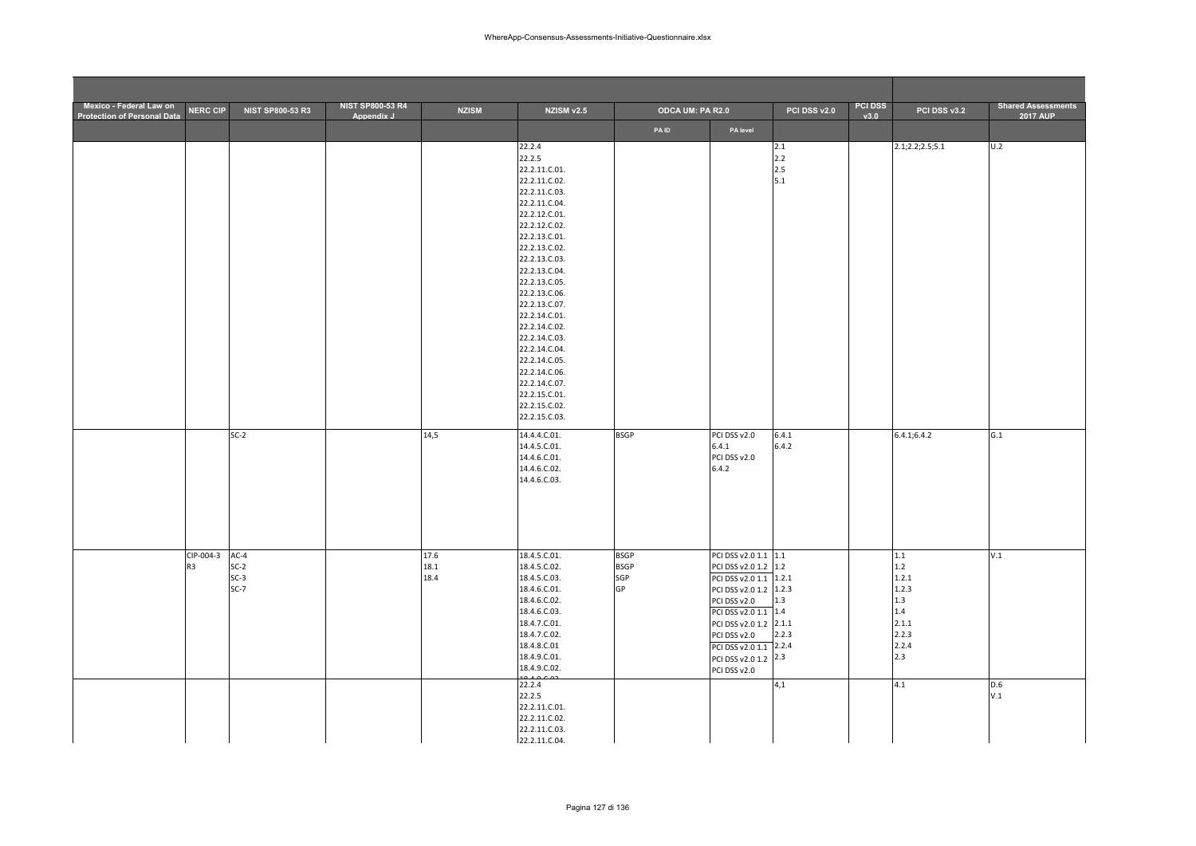| Mexico - Federal Law on Protection of Personal Data | NERC CIP | NIST SP800-53 R3 | NIST SP800-53 R4 Appendix J | NZISM | NZISM v2.5 | ODCA UM: PA R2.0 | | PCI DSS v2.0 | PCI DSS v3.0 | PCI DSS v3.2 | Shared Assessments 2017 AUP |
|---|---|---|---|---|---|---|---|---|---|---|---|
| | | | | | | PA ID | PA level | | | | |
| | | | | | 22.2.4<br>22.2.5<br>22.2.11.C.01.<br>22.2.11.C.02.<br>22.2.11.C.03.<br>22.2.11.C.04.<br>22.2.12.C.01.<br>22.2.12.C.02.<br>22.2.13.C.01.<br>22.2.13.C.02.<br>22.2.13.C.03.<br>22.2.13.C.04.<br>22.2.13.C.05.<br>22.2.13.C.06.<br>22.2.13.C.07.<br>22.2.14.C.01.<br>22.2.14.C.02.<br>22.2.14.C.03.<br>22.2.14.C.04.<br>22.2.14.C.05.<br>22.2.14.C.06.<br>22.2.14.C.07.<br>22.2.15.C.01.<br>22.2.15.C.02.<br>22.2.15.C.03. | | | 2.1<br>2.2<br>2.5<br>5.1 | | 2.1;2.2;2.5;5.1 | U.2 |
| | | SC-2 | | 14,5 | 14.4.4.C.01.<br>14.4.5.C.01.<br>14.4.6.C.01.<br>14.4.6.C.02.<br>14.4.6.C.03. | BSGP | PCI DSS v2.0 6.4.1<br>PCI DSS v2.0 6.4.2 | 6.4.1<br>6.4.2 | | 6.4.1;6.4.2 | G.1 |
| | CIP-004-3 R3 | AC-4<br>SC-2<br>SC-3<br>SC-7 | | 17.6<br>18.1<br>18.4 | 18.4.5.C.01.<br>18.4.5.C.02.<br>18.4.5.C.03.<br>18.4.6.C.01.<br>18.4.6.C.02.<br>18.4.6.C.03.<br>18.4.7.C.01.<br>18.4.7.C.02.<br>18.4.8.C.01<br>18.4.9.C.01.<br>18.4.9.C.02. | BSGP<br>BSGP<br>SGP<br>GP | PCI DSS v2.0 1.1<br>PCI DSS v2.0 1.2<br>PCI DSS v2.0 1.1<br>PCI DSS v2.0 1.2<br>PCI DSS v2.0<br>PCI DSS v2.0 1.1<br>PCI DSS v2.0 1.2<br>PCI DSS v2.0<br>PCI DSS v2.0 1.1<br>PCI DSS v2.0 1.2<br>PCI DSS v2.0 | 1.1<br>1.2<br>1.2.1<br>1.2.3<br>1.3<br>1.4<br>2.1.1<br>2.2.3<br>2.2.4<br>2.3 | | 1.1<br>1.2<br>1.2.1<br>1.2.3<br>1.3<br>1.4<br>2.1.1<br>2.2.3<br>2.2.4<br>2.3 | V.1 |
| | | | | | 22.2.4<br>22.2.5<br>22.2.11.C.01.<br>22.2.11.C.02.<br>22.2.11.C.03.<br>22.2.11.C.04. | | | 4,1 | | 4.1 | D.6<br>V.1 |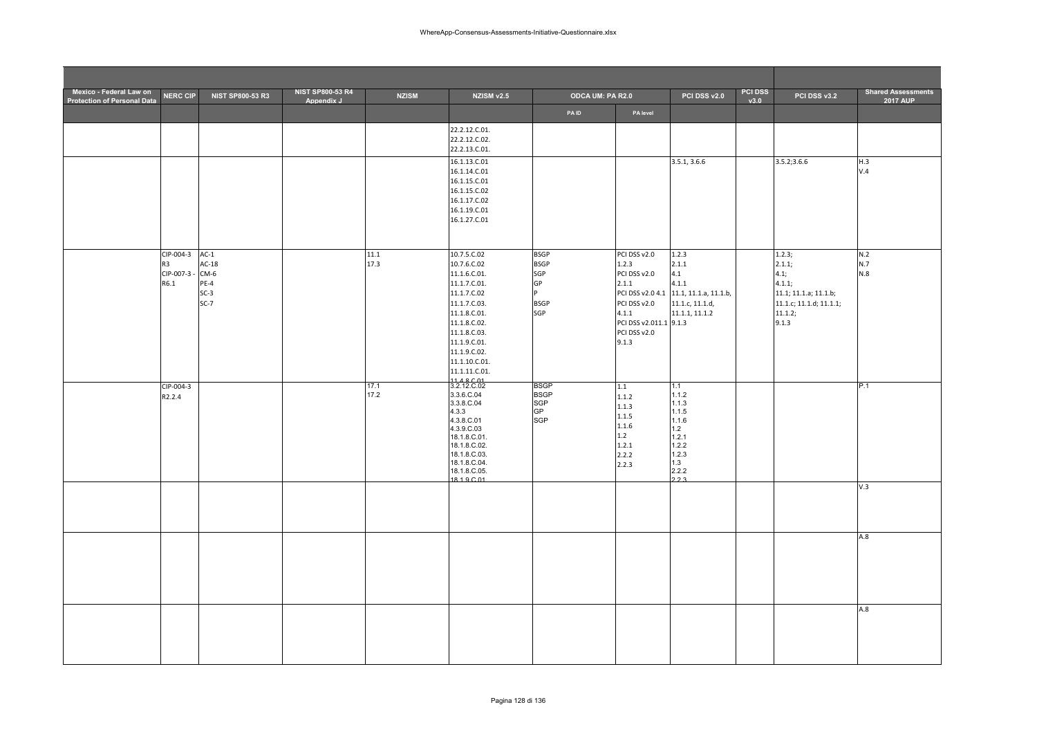| Mexico - Federal Law on Protection of Personal Data | NERC CIP | NIST SP800-53 R3 | NIST SP800-53 R4 Appendix J | NZISM | NZISM v2.5 | ODCA UM: PA R2.0 | | PCI DSS v2.0 | PCI DSS v3.0 | PCI DSS v3.2 | Shared Assessments 2017 AUP |
|---|---|---|---|---|---|---|---|---|---|---|---|
| | | | | | | PA ID | PA level | | | | |
| | | | | | 22.2.12.C.01.<br>22.2.12.C.02.<br>22.2.13.C.01. | | | | | | |
| | | | | | 16.1.13.C.01<br>16.1.14.C.01<br>16.1.15.C.01<br>16.1.15.C.02<br>16.1.17.C.02<br>16.1.19.C.01<br>16.1.27.C.01 | | | 3.5.1, 3.6.6 | | 3.5.2;3.6.6 | H.3<br>V.4 |
| | CIP-004-3 R3<br>CIP-007-3 - R6.1 | AC-1<br>AC-18<br>CM-6<br>PE-4<br>SC-3<br>SC-7 | | 11.1<br>17.3 | 10.7.5.C.02<br>10.7.6.C.02<br>11.1.6.C.01.<br>11.1.7.C.01.<br>11.1.7.C.02<br>11.1.7.C.03.<br>11.1.8.C.01.<br>11.1.8.C.02.<br>11.1.8.C.03.<br>11.1.9.C.01.<br>11.1.9.C.02.<br>11.1.10.C.01.<br>11.1.11.C.01.<br>11.4.8.C.01 | BSGP<br>BSGP<br>SGP<br>GP<br>P<br>BSGP<br>SGP | PCI DSS v2.0 1.2.3<br>PCI DSS v2.0 2.1.1<br>PCI DSS v2.0 4.1<br>PCI DSS v2.0 4.1.1<br>PCI DSS v2.011.1<br>PCI DSS v2.0 9.1.3 | 1.2.3<br>2.1.1<br>4.1<br>11.1, 11.1.a, 11.1.b, 11.1.c, 11.1.d, 11.1.1, 11.1.2<br>9.1.3 | | 1.2.3;<br>2.1.1;<br>4.1;<br>4.1.1;<br>11.1; 11.1.a; 11.1.b;<br>11.1.c; 11.1.d; 11.1.1;<br>11.1.2;<br>9.1.3 | N.2<br>N.7<br>N.8 |
| | CIP-004-3 R2.2.4 | | | 17.1<br>17.2 | 3.2.12.C.02<br>3.3.6.C.04<br>3.3.8.C.04<br>4.3.3<br>4.3.8.C.01<br>4.3.9.C.03<br>18.1.8.C.01.<br>18.1.8.C.02.<br>18.1.8.C.03.<br>18.1.8.C.04.<br>18.1.8.C.05.<br>18.1.9.C.01 | BSGP<br>BSGP<br>SGP<br>GP<br>SGP | 1.1<br>1.1.2<br>1.1.3<br>1.1.5<br>1.1.6<br>1.2<br>1.2.1<br>2.2.2<br>2.2.3 | 1.1<br>1.1.2<br>1.1.3<br>1.1.5<br>1.1.6<br>1.2<br>1.2.1<br>1.2.2<br>1.2.3<br>1.3<br>2.2.2<br>2.2.3 | | | P.1 |
| | | | | | | | | | | | V.3 |
| | | | | | | | | | | | A.8 |
| | | | | | | | | | | | A.8 |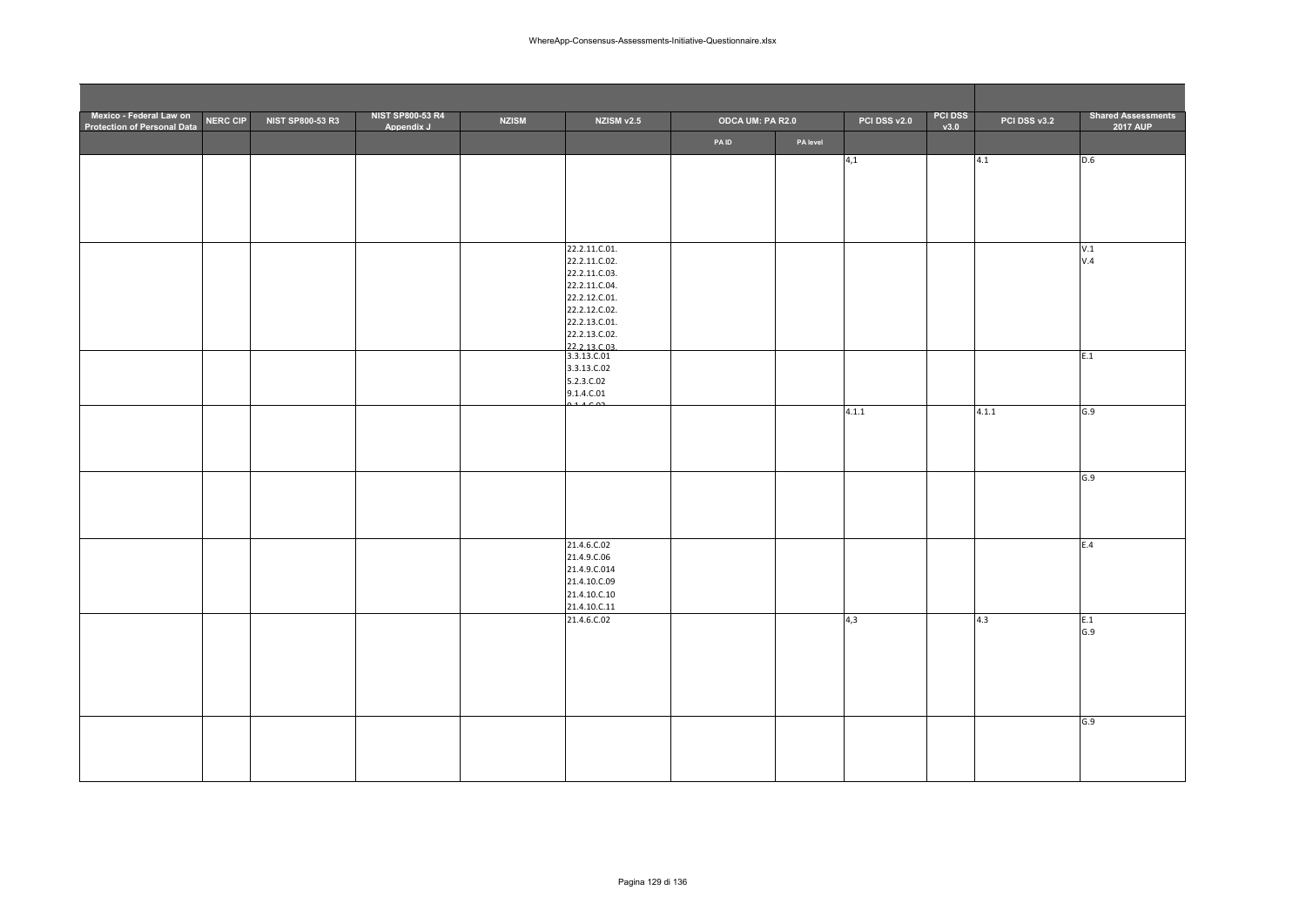| Mexico - Federal Law on Protection of Personal Data | NERC CIP | NIST SP800-53 R3 | NIST SP800-53 R4 Appendix J | NZISM | NZISM v2.5 | ODCA UM: PA R2.0 | | PCI DSS v2.0 | PCI DSS v3.0 | PCI DSS v3.2 | Shared Assessments 2017 AUP |
|---|---|---|---|---|---|---|---|---|---|---|---|
| | | | | | | PA ID | PA level | | | | |
| | | | | | | | | 4,1 | | 4.1 | D.6 |
| | | | | | 22.2.11.C.01.<br>22.2.11.C.02.<br>22.2.11.C.03.<br>22.2.11.C.04.<br>22.2.12.C.01.<br>22.2.12.C.02.<br>22.2.13.C.01.<br>22.2.13.C.02.<br>22.2.13.C.03. | | | | | | V.1<br>V.4 |
| | | | | | 3.3.13.C.01<br>3.3.13.C.02<br>5.2.3.C.02<br>9.1.4.C.01<br>9.1.4.C.02 | | | | | | E.1 |
| | | | | | | | | 4.1.1 | | 4.1.1 | G.9 |
| | | | | | | | | | | | G.9 |
| | | | | | 21.4.6.C.02<br>21.4.9.C.06<br>21.4.9.C.014<br>21.4.10.C.09<br>21.4.10.C.10<br>21.4.10.C.11 | | | | | | E.4 |
| | | | | | 21.4.6.C.02 | | | 4,3 | | 4.3 | E.1<br>G.9 |
| | | | | | | | | | | | G.9 |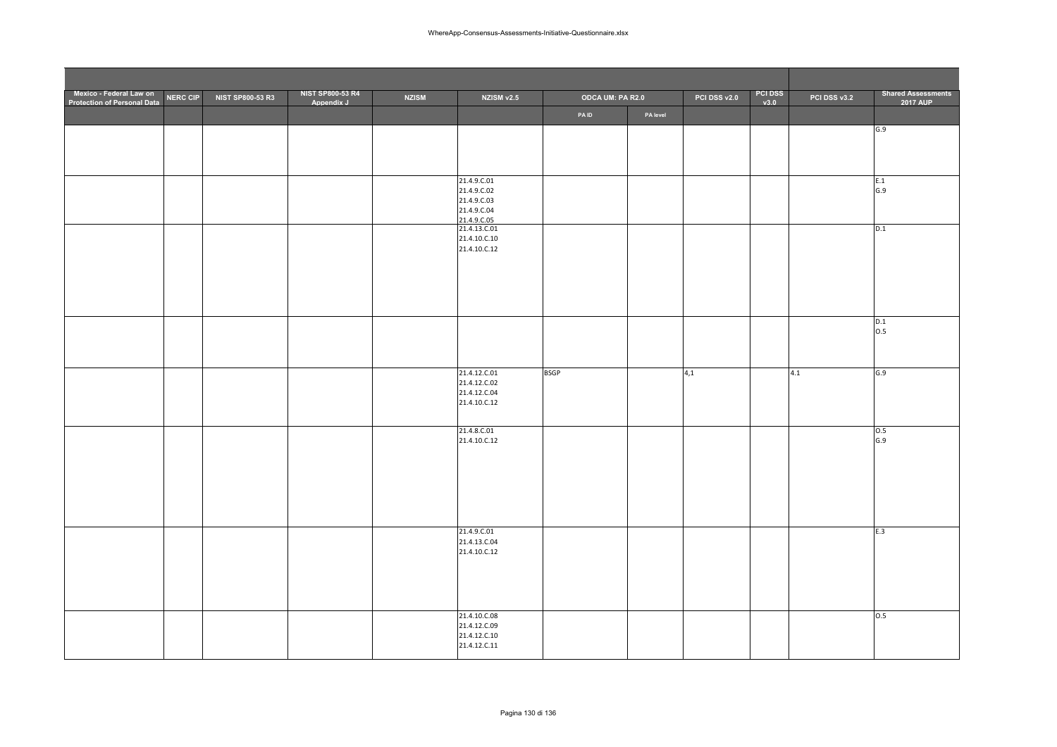| Mexico - Federal Law on Protection of Personal Data | NERC CIP | NIST SP800-53 R3 | NIST SP800-53 R4 Appendix J | NZISM | NZISM v2.5 | ODCA UM: PA R2.0 | | PCI DSS v2.0 | PCI DSS v3.0 | PCI DSS v3.2 | Shared Assessments 2017 AUP |
|---|---|---|---|---|---|---|---|---|---|---|---|
| | | | | | | PA ID | PA level | | | | |
| | | | | | | | | | | | G.9 |
| | | | | | 21.4.9.C.01<br>21.4.9.C.02<br>21.4.9.C.03<br>21.4.9.C.04<br>21.4.9.C.05 | | | | | | E.1<br>G.9 |
| | | | | | 21.4.13.C.01<br>21.4.10.C.10<br>21.4.10.C.12 | | | | | | D.1 |
| | | | | | | | | | | | D.1<br>O.5 |
| | | | | | 21.4.12.C.01<br>21.4.12.C.02<br>21.4.12.C.04<br>21.4.10.C.12 | BSGP | | 4,1 | | 4.1 | G.9 |
| | | | | | 21.4.8.C.01<br>21.4.10.C.12 | | | | | | O.5<br>G.9 |
| | | | | | 21.4.9.C.01<br>21.4.13.C.04<br>21.4.10.C.12 | | | | | | E.3 |
| | | | | | 21.4.10.C.08<br>21.4.12.C.09<br>21.4.12.C.10<br>21.4.12.C.11 | | | | | | O.5 |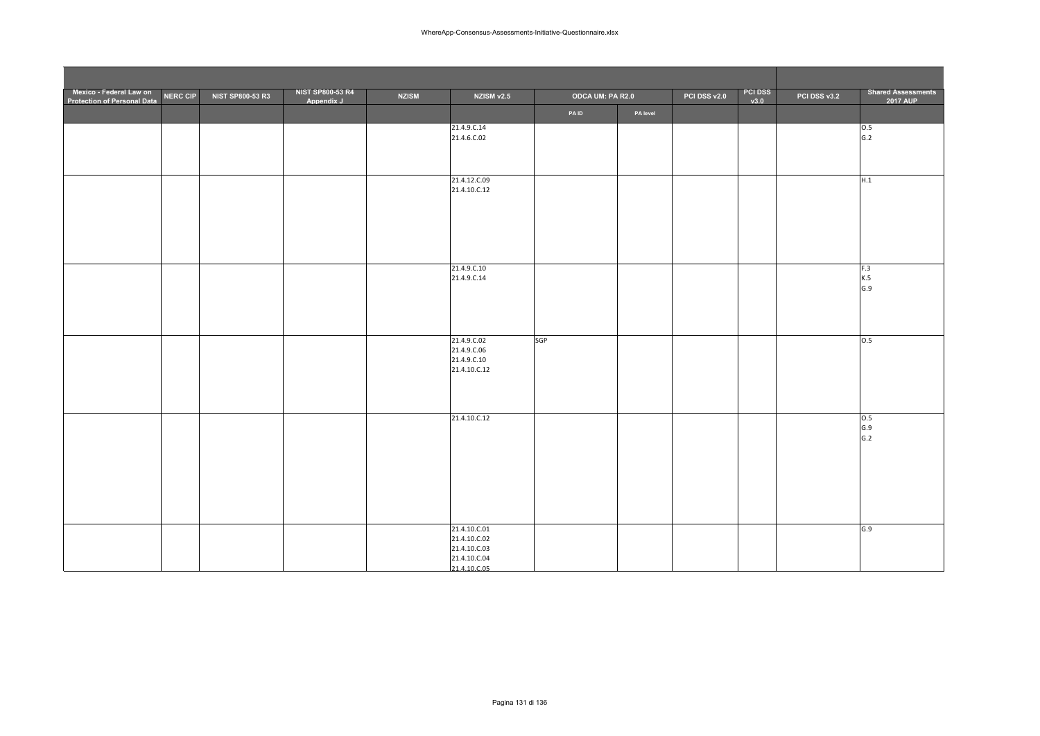| Mexico - Federal Law on Protection of Personal Data | NERC CIP | NIST SP800-53 R3 | NIST SP800-53 R4 Appendix J | NZISM | NZISM v2.5 | ODCA UM: PA R2.0 | | PCI DSS v2.0 | PCI DSS v3.0 | PCI DSS v3.2 | Shared Assessments 2017 AUP |
|---|---|---|---|---|---|---|---|---|---|---|---|
| | | | | | | PA ID | PA level | | | | |
| | | | | | 21.4.9.C.14<br>21.4.6.C.02 | | | | | | O.5<br>G.2 |
| | | | | | 21.4.12.C.09<br>21.4.10.C.12 | | | | | | H.1 |
| | | | | | 21.4.9.C.10<br>21.4.9.C.14 | | | | | | F.3<br>K.5<br>G.9 |
| | | | | | 21.4.9.C.02<br>21.4.9.C.06<br>21.4.9.C.10<br>21.4.10.C.12 | SGP | | | | | O.5 |
| | | | | | 21.4.10.C.12 | | | | | | O.5<br>G.9<br>G.2 |
| | | | | | 21.4.10.C.01<br>21.4.10.C.02<br>21.4.10.C.03<br>21.4.10.C.04<br>21.4.10.C.05 | | | | | | G.9 |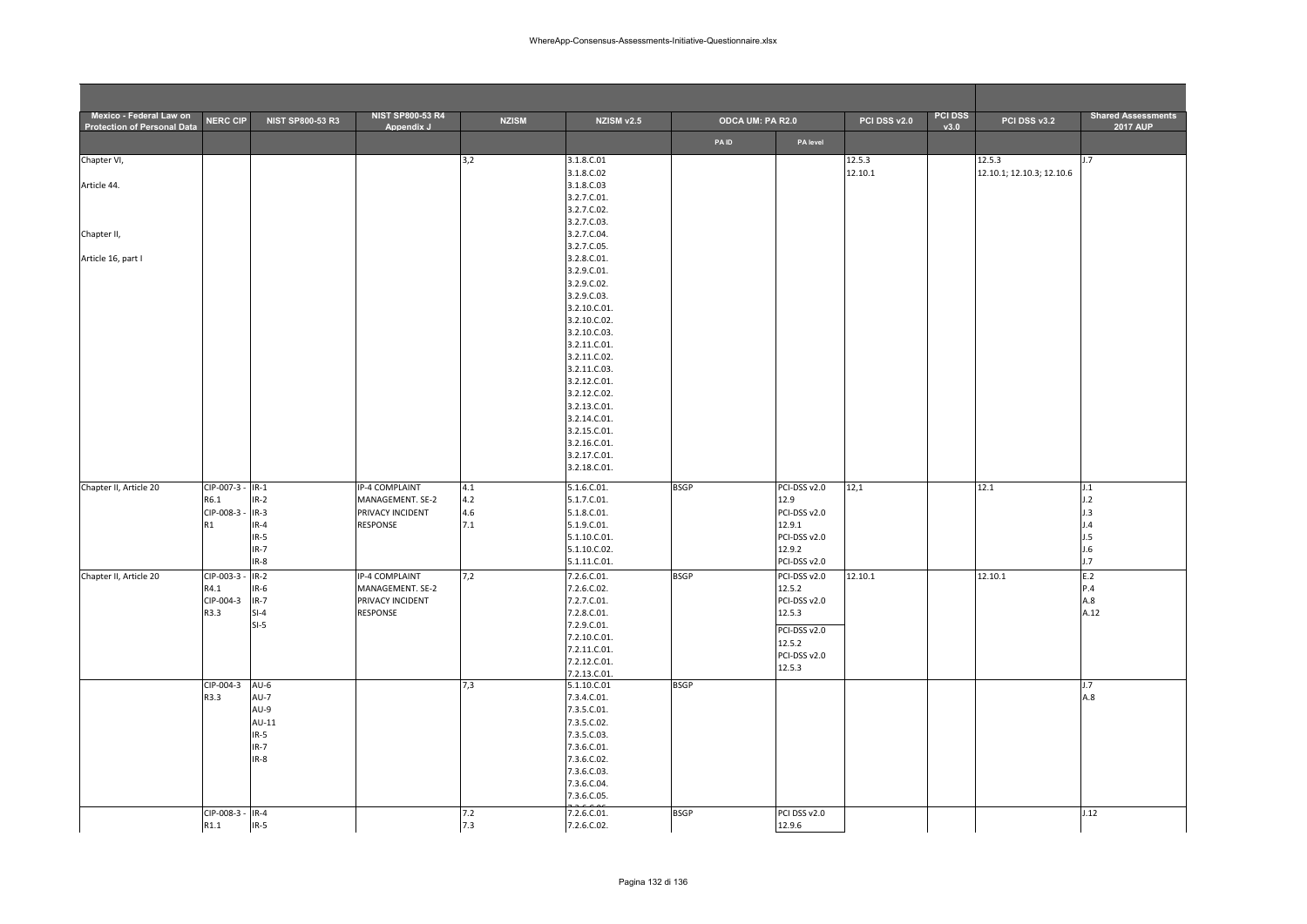| Mexico - Federal Law on Protection of Personal Data | NERC CIP | NIST SP800-53 R3 | NIST SP800-53 R4 Appendix J | NZISM | NZISM v2.5 | ODCA UM: PA R2.0 | | PCI DSS v2.0 | PCI DSS v3.0 | PCI DSS v3.2 | Shared Assessments 2017 AUP |
|---|---|---|---|---|---|---|---|---|---|---|---|
| | | | | | | PA ID | PA level | | | | |
| Chapter VI,<br><br>Article 44.<br><br>Chapter II,<br><br>Article 16, part I | | | | 3,2 | 3.1.8.C.01<br>3.1.8.C.02<br>3.1.8.C.03<br>3.2.7.C.01.<br>3.2.7.C.02.<br>3.2.7.C.03.<br>3.2.7.C.04.<br>3.2.7.C.05.<br>3.2.8.C.01.<br>3.2.9.C.01.<br>3.2.9.C.02.<br>3.2.9.C.03.<br>3.2.10.C.01.<br>3.2.10.C.02.<br>3.2.10.C.03.<br>3.2.11.C.01.<br>3.2.11.C.02.<br>3.2.11.C.03.<br>3.2.12.C.01.<br>3.2.12.C.02.<br>3.2.13.C.01.<br>3.2.14.C.01.<br>3.2.15.C.01.<br>3.2.16.C.01.<br>3.2.17.C.01.<br>3.2.18.C.01. | | | 12.5.3<br>12.10.1 | | 12.5.3<br>12.10.1; 12.10.3; 12.10.6 | J.7 |
| Chapter II, Article 20 | CIP-007-3 - R6.1<br>CIP-008-3 - R1 | IR-1<br>IR-2<br>IR-3<br>IR-4<br>IR-5<br>IR-7<br>IR-8 | IP-4 COMPLAINT MANAGEMENT. SE-2 PRIVACY INCIDENT RESPONSE | 4.1<br>4.2<br>4.6<br>7.1 | 5.1.6.C.01.<br>5.1.7.C.01.<br>5.1.8.C.01.<br>5.1.9.C.01.<br>5.1.10.C.01.<br>5.1.10.C.02.<br>5.1.11.C.01. | BSGP | PCI-DSS v2.0 12.9<br>PCI-DSS v2.0 12.9.1<br>PCI-DSS v2.0 12.9.2<br>PCI-DSS v2.0 | 12,1 | | 12.1 | J.1<br>J.2<br>J.3<br>J.4<br>J.5<br>J.6<br>J.7 |
| Chapter II, Article 20 | CIP-003-3 - R4.1<br>CIP-004-3 R3.3 | IR-2<br>IR-6<br>IR-7<br>SI-4<br>SI-5 | IP-4 COMPLAINT MANAGEMENT. SE-2 PRIVACY INCIDENT RESPONSE | 7,2 | 7.2.6.C.01.<br>7.2.6.C.02.<br>7.2.7.C.01.<br>7.2.8.C.01.<br>7.2.9.C.01.<br>7.2.10.C.01.<br>7.2.11.C.01.<br>7.2.12.C.01.<br>7.2.13.C.01. | BSGP | PCI-DSS v2.0 12.5.2<br>PCI-DSS v2.0 12.5.3<br>PCI-DSS v2.0 12.5.2<br>PCI-DSS v2.0 12.5.3 | 12.10.1 | | 12.10.1 | E.2<br>P.4<br>A.8<br>A.12 |
| | CIP-004-3 R3.3 | AU-6<br>AU-7<br>AU-9<br>AU-11<br>IR-5<br>IR-7<br>IR-8 | | 7,3 | 5.1.10.C.01<br>7.3.4.C.01.<br>7.3.5.C.01.<br>7.3.5.C.02.<br>7.3.5.C.03.<br>7.3.6.C.01.<br>7.3.6.C.02.<br>7.3.6.C.03.<br>7.3.6.C.04.<br>7.3.6.C.05. | BSGP | | | | | J.7<br>A.8 |
| | CIP-008-3 - R1.1 | IR-4<br>IR-5 | | 7.2<br>7.3 | 7.2.6.C.01.<br>7.2.6.C.02. | BSGP | PCI DSS v2.0 12.9.6 | | | | J.12 |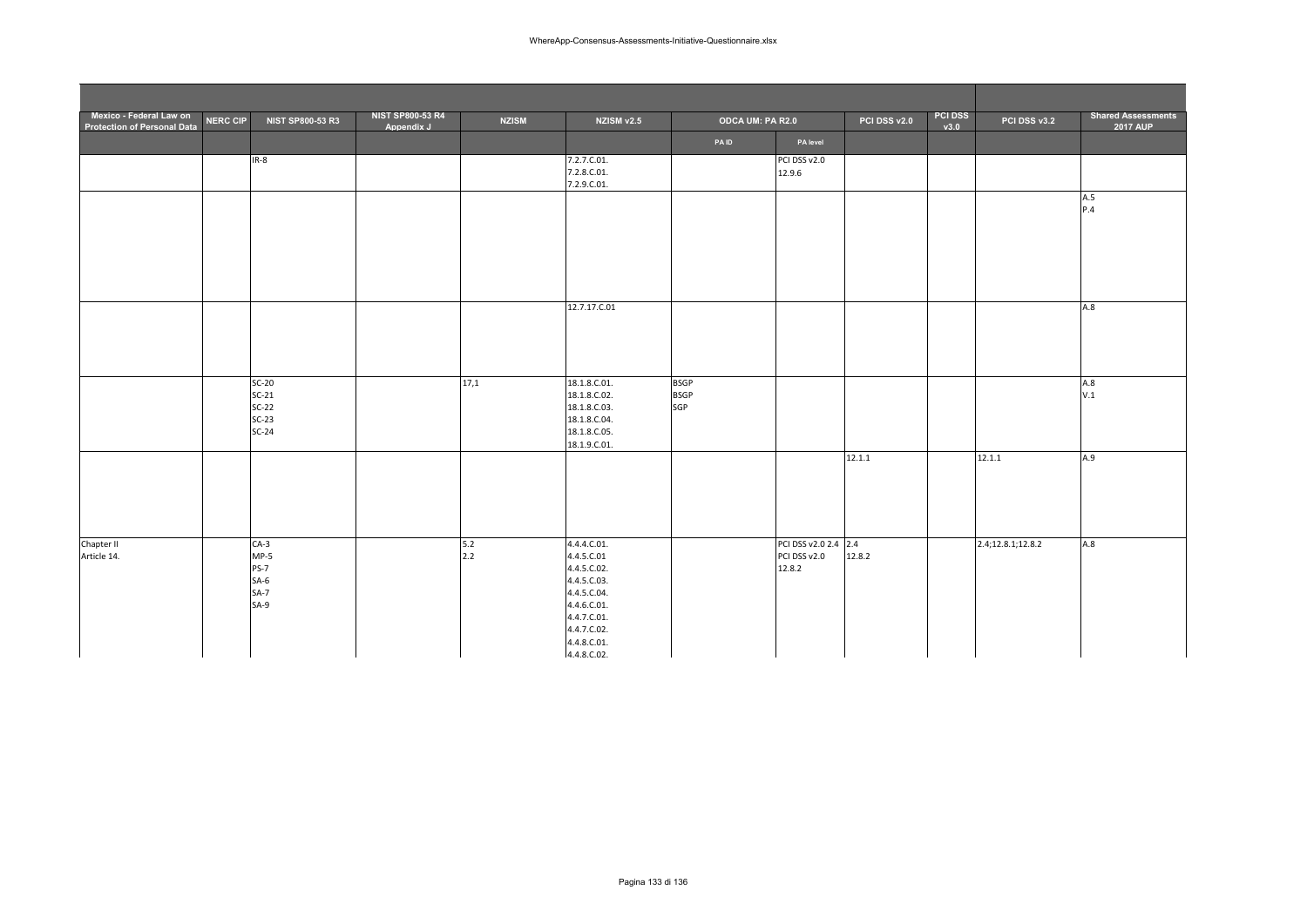| Mexico - Federal Law on Protection of Personal Data | NERC CIP | NIST SP800-53 R3 | NIST SP800-53 R4 Appendix J | NZISM | NZISM v2.5 | ODCA UM: PA R2.0 | | PCI DSS v2.0 | PCI DSS v3.0 | PCI DSS v3.2 | Shared Assessments 2017 AUP |
|---|---|---|---|---|---|---|---|---|---|---|---|
| | | | | | | PA ID | PA level | | | | |
| | | IR-8 | | | 7.2.7.C.01.<br>7.2.8.C.01.<br>7.2.9.C.01. | | PCI DSS v2.0<br>12.9.6 | | | | |
| | | | | | | | | | | | A.5<br>P.4 |
| | | | | | 12.7.17.C.01 | | | | | | A.8 |
| | | SC-20<br>SC-21<br>SC-22<br>SC-23<br>SC-24 | | 17,1 | 18.1.8.C.01.<br>18.1.8.C.02.<br>18.1.8.C.03.<br>18.1.8.C.04.<br>18.1.8.C.05.<br>18.1.9.C.01. | BSGP<br>BSGP<br>SGP | | | | | A.8<br>V.1 |
| | | | | | | | | 12.1.1 | | 12.1.1 | A.9 |
| Chapter II<br>Article 14. | | CA-3<br>MP-5<br>PS-7<br>SA-6<br>SA-7<br>SA-9 | | 5.2<br>2.2 | 4.4.4.C.01.<br>4.4.5.C.01<br>4.4.5.C.02.<br>4.4.5.C.03.<br>4.4.5.C.04.<br>4.4.6.C.01.<br>4.4.7.C.01.<br>4.4.7.C.02.<br>4.4.8.C.01.<br>4.4.8.C.02. | | PCI DSS v2.0 2.4<br>PCI DSS v2.0<br>12.8.2 | 2.4<br>12.8.2 | | 2.4;12.8.1;12.8.2 | A.8 |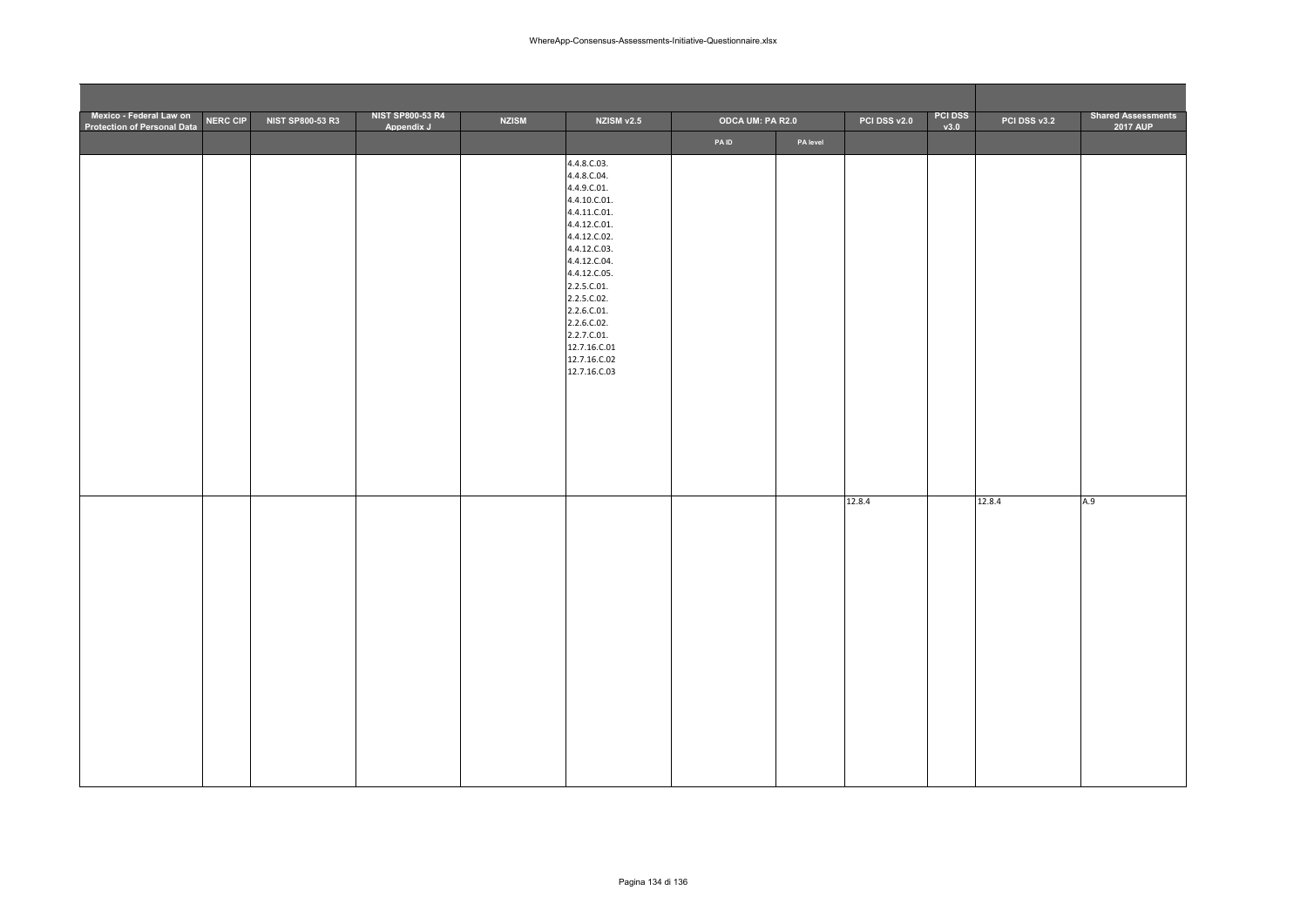| Mexico - Federal Law on Protection of Personal Data | NERC CIP | NIST SP800-53 R3 | NIST SP800-53 R4 Appendix J | NZISM | NZISM v2.5 | ODCA UM: PA R2.0 | | PCI DSS v2.0 | PCI DSS v3.0 | PCI DSS v3.2 | Shared Assessments 2017 AUP |
|---|---|---|---|---|---|---|---|---|---|---|---|
| | | | | | | PA ID | PA level | | | | |
| | | | | | 4.4.8.C.03.<br>4.4.8.C.04.<br>4.4.9.C.01.<br>4.4.10.C.01.<br>4.4.11.C.01.<br>4.4.12.C.01.<br>4.4.12.C.02.<br>4.4.12.C.03.<br>4.4.12.C.04.<br>4.4.12.C.05.<br>2.2.5.C.01.<br>2.2.5.C.02.<br>2.2.6.C.01.<br>2.2.6.C.02.<br>2.2.7.C.01.<br>12.7.16.C.01<br>12.7.16.C.02<br>12.7.16.C.03 | | | | | | |
| | | | | | | | | 12.8.4 | | 12.8.4 | A.9 |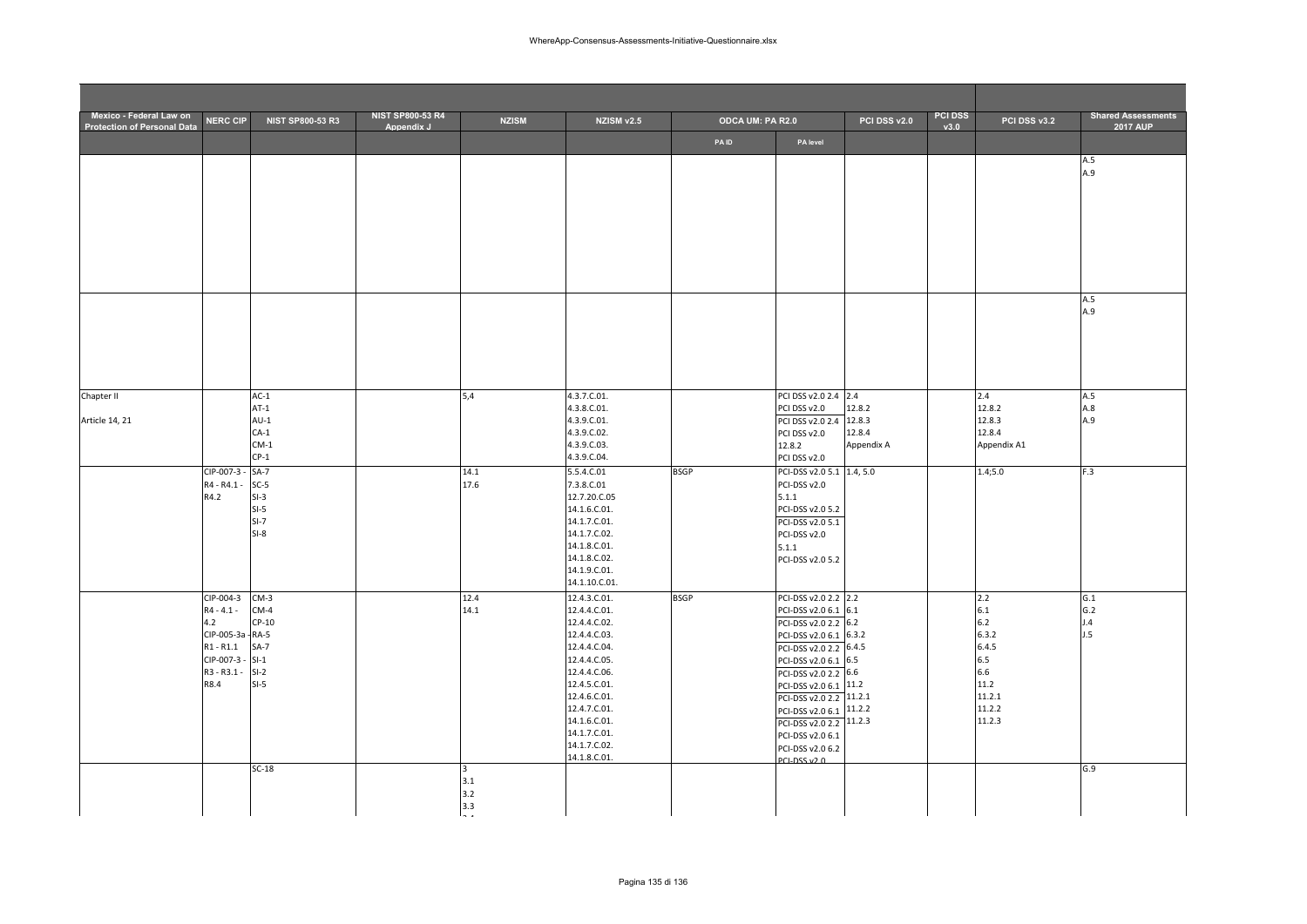| Mexico - Federal Law on Protection of Personal Data | NERC CIP | NIST SP800-53 R3 | NIST SP800-53 R4 Appendix J | NZISM | NZISM v2.5 | ODCA UM: PA R2.0 | | PCI DSS v2.0 | PCI DSS v3.0 | PCI DSS v3.2 | Shared Assessments 2017 AUP |
|---|---|---|---|---|---|---|---|---|---|---|---|
| | | | | | | PA ID | PA level | | | | |
| | | | | | | | | | | | A.5<br>A.9 |
| | | | | | | | | | | | A.5<br>A.9 |
| Chapter II<br><br>Article 14, 21 | | AC-1<br>AT-1<br>AU-1<br>CA-1<br>CM-1<br>CP-1 | | 5,4 | 4.3.7.C.01.<br>4.3.8.C.01.<br>4.3.9.C.01.<br>4.3.9.C.02.<br>4.3.9.C.03.<br>4.3.9.C.04. | | PCI DSS v2.0 2.4<br>PCI DSS v2.0<br>PCI DSS v2.0 2.4<br>PCI DSS v2.0<br>12.8.2<br>PCI DSS v2.0 | 2.4<br>12.8.2<br>12.8.3<br>12.8.4<br>Appendix A | | 2.4<br>12.8.2<br>12.8.3<br>12.8.4<br>Appendix A1 | A.5<br>A.8<br>A.9 |
| | CIP-007-3 - R4 - R4.1 - R4.2 | SA-7<br>SC-5<br>SI-3<br>SI-5<br>SI-7<br>SI-8 | | 14.1<br>17.6 | 5.5.4.C.01<br>7.3.8.C.01<br>12.7.20.C.05<br>14.1.6.C.01.<br>14.1.7.C.01.<br>14.1.7.C.02.<br>14.1.8.C.01.<br>14.1.8.C.02.<br>14.1.9.C.01.<br>14.1.10.C.01. | BSGP | PCI-DSS v2.0 5.1<br>PCI-DSS v2.0<br>5.1.1<br>PCI-DSS v2.0 5.2<br>PCI-DSS v2.0 5.1<br>PCI-DSS v2.0<br>5.1.1<br>PCI-DSS v2.0 5.2 | 1.4, 5.0 | | 1.4;5.0 | F.3 |
| | CIP-004-3 R4 - 4.1 - 4.2<br>CIP-005-3a - R1 - R1.1<br>CIP-007-3 - R3 - R3.1 - R8.4 | CM-3<br>CM-4<br>CP-10<br>RA-5<br>SA-7<br>SI-1<br>SI-2<br>SI-5 | | 12.4<br>14.1 | 12.4.3.C.01.<br>12.4.4.C.01.<br>12.4.4.C.02.<br>12.4.4.C.03.<br>12.4.4.C.04.<br>12.4.4.C.05.<br>12.4.4.C.06.<br>12.4.5.C.01.<br>12.4.6.C.01.<br>12.4.7.C.01.<br>14.1.6.C.01.<br>14.1.7.C.01.<br>14.1.7.C.02.<br>14.1.8.C.01. | BSGP | PCI-DSS v2.0 2.2<br>PCI-DSS v2.0 6.1<br>PCI-DSS v2.0 2.2<br>PCI-DSS v2.0 6.1<br>PCI-DSS v2.0 2.2<br>PCI-DSS v2.0 6.1<br>PCI-DSS v2.0 2.2<br>PCI-DSS v2.0 6.1<br>PCI-DSS v2.0 2.2<br>PCI-DSS v2.0 6.1<br>PCI-DSS v2.0 2.2<br>PCI-DSS v2.0 6.1<br>PCI-DSS v2.0 6.2<br>PCI-DSS v2.0 | 2.2<br>6.1<br>6.2<br>6.3.2<br>6.4.5<br>6.5<br>6.6<br>11.2<br>11.2.1<br>11.2.2<br>11.2.3 | | 2.2<br>6.1<br>6.2<br>6.3.2<br>6.4.5<br>6.5<br>6.6<br>11.2<br>11.2.1<br>11.2.2<br>11.2.3 | G.1<br>G.2<br>J.4<br>J.5 |
| | | SC-18 | | 3<br>3.1<br>3.2<br>3.3 | | | | | | | G.9 |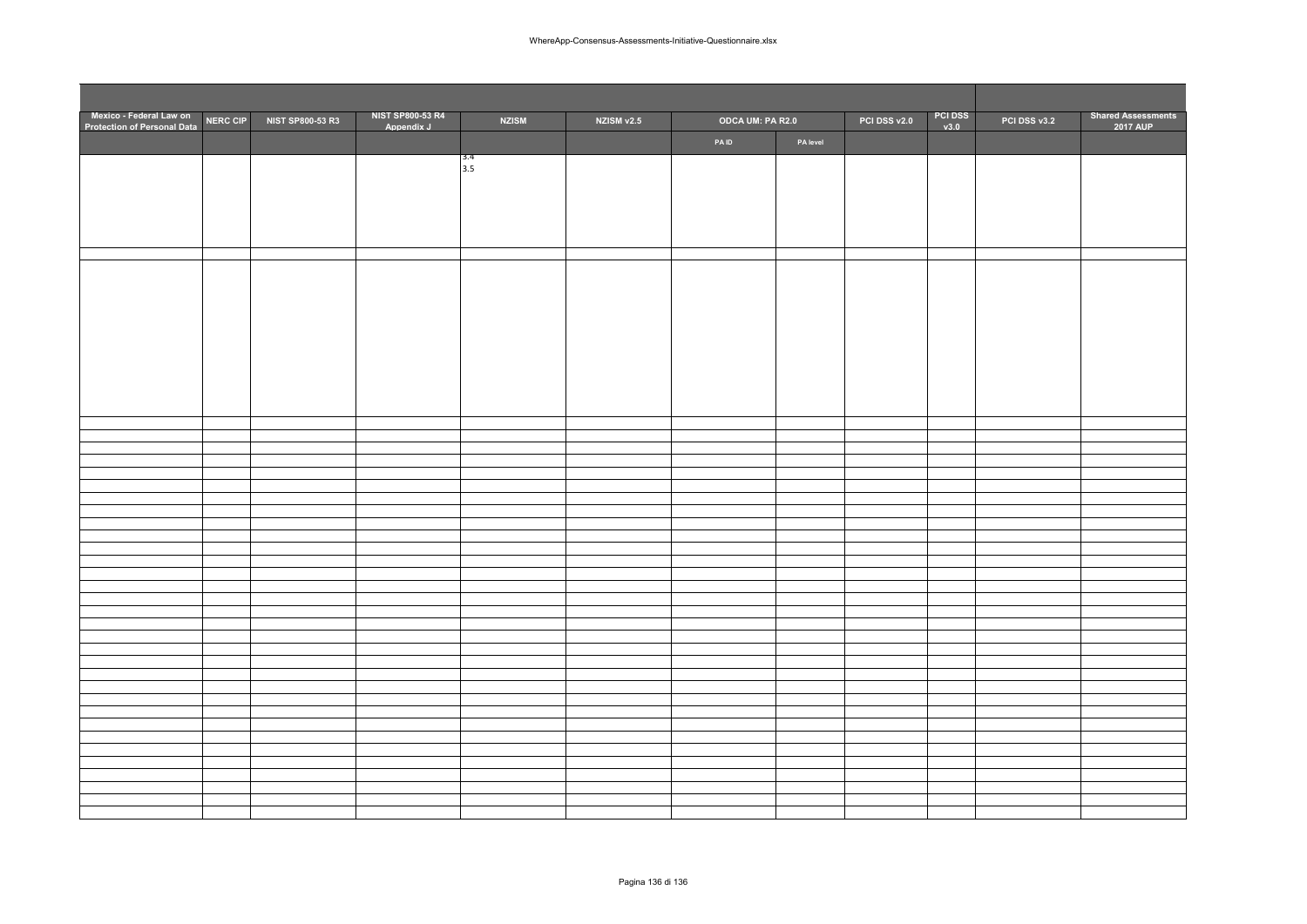| Mexico - Federal Law on Protection of Personal Data | NERC CIP | NIST SP800-53 R3 | NIST SP800-53 R4 Appendix J | NZISM | NZISM v2.5 | ODCA UM: PA R2.0 | | PCI DSS v2.0 | PCI DSS v3.0 | PCI DSS v3.2 | Shared Assessments 2017 AUP |
|---|---|---|---|---|---|---|---|---|---|---|---|
| | | | | | | PA ID | PA level | | | | |
| | | | | 3.4<br>3.5 | | | | | | | |
| | | | | | | | | | | | |
| | | | | | | | | | | | |